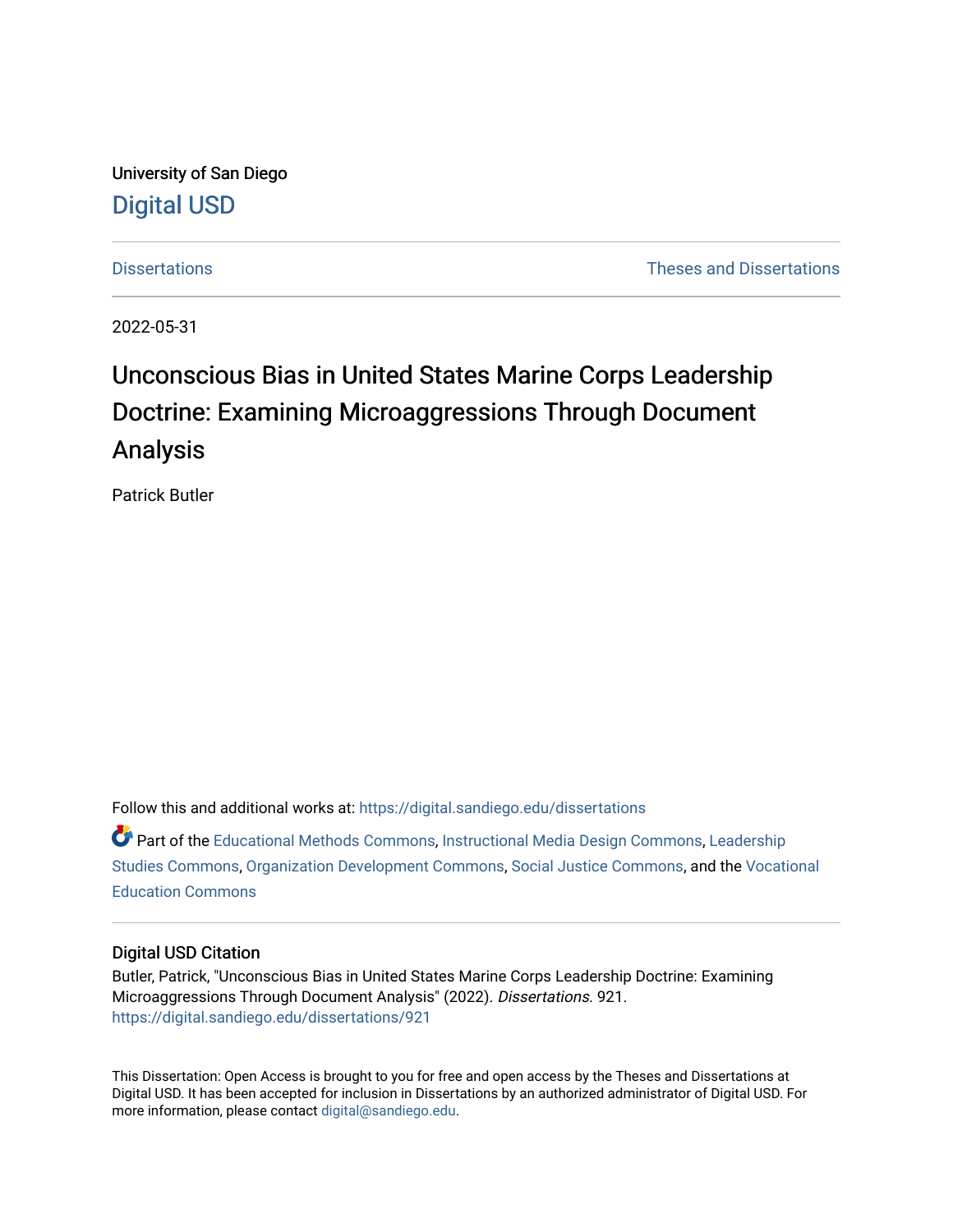University of San Diego

Digital USD

Dissertations | Theses and Dissertations

2022-05-31

# Unconscious Bias in United States Marine Corps Leadership Doctrine: Examining Microaggressions Through Document Analysis

Patrick Butler

Follow this and additional works at: https://digital.sandiego.edu/dissertations

Part of the Educational Methods Commons, Instructional Media Design Commons, Leadership Studies Commons, Organization Development Commons, Social Justice Commons, and the Vocational Education Commons

## Digital USD Citation

Butler, Patrick, "Unconscious Bias in United States Marine Corps Leadership Doctrine: Examining Microaggressions Through Document Analysis" (2022). *Dissertations*. 921.
https://digital.sandiego.edu/dissertations/921

This Dissertation: Open Access is brought to you for free and open access by the Theses and Dissertations at Digital USD. It has been accepted for inclusion in Dissertations by an authorized administrator of Digital USD. For more information, please contact digital@sandiego.edu.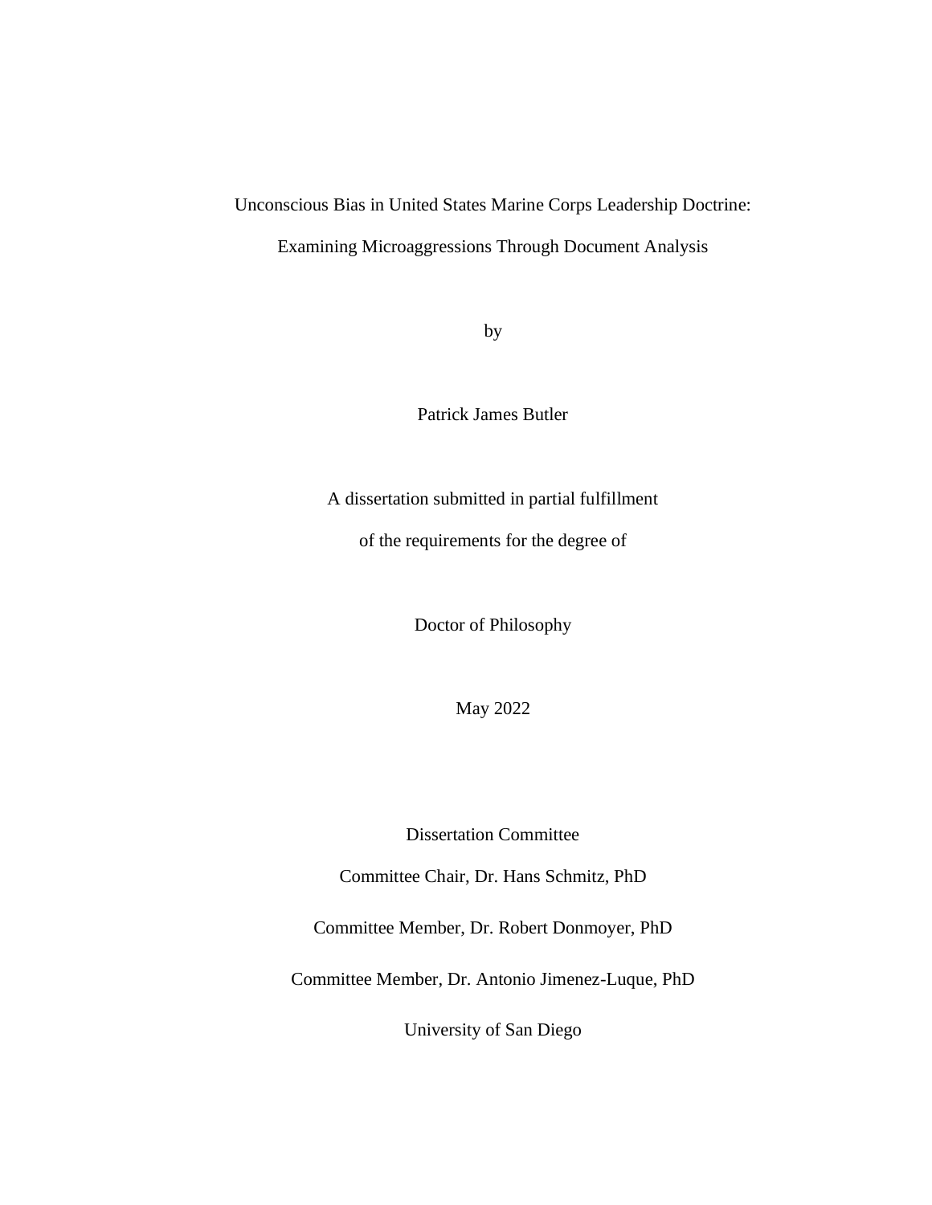Unconscious Bias in United States Marine Corps Leadership Doctrine:

Examining Microaggressions Through Document Analysis

by

Patrick James Butler

A dissertation submitted in partial fulfillment

of the requirements for the degree of

Doctor of Philosophy

May 2022

Dissertation Committee

Committee Chair, Dr. Hans Schmitz, PhD

Committee Member, Dr. Robert Donmoyer, PhD

Committee Member, Dr. Antonio Jimenez-Luque, PhD

University of San Diego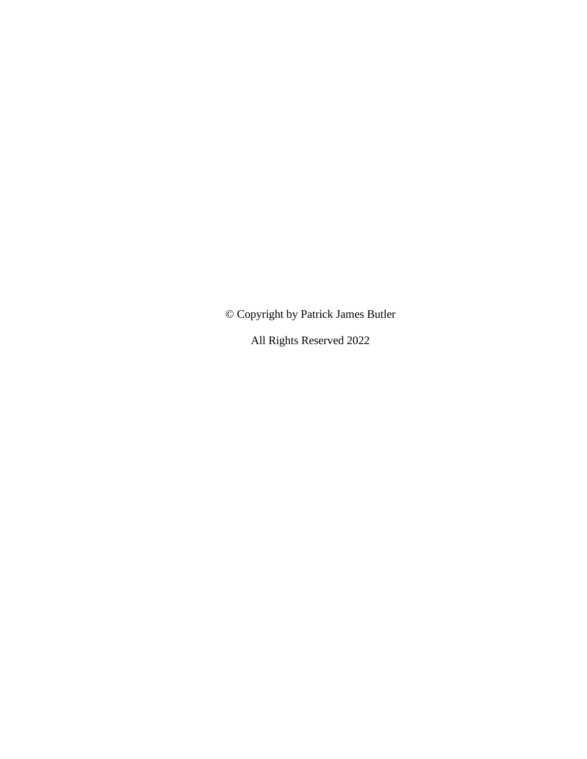© Copyright by Patrick James Butler

All Rights Reserved 2022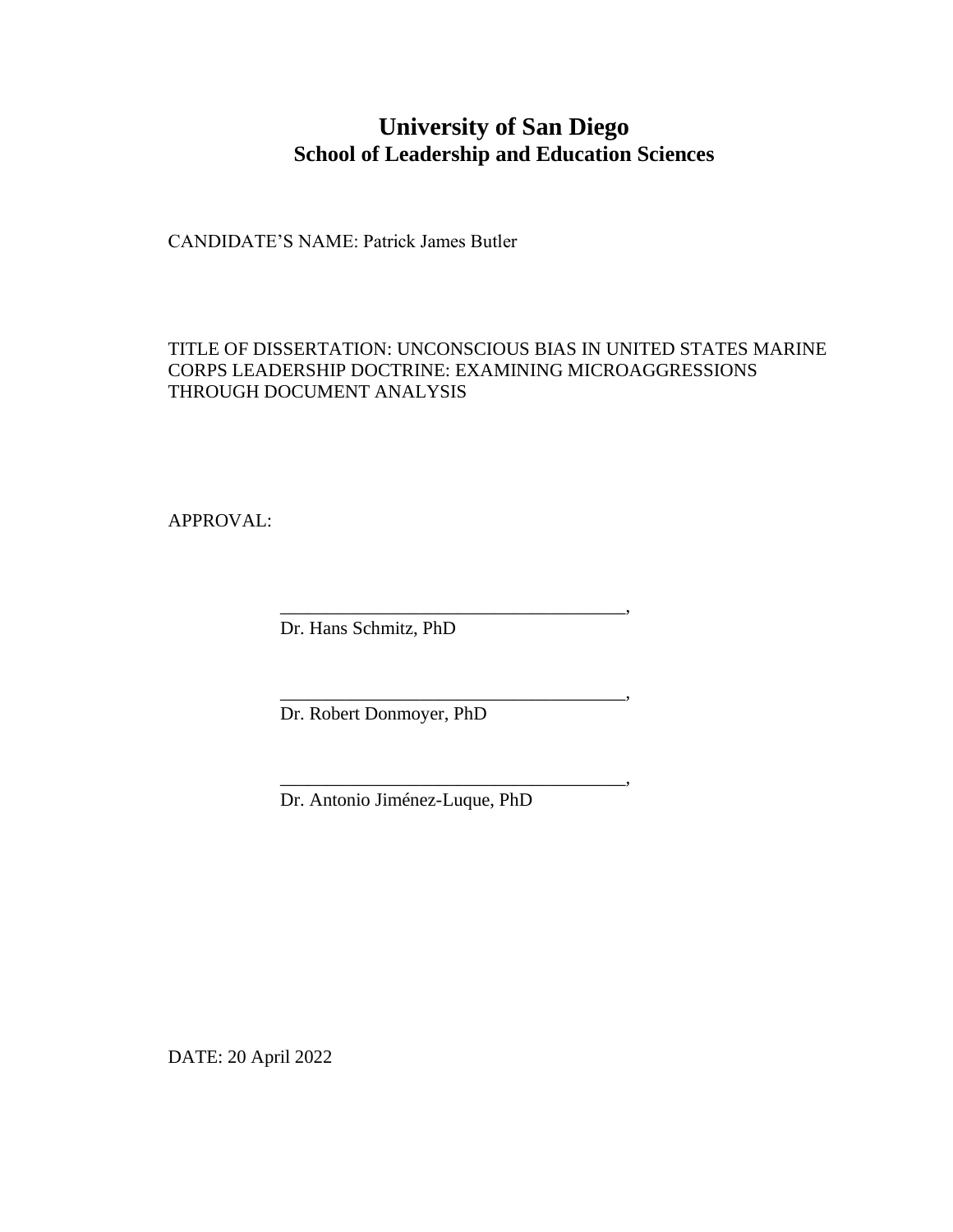# University of San Diego
## School of Leadership and Education Sciences

CANDIDATE'S NAME: Patrick James Butler

TITLE OF DISSERTATION: UNCONSCIOUS BIAS IN UNITED STATES MARINE CORPS LEADERSHIP DOCTRINE: EXAMINING MICROAGGRESSIONS THROUGH DOCUMENT ANALYSIS

APPROVAL:

_____________________________________,
Dr. Hans Schmitz, PhD

_____________________________________,
Dr. Robert Donmoyer, PhD

_____________________________________,
Dr. Antonio Jiménez-Luque, PhD

DATE: 20 April 2022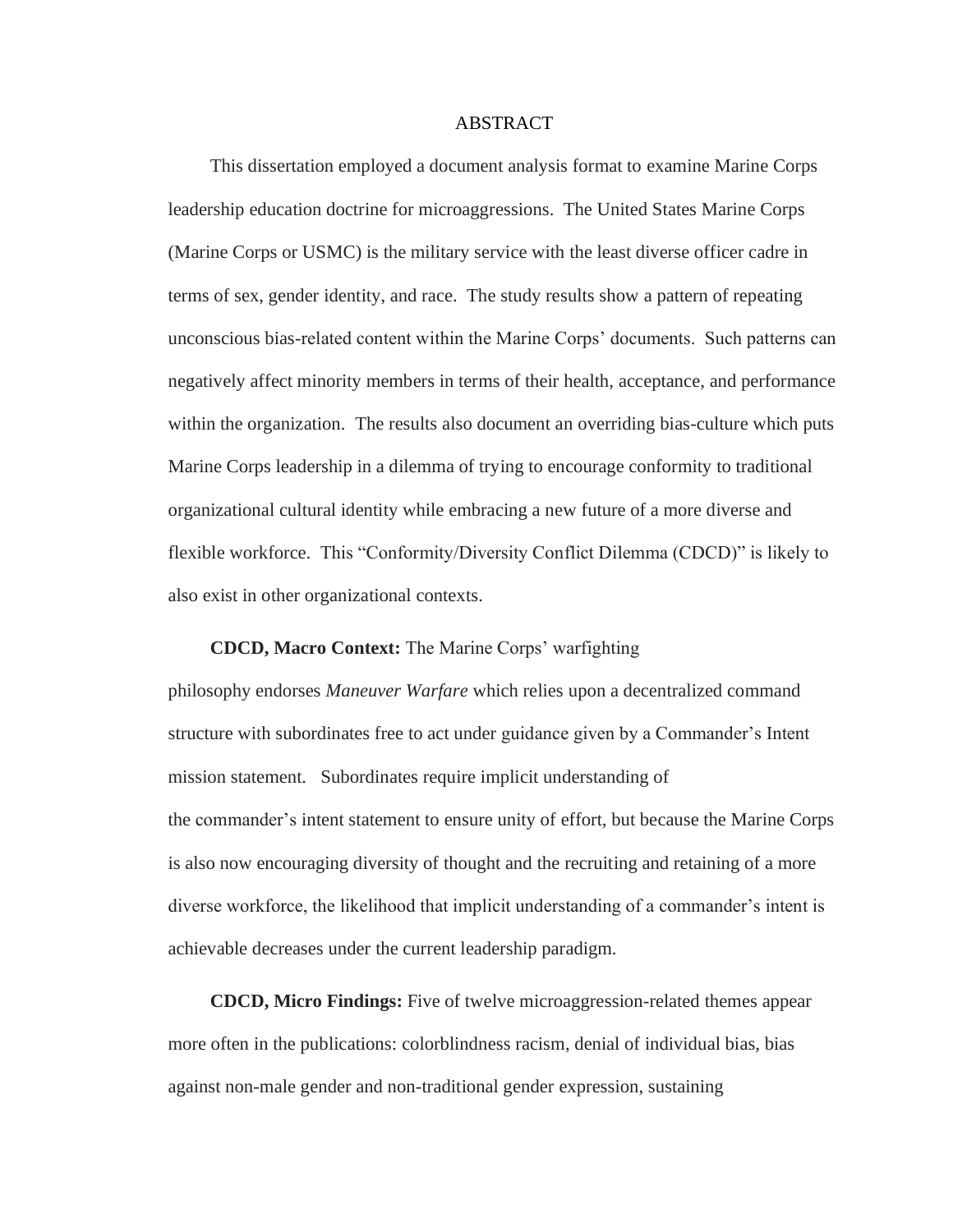# ABSTRACT

This dissertation employed a document analysis format to examine Marine Corps leadership education doctrine for microaggressions. The United States Marine Corps (Marine Corps or USMC) is the military service with the least diverse officer cadre in terms of sex, gender identity, and race. The study results show a pattern of repeating unconscious bias-related content within the Marine Corps' documents. Such patterns can negatively affect minority members in terms of their health, acceptance, and performance within the organization. The results also document an overriding bias-culture which puts Marine Corps leadership in a dilemma of trying to encourage conformity to traditional organizational cultural identity while embracing a new future of a more diverse and flexible workforce. This "Conformity/Diversity Conflict Dilemma (CDCD)" is likely to also exist in other organizational contexts.

**CDCD, Macro Context:** The Marine Corps' warfighting philosophy endorses *Maneuver Warfare* which relies upon a decentralized command structure with subordinates free to act under guidance given by a Commander's Intent mission statement. Subordinates require implicit understanding of the commander's intent statement to ensure unity of effort, but because the Marine Corps is also now encouraging diversity of thought and the recruiting and retaining of a more diverse workforce, the likelihood that implicit understanding of a commander's intent is achievable decreases under the current leadership paradigm.

**CDCD, Micro Findings:** Five of twelve microaggression-related themes appear more often in the publications: colorblindness racism, denial of individual bias, bias against non-male gender and non-traditional gender expression, sustaining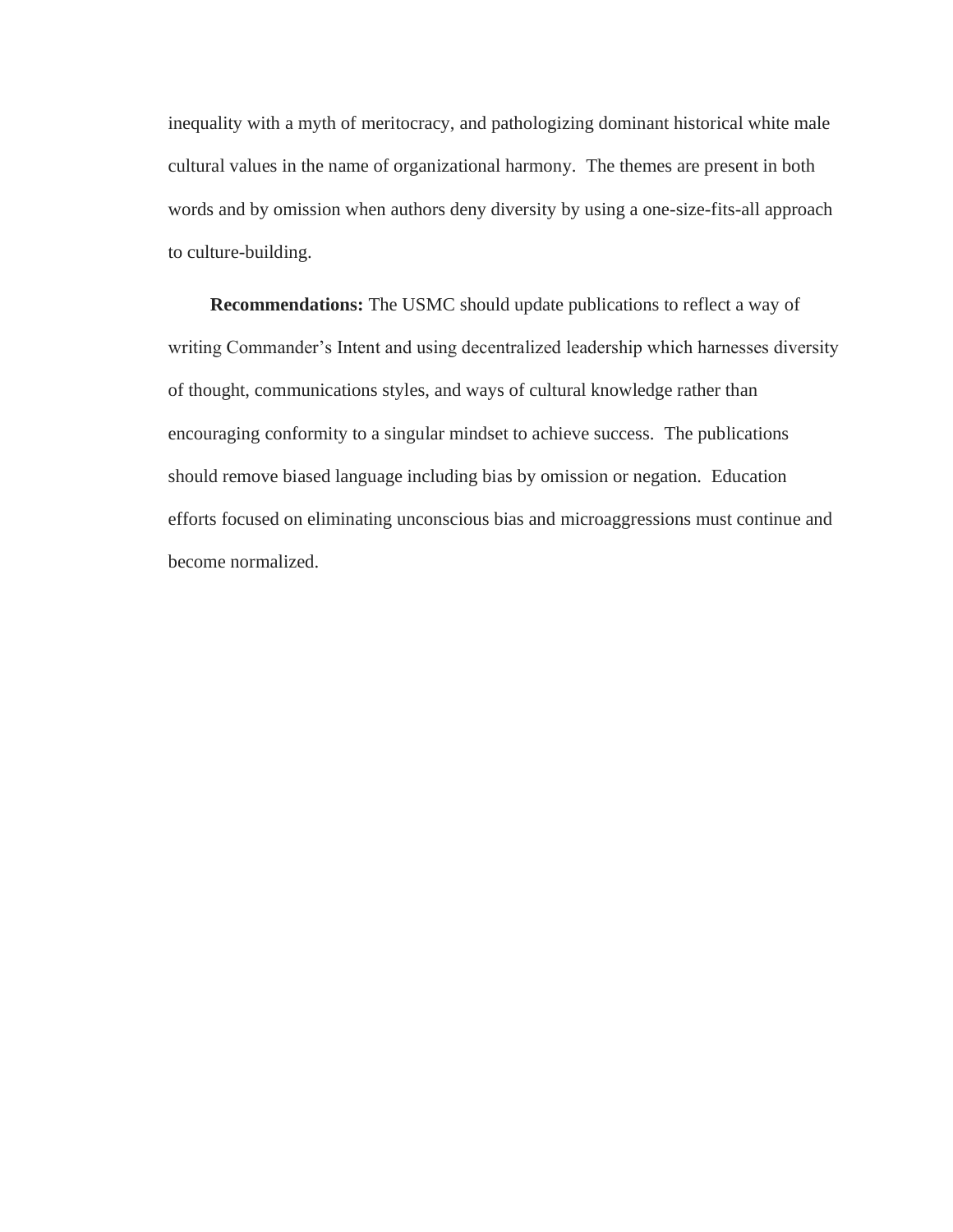inequality with a myth of meritocracy, and pathologizing dominant historical white male cultural values in the name of organizational harmony. The themes are present in both words and by omission when authors deny diversity by using a one-size-fits-all approach to culture-building.

**Recommendations:** The USMC should update publications to reflect a way of writing Commander's Intent and using decentralized leadership which harnesses diversity of thought, communications styles, and ways of cultural knowledge rather than encouraging conformity to a singular mindset to achieve success. The publications should remove biased language including bias by omission or negation. Education efforts focused on eliminating unconscious bias and microaggressions must continue and become normalized.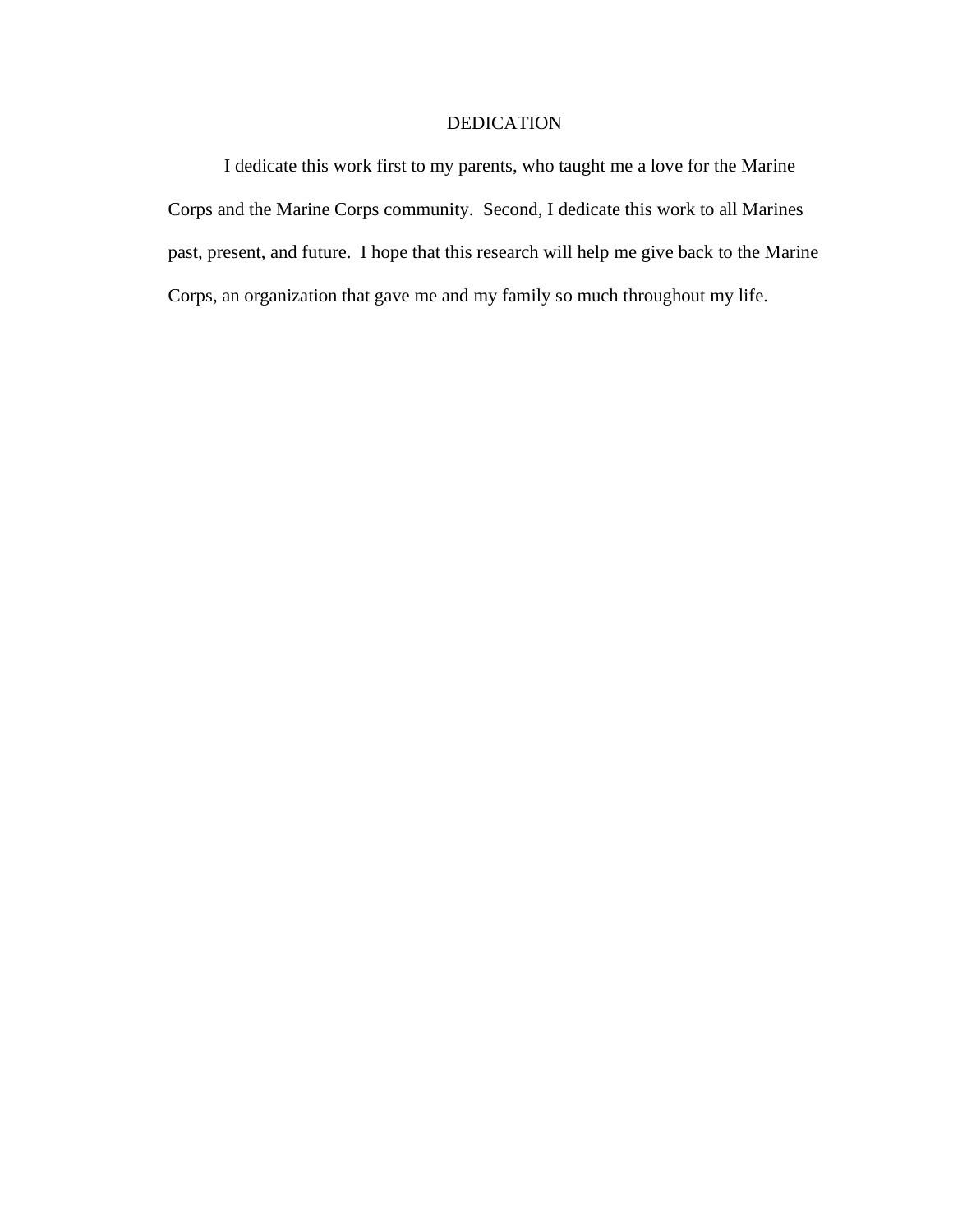# DEDICATION

I dedicate this work first to my parents, who taught me a love for the Marine Corps and the Marine Corps community. Second, I dedicate this work to all Marines past, present, and future. I hope that this research will help me give back to the Marine Corps, an organization that gave me and my family so much throughout my life.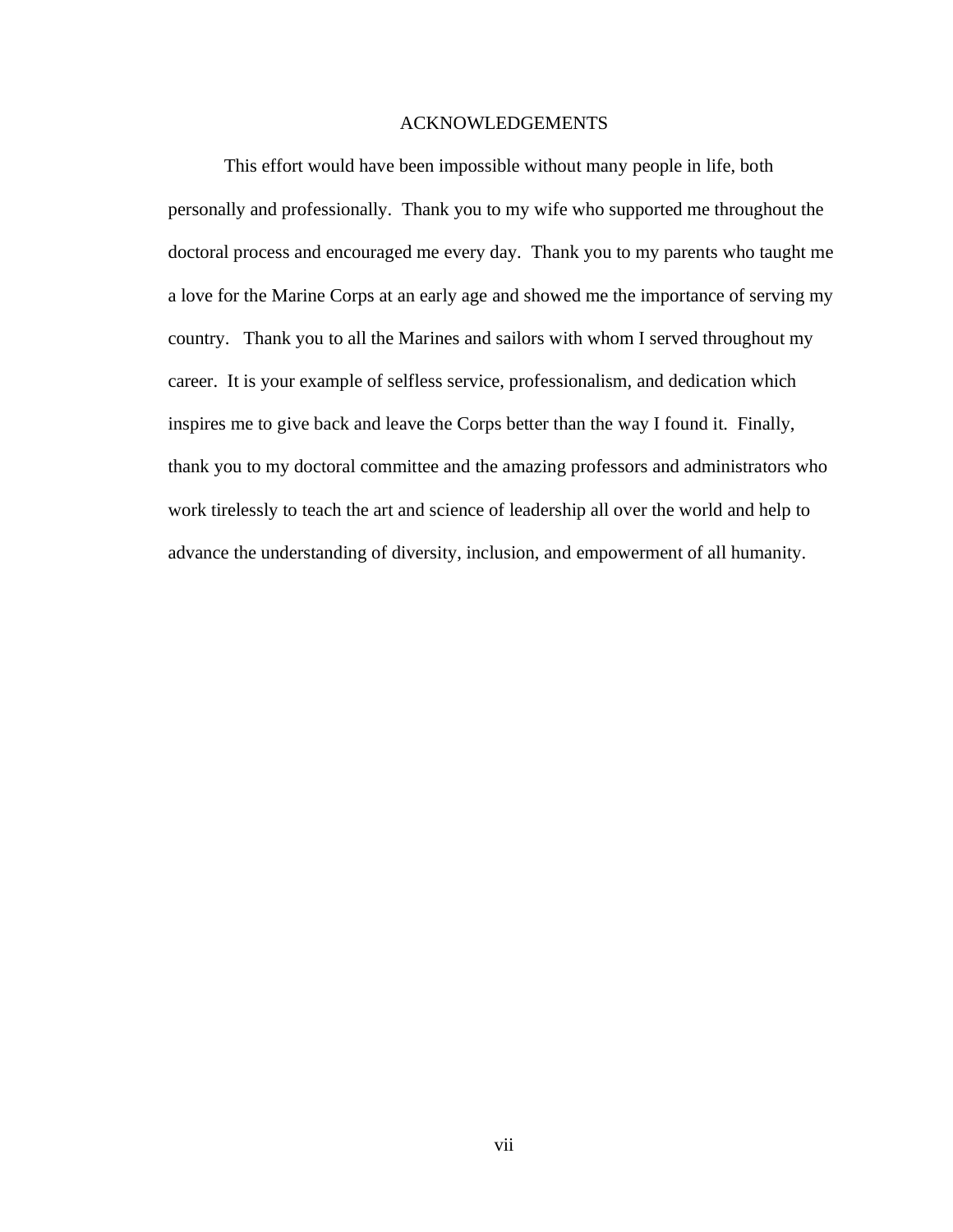# ACKNOWLEDGEMENTS

This effort would have been impossible without many people in life, both personally and professionally. Thank you to my wife who supported me throughout the doctoral process and encouraged me every day. Thank you to my parents who taught me a love for the Marine Corps at an early age and showed me the importance of serving my country. Thank you to all the Marines and sailors with whom I served throughout my career. It is your example of selfless service, professionalism, and dedication which inspires me to give back and leave the Corps better than the way I found it. Finally, thank you to my doctoral committee and the amazing professors and administrators who work tirelessly to teach the art and science of leadership all over the world and help to advance the understanding of diversity, inclusion, and empowerment of all humanity.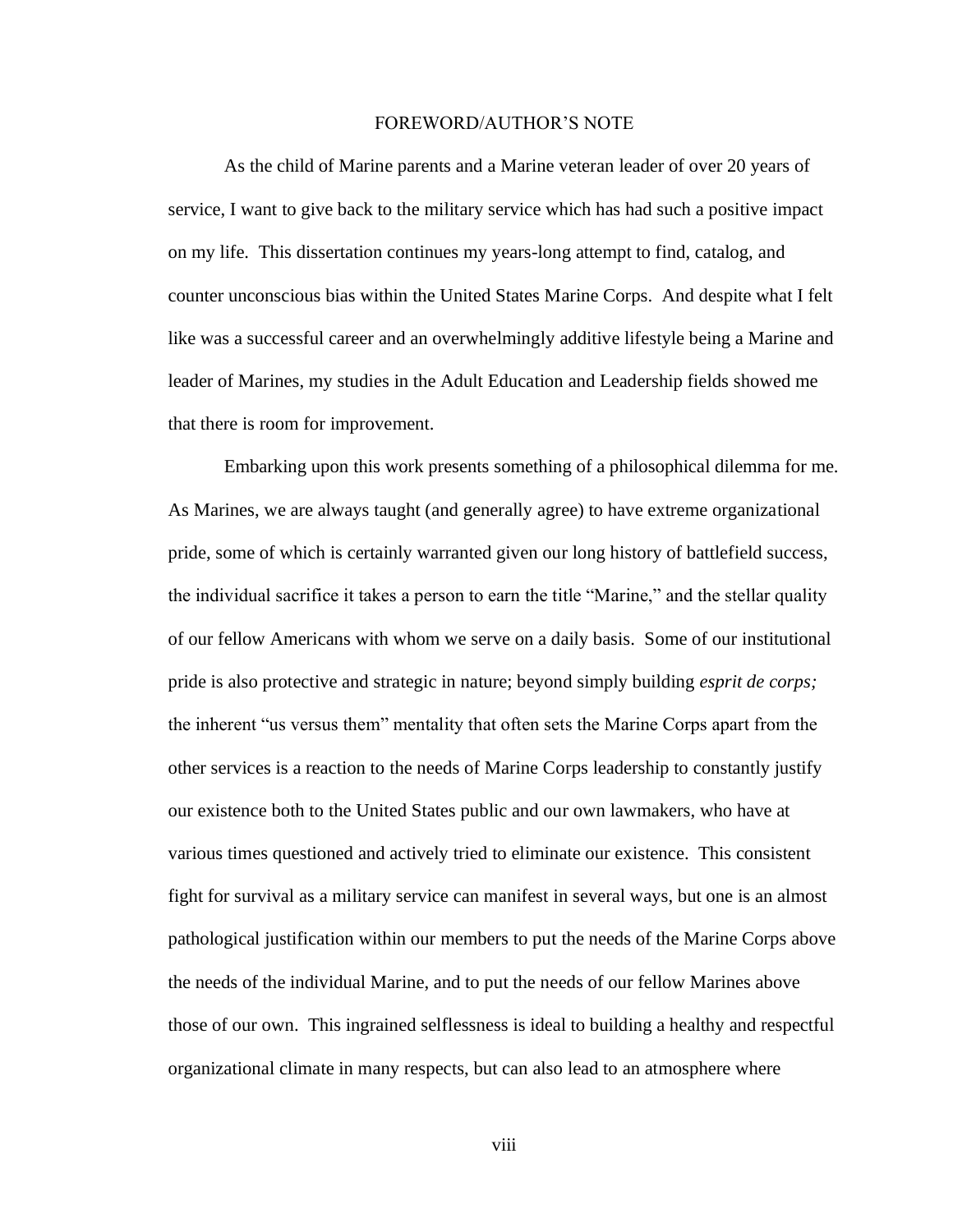# FOREWORD/AUTHOR'S NOTE

As the child of Marine parents and a Marine veteran leader of over 20 years of service, I want to give back to the military service which has had such a positive impact on my life. This dissertation continues my years-long attempt to find, catalog, and counter unconscious bias within the United States Marine Corps. And despite what I felt like was a successful career and an overwhelmingly additive lifestyle being a Marine and leader of Marines, my studies in the Adult Education and Leadership fields showed me that there is room for improvement.

Embarking upon this work presents something of a philosophical dilemma for me. As Marines, we are always taught (and generally agree) to have extreme organizational pride, some of which is certainly warranted given our long history of battlefield success, the individual sacrifice it takes a person to earn the title "Marine," and the stellar quality of our fellow Americans with whom we serve on a daily basis. Some of our institutional pride is also protective and strategic in nature; beyond simply building *esprit de corps;* the inherent "us versus them" mentality that often sets the Marine Corps apart from the other services is a reaction to the needs of Marine Corps leadership to constantly justify our existence both to the United States public and our own lawmakers, who have at various times questioned and actively tried to eliminate our existence. This consistent fight for survival as a military service can manifest in several ways, but one is an almost pathological justification within our members to put the needs of the Marine Corps above the needs of the individual Marine, and to put the needs of our fellow Marines above those of our own. This ingrained selflessness is ideal to building a healthy and respectful organizational climate in many respects, but can also lead to an atmosphere where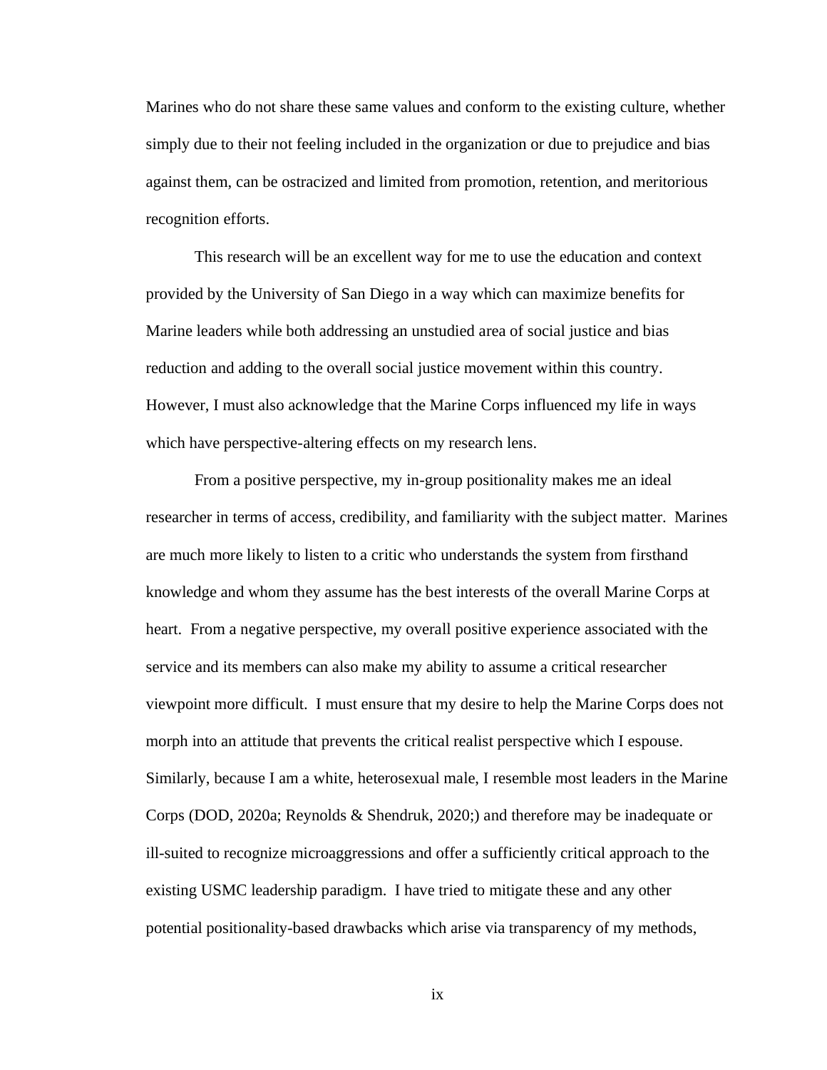Marines who do not share these same values and conform to the existing culture, whether simply due to their not feeling included in the organization or due to prejudice and bias against them, can be ostracized and limited from promotion, retention, and meritorious recognition efforts.

This research will be an excellent way for me to use the education and context provided by the University of San Diego in a way which can maximize benefits for Marine leaders while both addressing an unstudied area of social justice and bias reduction and adding to the overall social justice movement within this country. However, I must also acknowledge that the Marine Corps influenced my life in ways which have perspective-altering effects on my research lens.

From a positive perspective, my in-group positionality makes me an ideal researcher in terms of access, credibility, and familiarity with the subject matter. Marines are much more likely to listen to a critic who understands the system from firsthand knowledge and whom they assume has the best interests of the overall Marine Corps at heart. From a negative perspective, my overall positive experience associated with the service and its members can also make my ability to assume a critical researcher viewpoint more difficult. I must ensure that my desire to help the Marine Corps does not morph into an attitude that prevents the critical realist perspective which I espouse. Similarly, because I am a white, heterosexual male, I resemble most leaders in the Marine Corps (DOD, 2020a; Reynolds & Shendruk, 2020;) and therefore may be inadequate or ill-suited to recognize microaggressions and offer a sufficiently critical approach to the existing USMC leadership paradigm. I have tried to mitigate these and any other potential positionality-based drawbacks which arise via transparency of my methods,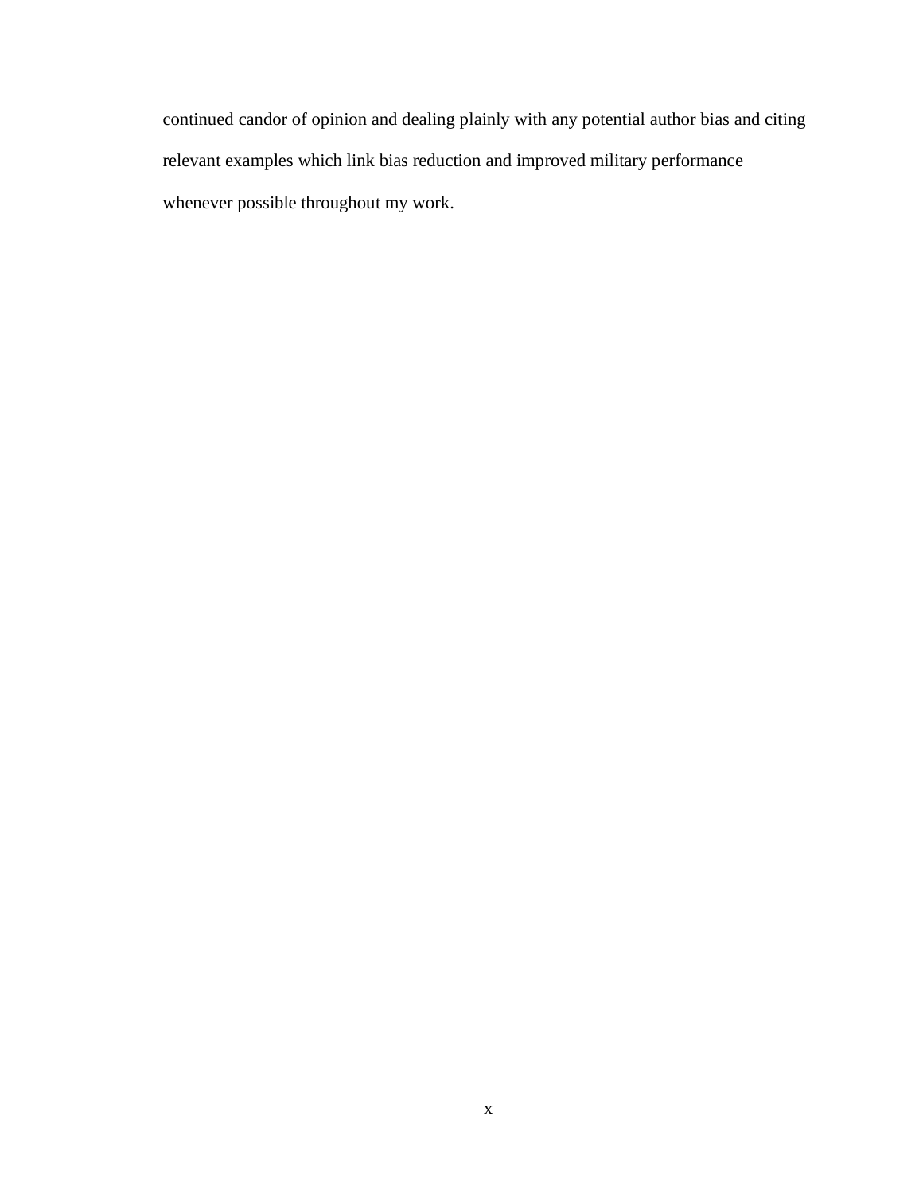continued candor of opinion and dealing plainly with any potential author bias and citing relevant examples which link bias reduction and improved military performance whenever possible throughout my work.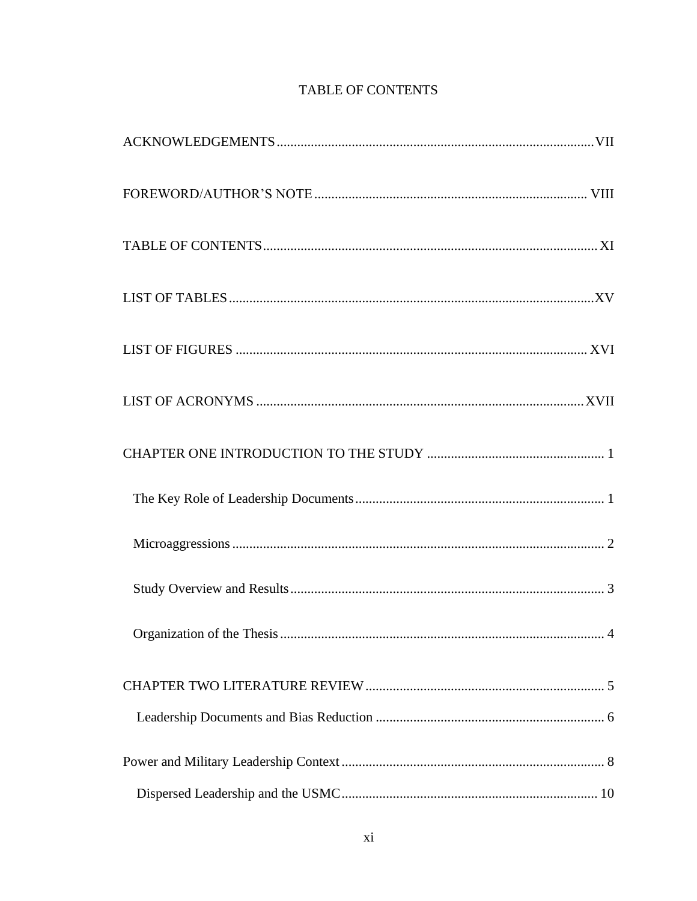# TABLE OF CONTENTS

ACKNOWLEDGEMENTS .......... VII

FOREWORD/AUTHOR'S NOTE .......... VIII

TABLE OF CONTENTS .......... XI

LIST OF TABLES .......... XV

LIST OF FIGURES .......... XVI

LIST OF ACRONYMS .......... XVII

CHAPTER ONE INTRODUCTION TO THE STUDY .......... 1

- The Key Role of Leadership Documents .......... 1
- Microaggressions .......... 2
- Study Overview and Results .......... 3
- Organization of the Thesis .......... 4

CHAPTER TWO LITERATURE REVIEW .......... 5

- Leadership Documents and Bias Reduction .......... 6

Power and Military Leadership Context .......... 8

- Dispersed Leadership and the USMC .......... 10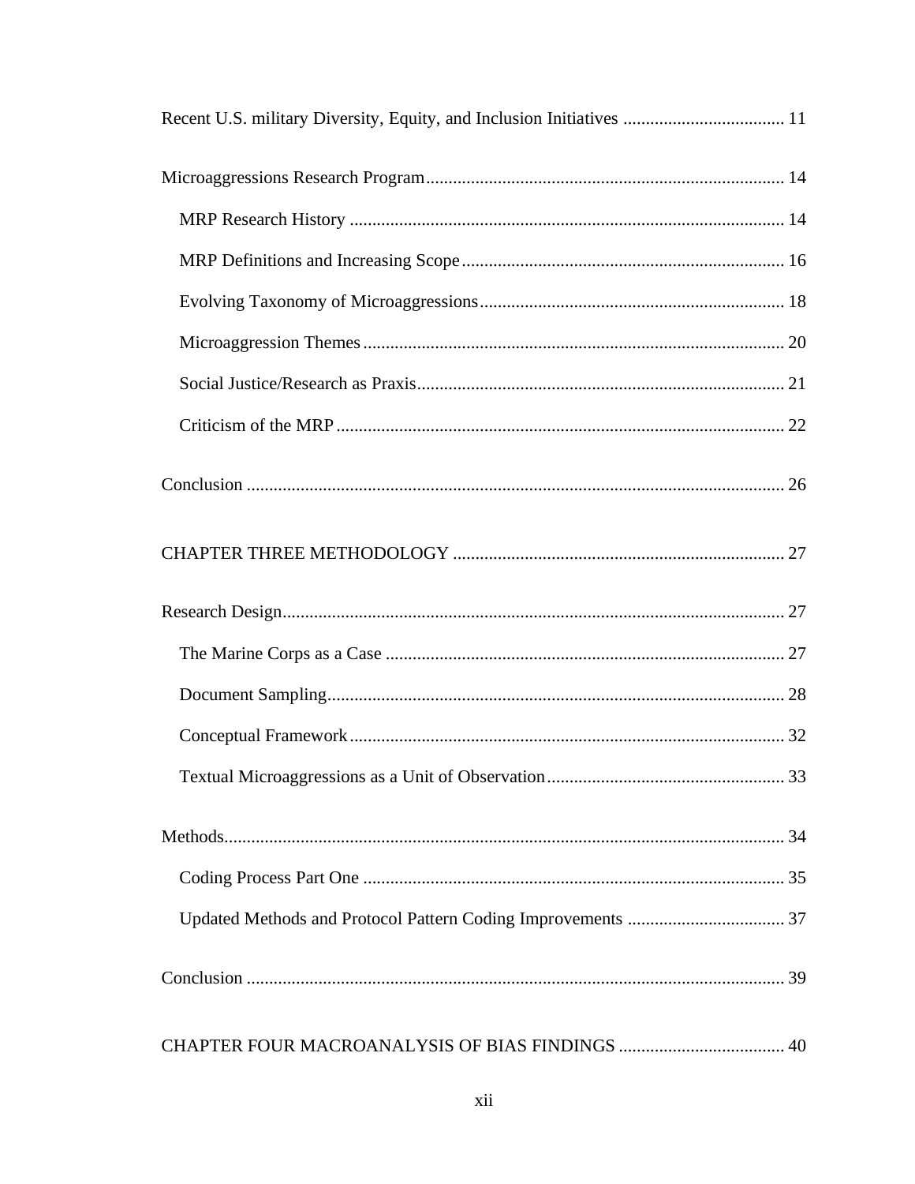Recent U.S. military Diversity, Equity, and Inclusion Initiatives .................................... 11

Microaggressions Research Program.............................................................................. 14

MRP Research History ................................................................................................ 14

MRP Definitions and Increasing Scope ....................................................................... 16

Evolving Taxonomy of Microaggressions.................................................................... 18

Microaggression Themes ............................................................................................. 20

Social Justice/Research as Praxis................................................................................. 21

Criticism of the MRP ................................................................................................... 22

Conclusion ....................................................................................................................... 26

CHAPTER THREE METHODOLOGY ......................................................................... 27

Research Design............................................................................................................... 27

The Marine Corps as a Case ........................................................................................ 27

Document Sampling..................................................................................................... 28

Conceptual Framework ................................................................................................ 32

Textual Microaggressions as a Unit of Observation.................................................... 33

Methods............................................................................................................................ 34

Coding Process Part One ............................................................................................. 35

Updated Methods and Protocol Pattern Coding Improvements ................................... 37

Conclusion ....................................................................................................................... 39

CHAPTER FOUR MACROANALYSIS OF BIAS FINDINGS ..................................... 40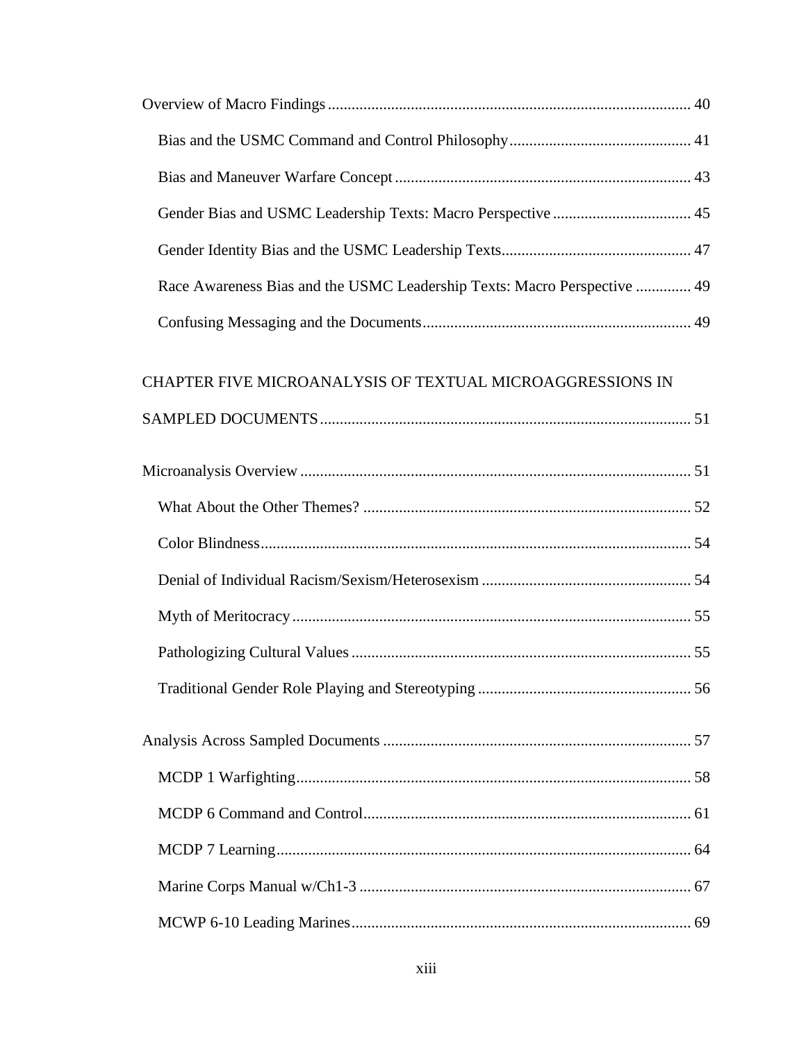Overview of Macro Findings ........................................................................................ 40

Bias and the USMC Command and Control Philosophy ............................................. 41

Bias and Maneuver Warfare Concept ......................................................................... 43

Gender Bias and USMC Leadership Texts: Macro Perspective .................................. 45

Gender Identity Bias and the USMC Leadership Texts............................................... 47

Race Awareness Bias and the USMC Leadership Texts: Macro Perspective ............. 49

Confusing Messaging and the Documents.................................................................. 49

CHAPTER FIVE MICROANALYSIS OF TEXTUAL MICROAGGRESSIONS IN SAMPLED DOCUMENTS ............................................................................................ 51

Microanalysis Overview ................................................................................................ 51

What About the Other Themes? ................................................................................. 52

Color Blindness........................................................................................................... 54

Denial of Individual Racism/Sexism/Heterosexism .................................................... 54

Myth of Meritocracy ................................................................................................... 55

Pathologizing Cultural Values .................................................................................... 55

Traditional Gender Role Playing and Stereotyping ..................................................... 56

Analysis Across Sampled Documents ............................................................................ 57

MCDP 1 Warfighting.................................................................................................. 58

MCDP 6 Command and Control................................................................................. 61

MCDP 7 Learning....................................................................................................... 64

Marine Corps Manual w/Ch1-3 .................................................................................. 67

MCWP 6-10 Leading Marines.................................................................................... 69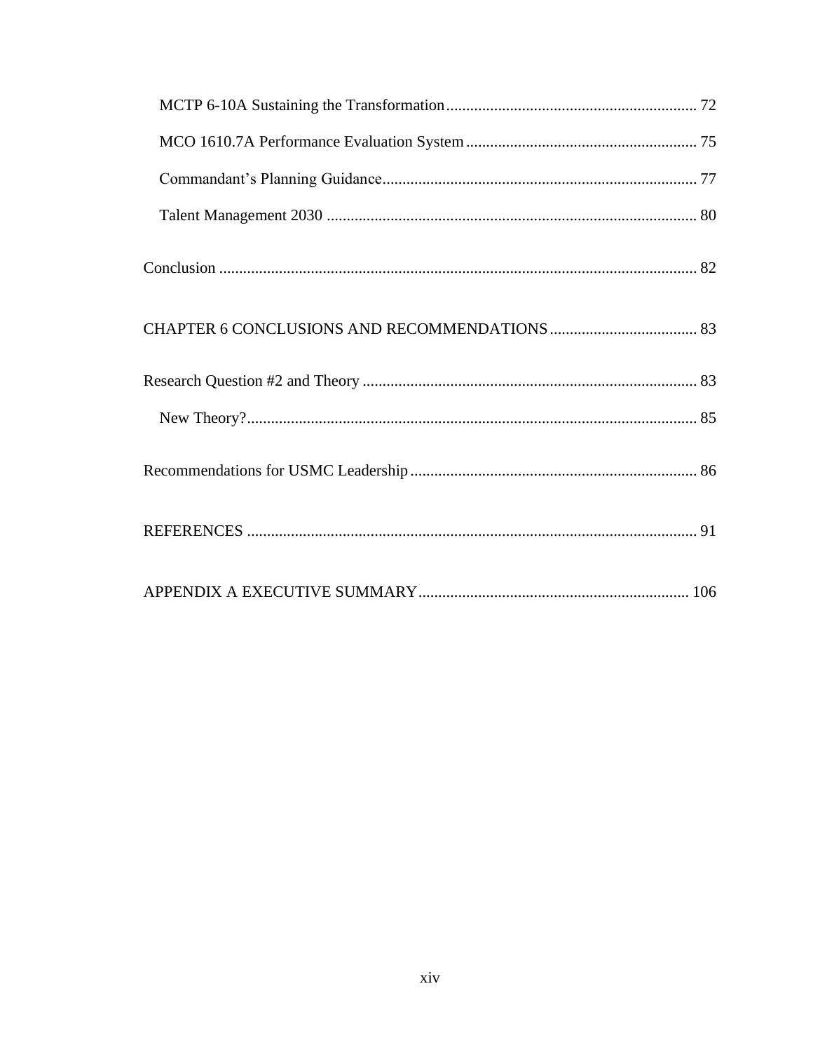MCTP 6-10A Sustaining the Transformation .............................................................. 72

MCO 1610.7A Performance Evaluation System .......................................................... 75

Commandant's Planning Guidance.............................................................................. 77

Talent Management 2030 ............................................................................................ 80

Conclusion ....................................................................................................................... 82

CHAPTER 6 CONCLUSIONS AND RECOMMENDATIONS..................................... 83

Research Question #2 and Theory .................................................................................. 83

New Theory?................................................................................................................ 85

Recommendations for USMC Leadership ....................................................................... 86

REFERENCES ................................................................................................................ 91

APPENDIX A EXECUTIVE SUMMARY.................................................................... 106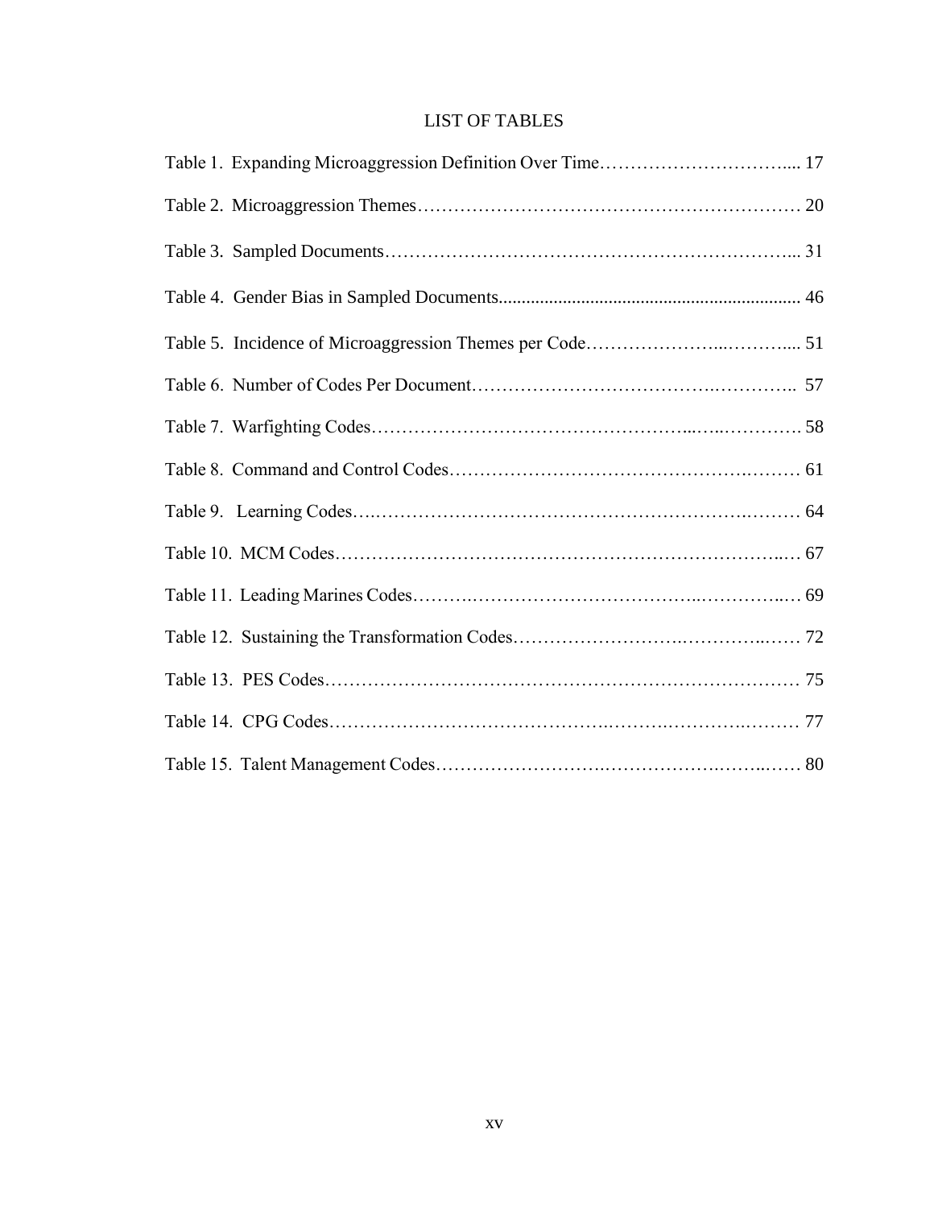# LIST OF TABLES

Table 1. Expanding Microaggression Definition Over Time.... 17

Table 2. Microaggression Themes 20

Table 3. Sampled Documents... 31

Table 4. Gender Bias in Sampled Documents 46

Table 5. Incidence of Microaggression Themes per Code.... 51

Table 6. Number of Codes Per Document.. 57

Table 7. Warfighting Codes 58

Table 8. Command and Control Codes 61

Table 9. Learning Codes 64

Table 10. MCM Codes 67

Table 11. Leading Marines Codes 69

Table 12. Sustaining the Transformation Codes 72

Table 13. PES Codes 75

Table 14. CPG Codes 77

Table 15. Talent Management Codes 80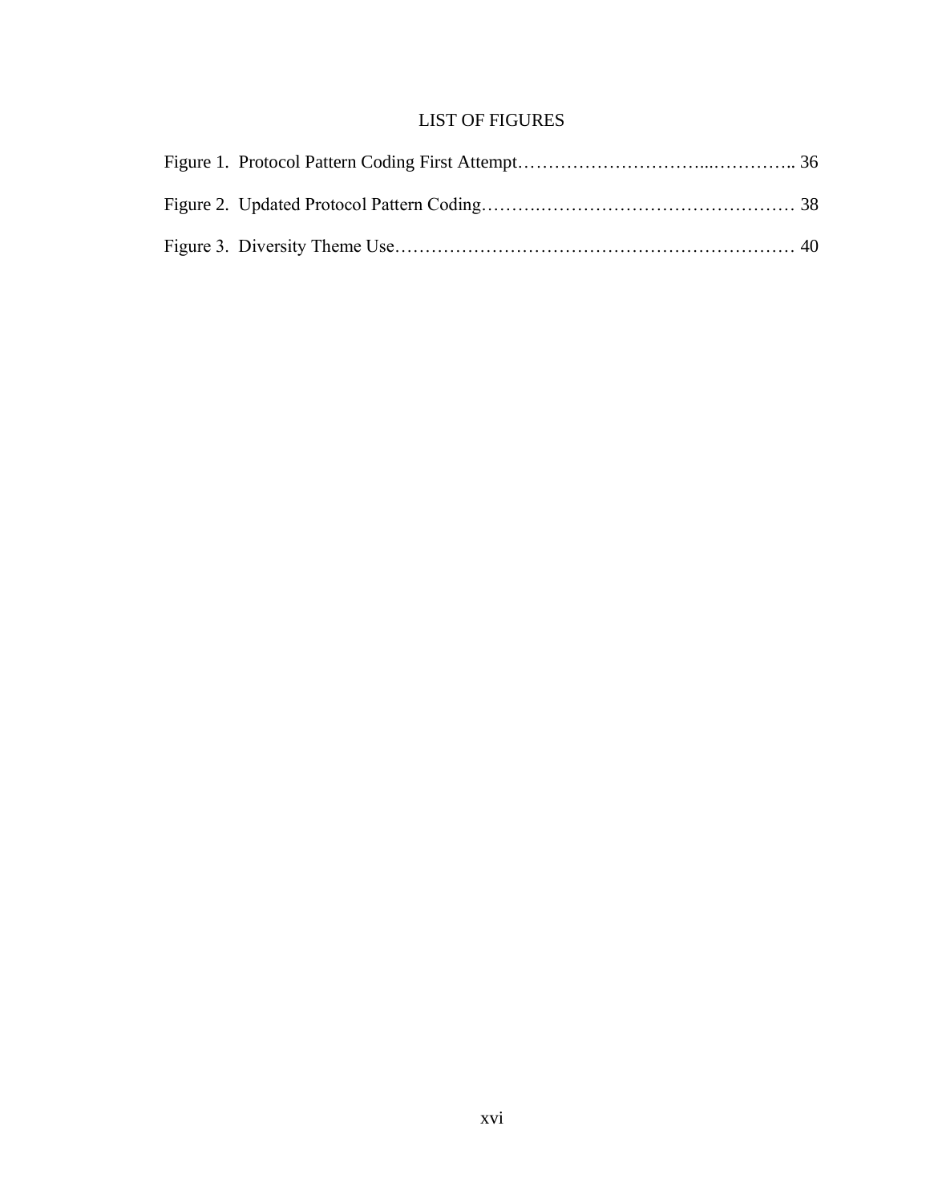# LIST OF FIGURES

Figure 1. Protocol Pattern Coding First Attempt………………………...………….. 36

Figure 2. Updated Protocol Pattern Coding……….……………………………………… 38

Figure 3. Diversity Theme Use…………………………………………………………… 40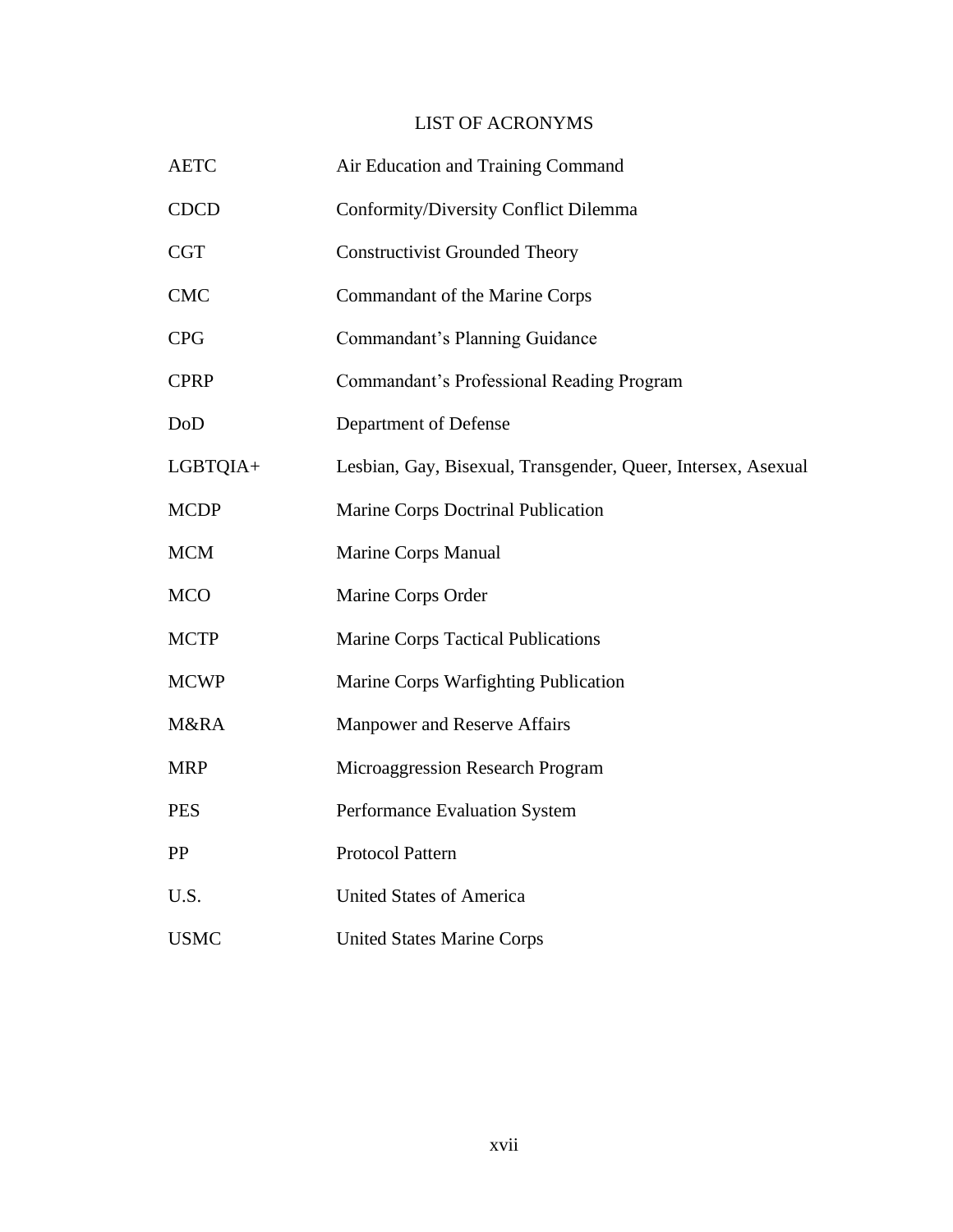# LIST OF ACRONYMS

| | |
|---|---|
| AETC | Air Education and Training Command |
| CDCD | Conformity/Diversity Conflict Dilemma |
| CGT | Constructivist Grounded Theory |
| CMC | Commandant of the Marine Corps |
| CPG | Commandant's Planning Guidance |
| CPRP | Commandant's Professional Reading Program |
| DoD | Department of Defense |
| LGBTQIA+ | Lesbian, Gay, Bisexual, Transgender, Queer, Intersex, Asexual |
| MCDP | Marine Corps Doctrinal Publication |
| MCM | Marine Corps Manual |
| MCO | Marine Corps Order |
| MCTP | Marine Corps Tactical Publications |
| MCWP | Marine Corps Warfighting Publication |
| M&RA | Manpower and Reserve Affairs |
| MRP | Microaggression Research Program |
| PES | Performance Evaluation System |
| PP | Protocol Pattern |
| U.S. | United States of America |
| USMC | United States Marine Corps |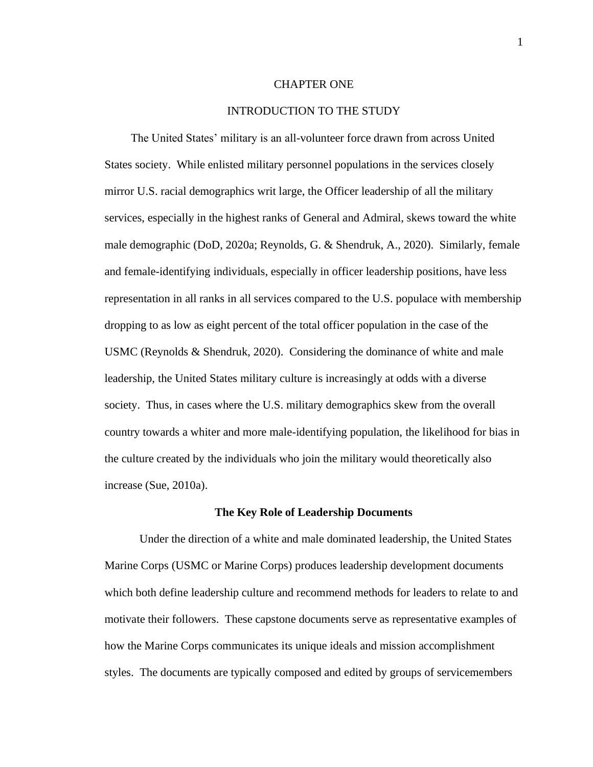# CHAPTER ONE

# INTRODUCTION TO THE STUDY

The United States' military is an all-volunteer force drawn from across United States society. While enlisted military personnel populations in the services closely mirror U.S. racial demographics writ large, the Officer leadership of all the military services, especially in the highest ranks of General and Admiral, skews toward the white male demographic (DoD, 2020a; Reynolds, G. & Shendruk, A., 2020). Similarly, female and female-identifying individuals, especially in officer leadership positions, have less representation in all ranks in all services compared to the U.S. populace with membership dropping to as low as eight percent of the total officer population in the case of the USMC (Reynolds & Shendruk, 2020). Considering the dominance of white and male leadership, the United States military culture is increasingly at odds with a diverse society. Thus, in cases where the U.S. military demographics skew from the overall country towards a whiter and more male-identifying population, the likelihood for bias in the culture created by the individuals who join the military would theoretically also increase (Sue, 2010a).

## The Key Role of Leadership Documents

Under the direction of a white and male dominated leadership, the United States Marine Corps (USMC or Marine Corps) produces leadership development documents which both define leadership culture and recommend methods for leaders to relate to and motivate their followers. These capstone documents serve as representative examples of how the Marine Corps communicates its unique ideals and mission accomplishment styles. The documents are typically composed and edited by groups of servicemembers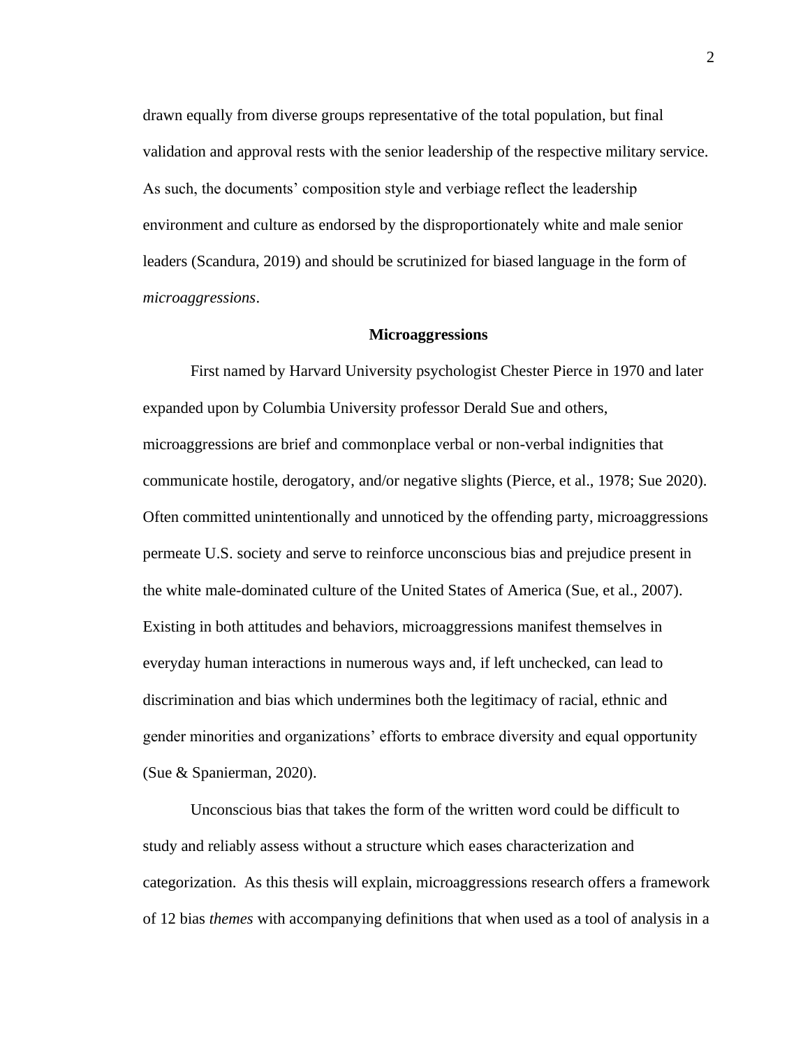drawn equally from diverse groups representative of the total population, but final validation and approval rests with the senior leadership of the respective military service. As such, the documents' composition style and verbiage reflect the leadership environment and culture as endorsed by the disproportionately white and male senior leaders (Scandura, 2019) and should be scrutinized for biased language in the form of *microaggressions*.

## Microaggressions

First named by Harvard University psychologist Chester Pierce in 1970 and later expanded upon by Columbia University professor Derald Sue and others, microaggressions are brief and commonplace verbal or non-verbal indignities that communicate hostile, derogatory, and/or negative slights (Pierce, et al., 1978; Sue 2020). Often committed unintentionally and unnoticed by the offending party, microaggressions permeate U.S. society and serve to reinforce unconscious bias and prejudice present in the white male-dominated culture of the United States of America (Sue, et al., 2007). Existing in both attitudes and behaviors, microaggressions manifest themselves in everyday human interactions in numerous ways and, if left unchecked, can lead to discrimination and bias which undermines both the legitimacy of racial, ethnic and gender minorities and organizations' efforts to embrace diversity and equal opportunity (Sue & Spanierman, 2020).

Unconscious bias that takes the form of the written word could be difficult to study and reliably assess without a structure which eases characterization and categorization. As this thesis will explain, microaggressions research offers a framework of 12 bias *themes* with accompanying definitions that when used as a tool of analysis in a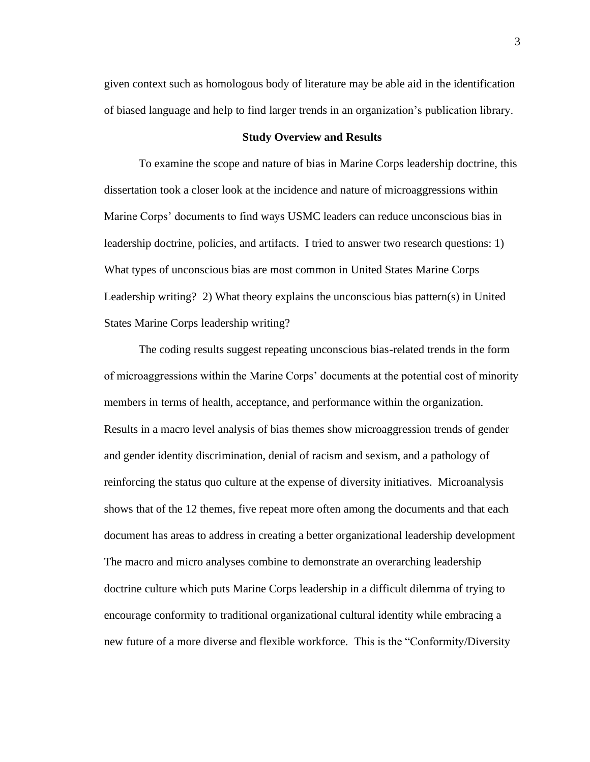given context such as homologous body of literature may be able aid in the identification of biased language and help to find larger trends in an organization's publication library.

## Study Overview and Results

To examine the scope and nature of bias in Marine Corps leadership doctrine, this dissertation took a closer look at the incidence and nature of microaggressions within Marine Corps' documents to find ways USMC leaders can reduce unconscious bias in leadership doctrine, policies, and artifacts. I tried to answer two research questions: 1) What types of unconscious bias are most common in United States Marine Corps Leadership writing? 2) What theory explains the unconscious bias pattern(s) in United States Marine Corps leadership writing?

The coding results suggest repeating unconscious bias-related trends in the form of microaggressions within the Marine Corps' documents at the potential cost of minority members in terms of health, acceptance, and performance within the organization. Results in a macro level analysis of bias themes show microaggression trends of gender and gender identity discrimination, denial of racism and sexism, and a pathology of reinforcing the status quo culture at the expense of diversity initiatives. Microanalysis shows that of the 12 themes, five repeat more often among the documents and that each document has areas to address in creating a better organizational leadership development The macro and micro analyses combine to demonstrate an overarching leadership doctrine culture which puts Marine Corps leadership in a difficult dilemma of trying to encourage conformity to traditional organizational cultural identity while embracing a new future of a more diverse and flexible workforce. This is the "Conformity/Diversity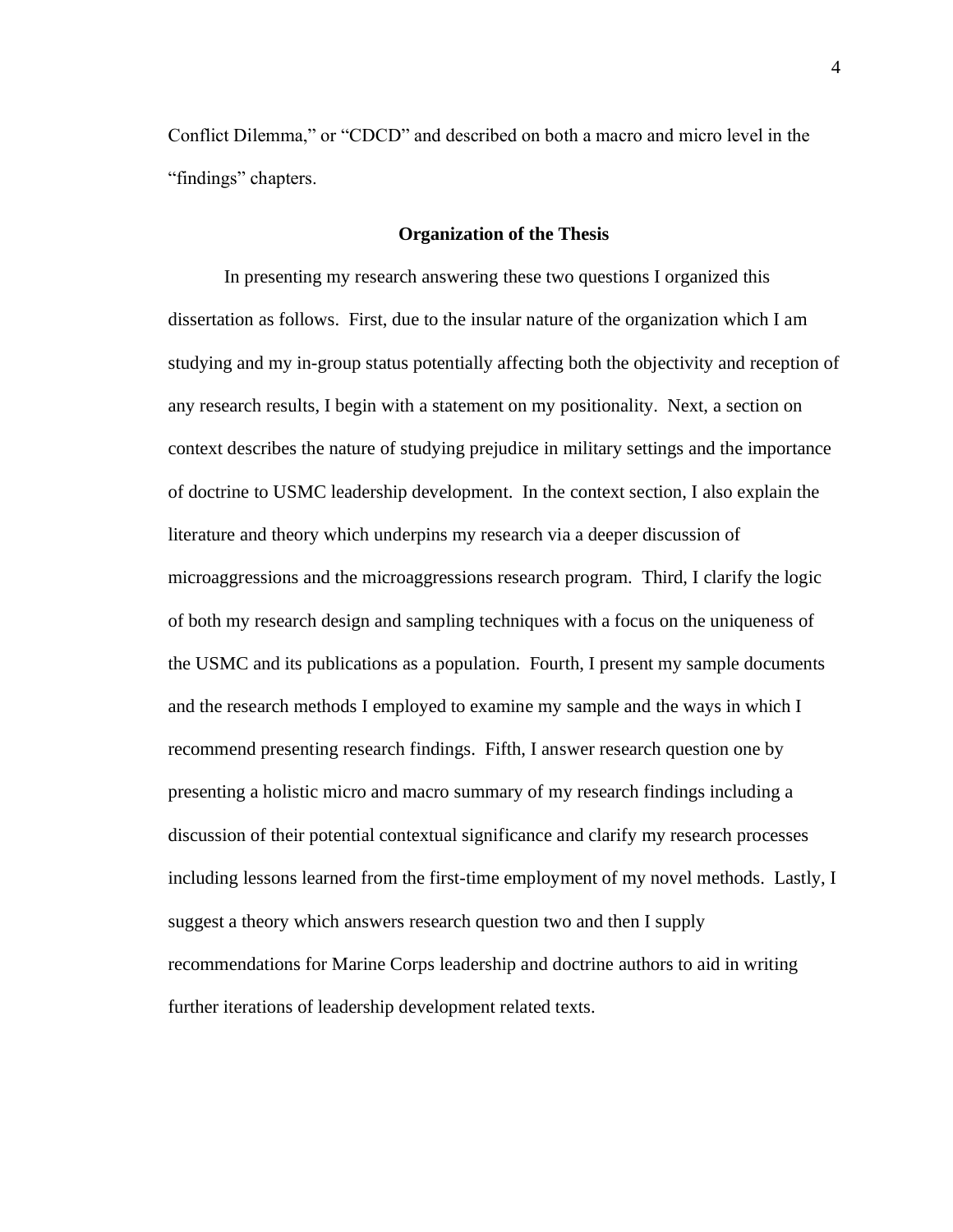Conflict Dilemma," or "CDCD" and described on both a macro and micro level in the "findings" chapters.

## Organization of the Thesis

In presenting my research answering these two questions I organized this dissertation as follows. First, due to the insular nature of the organization which I am studying and my in-group status potentially affecting both the objectivity and reception of any research results, I begin with a statement on my positionality. Next, a section on context describes the nature of studying prejudice in military settings and the importance of doctrine to USMC leadership development. In the context section, I also explain the literature and theory which underpins my research via a deeper discussion of microaggressions and the microaggressions research program. Third, I clarify the logic of both my research design and sampling techniques with a focus on the uniqueness of the USMC and its publications as a population. Fourth, I present my sample documents and the research methods I employed to examine my sample and the ways in which I recommend presenting research findings. Fifth, I answer research question one by presenting a holistic micro and macro summary of my research findings including a discussion of their potential contextual significance and clarify my research processes including lessons learned from the first-time employment of my novel methods. Lastly, I suggest a theory which answers research question two and then I supply recommendations for Marine Corps leadership and doctrine authors to aid in writing further iterations of leadership development related texts.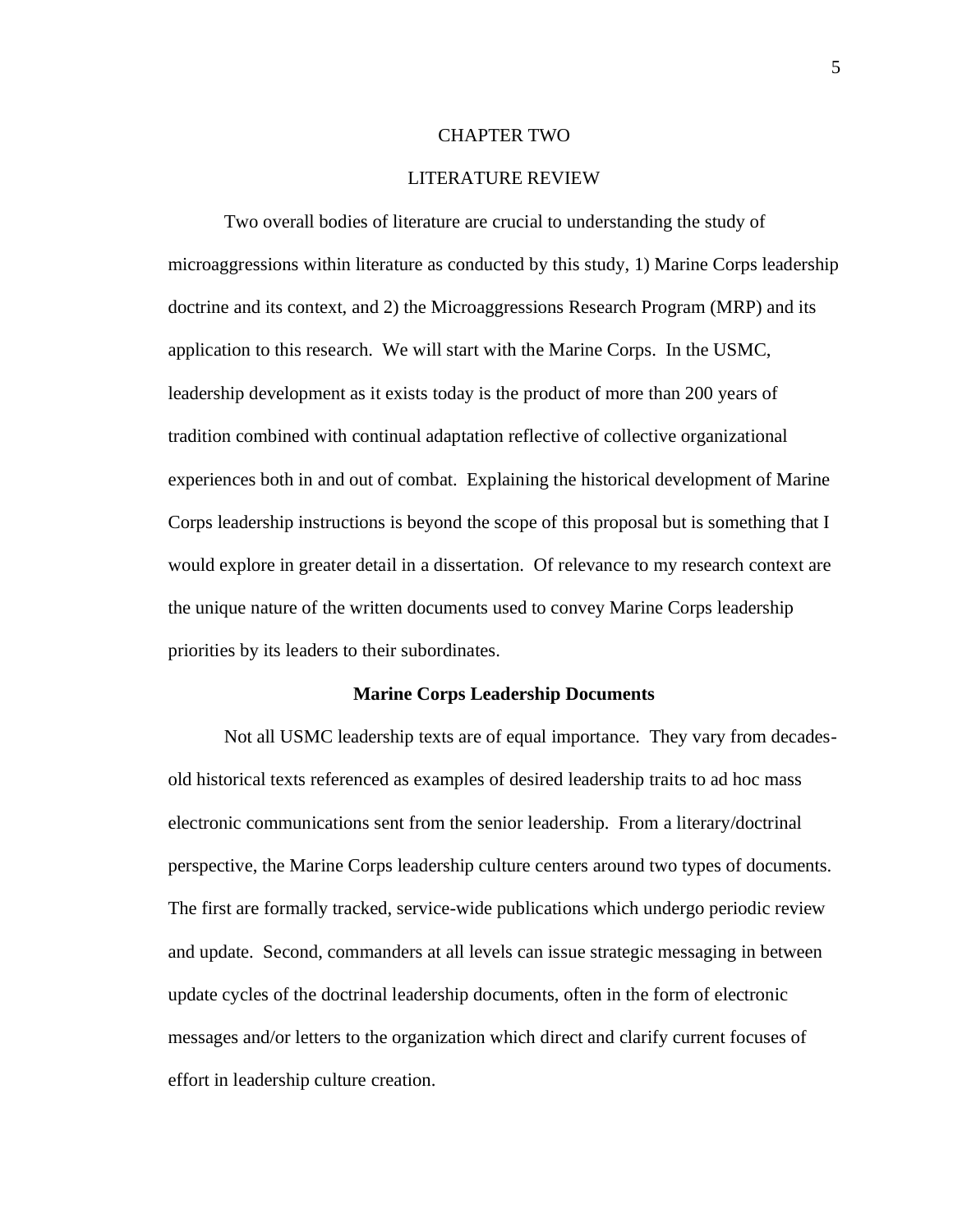# CHAPTER TWO

# LITERATURE REVIEW

Two overall bodies of literature are crucial to understanding the study of microaggressions within literature as conducted by this study, 1) Marine Corps leadership doctrine and its context, and 2) the Microaggressions Research Program (MRP) and its application to this research. We will start with the Marine Corps. In the USMC, leadership development as it exists today is the product of more than 200 years of tradition combined with continual adaptation reflective of collective organizational experiences both in and out of combat. Explaining the historical development of Marine Corps leadership instructions is beyond the scope of this proposal but is something that I would explore in greater detail in a dissertation. Of relevance to my research context are the unique nature of the written documents used to convey Marine Corps leadership priorities by its leaders to their subordinates.

## Marine Corps Leadership Documents

Not all USMC leadership texts are of equal importance. They vary from decades-old historical texts referenced as examples of desired leadership traits to ad hoc mass electronic communications sent from the senior leadership. From a literary/doctrinal perspective, the Marine Corps leadership culture centers around two types of documents. The first are formally tracked, service-wide publications which undergo periodic review and update. Second, commanders at all levels can issue strategic messaging in between update cycles of the doctrinal leadership documents, often in the form of electronic messages and/or letters to the organization which direct and clarify current focuses of effort in leadership culture creation.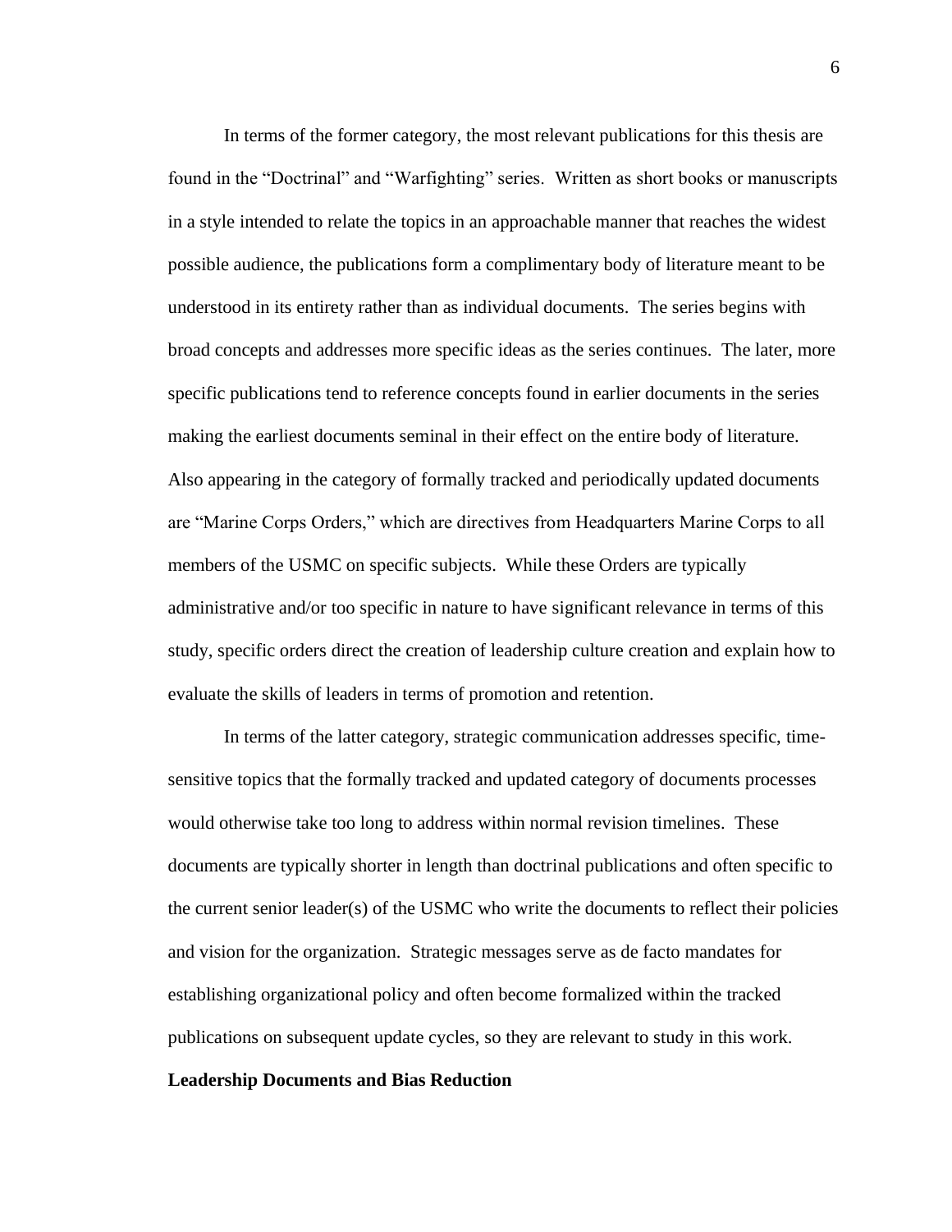In terms of the former category, the most relevant publications for this thesis are found in the "Doctrinal" and "Warfighting" series. Written as short books or manuscripts in a style intended to relate the topics in an approachable manner that reaches the widest possible audience, the publications form a complimentary body of literature meant to be understood in its entirety rather than as individual documents. The series begins with broad concepts and addresses more specific ideas as the series continues. The later, more specific publications tend to reference concepts found in earlier documents in the series making the earliest documents seminal in their effect on the entire body of literature. Also appearing in the category of formally tracked and periodically updated documents are "Marine Corps Orders," which are directives from Headquarters Marine Corps to all members of the USMC on specific subjects. While these Orders are typically administrative and/or too specific in nature to have significant relevance in terms of this study, specific orders direct the creation of leadership culture creation and explain how to evaluate the skills of leaders in terms of promotion and retention.

In terms of the latter category, strategic communication addresses specific, time-sensitive topics that the formally tracked and updated category of documents processes would otherwise take too long to address within normal revision timelines. These documents are typically shorter in length than doctrinal publications and often specific to the current senior leader(s) of the USMC who write the documents to reflect their policies and vision for the organization. Strategic messages serve as de facto mandates for establishing organizational policy and often become formalized within the tracked publications on subsequent update cycles, so they are relevant to study in this work.

**Leadership Documents and Bias Reduction**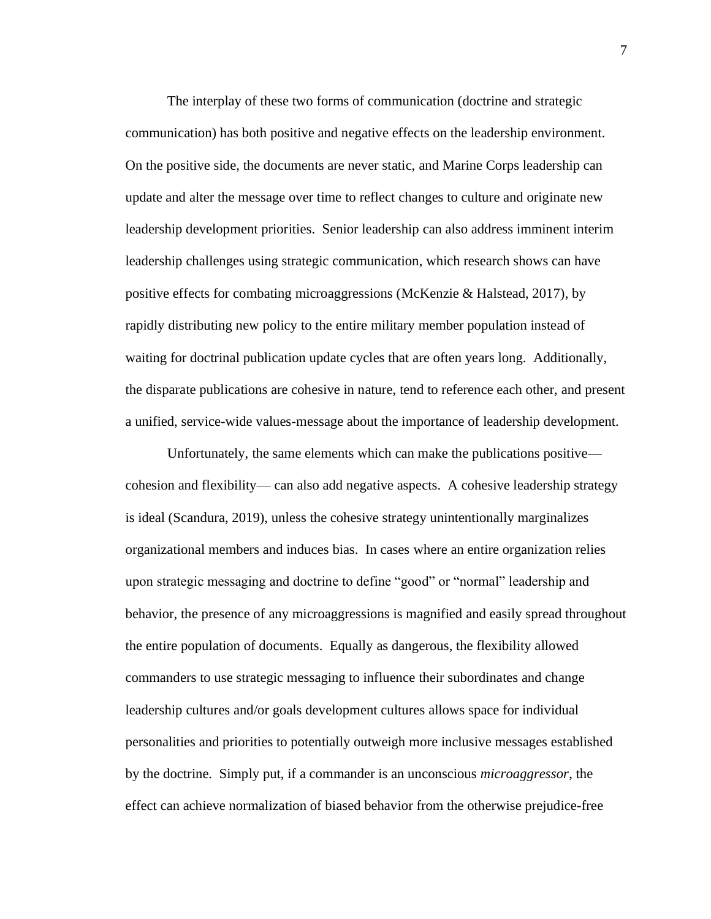The interplay of these two forms of communication (doctrine and strategic communication) has both positive and negative effects on the leadership environment. On the positive side, the documents are never static, and Marine Corps leadership can update and alter the message over time to reflect changes to culture and originate new leadership development priorities. Senior leadership can also address imminent interim leadership challenges using strategic communication, which research shows can have positive effects for combating microaggressions (McKenzie & Halstead, 2017), by rapidly distributing new policy to the entire military member population instead of waiting for doctrinal publication update cycles that are often years long. Additionally, the disparate publications are cohesive in nature, tend to reference each other, and present a unified, service-wide values-message about the importance of leadership development.

Unfortunately, the same elements which can make the publications positive— cohesion and flexibility— can also add negative aspects. A cohesive leadership strategy is ideal (Scandura, 2019), unless the cohesive strategy unintentionally marginalizes organizational members and induces bias. In cases where an entire organization relies upon strategic messaging and doctrine to define "good" or "normal" leadership and behavior, the presence of any microaggressions is magnified and easily spread throughout the entire population of documents. Equally as dangerous, the flexibility allowed commanders to use strategic messaging to influence their subordinates and change leadership cultures and/or goals development cultures allows space for individual personalities and priorities to potentially outweigh more inclusive messages established by the doctrine. Simply put, if a commander is an unconscious *microaggressor*, the effect can achieve normalization of biased behavior from the otherwise prejudice-free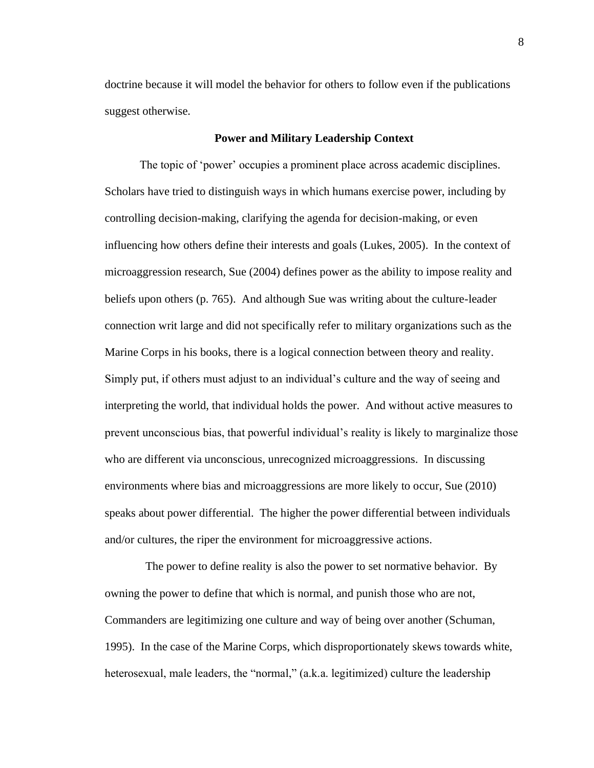doctrine because it will model the behavior for others to follow even if the publications suggest otherwise.

## Power and Military Leadership Context

The topic of 'power' occupies a prominent place across academic disciplines. Scholars have tried to distinguish ways in which humans exercise power, including by controlling decision-making, clarifying the agenda for decision-making, or even influencing how others define their interests and goals (Lukes, 2005). In the context of microaggression research, Sue (2004) defines power as the ability to impose reality and beliefs upon others (p. 765). And although Sue was writing about the culture-leader connection writ large and did not specifically refer to military organizations such as the Marine Corps in his books, there is a logical connection between theory and reality. Simply put, if others must adjust to an individual's culture and the way of seeing and interpreting the world, that individual holds the power. And without active measures to prevent unconscious bias, that powerful individual's reality is likely to marginalize those who are different via unconscious, unrecognized microaggressions. In discussing environments where bias and microaggressions are more likely to occur, Sue (2010) speaks about power differential. The higher the power differential between individuals and/or cultures, the riper the environment for microaggressive actions.

The power to define reality is also the power to set normative behavior. By owning the power to define that which is normal, and punish those who are not, Commanders are legitimizing one culture and way of being over another (Schuman, 1995). In the case of the Marine Corps, which disproportionately skews towards white, heterosexual, male leaders, the "normal," (a.k.a. legitimized) culture the leadership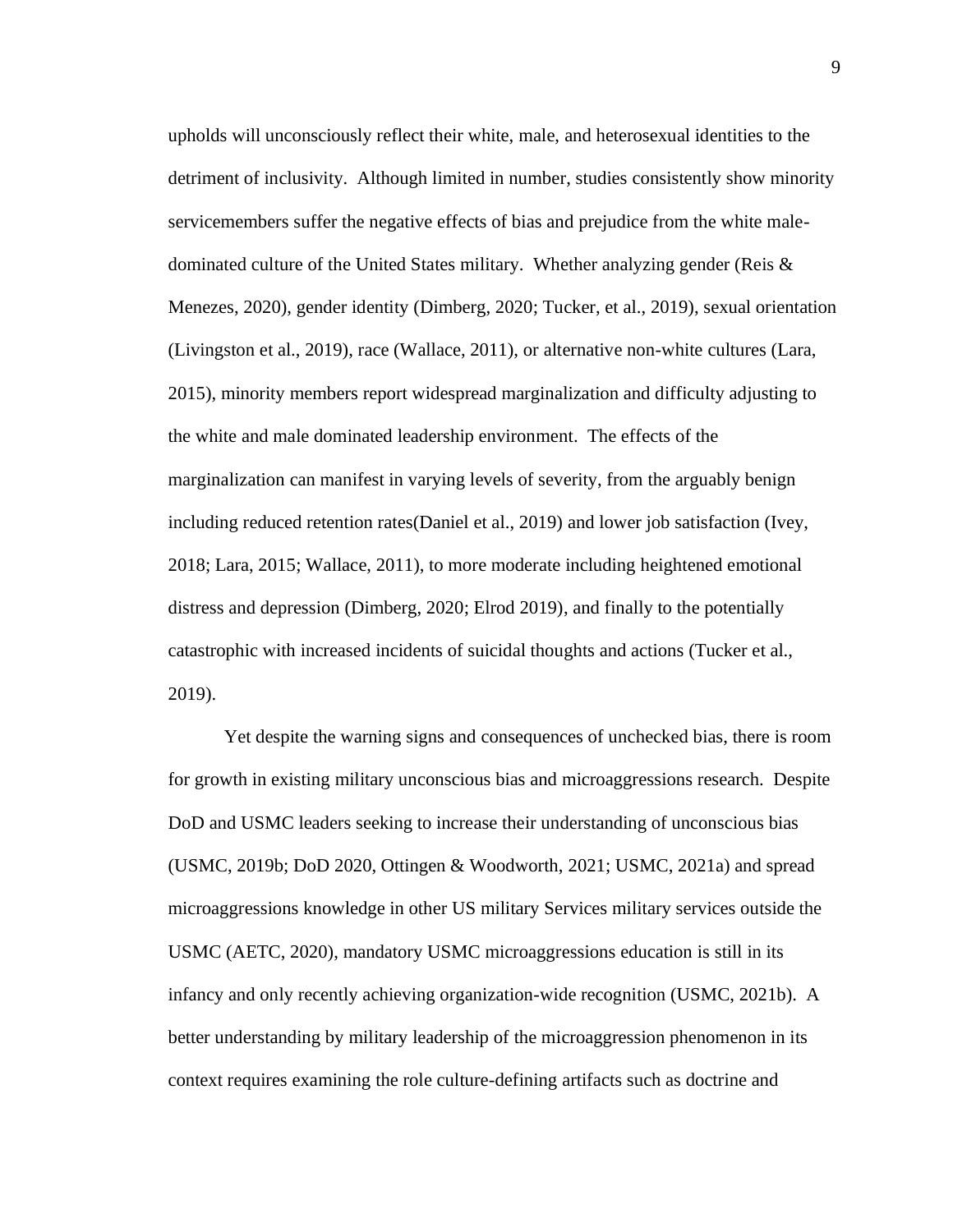upholds will unconsciously reflect their white, male, and heterosexual identities to the detriment of inclusivity. Although limited in number, studies consistently show minority servicemembers suffer the negative effects of bias and prejudice from the white male-dominated culture of the United States military. Whether analyzing gender (Reis & Menezes, 2020), gender identity (Dimberg, 2020; Tucker, et al., 2019), sexual orientation (Livingston et al., 2019), race (Wallace, 2011), or alternative non-white cultures (Lara, 2015), minority members report widespread marginalization and difficulty adjusting to the white and male dominated leadership environment. The effects of the marginalization can manifest in varying levels of severity, from the arguably benign including reduced retention rates(Daniel et al., 2019) and lower job satisfaction (Ivey, 2018; Lara, 2015; Wallace, 2011), to more moderate including heightened emotional distress and depression (Dimberg, 2020; Elrod 2019), and finally to the potentially catastrophic with increased incidents of suicidal thoughts and actions (Tucker et al., 2019).

Yet despite the warning signs and consequences of unchecked bias, there is room for growth in existing military unconscious bias and microaggressions research. Despite DoD and USMC leaders seeking to increase their understanding of unconscious bias (USMC, 2019b; DoD 2020, Ottingen & Woodworth, 2021; USMC, 2021a) and spread microaggressions knowledge in other US military Services military services outside the USMC (AETC, 2020), mandatory USMC microaggressions education is still in its infancy and only recently achieving organization-wide recognition (USMC, 2021b). A better understanding by military leadership of the microaggression phenomenon in its context requires examining the role culture-defining artifacts such as doctrine and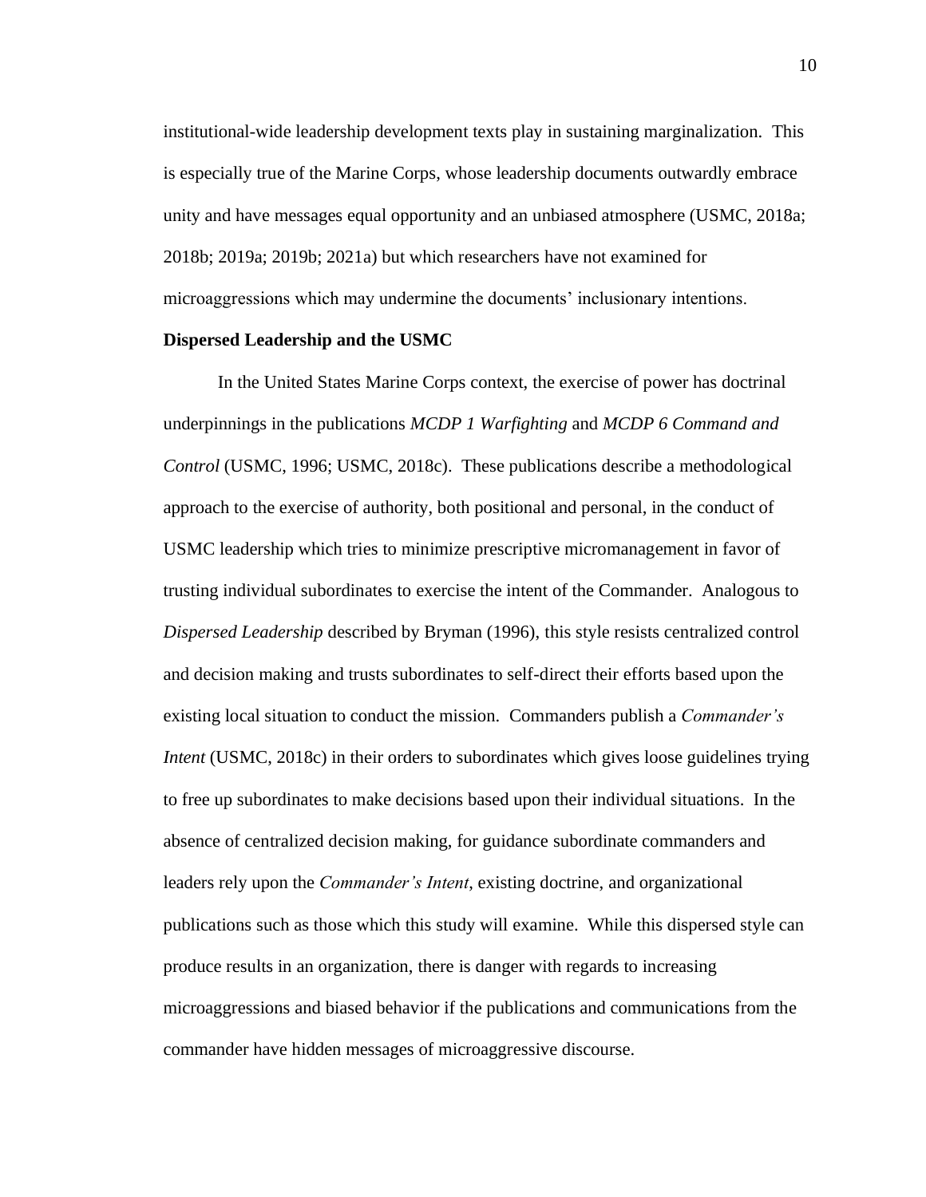institutional-wide leadership development texts play in sustaining marginalization. This is especially true of the Marine Corps, whose leadership documents outwardly embrace unity and have messages equal opportunity and an unbiased atmosphere (USMC, 2018a; 2018b; 2019a; 2019b; 2021a) but which researchers have not examined for microaggressions which may undermine the documents' inclusionary intentions.

**Dispersed Leadership and the USMC**

In the United States Marine Corps context, the exercise of power has doctrinal underpinnings in the publications *MCDP 1 Warfighting* and *MCDP 6 Command and Control* (USMC, 1996; USMC, 2018c). These publications describe a methodological approach to the exercise of authority, both positional and personal, in the conduct of USMC leadership which tries to minimize prescriptive micromanagement in favor of trusting individual subordinates to exercise the intent of the Commander. Analogous to *Dispersed Leadership* described by Bryman (1996), this style resists centralized control and decision making and trusts subordinates to self-direct their efforts based upon the existing local situation to conduct the mission. Commanders publish a *Commander's Intent* (USMC, 2018c) in their orders to subordinates which gives loose guidelines trying to free up subordinates to make decisions based upon their individual situations. In the absence of centralized decision making, for guidance subordinate commanders and leaders rely upon the *Commander's Intent*, existing doctrine, and organizational publications such as those which this study will examine. While this dispersed style can produce results in an organization, there is danger with regards to increasing microaggressions and biased behavior if the publications and communications from the commander have hidden messages of microaggressive discourse.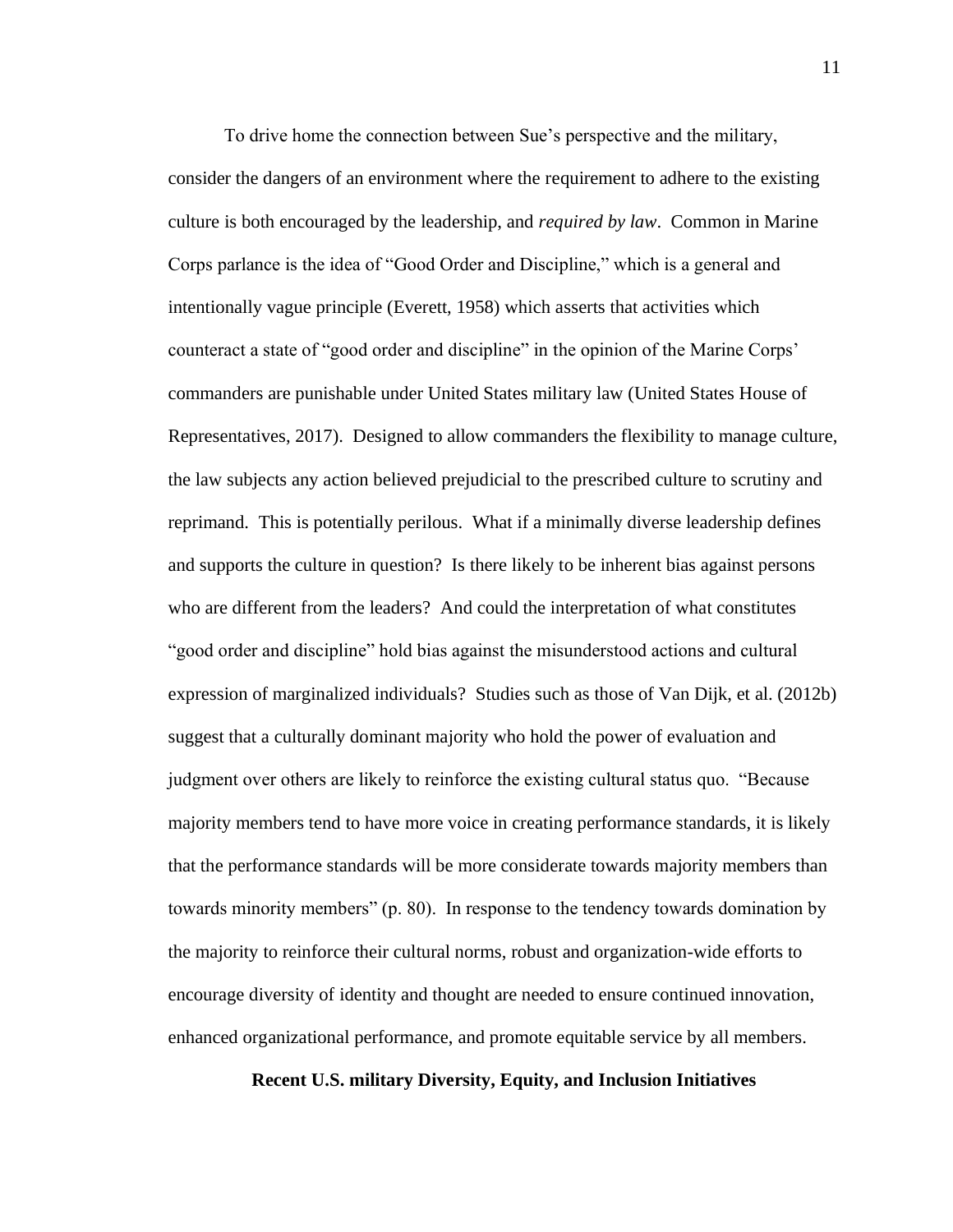To drive home the connection between Sue's perspective and the military, consider the dangers of an environment where the requirement to adhere to the existing culture is both encouraged by the leadership, and *required by law*. Common in Marine Corps parlance is the idea of "Good Order and Discipline," which is a general and intentionally vague principle (Everett, 1958) which asserts that activities which counteract a state of "good order and discipline" in the opinion of the Marine Corps' commanders are punishable under United States military law (United States House of Representatives, 2017). Designed to allow commanders the flexibility to manage culture, the law subjects any action believed prejudicial to the prescribed culture to scrutiny and reprimand. This is potentially perilous. What if a minimally diverse leadership defines and supports the culture in question? Is there likely to be inherent bias against persons who are different from the leaders? And could the interpretation of what constitutes "good order and discipline" hold bias against the misunderstood actions and cultural expression of marginalized individuals? Studies such as those of Van Dijk, et al. (2012b) suggest that a culturally dominant majority who hold the power of evaluation and judgment over others are likely to reinforce the existing cultural status quo. "Because majority members tend to have more voice in creating performance standards, it is likely that the performance standards will be more considerate towards majority members than towards minority members" (p. 80). In response to the tendency towards domination by the majority to reinforce their cultural norms, robust and organization-wide efforts to encourage diversity of identity and thought are needed to ensure continued innovation, enhanced organizational performance, and promote equitable service by all members.

## Recent U.S. military Diversity, Equity, and Inclusion Initiatives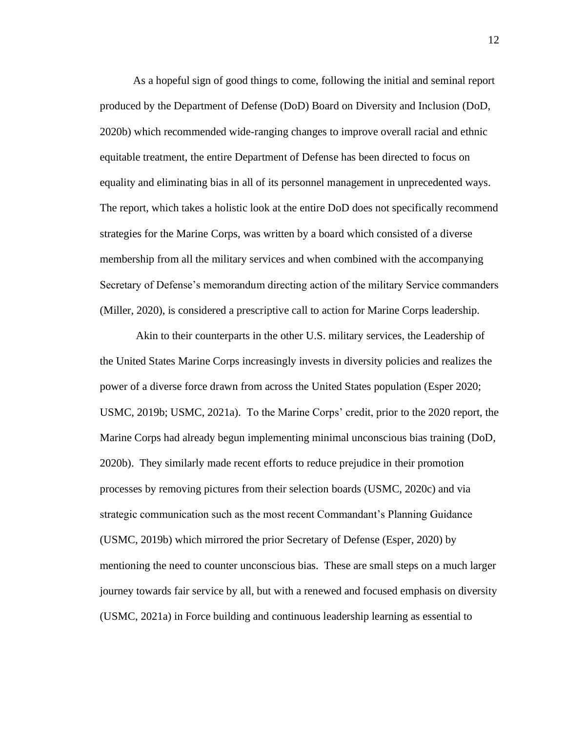As a hopeful sign of good things to come, following the initial and seminal report produced by the Department of Defense (DoD) Board on Diversity and Inclusion (DoD, 2020b) which recommended wide-ranging changes to improve overall racial and ethnic equitable treatment, the entire Department of Defense has been directed to focus on equality and eliminating bias in all of its personnel management in unprecedented ways. The report, which takes a holistic look at the entire DoD does not specifically recommend strategies for the Marine Corps, was written by a board which consisted of a diverse membership from all the military services and when combined with the accompanying Secretary of Defense's memorandum directing action of the military Service commanders (Miller, 2020), is considered a prescriptive call to action for Marine Corps leadership.

Akin to their counterparts in the other U.S. military services, the Leadership of the United States Marine Corps increasingly invests in diversity policies and realizes the power of a diverse force drawn from across the United States population (Esper 2020; USMC, 2019b; USMC, 2021a). To the Marine Corps' credit, prior to the 2020 report, the Marine Corps had already begun implementing minimal unconscious bias training (DoD, 2020b). They similarly made recent efforts to reduce prejudice in their promotion processes by removing pictures from their selection boards (USMC, 2020c) and via strategic communication such as the most recent Commandant's Planning Guidance (USMC, 2019b) which mirrored the prior Secretary of Defense (Esper, 2020) by mentioning the need to counter unconscious bias. These are small steps on a much larger journey towards fair service by all, but with a renewed and focused emphasis on diversity (USMC, 2021a) in Force building and continuous leadership learning as essential to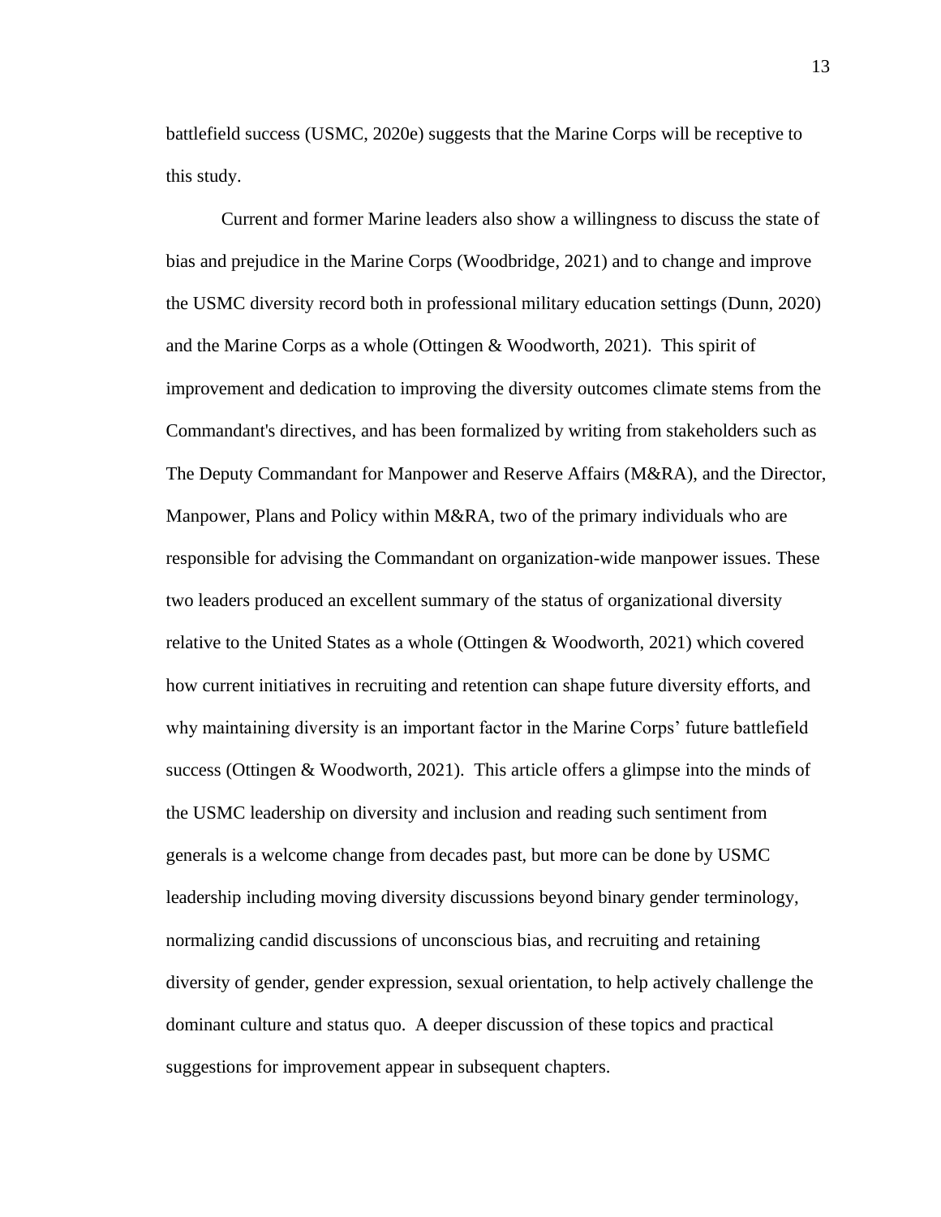battlefield success (USMC, 2020e) suggests that the Marine Corps will be receptive to this study.

Current and former Marine leaders also show a willingness to discuss the state of bias and prejudice in the Marine Corps (Woodbridge, 2021) and to change and improve the USMC diversity record both in professional military education settings (Dunn, 2020) and the Marine Corps as a whole (Ottingen & Woodworth, 2021). This spirit of improvement and dedication to improving the diversity outcomes climate stems from the Commandant's directives, and has been formalized by writing from stakeholders such as The Deputy Commandant for Manpower and Reserve Affairs (M&RA), and the Director, Manpower, Plans and Policy within M&RA, two of the primary individuals who are responsible for advising the Commandant on organization-wide manpower issues. These two leaders produced an excellent summary of the status of organizational diversity relative to the United States as a whole (Ottingen & Woodworth, 2021) which covered how current initiatives in recruiting and retention can shape future diversity efforts, and why maintaining diversity is an important factor in the Marine Corps' future battlefield success (Ottingen & Woodworth, 2021). This article offers a glimpse into the minds of the USMC leadership on diversity and inclusion and reading such sentiment from generals is a welcome change from decades past, but more can be done by USMC leadership including moving diversity discussions beyond binary gender terminology, normalizing candid discussions of unconscious bias, and recruiting and retaining diversity of gender, gender expression, sexual orientation, to help actively challenge the dominant culture and status quo. A deeper discussion of these topics and practical suggestions for improvement appear in subsequent chapters.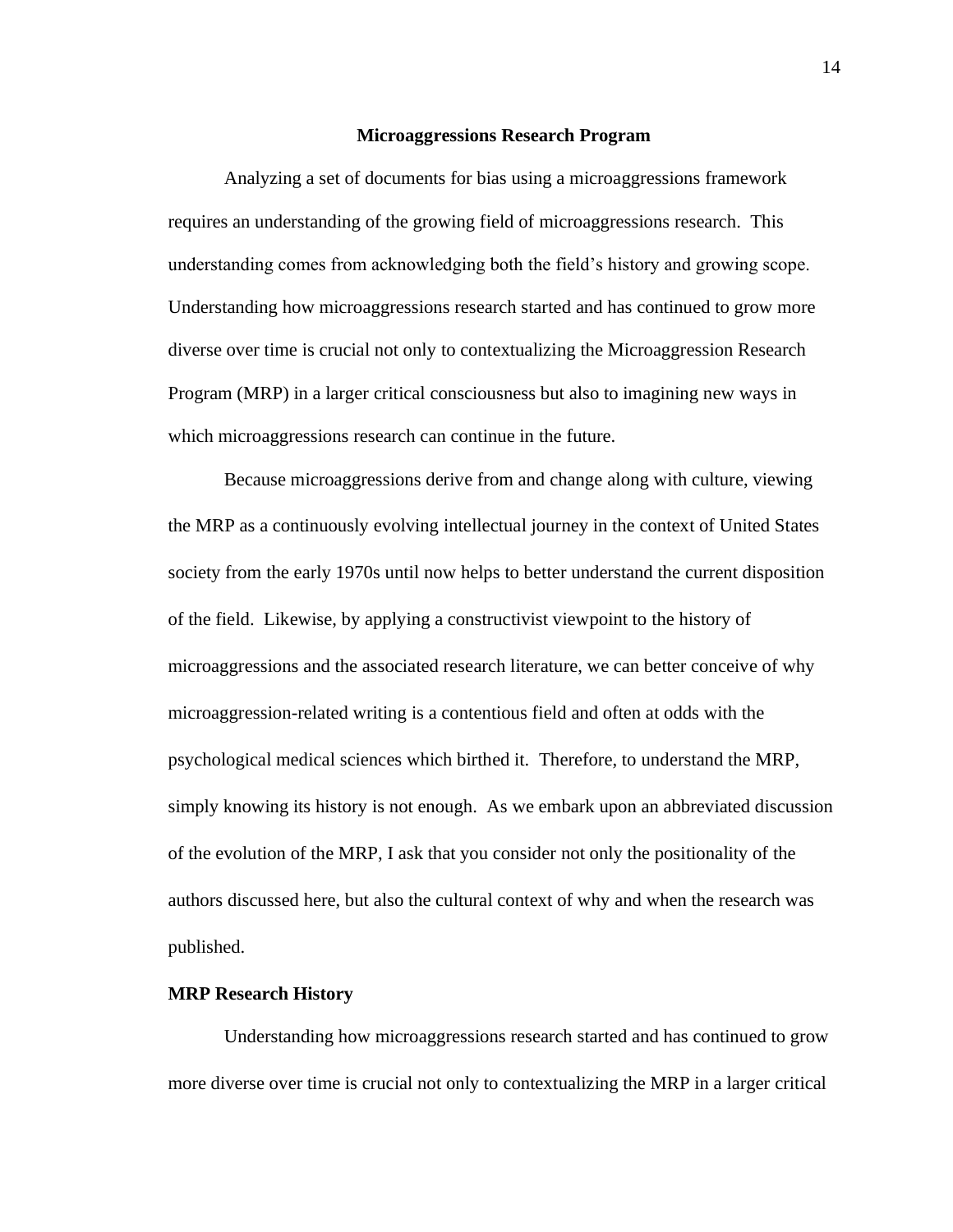## Microaggressions Research Program

Analyzing a set of documents for bias using a microaggressions framework requires an understanding of the growing field of microaggressions research. This understanding comes from acknowledging both the field's history and growing scope. Understanding how microaggressions research started and has continued to grow more diverse over time is crucial not only to contextualizing the Microaggression Research Program (MRP) in a larger critical consciousness but also to imagining new ways in which microaggressions research can continue in the future.

Because microaggressions derive from and change along with culture, viewing the MRP as a continuously evolving intellectual journey in the context of United States society from the early 1970s until now helps to better understand the current disposition of the field. Likewise, by applying a constructivist viewpoint to the history of microaggressions and the associated research literature, we can better conceive of why microaggression-related writing is a contentious field and often at odds with the psychological medical sciences which birthed it. Therefore, to understand the MRP, simply knowing its history is not enough. As we embark upon an abbreviated discussion of the evolution of the MRP, I ask that you consider not only the positionality of the authors discussed here, but also the cultural context of why and when the research was published.

### MRP Research History

Understanding how microaggressions research started and has continued to grow more diverse over time is crucial not only to contextualizing the MRP in a larger critical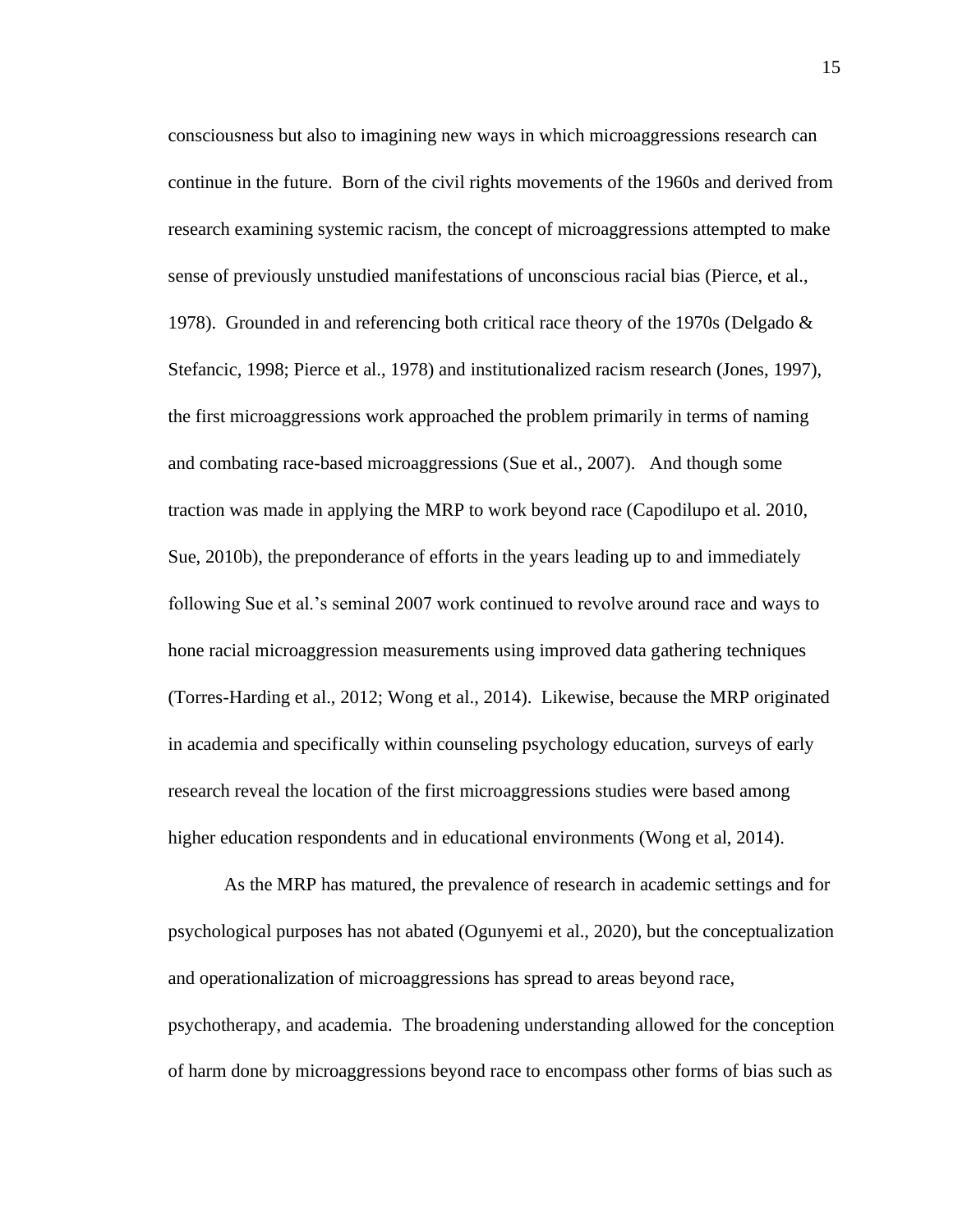consciousness but also to imagining new ways in which microaggressions research can continue in the future. Born of the civil rights movements of the 1960s and derived from research examining systemic racism, the concept of microaggressions attempted to make sense of previously unstudied manifestations of unconscious racial bias (Pierce, et al., 1978). Grounded in and referencing both critical race theory of the 1970s (Delgado & Stefancic, 1998; Pierce et al., 1978) and institutionalized racism research (Jones, 1997), the first microaggressions work approached the problem primarily in terms of naming and combating race-based microaggressions (Sue et al., 2007). And though some traction was made in applying the MRP to work beyond race (Capodilupo et al. 2010, Sue, 2010b), the preponderance of efforts in the years leading up to and immediately following Sue et al.'s seminal 2007 work continued to revolve around race and ways to hone racial microaggression measurements using improved data gathering techniques (Torres-Harding et al., 2012; Wong et al., 2014). Likewise, because the MRP originated in academia and specifically within counseling psychology education, surveys of early research reveal the location of the first microaggressions studies were based among higher education respondents and in educational environments (Wong et al, 2014).

As the MRP has matured, the prevalence of research in academic settings and for psychological purposes has not abated (Ogunyemi et al., 2020), but the conceptualization and operationalization of microaggressions has spread to areas beyond race, psychotherapy, and academia. The broadening understanding allowed for the conception of harm done by microaggressions beyond race to encompass other forms of bias such as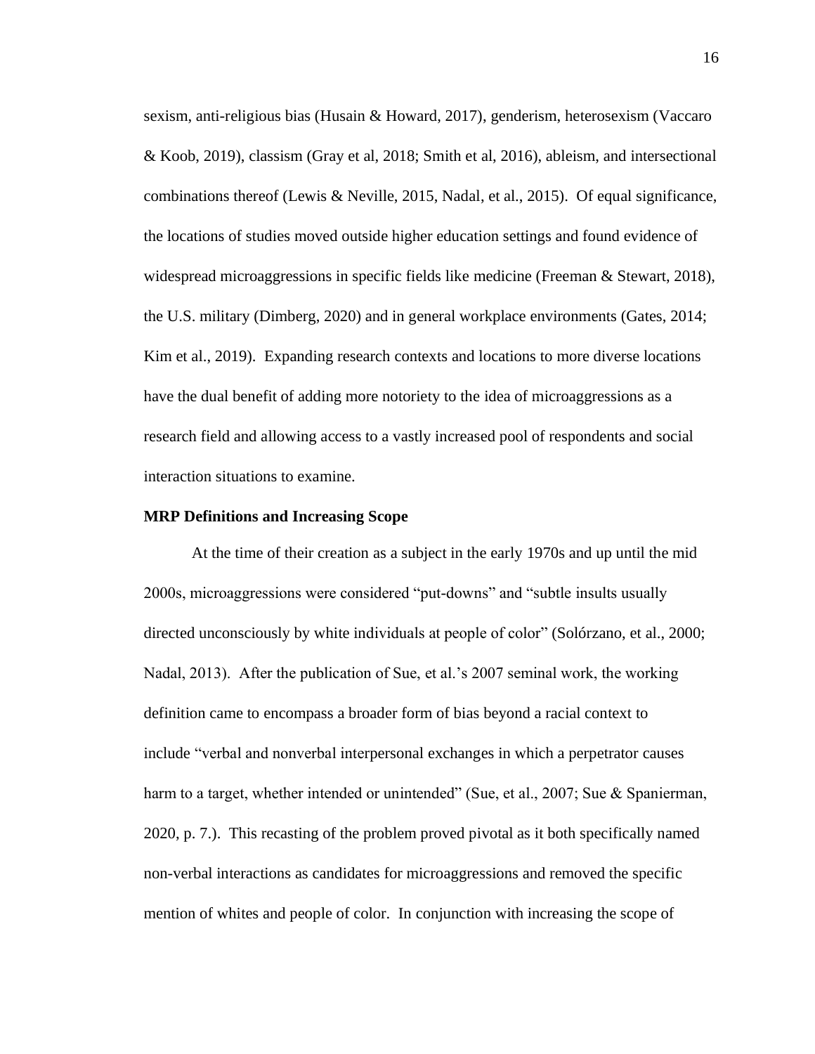sexism, anti-religious bias (Husain & Howard, 2017), genderism, heterosexism (Vaccaro & Koob, 2019), classism (Gray et al, 2018; Smith et al, 2016), ableism, and intersectional combinations thereof (Lewis & Neville, 2015, Nadal, et al., 2015). Of equal significance, the locations of studies moved outside higher education settings and found evidence of widespread microaggressions in specific fields like medicine (Freeman & Stewart, 2018), the U.S. military (Dimberg, 2020) and in general workplace environments (Gates, 2014; Kim et al., 2019). Expanding research contexts and locations to more diverse locations have the dual benefit of adding more notoriety to the idea of microaggressions as a research field and allowing access to a vastly increased pool of respondents and social interaction situations to examine.

**MRP Definitions and Increasing Scope**

At the time of their creation as a subject in the early 1970s and up until the mid 2000s, microaggressions were considered "put-downs" and "subtle insults usually directed unconsciously by white individuals at people of color" (Solórzano, et al., 2000; Nadal, 2013). After the publication of Sue, et al.'s 2007 seminal work, the working definition came to encompass a broader form of bias beyond a racial context to include "verbal and nonverbal interpersonal exchanges in which a perpetrator causes harm to a target, whether intended or unintended" (Sue, et al., 2007; Sue & Spanierman, 2020, p. 7.). This recasting of the problem proved pivotal as it both specifically named non-verbal interactions as candidates for microaggressions and removed the specific mention of whites and people of color. In conjunction with increasing the scope of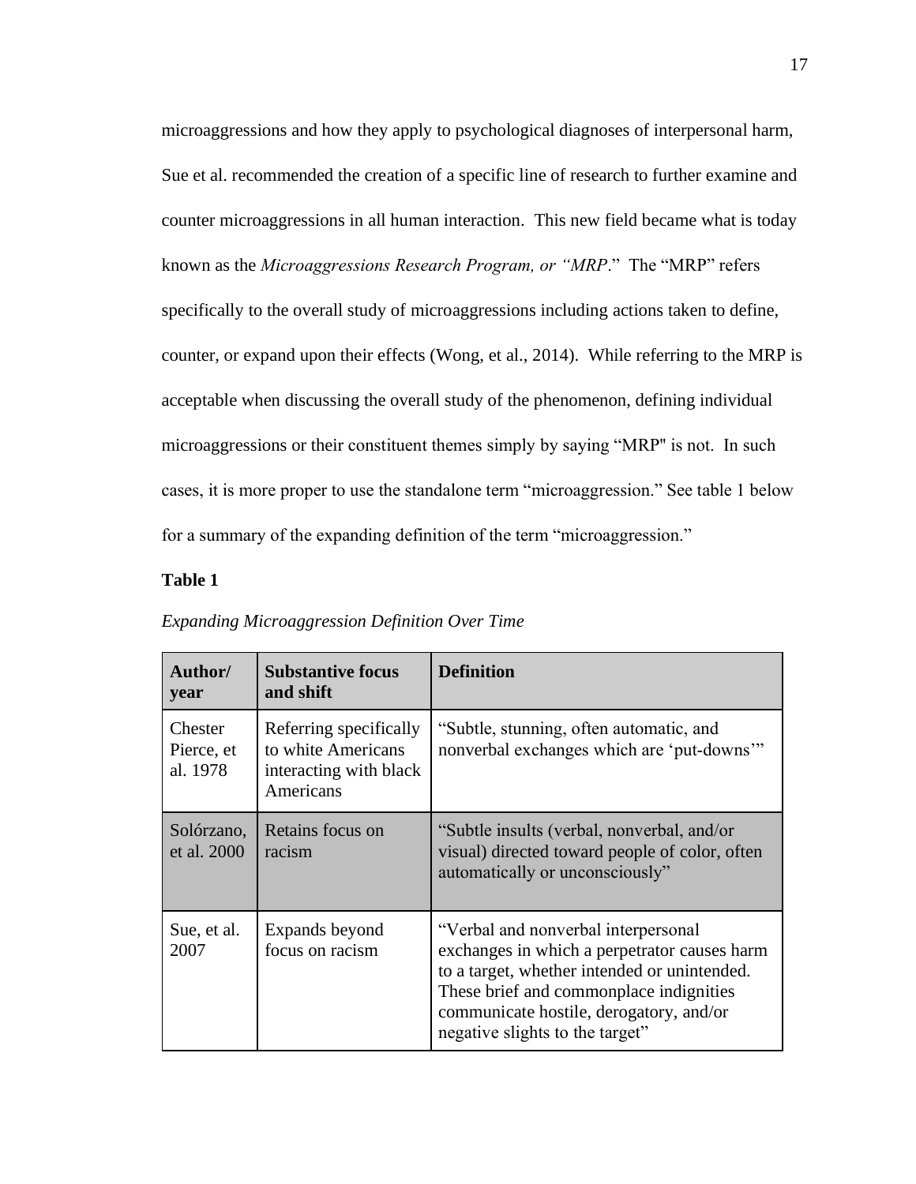microaggressions and how they apply to psychological diagnoses of interpersonal harm, Sue et al. recommended the creation of a specific line of research to further examine and counter microaggressions in all human interaction. This new field became what is today known as the *Microaggressions Research Program, or "MRP*." The "MRP" refers specifically to the overall study of microaggressions including actions taken to define, counter, or expand upon their effects (Wong, et al., 2014). While referring to the MRP is acceptable when discussing the overall study of the phenomenon, defining individual microaggressions or their constituent themes simply by saying "MRP" is not. In such cases, it is more proper to use the standalone term "microaggression." See table 1 below for a summary of the expanding definition of the term "microaggression."

**Table 1**

*Expanding Microaggression Definition Over Time*

| Author/ year | Substantive focus and shift | Definition |
|---|---|---|
| Chester Pierce, et al. 1978 | Referring specifically to white Americans interacting with black Americans | "Subtle, stunning, often automatic, and nonverbal exchanges which are 'put-downs'" |
| Solórzano, et al. 2000 | Retains focus on racism | "Subtle insults (verbal, nonverbal, and/or visual) directed toward people of color, often automatically or unconsciously" |
| Sue, et al. 2007 | Expands beyond focus on racism | "Verbal and nonverbal interpersonal exchanges in which a perpetrator causes harm to a target, whether intended or unintended. These brief and commonplace indignities communicate hostile, derogatory, and/or negative slights to the target" |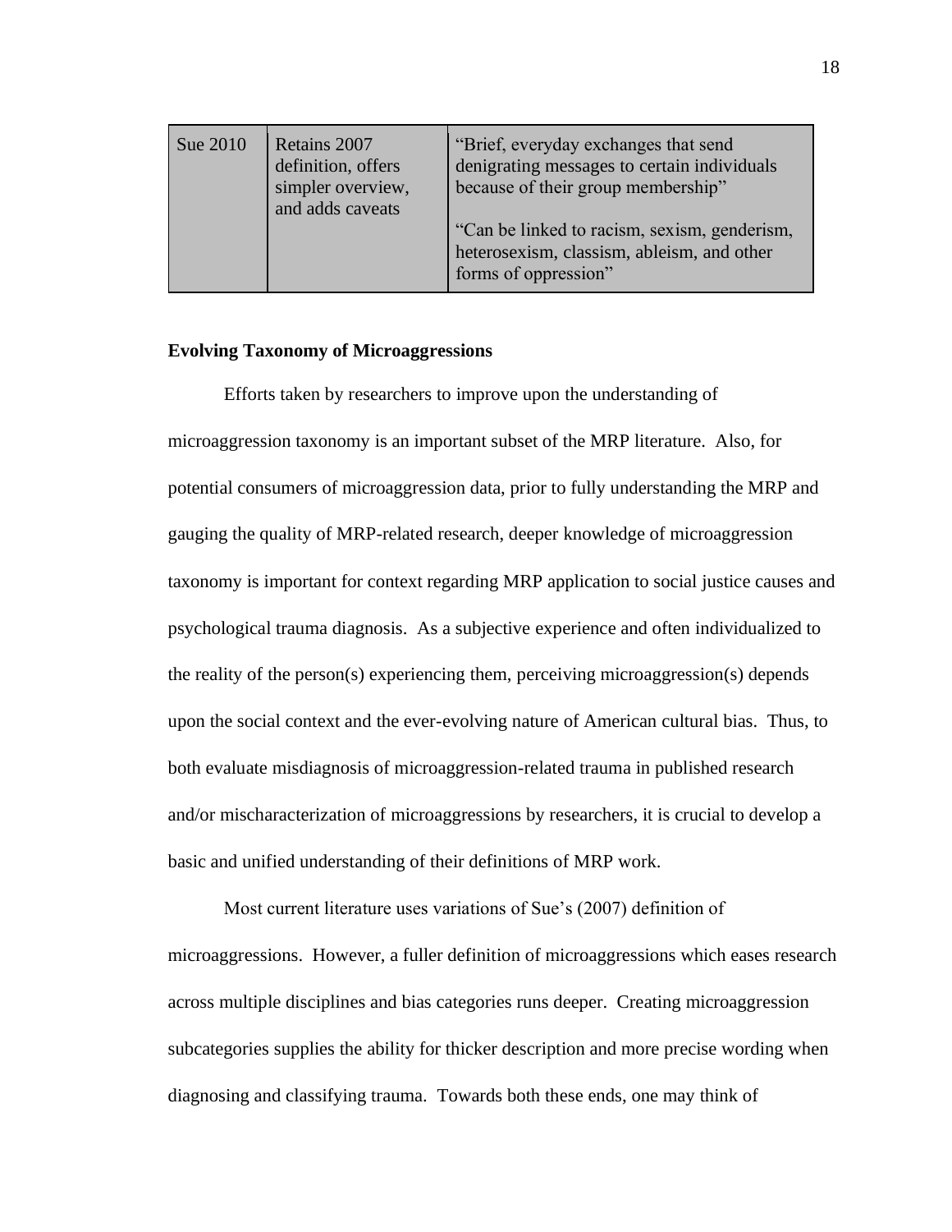| Sue 2010 | Retains 2007 definition, offers simpler overview, and adds caveats | "Brief, everyday exchanges that send denigrating messages to certain individuals because of their group membership"<br><br>"Can be linked to racism, sexism, genderism, heterosexism, classism, ableism, and other forms of oppression" |
|---|---|---|

**Evolving Taxonomy of Microaggressions**

Efforts taken by researchers to improve upon the understanding of microaggression taxonomy is an important subset of the MRP literature. Also, for potential consumers of microaggression data, prior to fully understanding the MRP and gauging the quality of MRP-related research, deeper knowledge of microaggression taxonomy is important for context regarding MRP application to social justice causes and psychological trauma diagnosis. As a subjective experience and often individualized to the reality of the person(s) experiencing them, perceiving microaggression(s) depends upon the social context and the ever-evolving nature of American cultural bias. Thus, to both evaluate misdiagnosis of microaggression-related trauma in published research and/or mischaracterization of microaggressions by researchers, it is crucial to develop a basic and unified understanding of their definitions of MRP work.

Most current literature uses variations of Sue's (2007) definition of microaggressions. However, a fuller definition of microaggressions which eases research across multiple disciplines and bias categories runs deeper. Creating microaggression subcategories supplies the ability for thicker description and more precise wording when diagnosing and classifying trauma. Towards both these ends, one may think of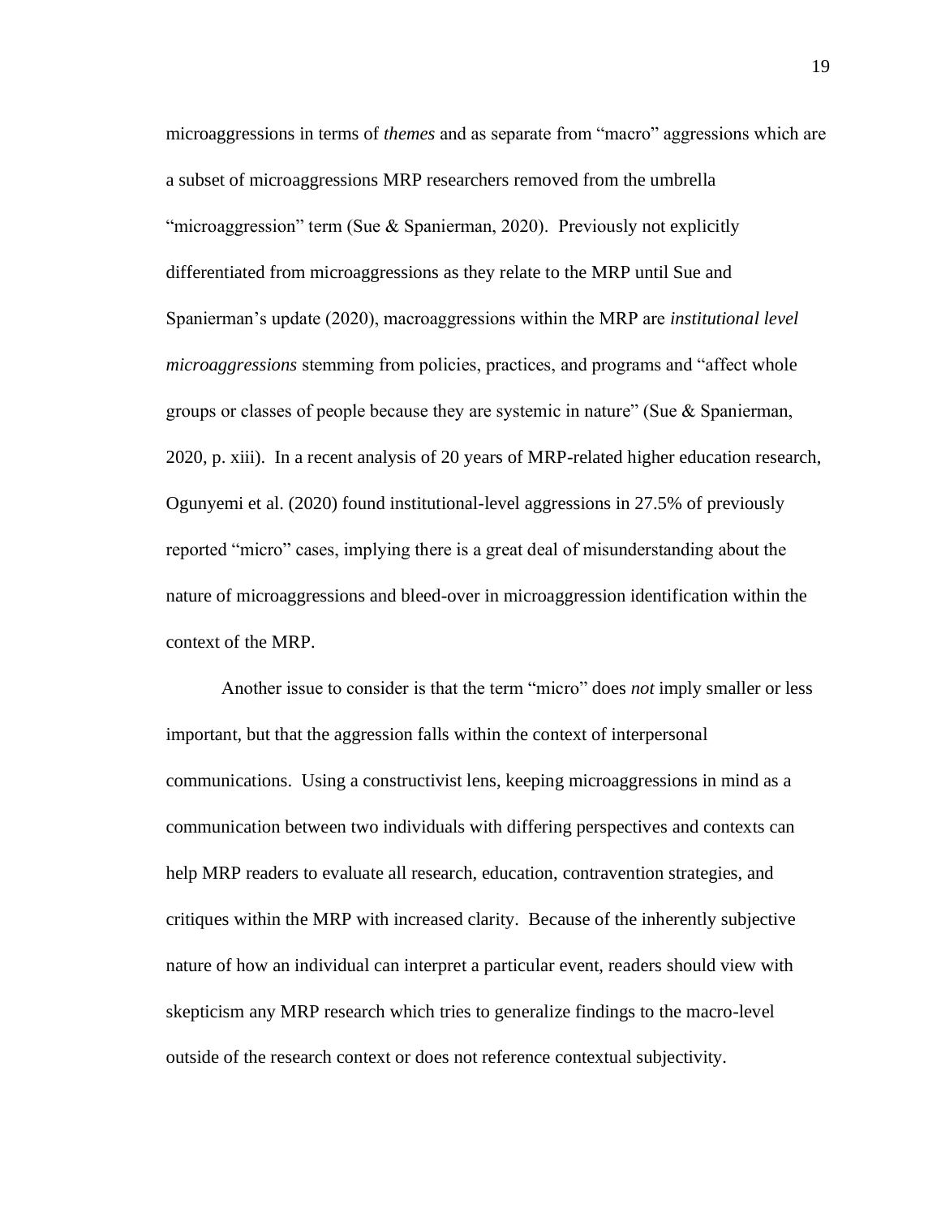microaggressions in terms of *themes* and as separate from "macro" aggressions which are a subset of microaggressions MRP researchers removed from the umbrella "microaggression" term (Sue & Spanierman, 2020). Previously not explicitly differentiated from microaggressions as they relate to the MRP until Sue and Spanierman's update (2020), macroaggressions within the MRP are *institutional level microaggressions* stemming from policies, practices, and programs and "affect whole groups or classes of people because they are systemic in nature" (Sue & Spanierman, 2020, p. xiii). In a recent analysis of 20 years of MRP-related higher education research, Ogunyemi et al. (2020) found institutional-level aggressions in 27.5% of previously reported "micro" cases, implying there is a great deal of misunderstanding about the nature of microaggressions and bleed-over in microaggression identification within the context of the MRP.

Another issue to consider is that the term "micro" does *not* imply smaller or less important, but that the aggression falls within the context of interpersonal communications. Using a constructivist lens, keeping microaggressions in mind as a communication between two individuals with differing perspectives and contexts can help MRP readers to evaluate all research, education, contravention strategies, and critiques within the MRP with increased clarity. Because of the inherently subjective nature of how an individual can interpret a particular event, readers should view with skepticism any MRP research which tries to generalize findings to the macro-level outside of the research context or does not reference contextual subjectivity.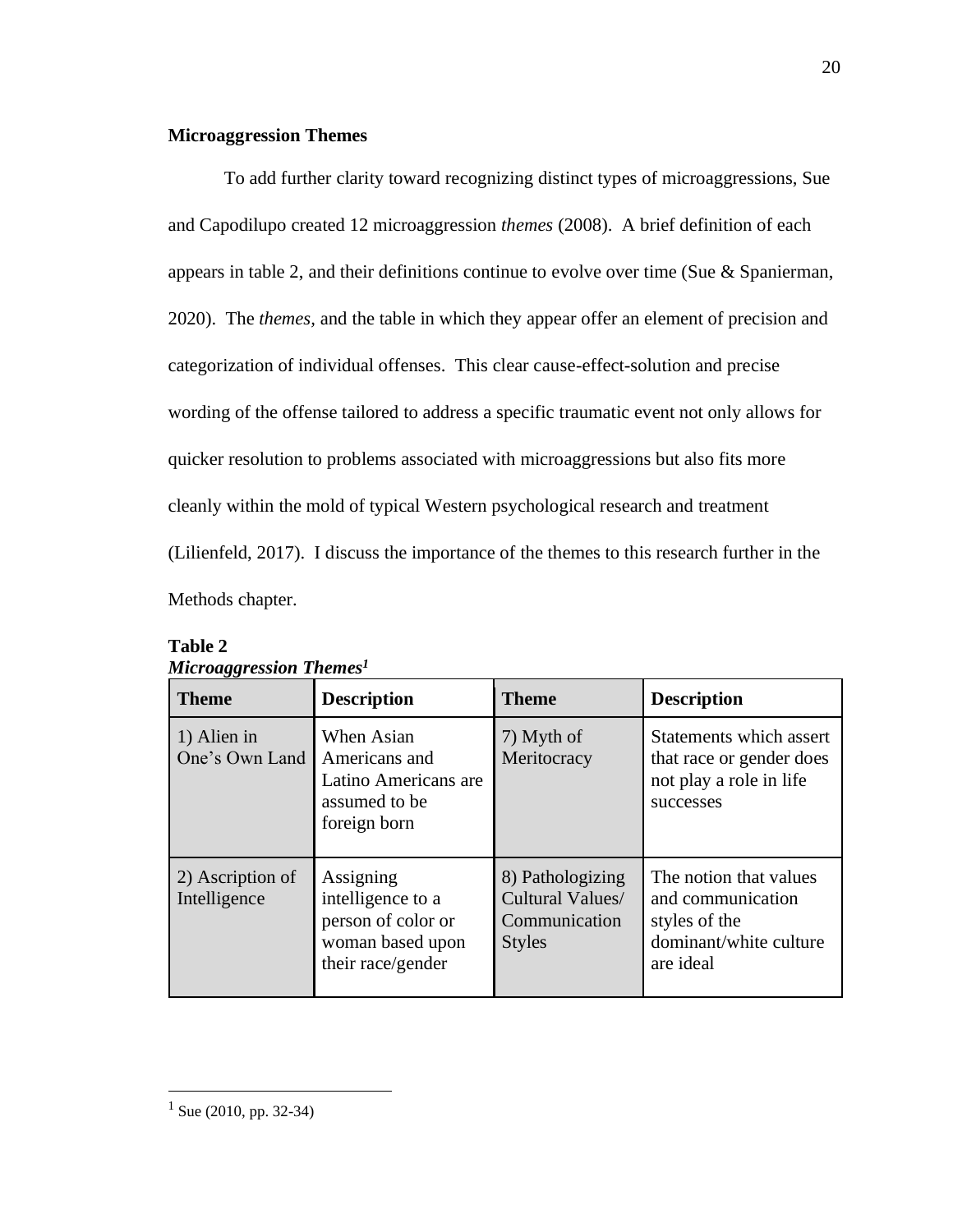**Microaggression Themes**

To add further clarity toward recognizing distinct types of microaggressions, Sue and Capodilupo created 12 microaggression *themes* (2008). A brief definition of each appears in table 2, and their definitions continue to evolve over time (Sue & Spanierman, 2020). The *themes*, and the table in which they appear offer an element of precision and categorization of individual offenses. This clear cause-effect-solution and precise wording of the offense tailored to address a specific traumatic event not only allows for quicker resolution to problems associated with microaggressions but also fits more cleanly within the mold of typical Western psychological research and treatment (Lilienfeld, 2017). I discuss the importance of the themes to this research further in the Methods chapter.

**Table 2**
***Microaggression Themes[1]***

| Theme | Description | Theme | Description |
|---|---|---|---|
| 1) Alien in One's Own Land | When Asian Americans and Latino Americans are assumed to be foreign born | 7) Myth of Meritocracy | Statements which assert that race or gender does not play a role in life successes |
| 2) Ascription of Intelligence | Assigning intelligence to a person of color or woman based upon their race/gender | 8) Pathologizing Cultural Values/ Communication Styles | The notion that values and communication styles of the dominant/white culture are ideal |

[1] Sue (2010, pp. 32-34)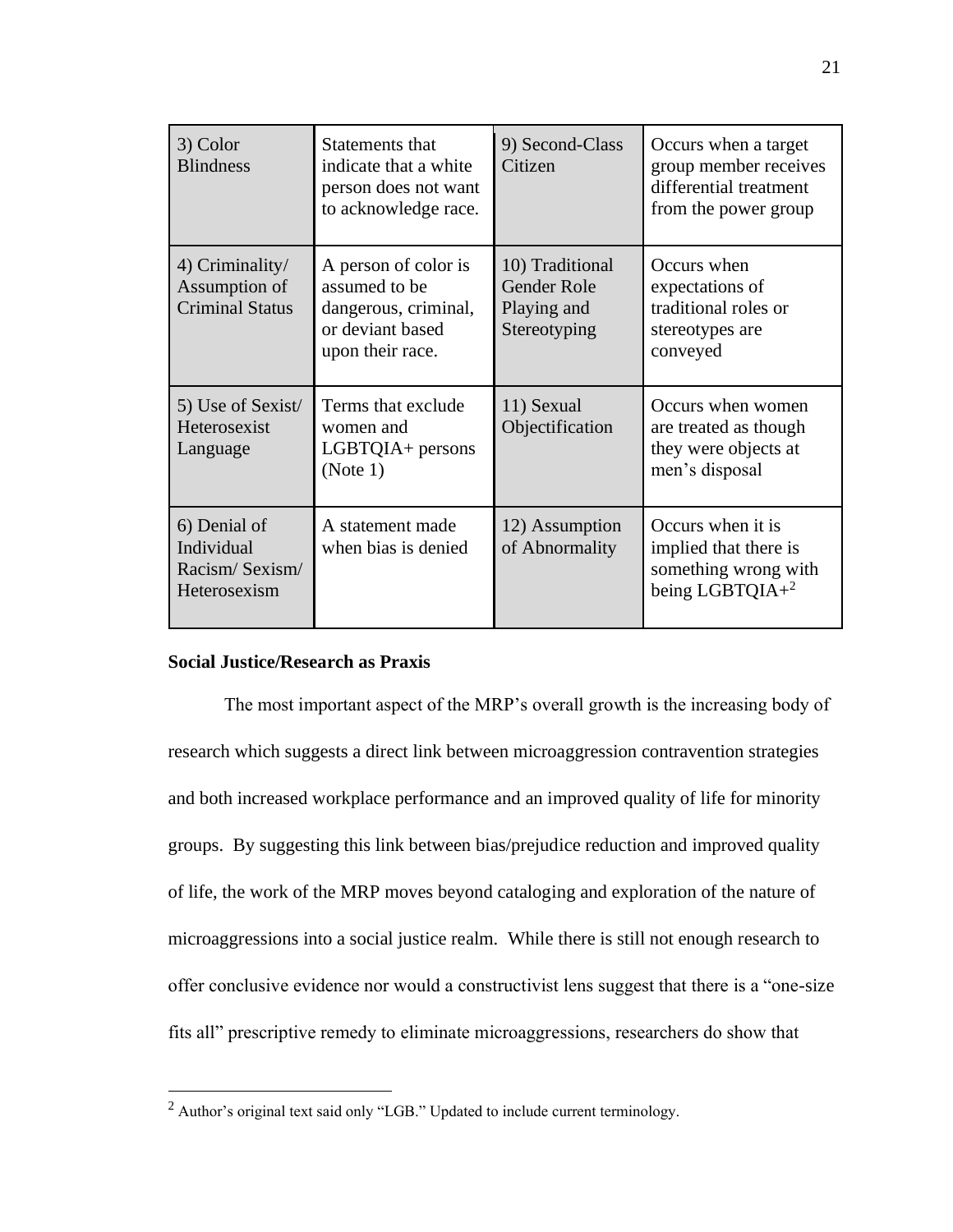| | | | |
|---|---|---|---|
| 3) Color Blindness | Statements that indicate that a white person does not want to acknowledge race. | 9) Second-Class Citizen | Occurs when a target group member receives differential treatment from the power group |
| 4) Criminality/ Assumption of Criminal Status | A person of color is assumed to be dangerous, criminal, or deviant based upon their race. | 10) Traditional Gender Role Playing and Stereotyping | Occurs when expectations of traditional roles or stereotypes are conveyed |
| 5) Use of Sexist/ Heterosexist Language | Terms that exclude women and LGBTQIA+ persons (Note 1) | 11) Sexual Objectification | Occurs when women are treated as though they were objects at men's disposal |
| 6) Denial of Individual Racism/ Sexism/ Heterosexism | A statement made when bias is denied | 12) Assumption of Abnormality | Occurs when it is implied that there is something wrong with being LGBTQIA+[2] |

**Social Justice/Research as Praxis**

The most important aspect of the MRP's overall growth is the increasing body of research which suggests a direct link between microaggression contravention strategies and both increased workplace performance and an improved quality of life for minority groups. By suggesting this link between bias/prejudice reduction and improved quality of life, the work of the MRP moves beyond cataloging and exploration of the nature of microaggressions into a social justice realm. While there is still not enough research to offer conclusive evidence nor would a constructivist lens suggest that there is a "one-size fits all" prescriptive remedy to eliminate microaggressions, researchers do show that

[2] Author's original text said only "LGB." Updated to include current terminology.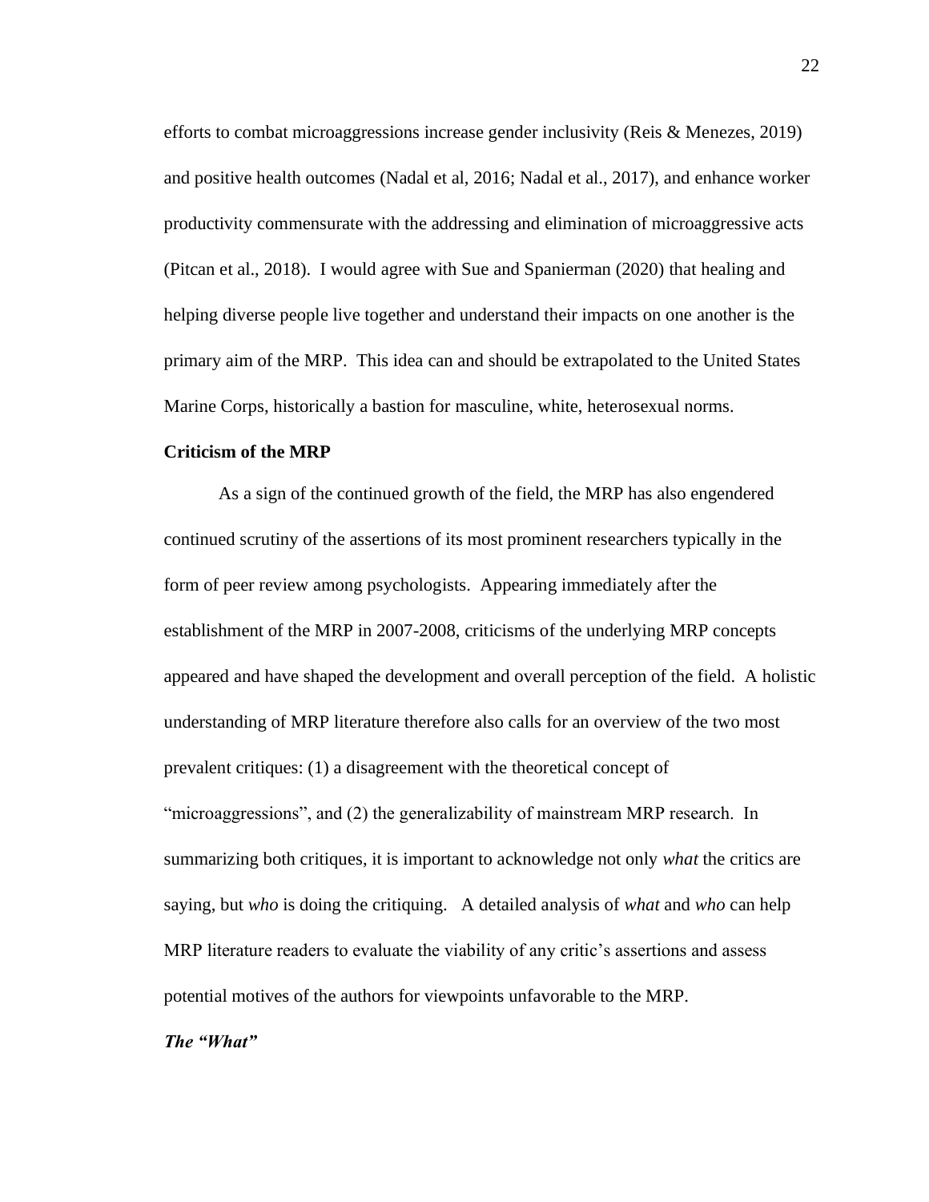efforts to combat microaggressions increase gender inclusivity (Reis & Menezes, 2019) and positive health outcomes (Nadal et al, 2016; Nadal et al., 2017), and enhance worker productivity commensurate with the addressing and elimination of microaggressive acts (Pitcan et al., 2018). I would agree with Sue and Spanierman (2020) that healing and helping diverse people live together and understand their impacts on one another is the primary aim of the MRP. This idea can and should be extrapolated to the United States Marine Corps, historically a bastion for masculine, white, heterosexual norms.

**Criticism of the MRP**

As a sign of the continued growth of the field, the MRP has also engendered continued scrutiny of the assertions of its most prominent researchers typically in the form of peer review among psychologists. Appearing immediately after the establishment of the MRP in 2007-2008, criticisms of the underlying MRP concepts appeared and have shaped the development and overall perception of the field. A holistic understanding of MRP literature therefore also calls for an overview of the two most prevalent critiques: (1) a disagreement with the theoretical concept of "microaggressions", and (2) the generalizability of mainstream MRP research. In summarizing both critiques, it is important to acknowledge not only *what* the critics are saying, but *who* is doing the critiquing. A detailed analysis of *what* and *who* can help MRP literature readers to evaluate the viability of any critic's assertions and assess potential motives of the authors for viewpoints unfavorable to the MRP.

***The "What"***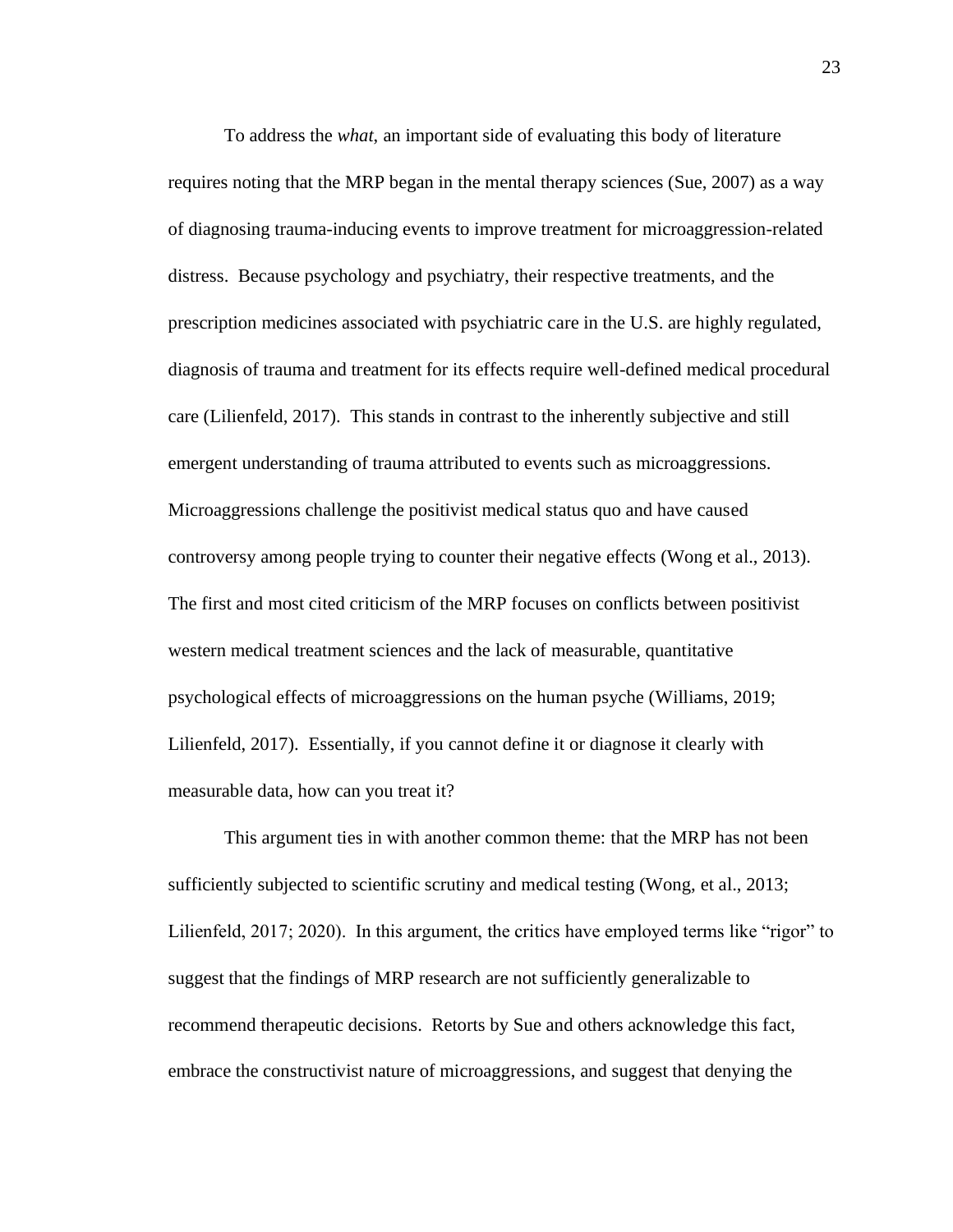To address the *what*, an important side of evaluating this body of literature requires noting that the MRP began in the mental therapy sciences (Sue, 2007) as a way of diagnosing trauma-inducing events to improve treatment for microaggression-related distress. Because psychology and psychiatry, their respective treatments, and the prescription medicines associated with psychiatric care in the U.S. are highly regulated, diagnosis of trauma and treatment for its effects require well-defined medical procedural care (Lilienfeld, 2017). This stands in contrast to the inherently subjective and still emergent understanding of trauma attributed to events such as microaggressions. Microaggressions challenge the positivist medical status quo and have caused controversy among people trying to counter their negative effects (Wong et al., 2013). The first and most cited criticism of the MRP focuses on conflicts between positivist western medical treatment sciences and the lack of measurable, quantitative psychological effects of microaggressions on the human psyche (Williams, 2019; Lilienfeld, 2017). Essentially, if you cannot define it or diagnose it clearly with measurable data, how can you treat it?

This argument ties in with another common theme: that the MRP has not been sufficiently subjected to scientific scrutiny and medical testing (Wong, et al., 2013; Lilienfeld, 2017; 2020). In this argument, the critics have employed terms like "rigor" to suggest that the findings of MRP research are not sufficiently generalizable to recommend therapeutic decisions. Retorts by Sue and others acknowledge this fact, embrace the constructivist nature of microaggressions, and suggest that denying the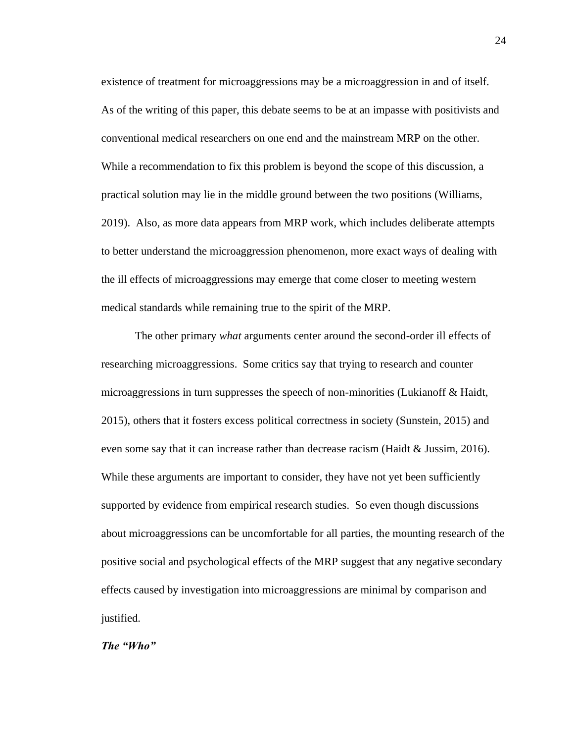existence of treatment for microaggressions may be a microaggression in and of itself. As of the writing of this paper, this debate seems to be at an impasse with positivists and conventional medical researchers on one end and the mainstream MRP on the other. While a recommendation to fix this problem is beyond the scope of this discussion, a practical solution may lie in the middle ground between the two positions (Williams, 2019). Also, as more data appears from MRP work, which includes deliberate attempts to better understand the microaggression phenomenon, more exact ways of dealing with the ill effects of microaggressions may emerge that come closer to meeting western medical standards while remaining true to the spirit of the MRP.

The other primary *what* arguments center around the second-order ill effects of researching microaggressions. Some critics say that trying to research and counter microaggressions in turn suppresses the speech of non-minorities (Lukianoff & Haidt, 2015), others that it fosters excess political correctness in society (Sunstein, 2015) and even some say that it can increase rather than decrease racism (Haidt & Jussim, 2016). While these arguments are important to consider, they have not yet been sufficiently supported by evidence from empirical research studies. So even though discussions about microaggressions can be uncomfortable for all parties, the mounting research of the positive social and psychological effects of the MRP suggest that any negative secondary effects caused by investigation into microaggressions are minimal by comparison and justified.

***The "Who"***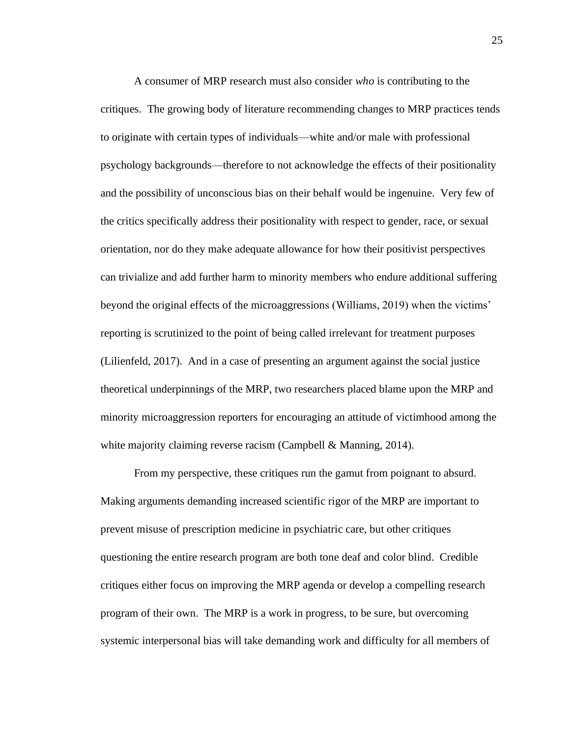A consumer of MRP research must also consider *who* is contributing to the critiques. The growing body of literature recommending changes to MRP practices tends to originate with certain types of individuals—white and/or male with professional psychology backgrounds—therefore to not acknowledge the effects of their positionality and the possibility of unconscious bias on their behalf would be ingenuine. Very few of the critics specifically address their positionality with respect to gender, race, or sexual orientation, nor do they make adequate allowance for how their positivist perspectives can trivialize and add further harm to minority members who endure additional suffering beyond the original effects of the microaggressions (Williams, 2019) when the victims' reporting is scrutinized to the point of being called irrelevant for treatment purposes (Lilienfeld, 2017). And in a case of presenting an argument against the social justice theoretical underpinnings of the MRP, two researchers placed blame upon the MRP and minority microaggression reporters for encouraging an attitude of victimhood among the white majority claiming reverse racism (Campbell & Manning, 2014).

From my perspective, these critiques run the gamut from poignant to absurd. Making arguments demanding increased scientific rigor of the MRP are important to prevent misuse of prescription medicine in psychiatric care, but other critiques questioning the entire research program are both tone deaf and color blind. Credible critiques either focus on improving the MRP agenda or develop a compelling research program of their own. The MRP is a work in progress, to be sure, but overcoming systemic interpersonal bias will take demanding work and difficulty for all members of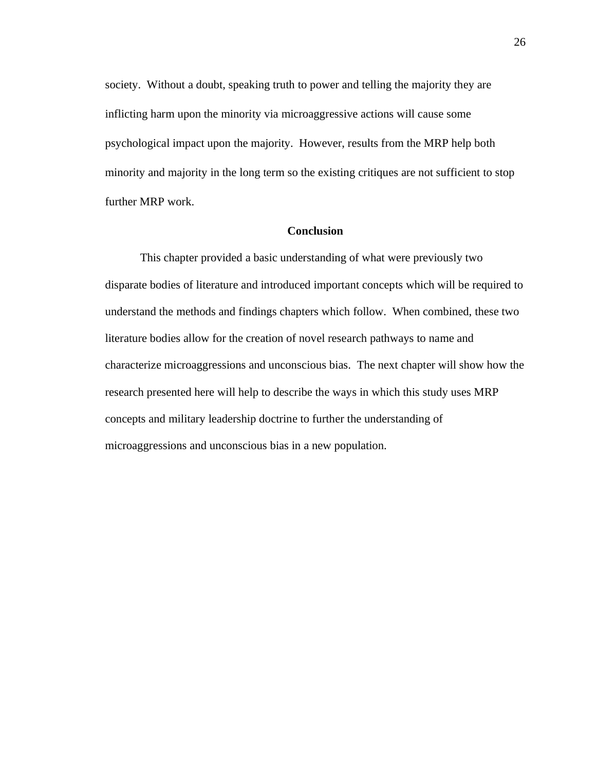society. Without a doubt, speaking truth to power and telling the majority they are inflicting harm upon the minority via microaggressive actions will cause some psychological impact upon the majority. However, results from the MRP help both minority and majority in the long term so the existing critiques are not sufficient to stop further MRP work.

## Conclusion

This chapter provided a basic understanding of what were previously two disparate bodies of literature and introduced important concepts which will be required to understand the methods and findings chapters which follow. When combined, these two literature bodies allow for the creation of novel research pathways to name and characterize microaggressions and unconscious bias. The next chapter will show how the research presented here will help to describe the ways in which this study uses MRP concepts and military leadership doctrine to further the understanding of microaggressions and unconscious bias in a new population.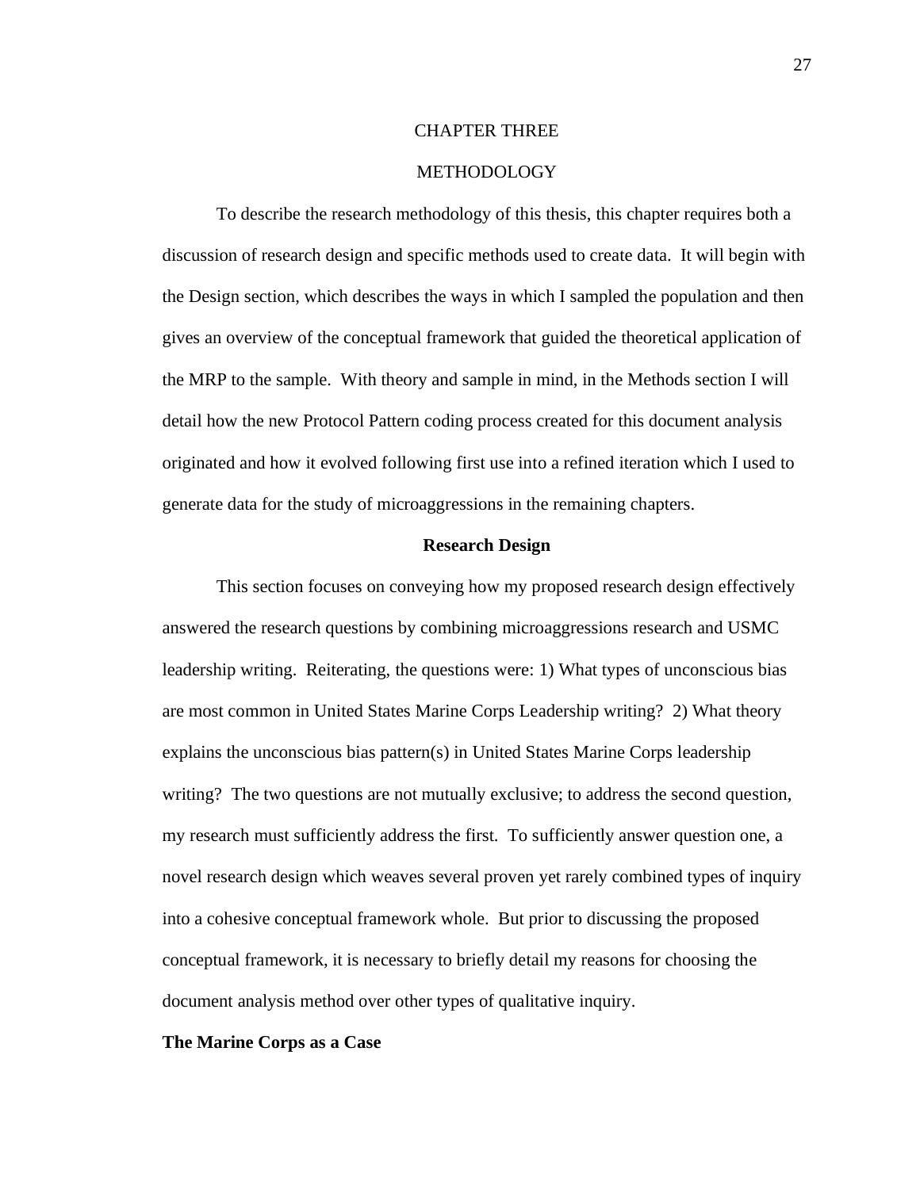# CHAPTER THREE

# METHODOLOGY

To describe the research methodology of this thesis, this chapter requires both a discussion of research design and specific methods used to create data. It will begin with the Design section, which describes the ways in which I sampled the population and then gives an overview of the conceptual framework that guided the theoretical application of the MRP to the sample. With theory and sample in mind, in the Methods section I will detail how the new Protocol Pattern coding process created for this document analysis originated and how it evolved following first use into a refined iteration which I used to generate data for the study of microaggressions in the remaining chapters.

## Research Design

This section focuses on conveying how my proposed research design effectively answered the research questions by combining microaggressions research and USMC leadership writing. Reiterating, the questions were: 1) What types of unconscious bias are most common in United States Marine Corps Leadership writing? 2) What theory explains the unconscious bias pattern(s) in United States Marine Corps leadership writing? The two questions are not mutually exclusive; to address the second question, my research must sufficiently address the first. To sufficiently answer question one, a novel research design which weaves several proven yet rarely combined types of inquiry into a cohesive conceptual framework whole. But prior to discussing the proposed conceptual framework, it is necessary to briefly detail my reasons for choosing the document analysis method over other types of qualitative inquiry.

### The Marine Corps as a Case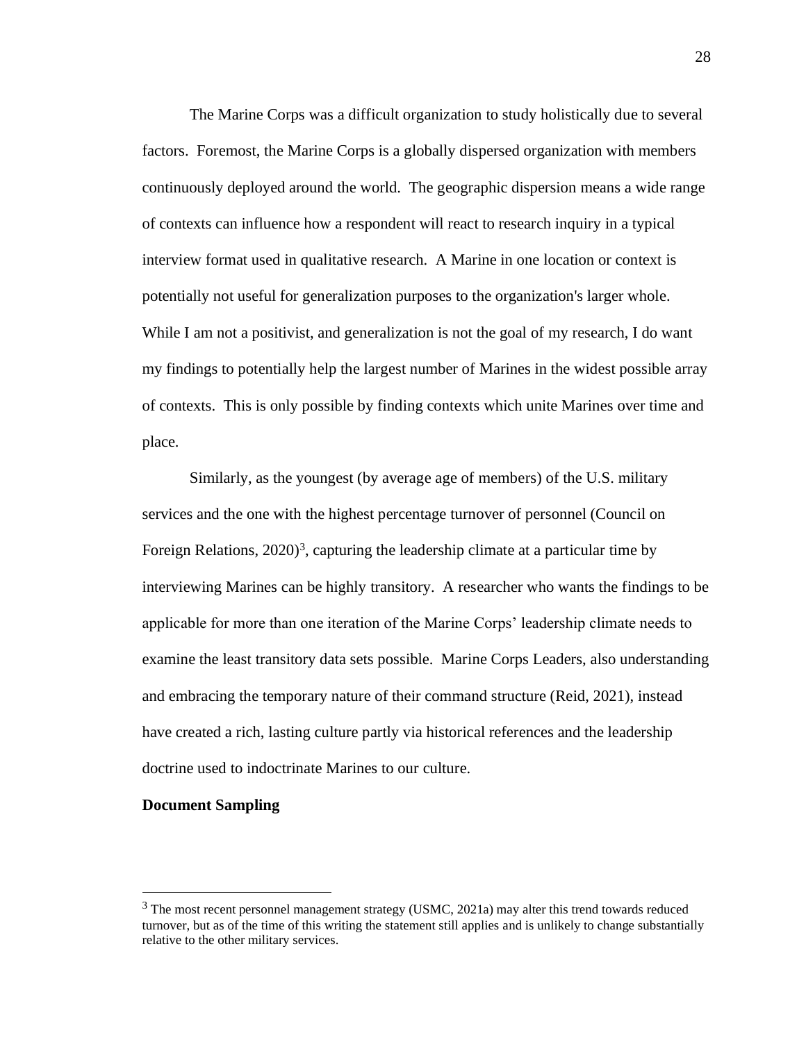The Marine Corps was a difficult organization to study holistically due to several factors. Foremost, the Marine Corps is a globally dispersed organization with members continuously deployed around the world. The geographic dispersion means a wide range of contexts can influence how a respondent will react to research inquiry in a typical interview format used in qualitative research. A Marine in one location or context is potentially not useful for generalization purposes to the organization's larger whole. While I am not a positivist, and generalization is not the goal of my research, I do want my findings to potentially help the largest number of Marines in the widest possible array of contexts. This is only possible by finding contexts which unite Marines over time and place.

Similarly, as the youngest (by average age of members) of the U.S. military services and the one with the highest percentage turnover of personnel (Council on Foreign Relations, 2020)[3], capturing the leadership climate at a particular time by interviewing Marines can be highly transitory. A researcher who wants the findings to be applicable for more than one iteration of the Marine Corps' leadership climate needs to examine the least transitory data sets possible. Marine Corps Leaders, also understanding and embracing the temporary nature of their command structure (Reid, 2021), instead have created a rich, lasting culture partly via historical references and the leadership doctrine used to indoctrinate Marines to our culture.

**Document Sampling**

---

[3] The most recent personnel management strategy (USMC, 2021a) may alter this trend towards reduced turnover, but as of the time of this writing the statement still applies and is unlikely to change substantially relative to the other military services.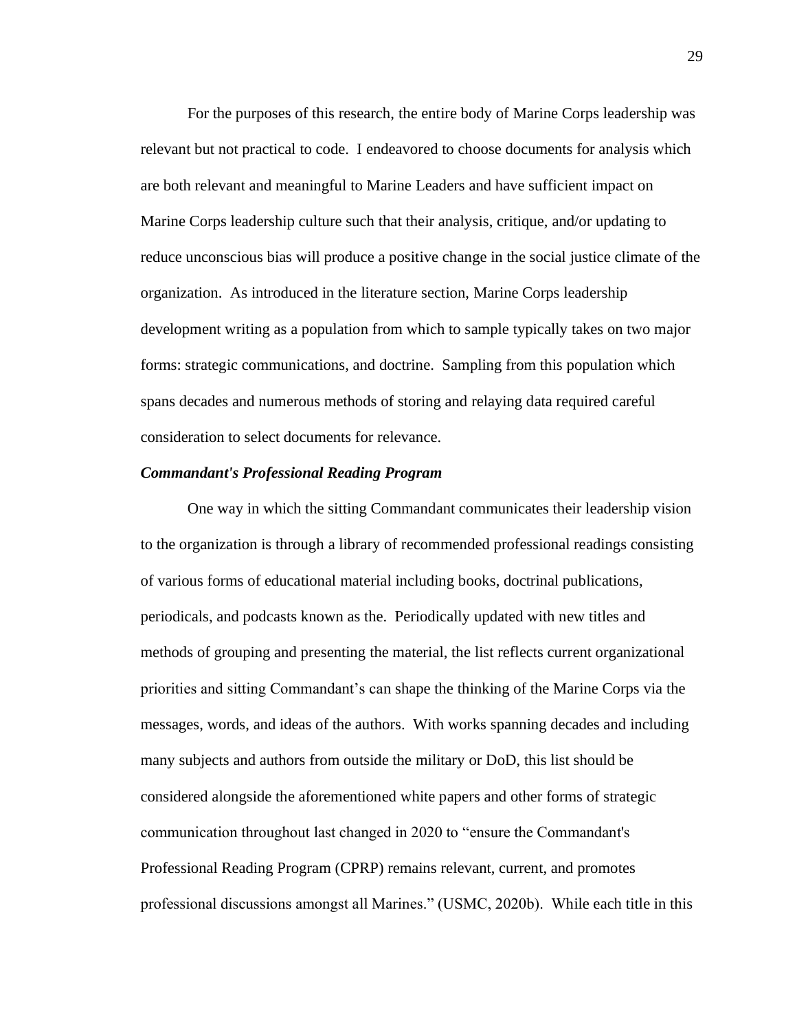For the purposes of this research, the entire body of Marine Corps leadership was relevant but not practical to code. I endeavored to choose documents for analysis which are both relevant and meaningful to Marine Leaders and have sufficient impact on Marine Corps leadership culture such that their analysis, critique, and/or updating to reduce unconscious bias will produce a positive change in the social justice climate of the organization. As introduced in the literature section, Marine Corps leadership development writing as a population from which to sample typically takes on two major forms: strategic communications, and doctrine. Sampling from this population which spans decades and numerous methods of storing and relaying data required careful consideration to select documents for relevance.

### *Commandant's Professional Reading Program*

One way in which the sitting Commandant communicates their leadership vision to the organization is through a library of recommended professional readings consisting of various forms of educational material including books, doctrinal publications, periodicals, and podcasts known as the. Periodically updated with new titles and methods of grouping and presenting the material, the list reflects current organizational priorities and sitting Commandant's can shape the thinking of the Marine Corps via the messages, words, and ideas of the authors. With works spanning decades and including many subjects and authors from outside the military or DoD, this list should be considered alongside the aforementioned white papers and other forms of strategic communication throughout last changed in 2020 to "ensure the Commandant's Professional Reading Program (CPRP) remains relevant, current, and promotes professional discussions amongst all Marines." (USMC, 2020b). While each title in this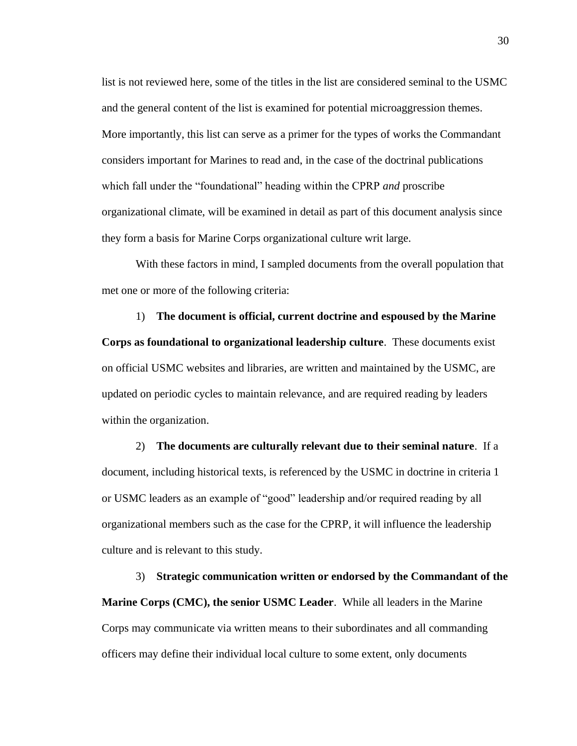list is not reviewed here, some of the titles in the list are considered seminal to the USMC and the general content of the list is examined for potential microaggression themes. More importantly, this list can serve as a primer for the types of works the Commandant considers important for Marines to read and, in the case of the doctrinal publications which fall under the "foundational" heading within the CPRP *and* proscribe organizational climate, will be examined in detail as part of this document analysis since they form a basis for Marine Corps organizational culture writ large.

With these factors in mind, I sampled documents from the overall population that met one or more of the following criteria:

1) **The document is official, current doctrine and espoused by the Marine Corps as foundational to organizational leadership culture**. These documents exist on official USMC websites and libraries, are written and maintained by the USMC, are updated on periodic cycles to maintain relevance, and are required reading by leaders within the organization.

2) **The documents are culturally relevant due to their seminal nature**. If a document, including historical texts, is referenced by the USMC in doctrine in criteria 1 or USMC leaders as an example of "good" leadership and/or required reading by all organizational members such as the case for the CPRP, it will influence the leadership culture and is relevant to this study.

3) **Strategic communication written or endorsed by the Commandant of the Marine Corps (CMC), the senior USMC Leader**. While all leaders in the Marine Corps may communicate via written means to their subordinates and all commanding officers may define their individual local culture to some extent, only documents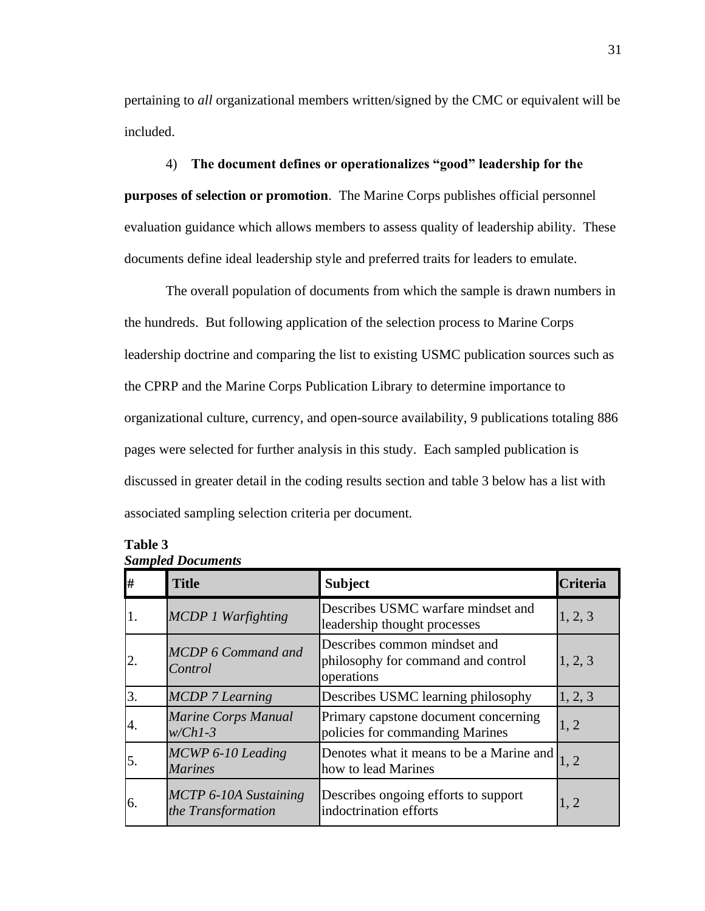pertaining to *all* organizational members written/signed by the CMC or equivalent will be included.

4) **The document defines or operationalizes "good" leadership for the purposes of selection or promotion**. The Marine Corps publishes official personnel evaluation guidance which allows members to assess quality of leadership ability. These documents define ideal leadership style and preferred traits for leaders to emulate.

The overall population of documents from which the sample is drawn numbers in the hundreds. But following application of the selection process to Marine Corps leadership doctrine and comparing the list to existing USMC publication sources such as the CPRP and the Marine Corps Publication Library to determine importance to organizational culture, currency, and open-source availability, 9 publications totaling 886 pages were selected for further analysis in this study. Each sampled publication is discussed in greater detail in the coding results section and table 3 below has a list with associated sampling selection criteria per document.

**Table 3**
***Sampled Documents***

| # | Title | Subject | Criteria |
|---|---|---|---|
| 1. | *MCDP 1 Warfighting* | Describes USMC warfare mindset and leadership thought processes | 1, 2, 3 |
| 2. | *MCDP 6 Command and Control* | Describes common mindset and philosophy for command and control operations | 1, 2, 3 |
| 3. | *MCDP 7 Learning* | Describes USMC learning philosophy | 1, 2, 3 |
| 4. | *Marine Corps Manual w/Ch1-3* | Primary capstone document concerning policies for commanding Marines | 1, 2 |
| 5. | *MCWP 6-10 Leading Marines* | Denotes what it means to be a Marine and how to lead Marines | 1, 2 |
| 6. | *MCTP 6-10A Sustaining the Transformation* | Describes ongoing efforts to support indoctrination efforts | 1, 2 |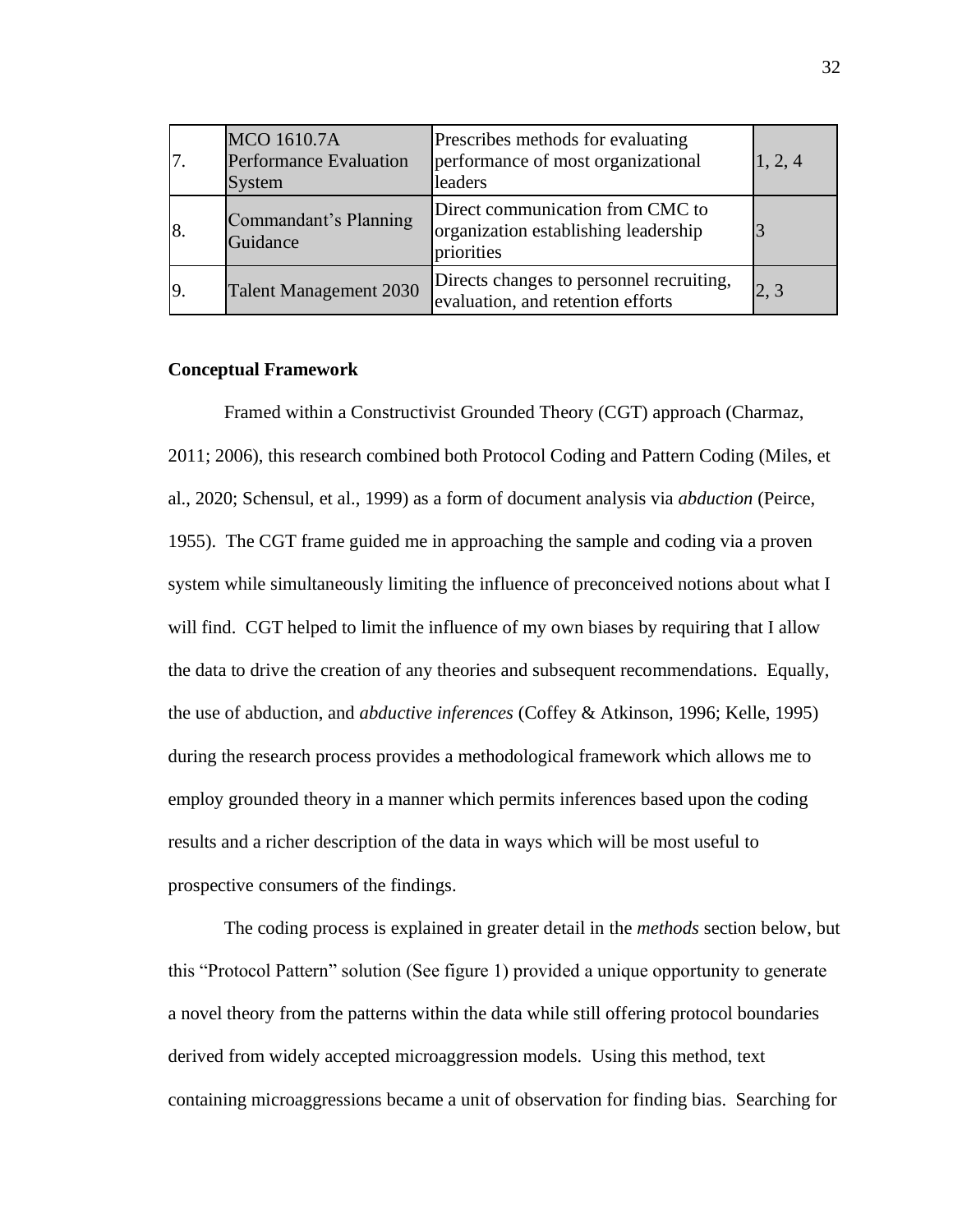| 7. | MCO 1610.7A Performance Evaluation System | Prescribes methods for evaluating performance of most organizational leaders | 1, 2, 4 |
|---|---|---|---|
| 8. | Commandant's Planning Guidance | Direct communication from CMC to organization establishing leadership priorities | 3 |
| 9. | Talent Management 2030 | Directs changes to personnel recruiting, evaluation, and retention efforts | 2, 3 |

**Conceptual Framework**

Framed within a Constructivist Grounded Theory (CGT) approach (Charmaz, 2011; 2006), this research combined both Protocol Coding and Pattern Coding (Miles, et al., 2020; Schensul, et al., 1999) as a form of document analysis via *abduction* (Peirce, 1955). The CGT frame guided me in approaching the sample and coding via a proven system while simultaneously limiting the influence of preconceived notions about what I will find. CGT helped to limit the influence of my own biases by requiring that I allow the data to drive the creation of any theories and subsequent recommendations. Equally, the use of abduction, and *abductive inferences* (Coffey & Atkinson, 1996; Kelle, 1995) during the research process provides a methodological framework which allows me to employ grounded theory in a manner which permits inferences based upon the coding results and a richer description of the data in ways which will be most useful to prospective consumers of the findings.

The coding process is explained in greater detail in the *methods* section below, but this "Protocol Pattern" solution (See figure 1) provided a unique opportunity to generate a novel theory from the patterns within the data while still offering protocol boundaries derived from widely accepted microaggression models. Using this method, text containing microaggressions became a unit of observation for finding bias. Searching for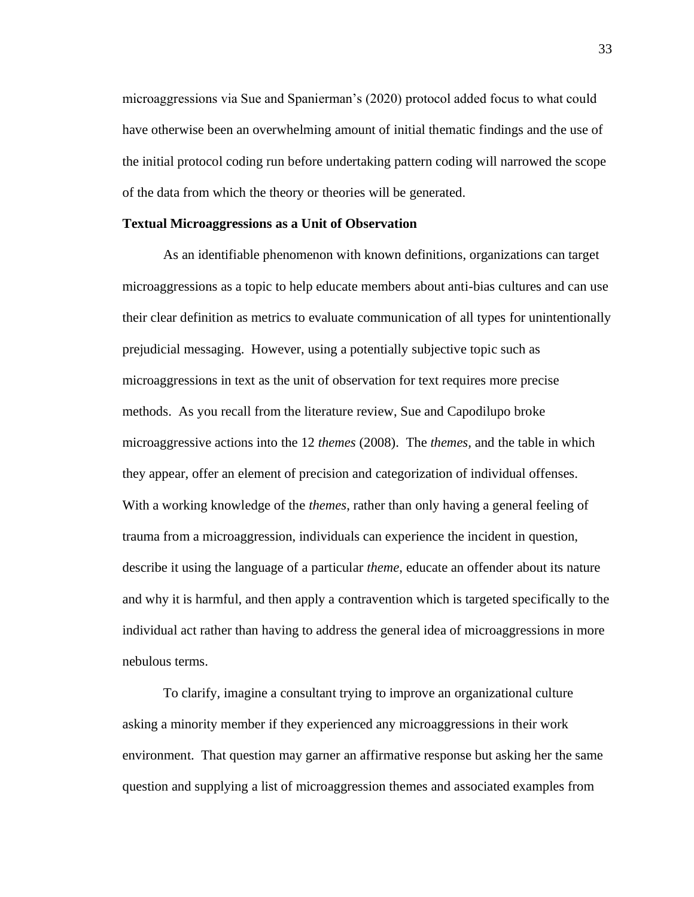microaggressions via Sue and Spanierman's (2020) protocol added focus to what could have otherwise been an overwhelming amount of initial thematic findings and the use of the initial protocol coding run before undertaking pattern coding will narrowed the scope of the data from which the theory or theories will be generated.

**Textual Microaggressions as a Unit of Observation**

As an identifiable phenomenon with known definitions, organizations can target microaggressions as a topic to help educate members about anti-bias cultures and can use their clear definition as metrics to evaluate communication of all types for unintentionally prejudicial messaging. However, using a potentially subjective topic such as microaggressions in text as the unit of observation for text requires more precise methods. As you recall from the literature review, Sue and Capodilupo broke microaggressive actions into the 12 *themes* (2008). The *themes,* and the table in which they appear, offer an element of precision and categorization of individual offenses. With a working knowledge of the *themes*, rather than only having a general feeling of trauma from a microaggression, individuals can experience the incident in question, describe it using the language of a particular *theme*, educate an offender about its nature and why it is harmful, and then apply a contravention which is targeted specifically to the individual act rather than having to address the general idea of microaggressions in more nebulous terms.

To clarify, imagine a consultant trying to improve an organizational culture asking a minority member if they experienced any microaggressions in their work environment. That question may garner an affirmative response but asking her the same question and supplying a list of microaggression themes and associated examples from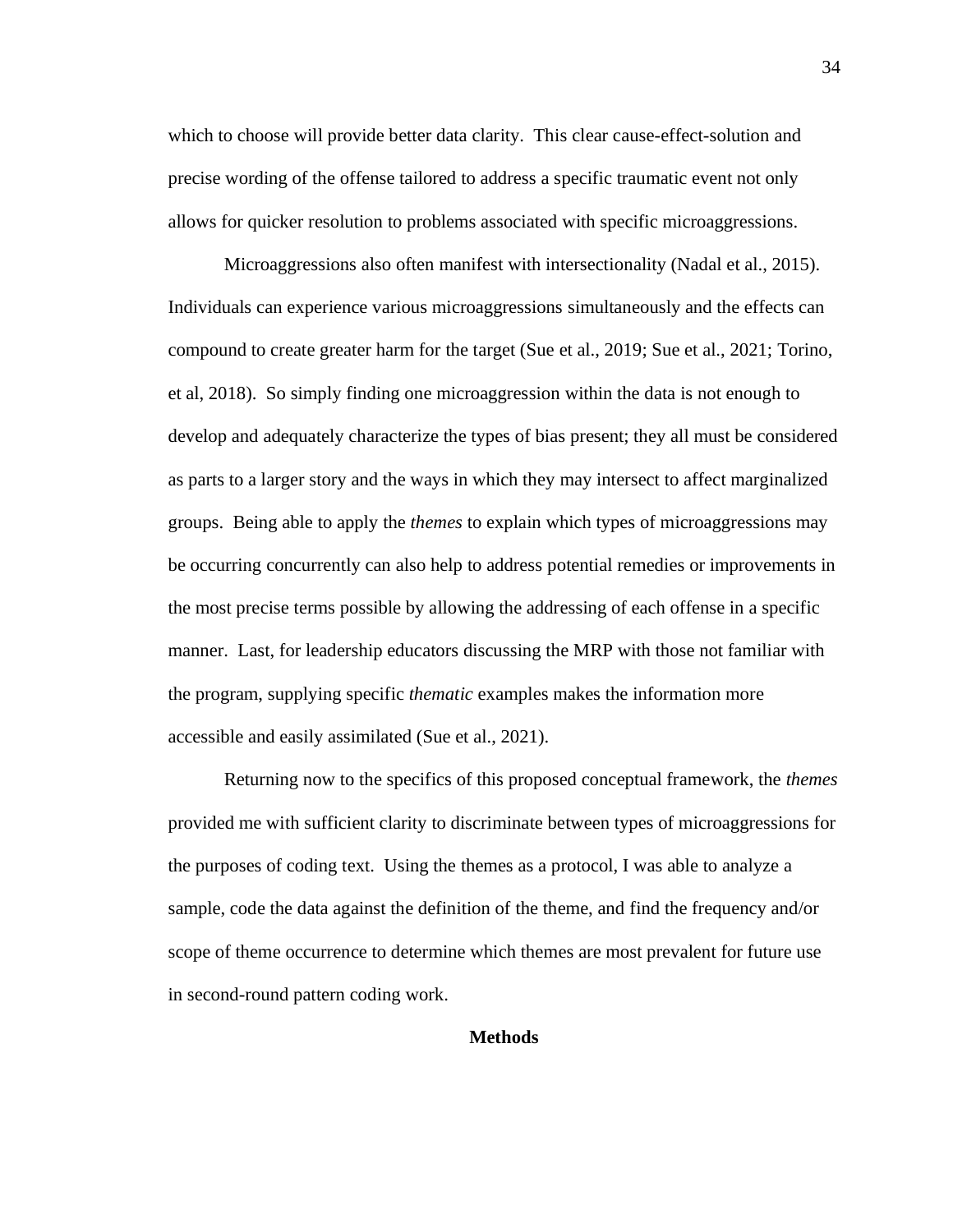which to choose will provide better data clarity. This clear cause-effect-solution and precise wording of the offense tailored to address a specific traumatic event not only allows for quicker resolution to problems associated with specific microaggressions.

Microaggressions also often manifest with intersectionality (Nadal et al., 2015). Individuals can experience various microaggressions simultaneously and the effects can compound to create greater harm for the target (Sue et al., 2019; Sue et al., 2021; Torino, et al, 2018). So simply finding one microaggression within the data is not enough to develop and adequately characterize the types of bias present; they all must be considered as parts to a larger story and the ways in which they may intersect to affect marginalized groups. Being able to apply the *themes* to explain which types of microaggressions may be occurring concurrently can also help to address potential remedies or improvements in the most precise terms possible by allowing the addressing of each offense in a specific manner. Last, for leadership educators discussing the MRP with those not familiar with the program, supplying specific *thematic* examples makes the information more accessible and easily assimilated (Sue et al., 2021).

Returning now to the specifics of this proposed conceptual framework, the *themes* provided me with sufficient clarity to discriminate between types of microaggressions for the purposes of coding text. Using the themes as a protocol, I was able to analyze a sample, code the data against the definition of the theme, and find the frequency and/or scope of theme occurrence to determine which themes are most prevalent for future use in second-round pattern coding work.

## Methods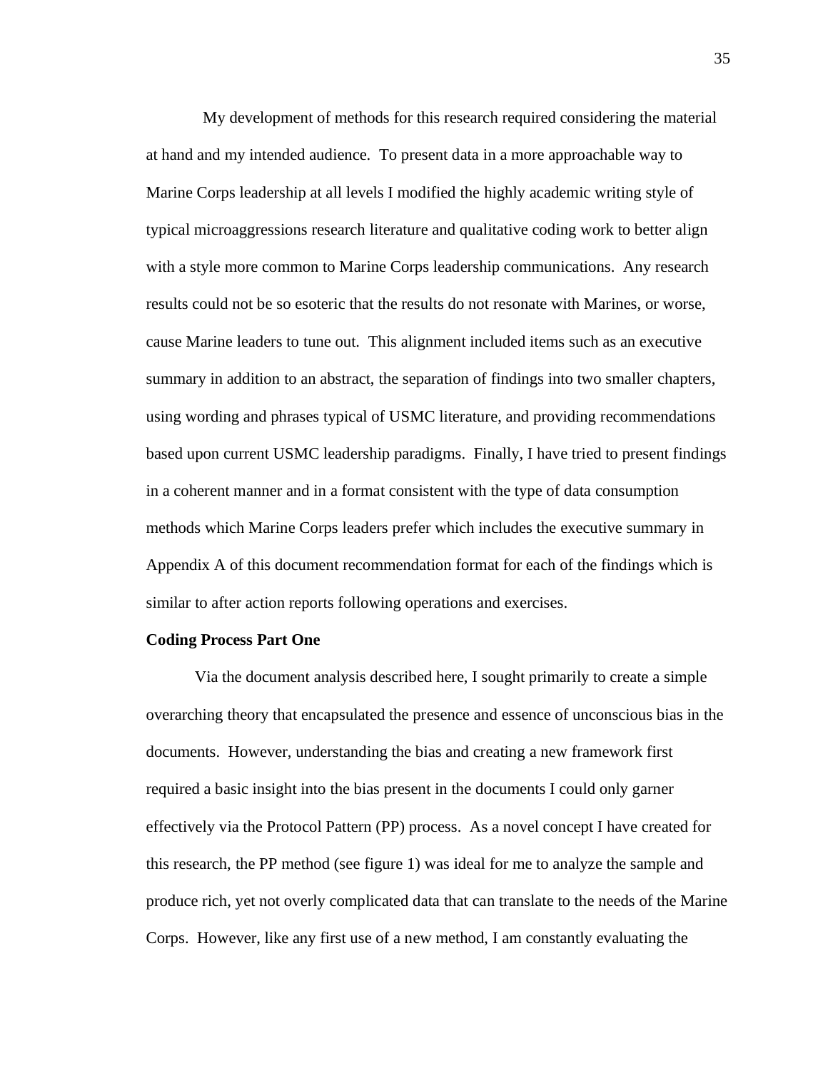My development of methods for this research required considering the material at hand and my intended audience. To present data in a more approachable way to Marine Corps leadership at all levels I modified the highly academic writing style of typical microaggressions research literature and qualitative coding work to better align with a style more common to Marine Corps leadership communications. Any research results could not be so esoteric that the results do not resonate with Marines, or worse, cause Marine leaders to tune out. This alignment included items such as an executive summary in addition to an abstract, the separation of findings into two smaller chapters, using wording and phrases typical of USMC literature, and providing recommendations based upon current USMC leadership paradigms. Finally, I have tried to present findings in a coherent manner and in a format consistent with the type of data consumption methods which Marine Corps leaders prefer which includes the executive summary in Appendix A of this document recommendation format for each of the findings which is similar to after action reports following operations and exercises.

**Coding Process Part One**

Via the document analysis described here, I sought primarily to create a simple overarching theory that encapsulated the presence and essence of unconscious bias in the documents. However, understanding the bias and creating a new framework first required a basic insight into the bias present in the documents I could only garner effectively via the Protocol Pattern (PP) process. As a novel concept I have created for this research, the PP method (see figure 1) was ideal for me to analyze the sample and produce rich, yet not overly complicated data that can translate to the needs of the Marine Corps. However, like any first use of a new method, I am constantly evaluating the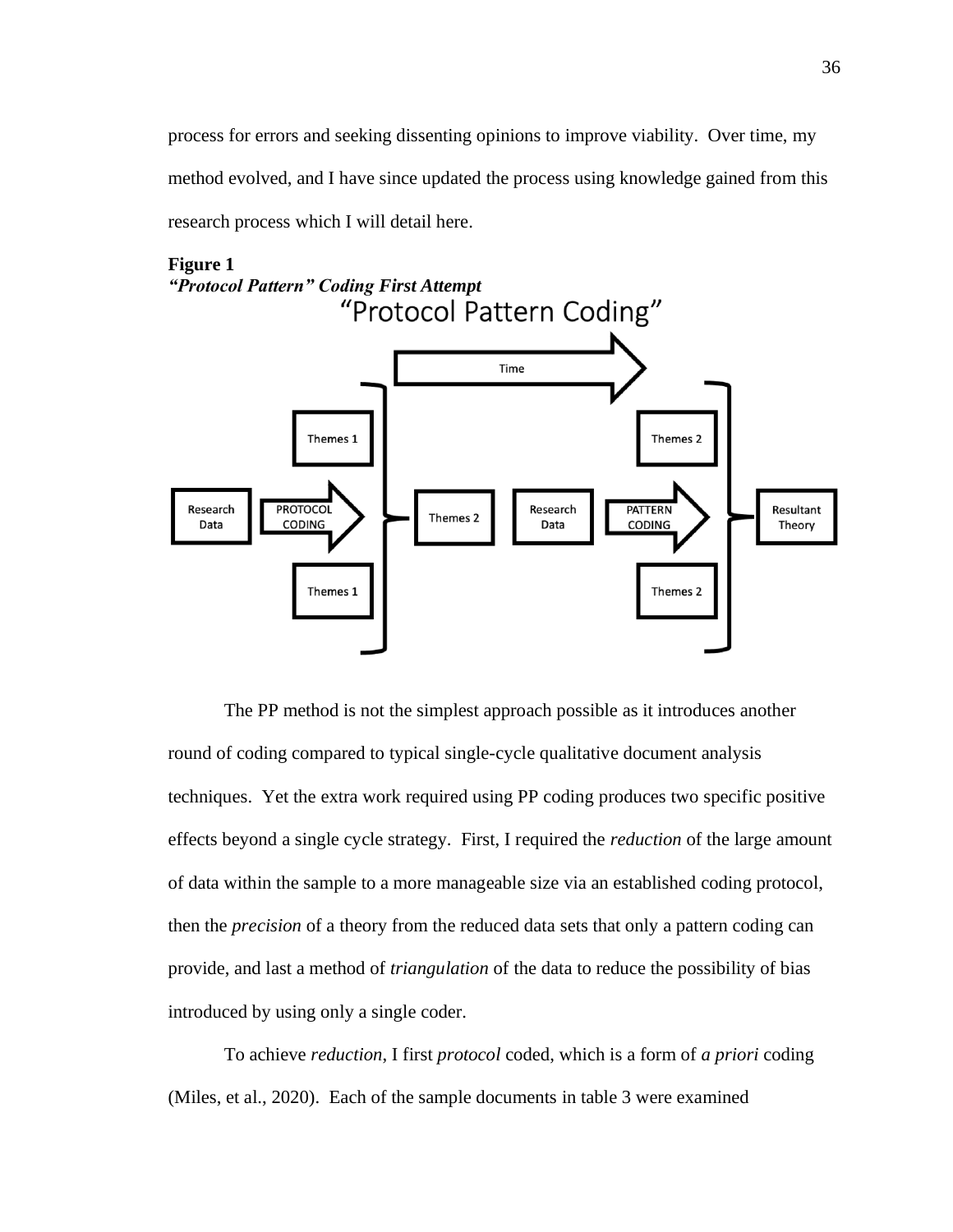process for errors and seeking dissenting opinions to improve viability. Over time, my method evolved, and I have since updated the process using knowledge gained from this research process which I will detail here.

**Figure 1**
***"Protocol Pattern" Coding First Attempt***

The PP method is not the simplest approach possible as it introduces another round of coding compared to typical single-cycle qualitative document analysis techniques. Yet the extra work required using PP coding produces two specific positive effects beyond a single cycle strategy. First, I required the *reduction* of the large amount of data within the sample to a more manageable size via an established coding protocol, then the *precision* of a theory from the reduced data sets that only a pattern coding can provide, and last a method of *triangulation* of the data to reduce the possibility of bias introduced by using only a single coder.

To achieve *reduction*, I first *protocol* coded, which is a form of *a priori* coding (Miles, et al., 2020). Each of the sample documents in table 3 were examined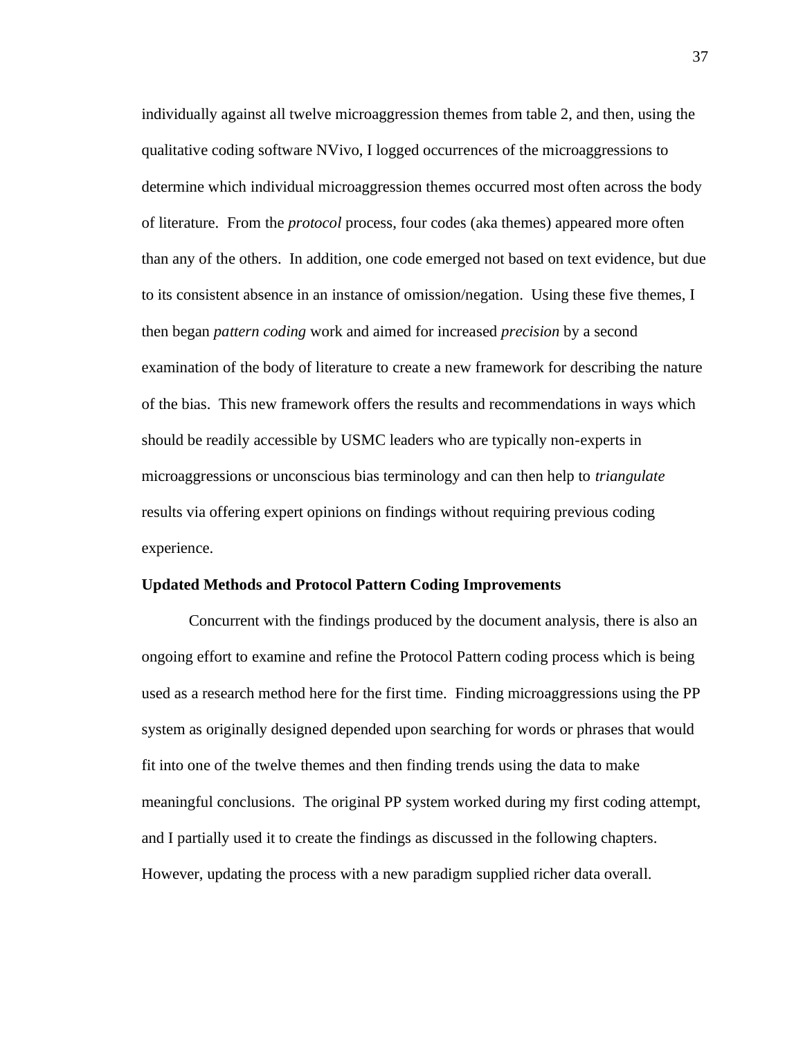individually against all twelve microaggression themes from table 2, and then, using the qualitative coding software NVivo, I logged occurrences of the microaggressions to determine which individual microaggression themes occurred most often across the body of literature. From the *protocol* process, four codes (aka themes) appeared more often than any of the others. In addition, one code emerged not based on text evidence, but due to its consistent absence in an instance of omission/negation. Using these five themes, I then began *pattern coding* work and aimed for increased *precision* by a second examination of the body of literature to create a new framework for describing the nature of the bias. This new framework offers the results and recommendations in ways which should be readily accessible by USMC leaders who are typically non-experts in microaggressions or unconscious bias terminology and can then help to *triangulate* results via offering expert opinions on findings without requiring previous coding experience.

**Updated Methods and Protocol Pattern Coding Improvements**

Concurrent with the findings produced by the document analysis, there is also an ongoing effort to examine and refine the Protocol Pattern coding process which is being used as a research method here for the first time. Finding microaggressions using the PP system as originally designed depended upon searching for words or phrases that would fit into one of the twelve themes and then finding trends using the data to make meaningful conclusions. The original PP system worked during my first coding attempt, and I partially used it to create the findings as discussed in the following chapters. However, updating the process with a new paradigm supplied richer data overall.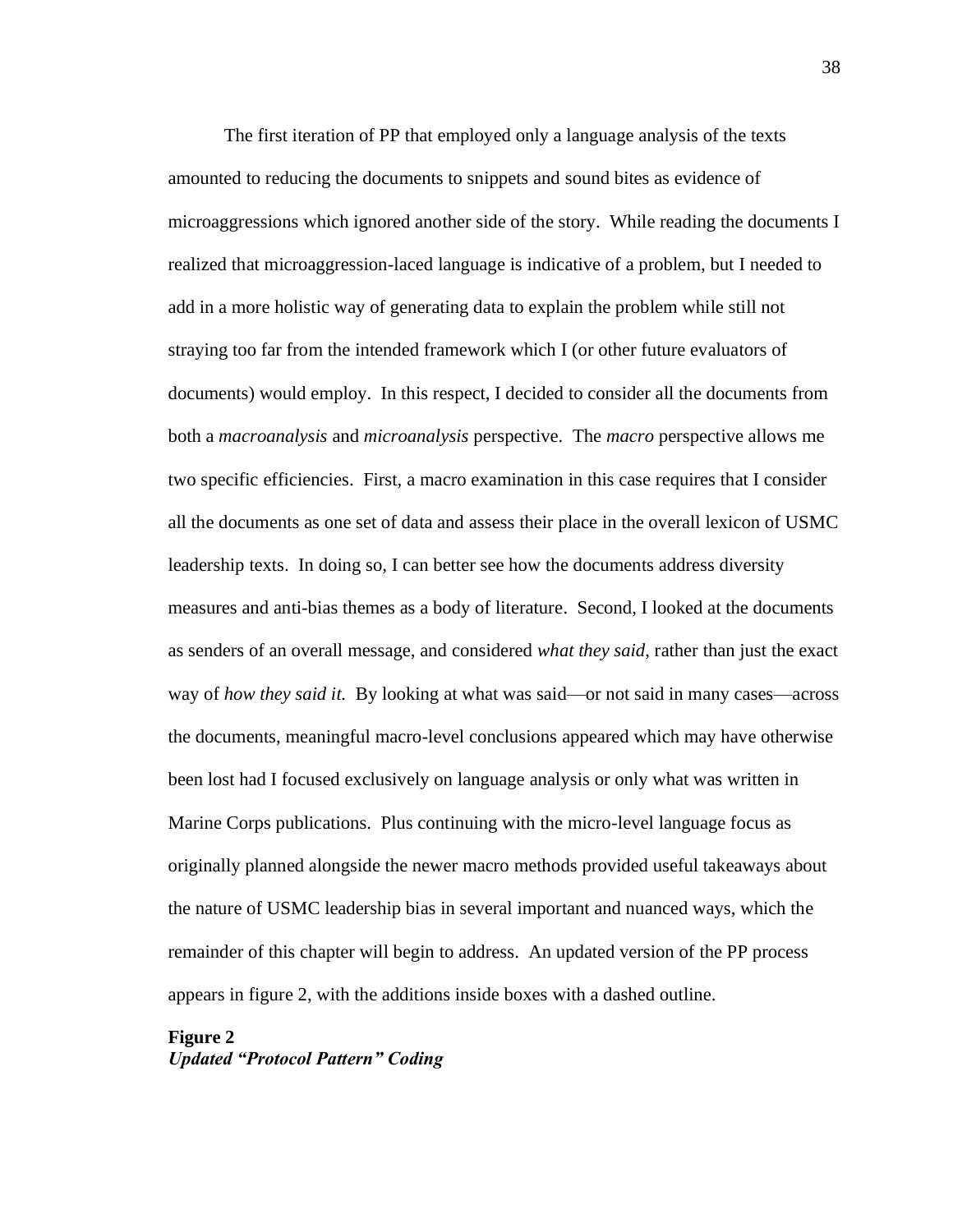The first iteration of PP that employed only a language analysis of the texts amounted to reducing the documents to snippets and sound bites as evidence of microaggressions which ignored another side of the story. While reading the documents I realized that microaggression-laced language is indicative of a problem, but I needed to add in a more holistic way of generating data to explain the problem while still not straying too far from the intended framework which I (or other future evaluators of documents) would employ. In this respect, I decided to consider all the documents from both a *macroanalysis* and *microanalysis* perspective. The *macro* perspective allows me two specific efficiencies. First, a macro examination in this case requires that I consider all the documents as one set of data and assess their place in the overall lexicon of USMC leadership texts. In doing so, I can better see how the documents address diversity measures and anti-bias themes as a body of literature. Second, I looked at the documents as senders of an overall message, and considered *what they said*, rather than just the exact way of *how they said it.* By looking at what was said—or not said in many cases—across the documents, meaningful macro-level conclusions appeared which may have otherwise been lost had I focused exclusively on language analysis or only what was written in Marine Corps publications. Plus continuing with the micro-level language focus as originally planned alongside the newer macro methods provided useful takeaways about the nature of USMC leadership bias in several important and nuanced ways, which the remainder of this chapter will begin to address. An updated version of the PP process appears in figure 2, with the additions inside boxes with a dashed outline.

**Figure 2**
***Updated "Protocol Pattern" Coding***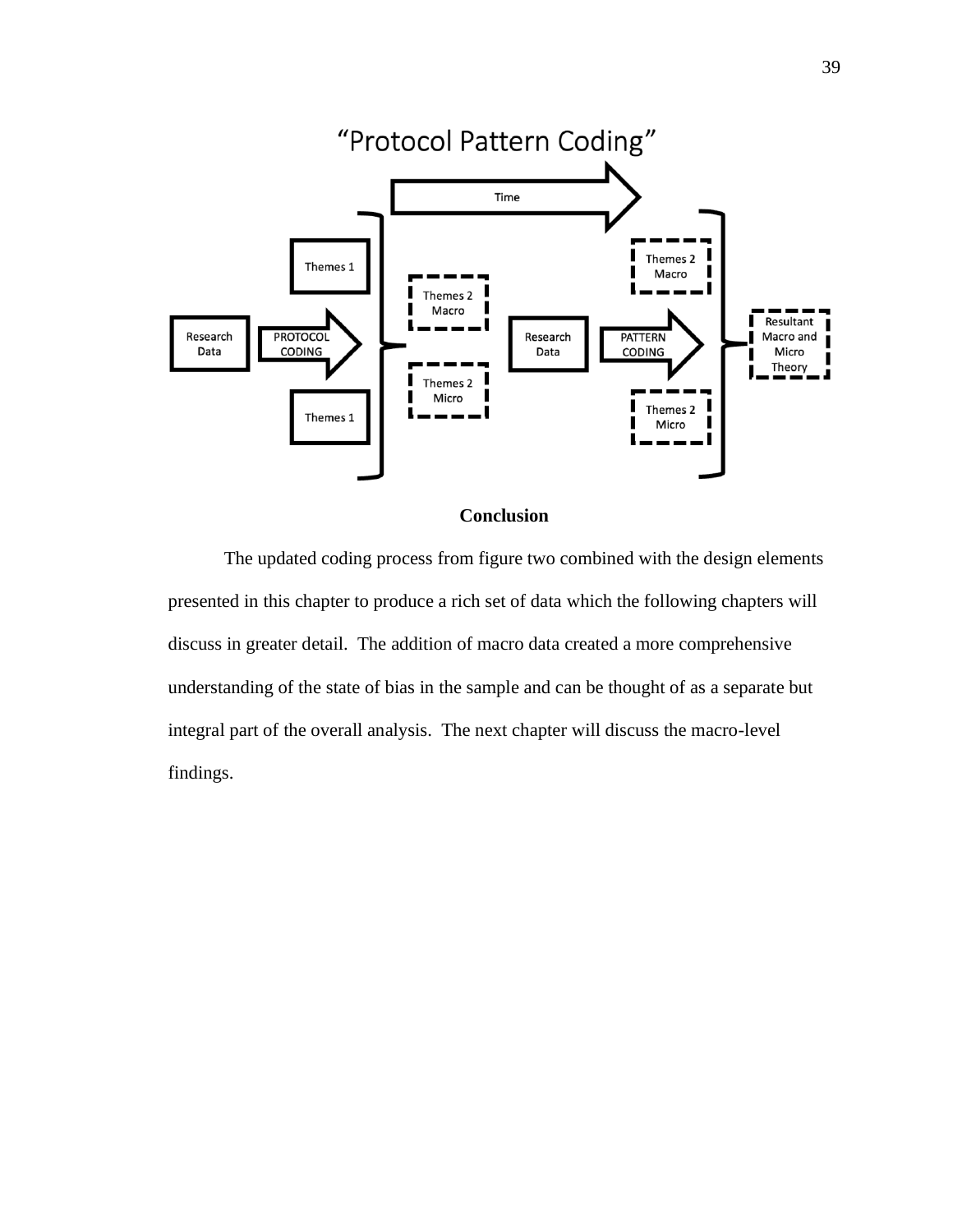"Protocol Pattern Coding"

Time

Themes 1

Themes 1

Research Data

PROTOCOL CODING

Themes 2 Macro

Themes 2 Micro

Research Data

PATTERN CODING

Themes 2 Macro

Themes 2 Micro

Resultant Macro and Micro Theory

## Conclusion

The updated coding process from figure two combined with the design elements presented in this chapter to produce a rich set of data which the following chapters will discuss in greater detail. The addition of macro data created a more comprehensive understanding of the state of bias in the sample and can be thought of as a separate but integral part of the overall analysis. The next chapter will discuss the macro-level findings.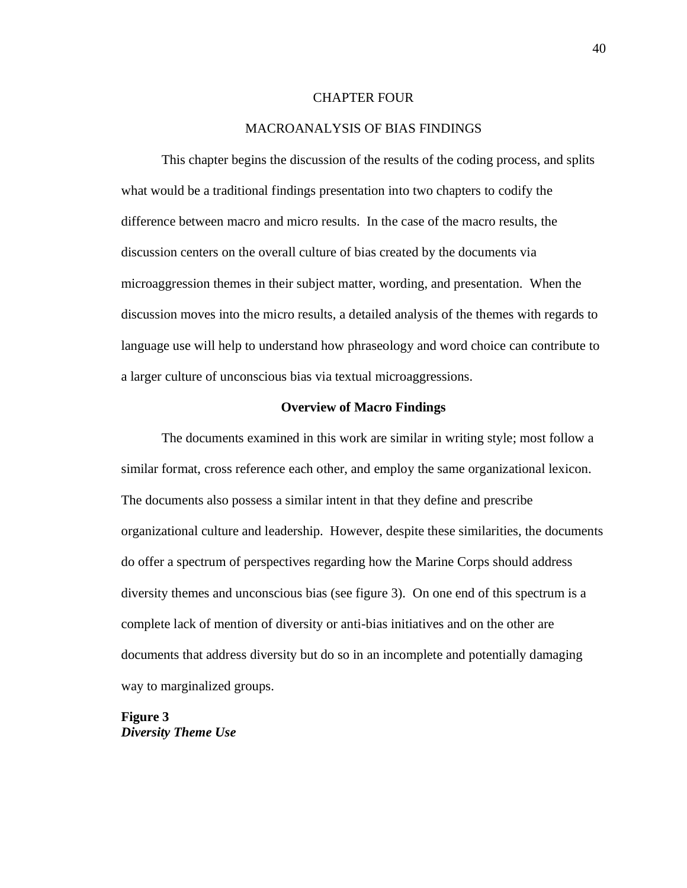# CHAPTER FOUR

# MACROANALYSIS OF BIAS FINDINGS

This chapter begins the discussion of the results of the coding process, and splits what would be a traditional findings presentation into two chapters to codify the difference between macro and micro results. In the case of the macro results, the discussion centers on the overall culture of bias created by the documents via microaggression themes in their subject matter, wording, and presentation. When the discussion moves into the micro results, a detailed analysis of the themes with regards to language use will help to understand how phraseology and word choice can contribute to a larger culture of unconscious bias via textual microaggressions.

## Overview of Macro Findings

The documents examined in this work are similar in writing style; most follow a similar format, cross reference each other, and employ the same organizational lexicon. The documents also possess a similar intent in that they define and prescribe organizational culture and leadership. However, despite these similarities, the documents do offer a spectrum of perspectives regarding how the Marine Corps should address diversity themes and unconscious bias (see figure 3). On one end of this spectrum is a complete lack of mention of diversity or anti-bias initiatives and on the other are documents that address diversity but do so in an incomplete and potentially damaging way to marginalized groups.

**Figure 3**
***Diversity Theme Use***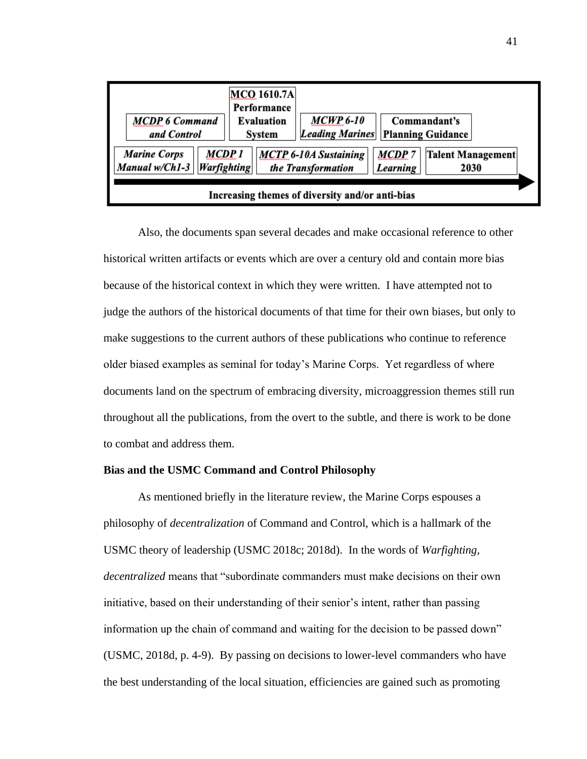| MCDP 6 Command and Control | MCO 1610.7A Performance Evaluation System | MCWP 6-10 Leading Marines | Commandant's Planning Guidance | |
|---|---|---|---|---|
| *Marine Corps Manual w/Ch1-3* | *MCDP 1 Warfighting* | *MCTP 6-10A Sustaining the Transformation* | *MCDP 7 Learning* | **Talent Management 2030** |

**Increasing themes of diversity and/or anti-bias** →

Also, the documents span several decades and make occasional reference to other historical written artifacts or events which are over a century old and contain more bias because of the historical context in which they were written. I have attempted not to judge the authors of the historical documents of that time for their own biases, but only to make suggestions to the current authors of these publications who continue to reference older biased examples as seminal for today's Marine Corps. Yet regardless of where documents land on the spectrum of embracing diversity, microaggression themes still run throughout all the publications, from the overt to the subtle, and there is work to be done to combat and address them.

**Bias and the USMC Command and Control Philosophy**

As mentioned briefly in the literature review, the Marine Corps espouses a philosophy of *decentralization* of Command and Control, which is a hallmark of the USMC theory of leadership (USMC 2018c; 2018d). In the words of *Warfighting, decentralized* means that "subordinate commanders must make decisions on their own initiative, based on their understanding of their senior's intent, rather than passing information up the chain of command and waiting for the decision to be passed down" (USMC, 2018d, p. 4-9). By passing on decisions to lower-level commanders who have the best understanding of the local situation, efficiencies are gained such as promoting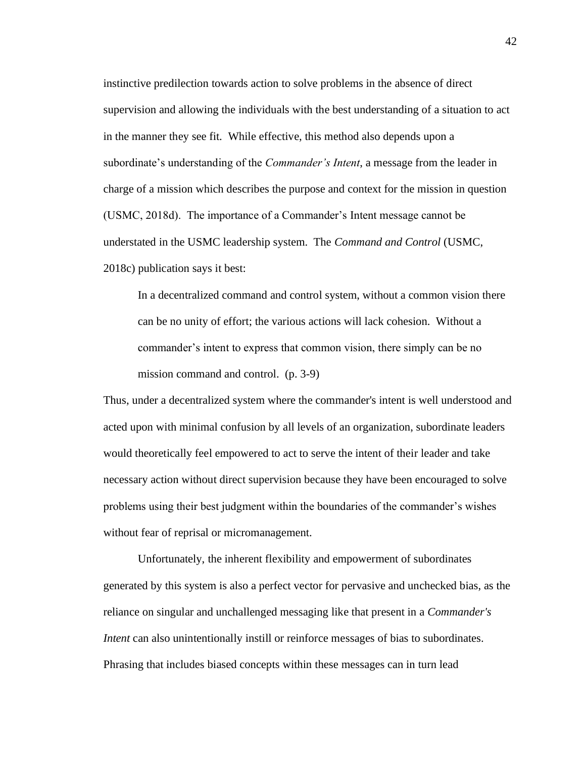instinctive predilection towards action to solve problems in the absence of direct supervision and allowing the individuals with the best understanding of a situation to act in the manner they see fit. While effective, this method also depends upon a subordinate's understanding of the *Commander's Intent*, a message from the leader in charge of a mission which describes the purpose and context for the mission in question (USMC, 2018d). The importance of a Commander's Intent message cannot be understated in the USMC leadership system. The *Command and Control* (USMC, 2018c) publication says it best:

> In a decentralized command and control system, without a common vision there can be no unity of effort; the various actions will lack cohesion. Without a commander's intent to express that common vision, there simply can be no mission command and control. (p. 3-9)

Thus, under a decentralized system where the commander's intent is well understood and acted upon with minimal confusion by all levels of an organization, subordinate leaders would theoretically feel empowered to act to serve the intent of their leader and take necessary action without direct supervision because they have been encouraged to solve problems using their best judgment within the boundaries of the commander's wishes without fear of reprisal or micromanagement.

Unfortunately, the inherent flexibility and empowerment of subordinates generated by this system is also a perfect vector for pervasive and unchecked bias, as the reliance on singular and unchallenged messaging like that present in a *Commander's Intent* can also unintentionally instill or reinforce messages of bias to subordinates. Phrasing that includes biased concepts within these messages can in turn lead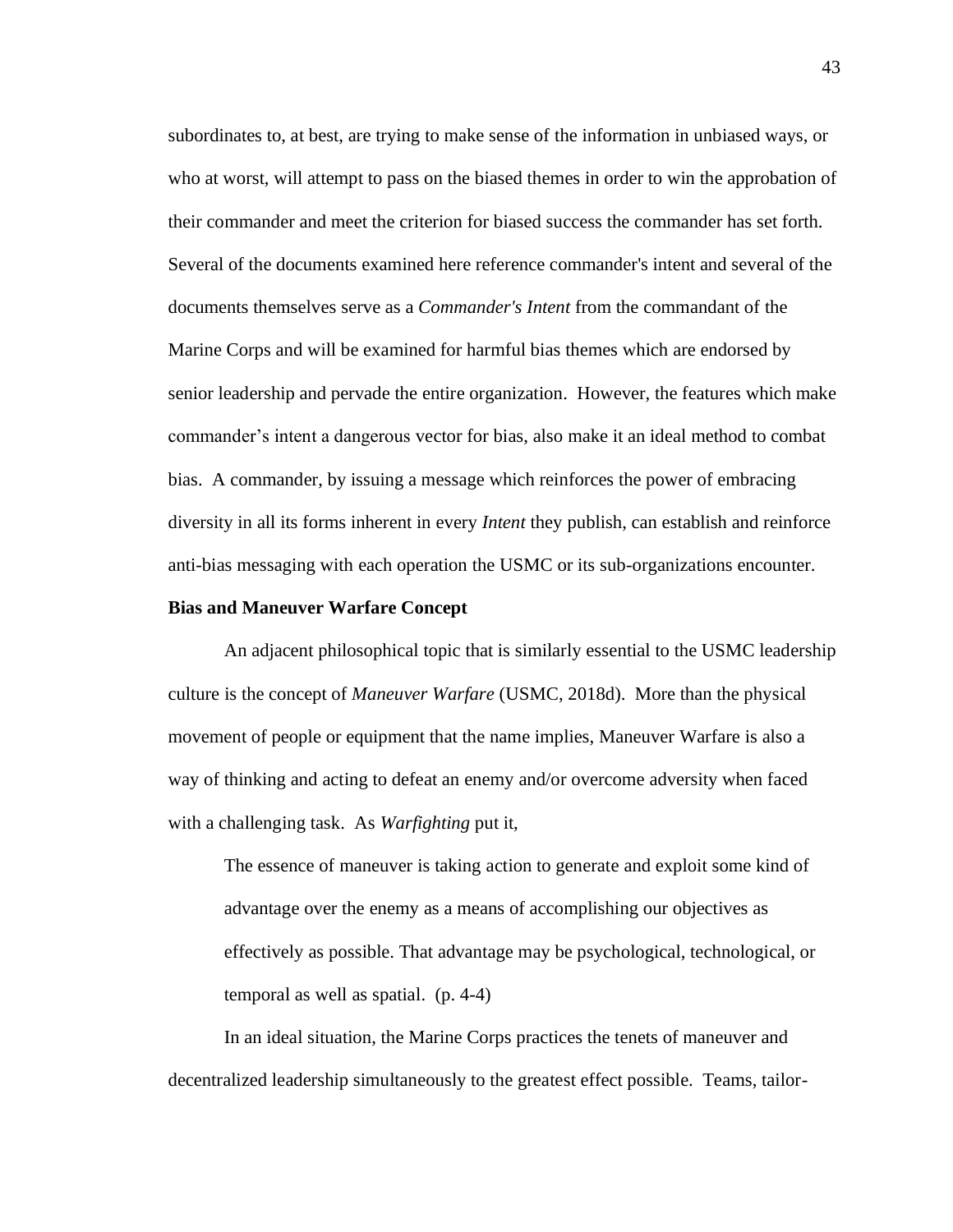subordinates to, at best, are trying to make sense of the information in unbiased ways, or who at worst, will attempt to pass on the biased themes in order to win the approbation of their commander and meet the criterion for biased success the commander has set forth. Several of the documents examined here reference commander's intent and several of the documents themselves serve as a *Commander's Intent* from the commandant of the Marine Corps and will be examined for harmful bias themes which are endorsed by senior leadership and pervade the entire organization. However, the features which make commander's intent a dangerous vector for bias, also make it an ideal method to combat bias. A commander, by issuing a message which reinforces the power of embracing diversity in all its forms inherent in every *Intent* they publish, can establish and reinforce anti-bias messaging with each operation the USMC or its sub-organizations encounter.

**Bias and Maneuver Warfare Concept**

An adjacent philosophical topic that is similarly essential to the USMC leadership culture is the concept of *Maneuver Warfare* (USMC, 2018d). More than the physical movement of people or equipment that the name implies, Maneuver Warfare is also a way of thinking and acting to defeat an enemy and/or overcome adversity when faced with a challenging task. As *Warfighting* put it,

> The essence of maneuver is taking action to generate and exploit some kind of advantage over the enemy as a means of accomplishing our objectives as effectively as possible. That advantage may be psychological, technological, or temporal as well as spatial. (p. 4-4)

In an ideal situation, the Marine Corps practices the tenets of maneuver and decentralized leadership simultaneously to the greatest effect possible. Teams, tailor-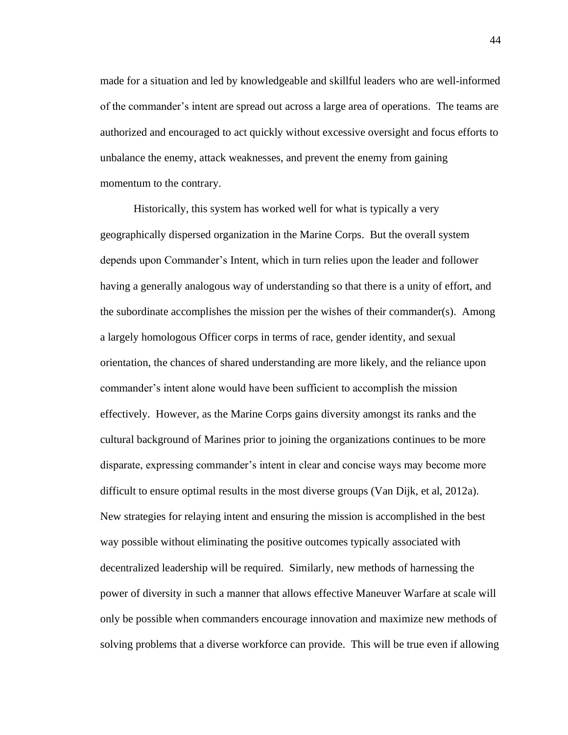made for a situation and led by knowledgeable and skillful leaders who are well-informed of the commander's intent are spread out across a large area of operations. The teams are authorized and encouraged to act quickly without excessive oversight and focus efforts to unbalance the enemy, attack weaknesses, and prevent the enemy from gaining momentum to the contrary.

Historically, this system has worked well for what is typically a very geographically dispersed organization in the Marine Corps. But the overall system depends upon Commander's Intent, which in turn relies upon the leader and follower having a generally analogous way of understanding so that there is a unity of effort, and the subordinate accomplishes the mission per the wishes of their commander(s). Among a largely homologous Officer corps in terms of race, gender identity, and sexual orientation, the chances of shared understanding are more likely, and the reliance upon commander's intent alone would have been sufficient to accomplish the mission effectively. However, as the Marine Corps gains diversity amongst its ranks and the cultural background of Marines prior to joining the organizations continues to be more disparate, expressing commander's intent in clear and concise ways may become more difficult to ensure optimal results in the most diverse groups (Van Dijk, et al, 2012a). New strategies for relaying intent and ensuring the mission is accomplished in the best way possible without eliminating the positive outcomes typically associated with decentralized leadership will be required. Similarly, new methods of harnessing the power of diversity in such a manner that allows effective Maneuver Warfare at scale will only be possible when commanders encourage innovation and maximize new methods of solving problems that a diverse workforce can provide. This will be true even if allowing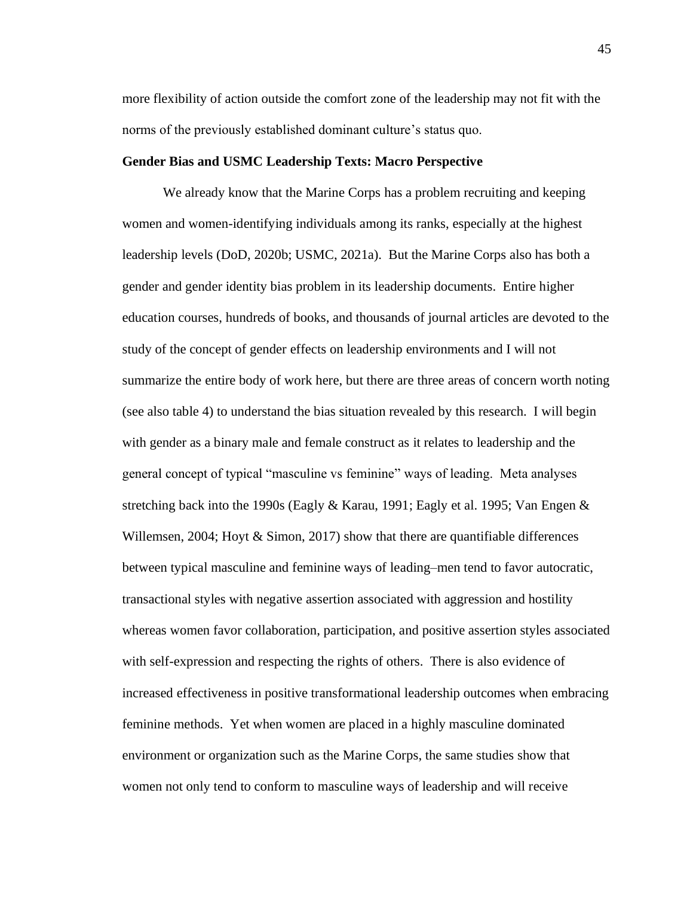more flexibility of action outside the comfort zone of the leadership may not fit with the norms of the previously established dominant culture's status quo.

### Gender Bias and USMC Leadership Texts: Macro Perspective

We already know that the Marine Corps has a problem recruiting and keeping women and women-identifying individuals among its ranks, especially at the highest leadership levels (DoD, 2020b; USMC, 2021a). But the Marine Corps also has both a gender and gender identity bias problem in its leadership documents. Entire higher education courses, hundreds of books, and thousands of journal articles are devoted to the study of the concept of gender effects on leadership environments and I will not summarize the entire body of work here, but there are three areas of concern worth noting (see also table 4) to understand the bias situation revealed by this research. I will begin with gender as a binary male and female construct as it relates to leadership and the general concept of typical "masculine vs feminine" ways of leading. Meta analyses stretching back into the 1990s (Eagly & Karau, 1991; Eagly et al. 1995; Van Engen & Willemsen, 2004; Hoyt & Simon, 2017) show that there are quantifiable differences between typical masculine and feminine ways of leading–men tend to favor autocratic, transactional styles with negative assertion associated with aggression and hostility whereas women favor collaboration, participation, and positive assertion styles associated with self-expression and respecting the rights of others. There is also evidence of increased effectiveness in positive transformational leadership outcomes when embracing feminine methods. Yet when women are placed in a highly masculine dominated environment or organization such as the Marine Corps, the same studies show that women not only tend to conform to masculine ways of leadership and will receive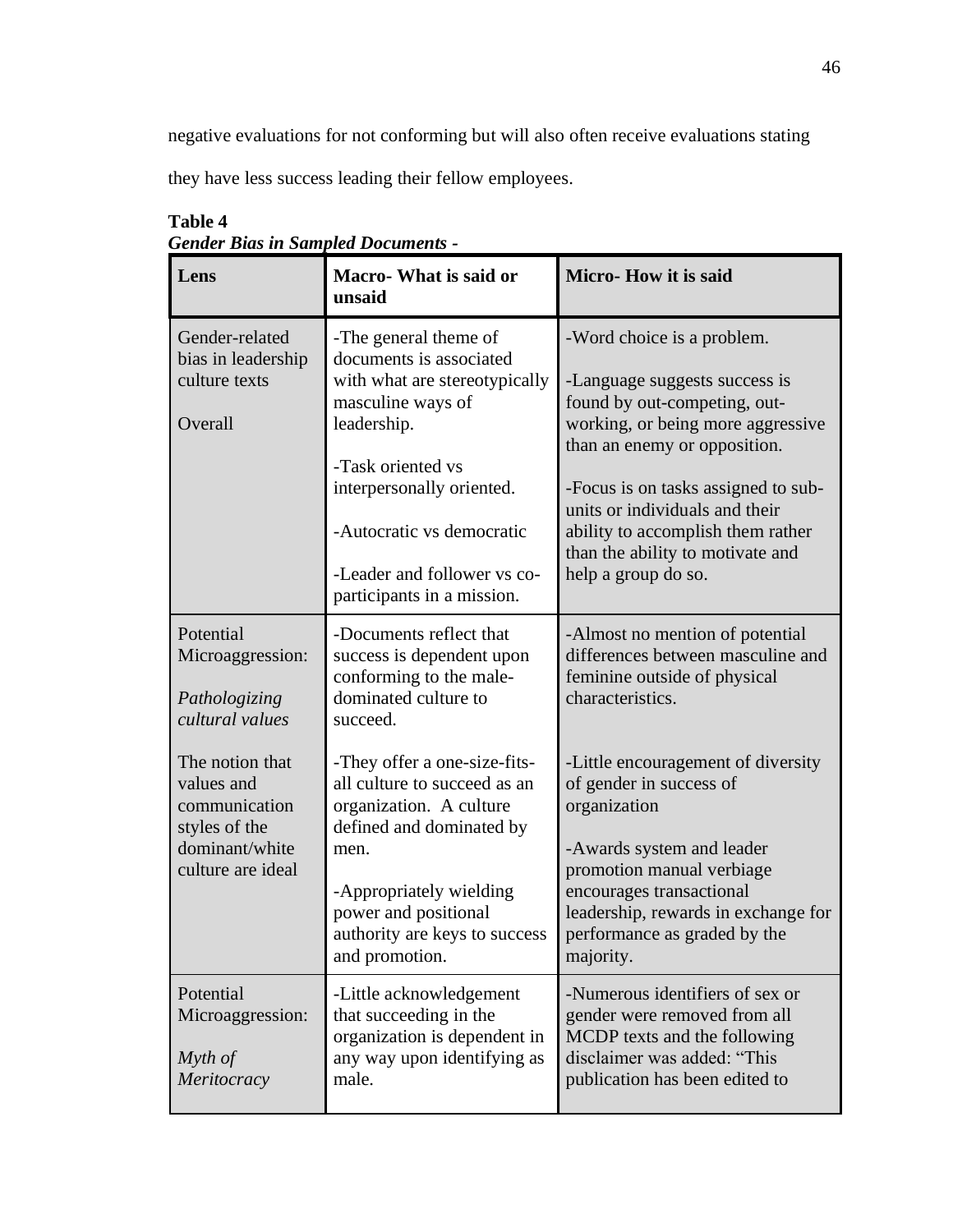negative evaluations for not conforming but will also often receive evaluations stating they have less success leading their fellow employees.

**Table 4**
*Gender Bias in Sampled Documents -*

| Lens | Macro- What is said or unsaid | Micro- How it is said |
|---|---|---|
| Gender-related bias in leadership culture texts<br><br>Overall | -The general theme of documents is associated with what are stereotypically masculine ways of leadership.<br><br>-Task oriented vs interpersonally oriented.<br><br>-Autocratic vs democratic<br><br>-Leader and follower vs co-participants in a mission. | -Word choice is a problem.<br><br>-Language suggests success is found by out-competing, out-working, or being more aggressive than an enemy or opposition.<br><br>-Focus is on tasks assigned to sub-units or individuals and their ability to accomplish them rather than the ability to motivate and help a group do so. |
| Potential Microaggression:<br><br>*Pathologizing cultural values*<br><br>The notion that values and communication styles of the dominant/white culture are ideal | -Documents reflect that success is dependent upon conforming to the male-dominated culture to succeed.<br><br>-They offer a one-size-fits-all culture to succeed as an organization. A culture defined and dominated by men.<br><br>-Appropriately wielding power and positional authority are keys to success and promotion. | -Almost no mention of potential differences between masculine and feminine outside of physical characteristics.<br><br>-Little encouragement of diversity of gender in success of organization<br><br>-Awards system and leader promotion manual verbiage encourages transactional leadership, rewards in exchange for performance as graded by the majority. |
| Potential Microaggression:<br><br>*Myth of Meritocracy* | -Little acknowledgement that succeeding in the organization is dependent in any way upon identifying as male. | -Numerous identifiers of sex or gender were removed from all MCDP texts and the following disclaimer was added: "This publication has been edited to |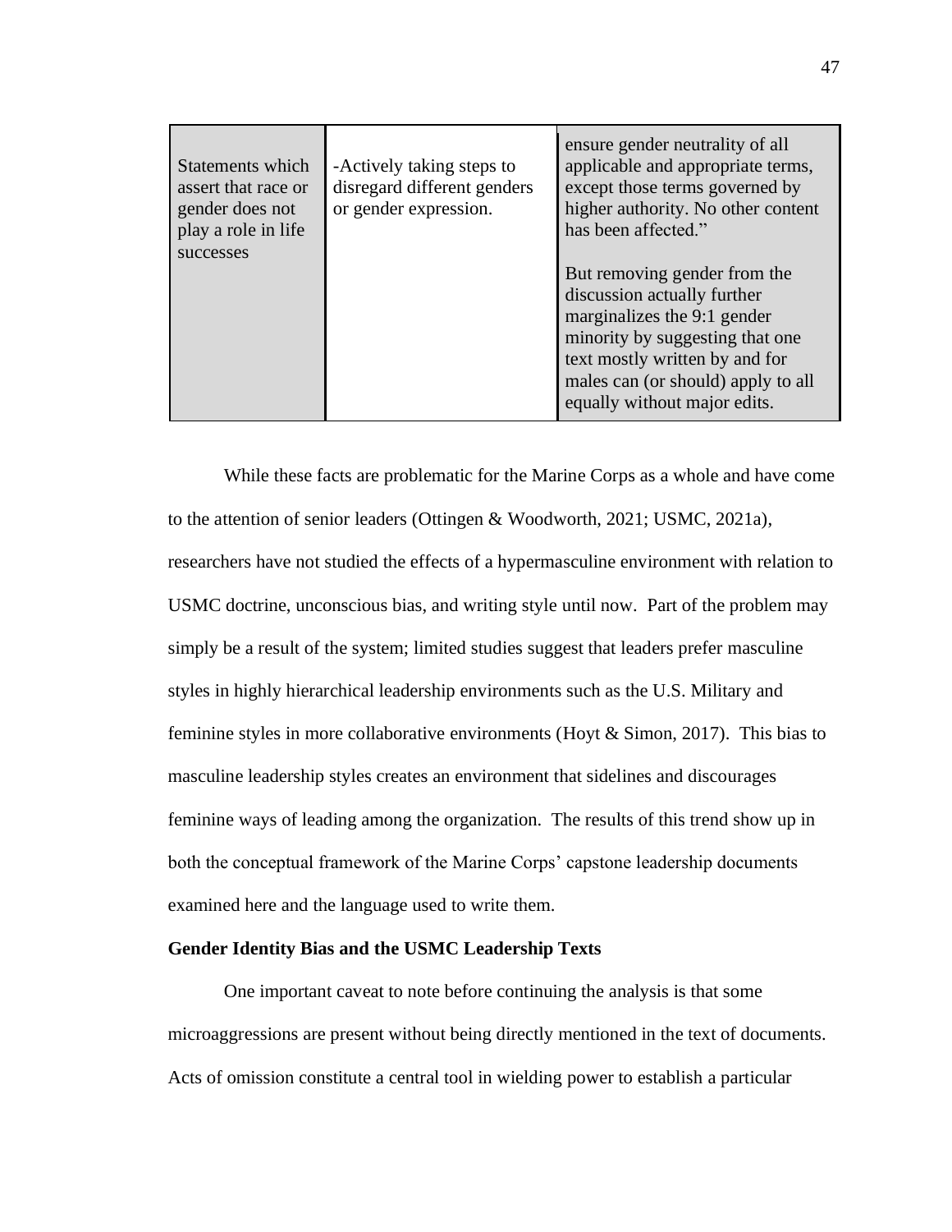| Statements which assert that race or gender does not play a role in life successes | -Actively taking steps to disregard different genders or gender expression. | ensure gender neutrality of all applicable and appropriate terms, except those terms governed by higher authority. No other content has been affected."<br><br>But removing gender from the discussion actually further marginalizes the 9:1 gender minority by suggesting that one text mostly written by and for males can (or should) apply to all equally without major edits. |
|---|---|---|

While these facts are problematic for the Marine Corps as a whole and have come to the attention of senior leaders (Ottingen & Woodworth, 2021; USMC, 2021a), researchers have not studied the effects of a hypermasculine environment with relation to USMC doctrine, unconscious bias, and writing style until now. Part of the problem may simply be a result of the system; limited studies suggest that leaders prefer masculine styles in highly hierarchical leadership environments such as the U.S. Military and feminine styles in more collaborative environments (Hoyt & Simon, 2017). This bias to masculine leadership styles creates an environment that sidelines and discourages feminine ways of leading among the organization. The results of this trend show up in both the conceptual framework of the Marine Corps' capstone leadership documents examined here and the language used to write them.

**Gender Identity Bias and the USMC Leadership Texts**

One important caveat to note before continuing the analysis is that some microaggressions are present without being directly mentioned in the text of documents. Acts of omission constitute a central tool in wielding power to establish a particular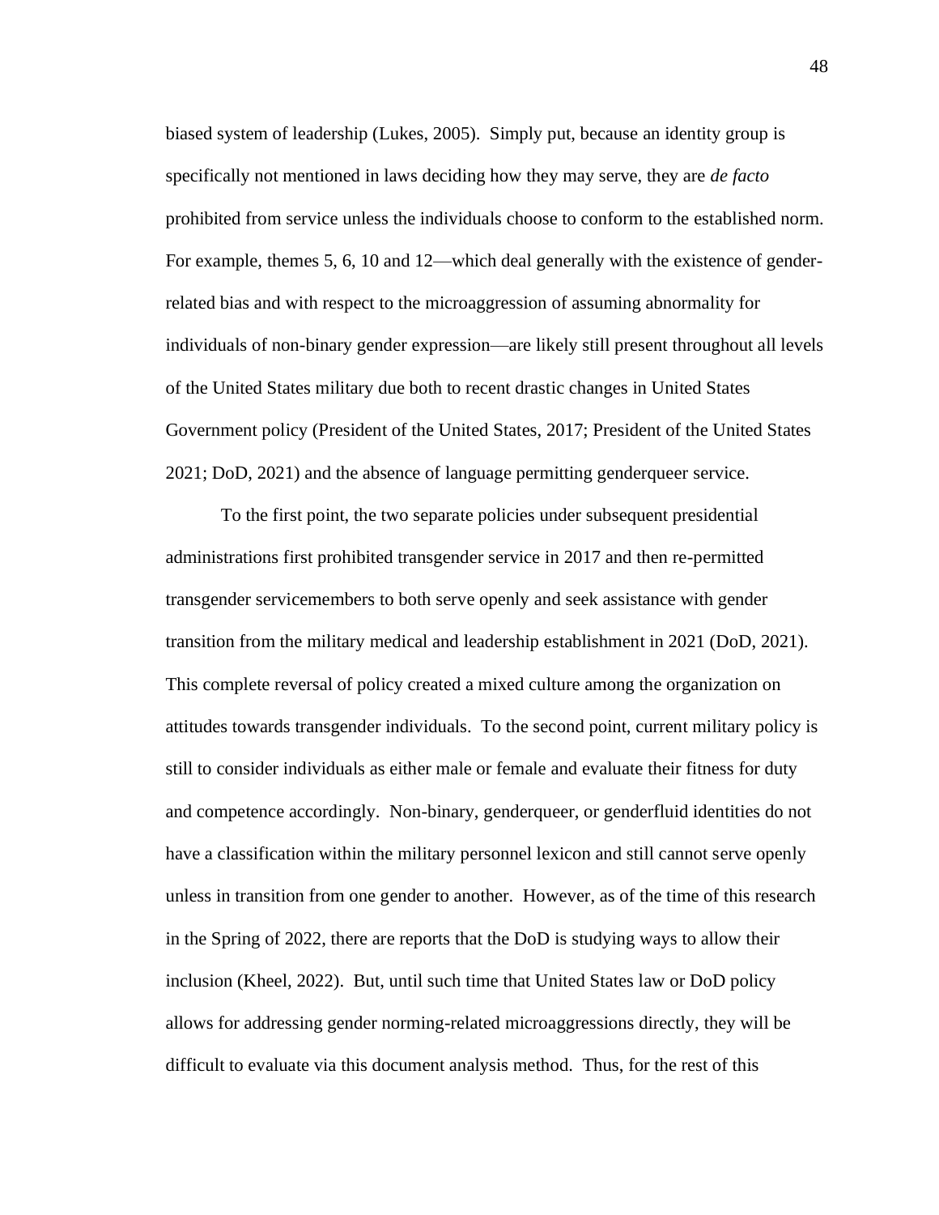biased system of leadership (Lukes, 2005). Simply put, because an identity group is specifically not mentioned in laws deciding how they may serve, they are *de facto* prohibited from service unless the individuals choose to conform to the established norm. For example, themes 5, 6, 10 and 12—which deal generally with the existence of gender-related bias and with respect to the microaggression of assuming abnormality for individuals of non-binary gender expression—are likely still present throughout all levels of the United States military due both to recent drastic changes in United States Government policy (President of the United States, 2017; President of the United States 2021; DoD, 2021) and the absence of language permitting genderqueer service.

To the first point, the two separate policies under subsequent presidential administrations first prohibited transgender service in 2017 and then re-permitted transgender servicemembers to both serve openly and seek assistance with gender transition from the military medical and leadership establishment in 2021 (DoD, 2021). This complete reversal of policy created a mixed culture among the organization on attitudes towards transgender individuals. To the second point, current military policy is still to consider individuals as either male or female and evaluate their fitness for duty and competence accordingly. Non-binary, genderqueer, or genderfluid identities do not have a classification within the military personnel lexicon and still cannot serve openly unless in transition from one gender to another. However, as of the time of this research in the Spring of 2022, there are reports that the DoD is studying ways to allow their inclusion (Kheel, 2022). But, until such time that United States law or DoD policy allows for addressing gender norming-related microaggressions directly, they will be difficult to evaluate via this document analysis method. Thus, for the rest of this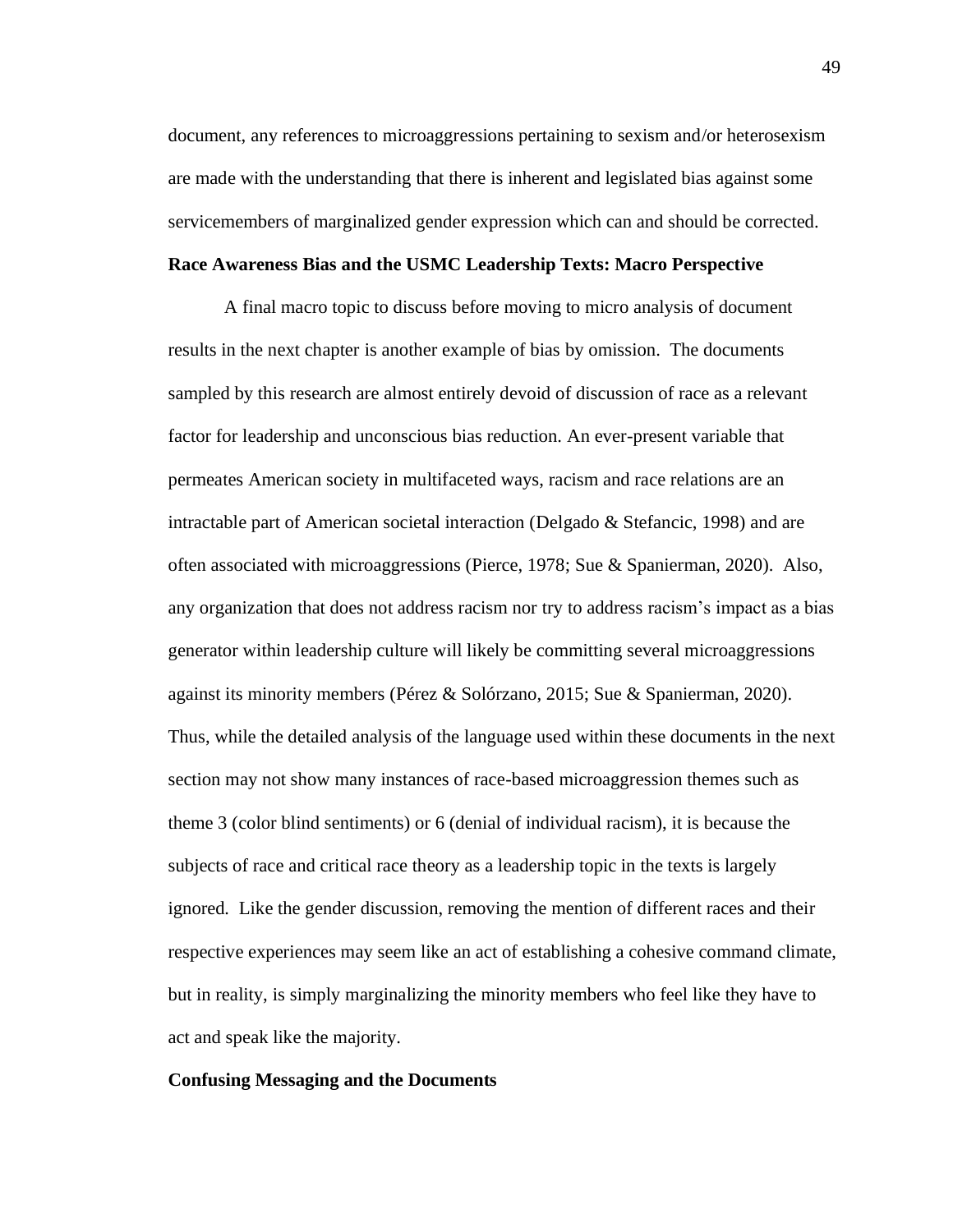document, any references to microaggressions pertaining to sexism and/or heterosexism are made with the understanding that there is inherent and legislated bias against some servicemembers of marginalized gender expression which can and should be corrected.

### Race Awareness Bias and the USMC Leadership Texts: Macro Perspective

A final macro topic to discuss before moving to micro analysis of document results in the next chapter is another example of bias by omission. The documents sampled by this research are almost entirely devoid of discussion of race as a relevant factor for leadership and unconscious bias reduction. An ever-present variable that permeates American society in multifaceted ways, racism and race relations are an intractable part of American societal interaction (Delgado & Stefancic, 1998) and are often associated with microaggressions (Pierce, 1978; Sue & Spanierman, 2020). Also, any organization that does not address racism nor try to address racism's impact as a bias generator within leadership culture will likely be committing several microaggressions against its minority members (Pérez & Solórzano, 2015; Sue & Spanierman, 2020). Thus, while the detailed analysis of the language used within these documents in the next section may not show many instances of race-based microaggression themes such as theme 3 (color blind sentiments) or 6 (denial of individual racism), it is because the subjects of race and critical race theory as a leadership topic in the texts is largely ignored. Like the gender discussion, removing the mention of different races and their respective experiences may seem like an act of establishing a cohesive command climate, but in reality, is simply marginalizing the minority members who feel like they have to act and speak like the majority.

### Confusing Messaging and the Documents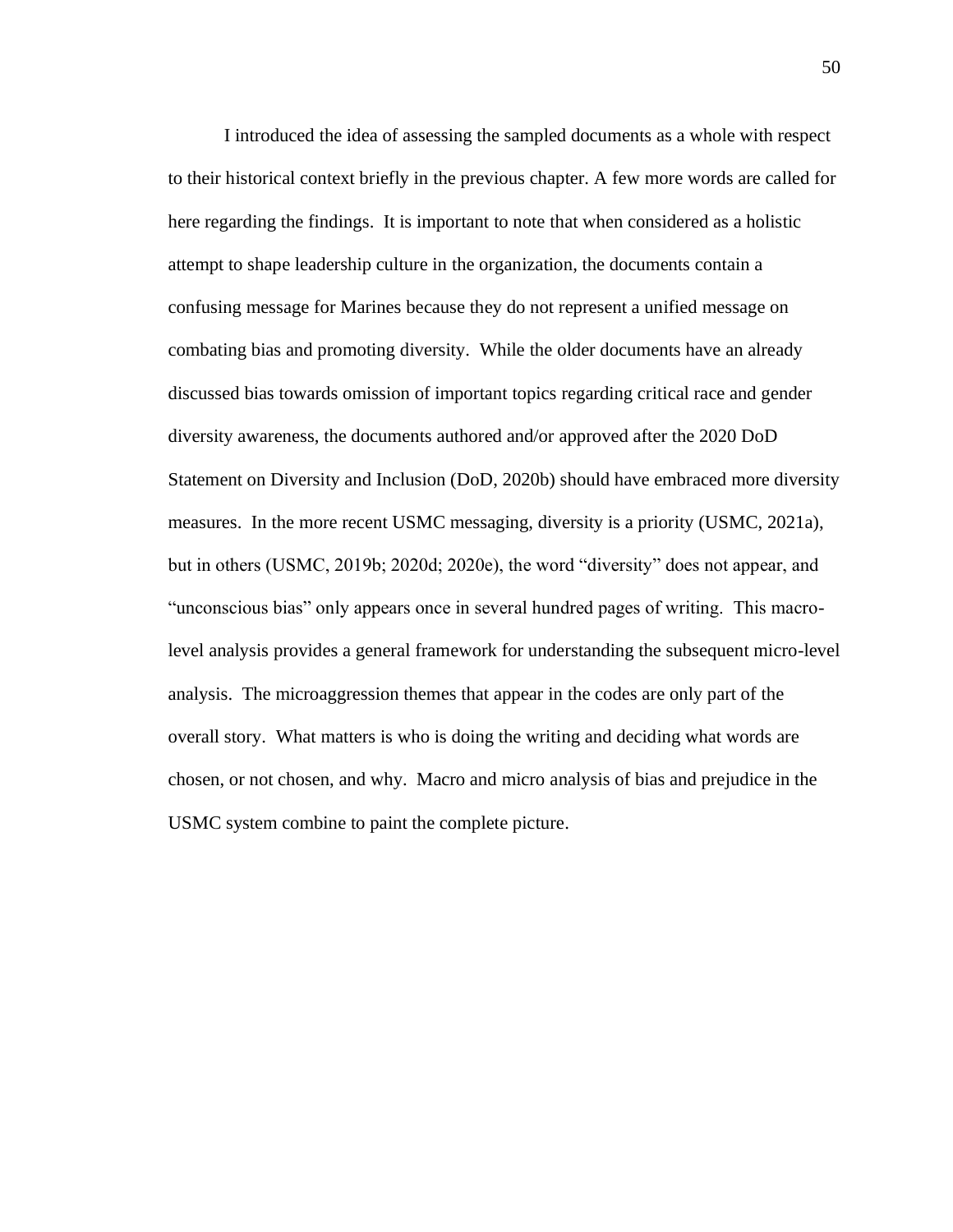I introduced the idea of assessing the sampled documents as a whole with respect to their historical context briefly in the previous chapter. A few more words are called for here regarding the findings. It is important to note that when considered as a holistic attempt to shape leadership culture in the organization, the documents contain a confusing message for Marines because they do not represent a unified message on combating bias and promoting diversity. While the older documents have an already discussed bias towards omission of important topics regarding critical race and gender diversity awareness, the documents authored and/or approved after the 2020 DoD Statement on Diversity and Inclusion (DoD, 2020b) should have embraced more diversity measures. In the more recent USMC messaging, diversity is a priority (USMC, 2021a), but in others (USMC, 2019b; 2020d; 2020e), the word "diversity" does not appear, and "unconscious bias" only appears once in several hundred pages of writing. This macro-level analysis provides a general framework for understanding the subsequent micro-level analysis. The microaggression themes that appear in the codes are only part of the overall story. What matters is who is doing the writing and deciding what words are chosen, or not chosen, and why. Macro and micro analysis of bias and prejudice in the USMC system combine to paint the complete picture.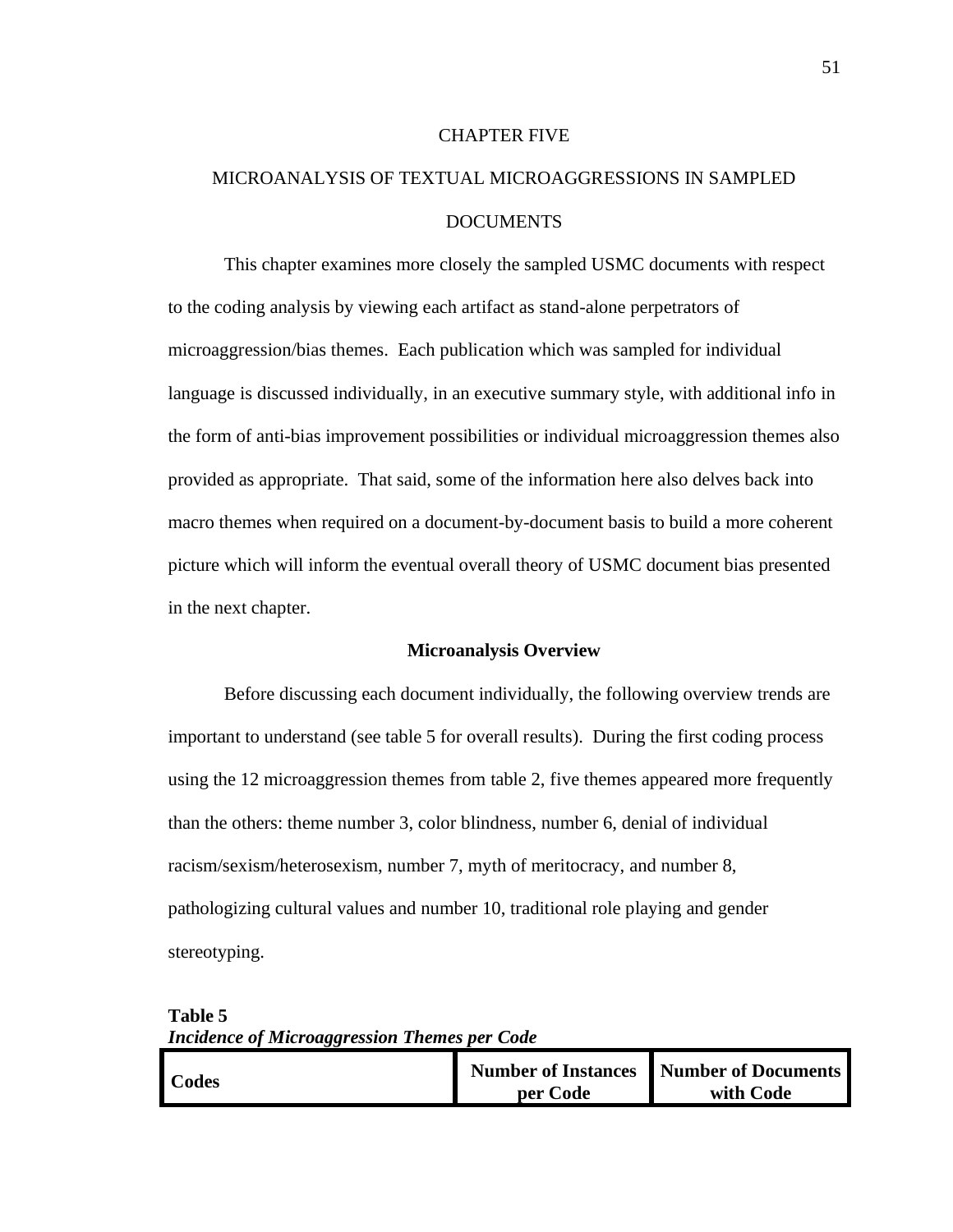# CHAPTER FIVE

# MICROANALYSIS OF TEXTUAL MICROAGGRESSIONS IN SAMPLED DOCUMENTS

This chapter examines more closely the sampled USMC documents with respect to the coding analysis by viewing each artifact as stand-alone perpetrators of microaggression/bias themes. Each publication which was sampled for individual language is discussed individually, in an executive summary style, with additional info in the form of anti-bias improvement possibilities or individual microaggression themes also provided as appropriate. That said, some of the information here also delves back into macro themes when required on a document-by-document basis to build a more coherent picture which will inform the eventual overall theory of USMC document bias presented in the next chapter.

## Microanalysis Overview

Before discussing each document individually, the following overview trends are important to understand (see table 5 for overall results). During the first coding process using the 12 microaggression themes from table 2, five themes appeared more frequently than the others: theme number 3, color blindness, number 6, denial of individual racism/sexism/heterosexism, number 7, myth of meritocracy, and number 8, pathologizing cultural values and number 10, traditional role playing and gender stereotyping.

**Table 5**
***Incidence of Microaggression Themes per Code***

| Codes | Number of Instances per Code | Number of Documents with Code |
|---|---|---|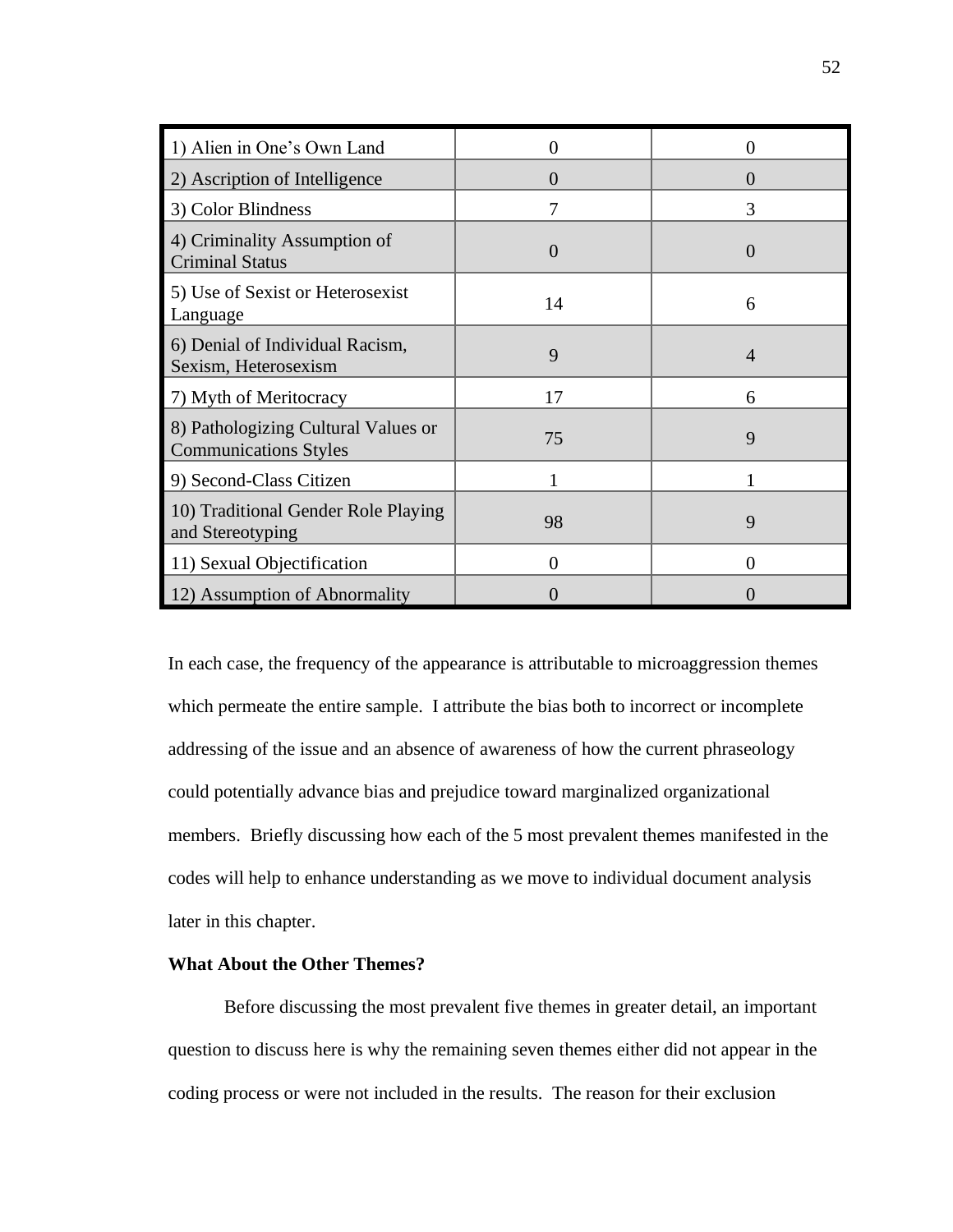| | | |
|---|---|---|
| 1) Alien in One's Own Land | 0 | 0 |
| 2) Ascription of Intelligence | 0 | 0 |
| 3) Color Blindness | 7 | 3 |
| 4) Criminality Assumption of Criminal Status | 0 | 0 |
| 5) Use of Sexist or Heterosexist Language | 14 | 6 |
| 6) Denial of Individual Racism, Sexism, Heterosexism | 9 | 4 |
| 7) Myth of Meritocracy | 17 | 6 |
| 8) Pathologizing Cultural Values or Communications Styles | 75 | 9 |
| 9) Second-Class Citizen | 1 | 1 |
| 10) Traditional Gender Role Playing and Stereotyping | 98 | 9 |
| 11) Sexual Objectification | 0 | 0 |
| 12) Assumption of Abnormality | 0 | 0 |

In each case, the frequency of the appearance is attributable to microaggression themes which permeate the entire sample. I attribute the bias both to incorrect or incomplete addressing of the issue and an absence of awareness of how the current phraseology could potentially advance bias and prejudice toward marginalized organizational members. Briefly discussing how each of the 5 most prevalent themes manifested in the codes will help to enhance understanding as we move to individual document analysis later in this chapter.

**What About the Other Themes?**

Before discussing the most prevalent five themes in greater detail, an important question to discuss here is why the remaining seven themes either did not appear in the coding process or were not included in the results. The reason for their exclusion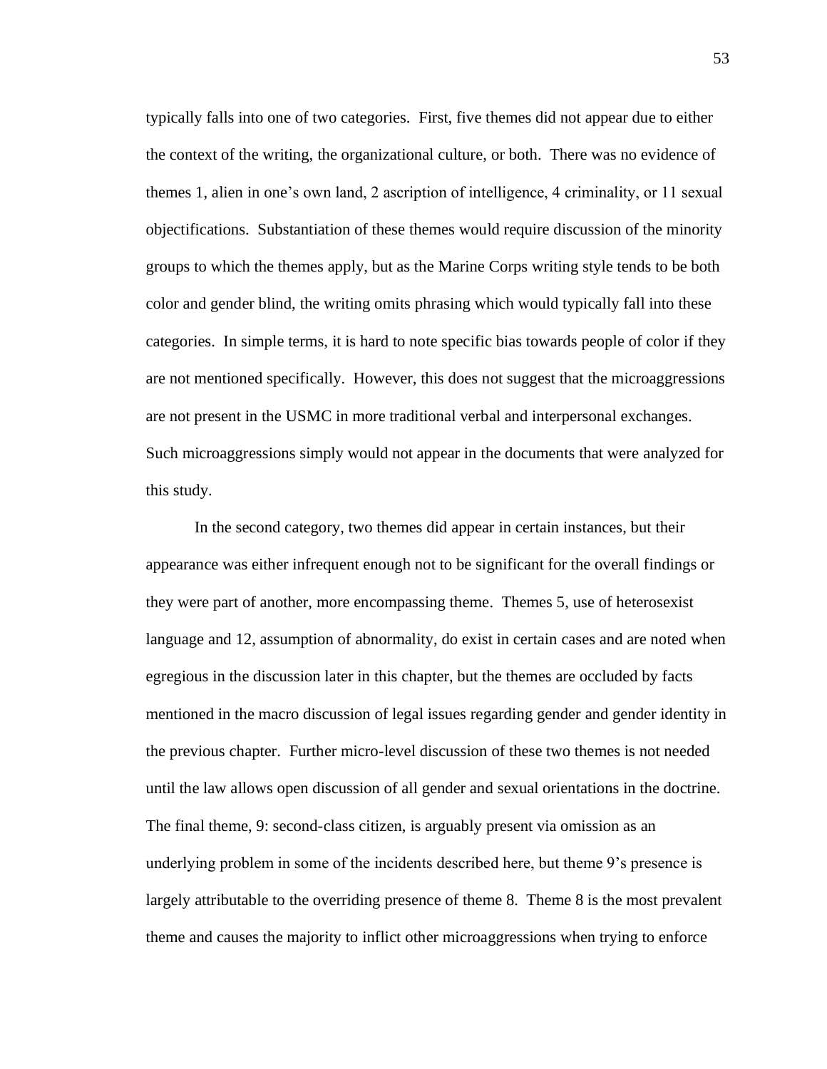typically falls into one of two categories. First, five themes did not appear due to either the context of the writing, the organizational culture, or both. There was no evidence of themes 1, alien in one's own land, 2 ascription of intelligence, 4 criminality, or 11 sexual objectifications. Substantiation of these themes would require discussion of the minority groups to which the themes apply, but as the Marine Corps writing style tends to be both color and gender blind, the writing omits phrasing which would typically fall into these categories. In simple terms, it is hard to note specific bias towards people of color if they are not mentioned specifically. However, this does not suggest that the microaggressions are not present in the USMC in more traditional verbal and interpersonal exchanges. Such microaggressions simply would not appear in the documents that were analyzed for this study.

In the second category, two themes did appear in certain instances, but their appearance was either infrequent enough not to be significant for the overall findings or they were part of another, more encompassing theme. Themes 5, use of heterosexist language and 12, assumption of abnormality, do exist in certain cases and are noted when egregious in the discussion later in this chapter, but the themes are occluded by facts mentioned in the macro discussion of legal issues regarding gender and gender identity in the previous chapter. Further micro-level discussion of these two themes is not needed until the law allows open discussion of all gender and sexual orientations in the doctrine. The final theme, 9: second-class citizen, is arguably present via omission as an underlying problem in some of the incidents described here, but theme 9's presence is largely attributable to the overriding presence of theme 8. Theme 8 is the most prevalent theme and causes the majority to inflict other microaggressions when trying to enforce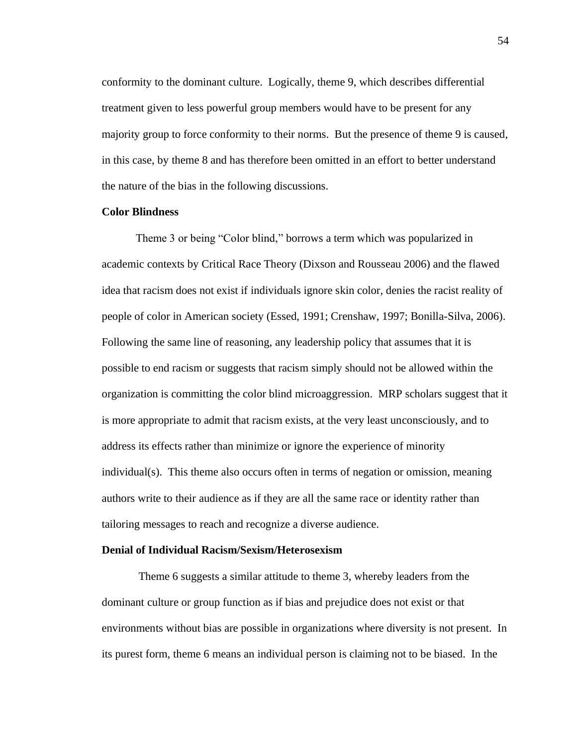conformity to the dominant culture. Logically, theme 9, which describes differential treatment given to less powerful group members would have to be present for any majority group to force conformity to their norms. But the presence of theme 9 is caused, in this case, by theme 8 and has therefore been omitted in an effort to better understand the nature of the bias in the following discussions.

### Color Blindness

Theme 3 or being "Color blind," borrows a term which was popularized in academic contexts by Critical Race Theory (Dixson and Rousseau 2006) and the flawed idea that racism does not exist if individuals ignore skin color, denies the racist reality of people of color in American society (Essed, 1991; Crenshaw, 1997; Bonilla-Silva, 2006). Following the same line of reasoning, any leadership policy that assumes that it is possible to end racism or suggests that racism simply should not be allowed within the organization is committing the color blind microaggression. MRP scholars suggest that it is more appropriate to admit that racism exists, at the very least unconsciously, and to address its effects rather than minimize or ignore the experience of minority individual(s). This theme also occurs often in terms of negation or omission, meaning authors write to their audience as if they are all the same race or identity rather than tailoring messages to reach and recognize a diverse audience.

### Denial of Individual Racism/Sexism/Heterosexism

Theme 6 suggests a similar attitude to theme 3, whereby leaders from the dominant culture or group function as if bias and prejudice does not exist or that environments without bias are possible in organizations where diversity is not present. In its purest form, theme 6 means an individual person is claiming not to be biased. In the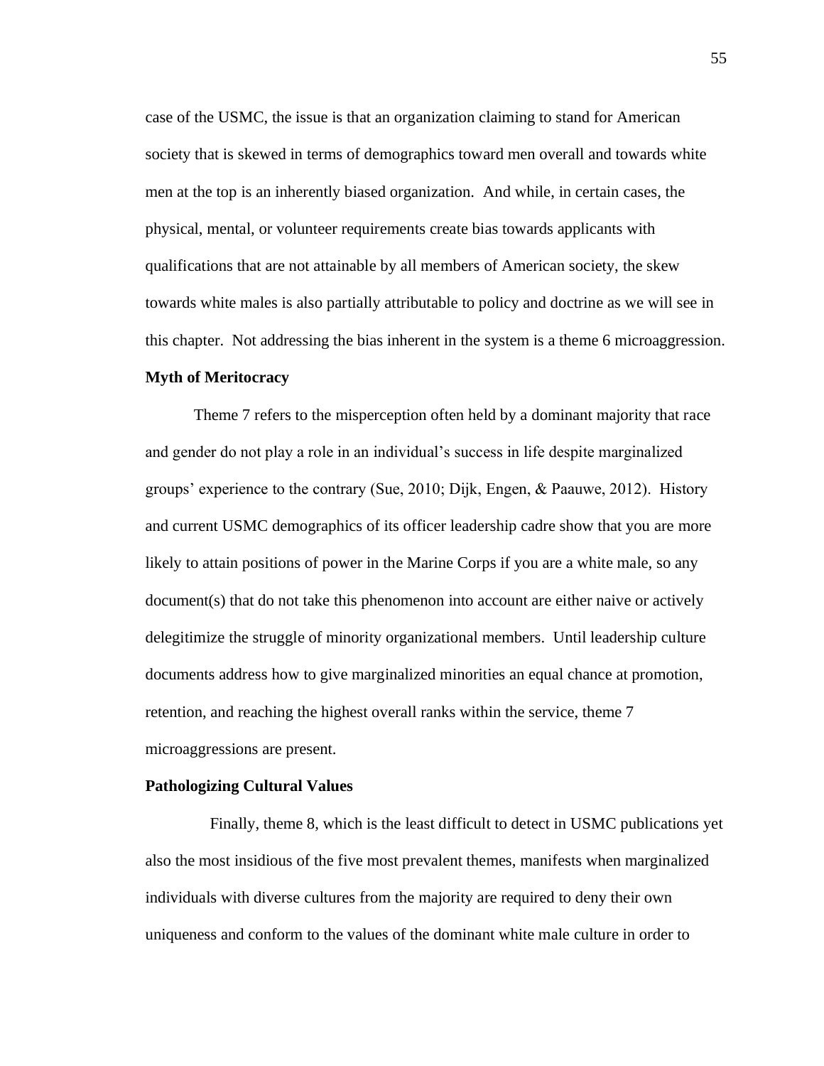case of the USMC, the issue is that an organization claiming to stand for American society that is skewed in terms of demographics toward men overall and towards white men at the top is an inherently biased organization. And while, in certain cases, the physical, mental, or volunteer requirements create bias towards applicants with qualifications that are not attainable by all members of American society, the skew towards white males is also partially attributable to policy and doctrine as we will see in this chapter. Not addressing the bias inherent in the system is a theme 6 microaggression.

**Myth of Meritocracy**

Theme 7 refers to the misperception often held by a dominant majority that race and gender do not play a role in an individual's success in life despite marginalized groups' experience to the contrary (Sue, 2010; Dijk, Engen, & Paauwe, 2012). History and current USMC demographics of its officer leadership cadre show that you are more likely to attain positions of power in the Marine Corps if you are a white male, so any document(s) that do not take this phenomenon into account are either naive or actively delegitimize the struggle of minority organizational members. Until leadership culture documents address how to give marginalized minorities an equal chance at promotion, retention, and reaching the highest overall ranks within the service, theme 7 microaggressions are present.

**Pathologizing Cultural Values**

Finally, theme 8, which is the least difficult to detect in USMC publications yet also the most insidious of the five most prevalent themes, manifests when marginalized individuals with diverse cultures from the majority are required to deny their own uniqueness and conform to the values of the dominant white male culture in order to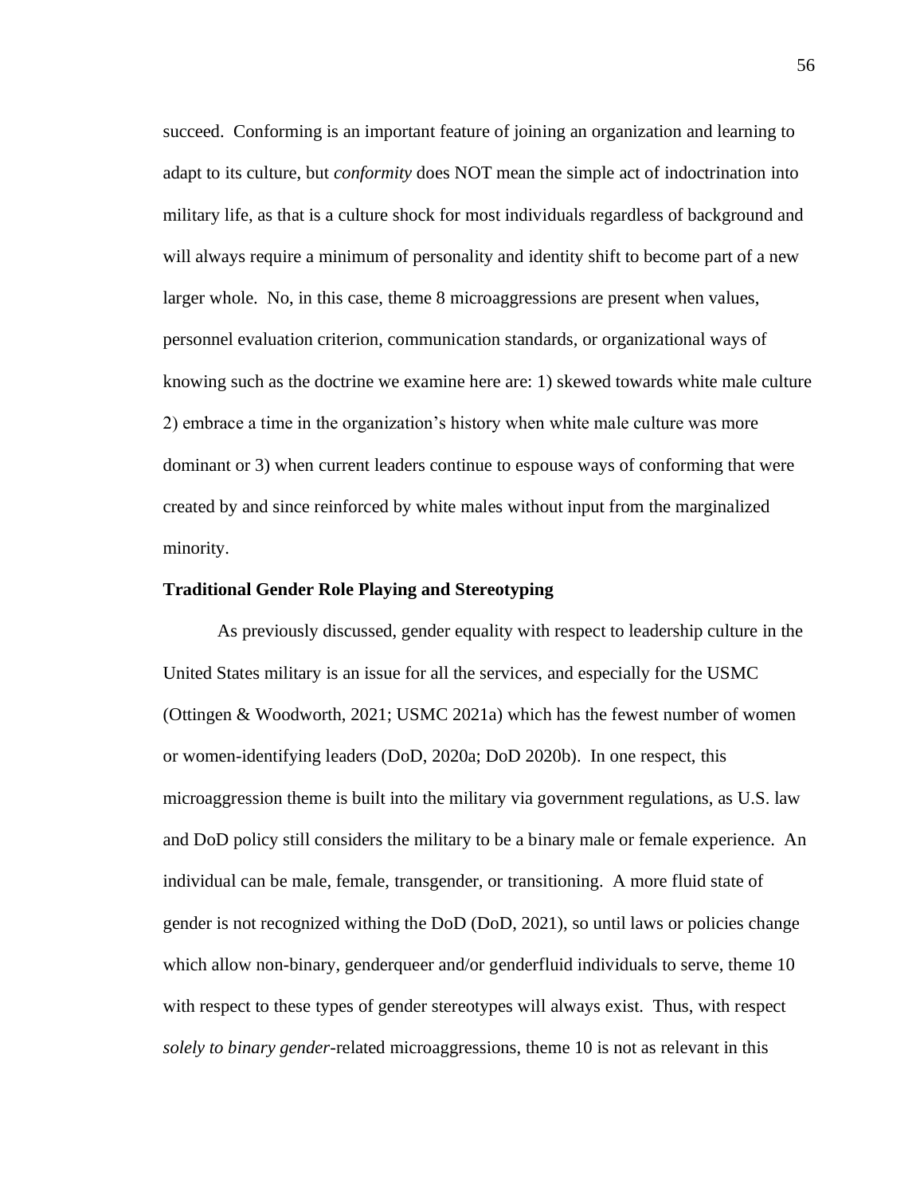succeed. Conforming is an important feature of joining an organization and learning to adapt to its culture, but *conformity* does NOT mean the simple act of indoctrination into military life, as that is a culture shock for most individuals regardless of background and will always require a minimum of personality and identity shift to become part of a new larger whole. No, in this case, theme 8 microaggressions are present when values, personnel evaluation criterion, communication standards, or organizational ways of knowing such as the doctrine we examine here are: 1) skewed towards white male culture 2) embrace a time in the organization's history when white male culture was more dominant or 3) when current leaders continue to espouse ways of conforming that were created by and since reinforced by white males without input from the marginalized minority.

**Traditional Gender Role Playing and Stereotyping**

As previously discussed, gender equality with respect to leadership culture in the United States military is an issue for all the services, and especially for the USMC (Ottingen & Woodworth, 2021; USMC 2021a) which has the fewest number of women or women-identifying leaders (DoD, 2020a; DoD 2020b). In one respect, this microaggression theme is built into the military via government regulations, as U.S. law and DoD policy still considers the military to be a binary male or female experience. An individual can be male, female, transgender, or transitioning. A more fluid state of gender is not recognized withing the DoD (DoD, 2021), so until laws or policies change which allow non-binary, genderqueer and/or genderfluid individuals to serve, theme 10 with respect to these types of gender stereotypes will always exist. Thus, with respect *solely to binary gender*-related microaggressions, theme 10 is not as relevant in this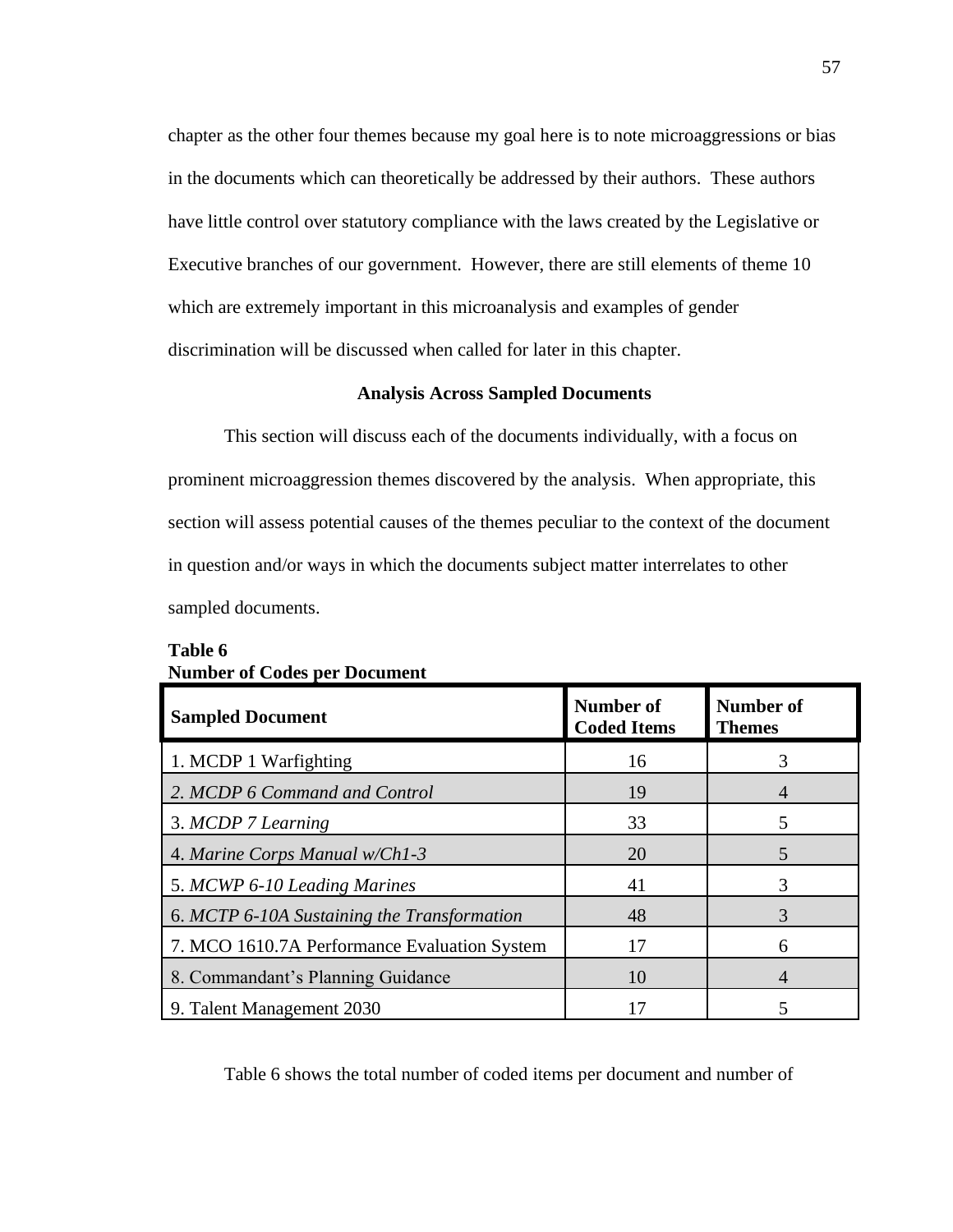chapter as the other four themes because my goal here is to note microaggressions or bias in the documents which can theoretically be addressed by their authors. These authors have little control over statutory compliance with the laws created by the Legislative or Executive branches of our government. However, there are still elements of theme 10 which are extremely important in this microanalysis and examples of gender discrimination will be discussed when called for later in this chapter.

## Analysis Across Sampled Documents

This section will discuss each of the documents individually, with a focus on prominent microaggression themes discovered by the analysis. When appropriate, this section will assess potential causes of the themes peculiar to the context of the document in question and/or ways in which the documents subject matter interrelates to other sampled documents.

**Table 6**
**Number of Codes per Document**

| Sampled Document | Number of Coded Items | Number of Themes |
|---|---|---|
| 1. MCDP 1 Warfighting | 16 | 3 |
| *2. MCDP 6 Command and Control* | 19 | 4 |
| 3. *MCDP 7 Learning* | 33 | 5 |
| 4. *Marine Corps Manual w/Ch1-3* | 20 | 5 |
| 5. *MCWP 6-10 Leading Marines* | 41 | 3 |
| 6. *MCTP 6-10A Sustaining the Transformation* | 48 | 3 |
| 7. MCO 1610.7A Performance Evaluation System | 17 | 6 |
| 8. Commandant's Planning Guidance | 10 | 4 |
| 9. Talent Management 2030 | 17 | 5 |

Table 6 shows the total number of coded items per document and number of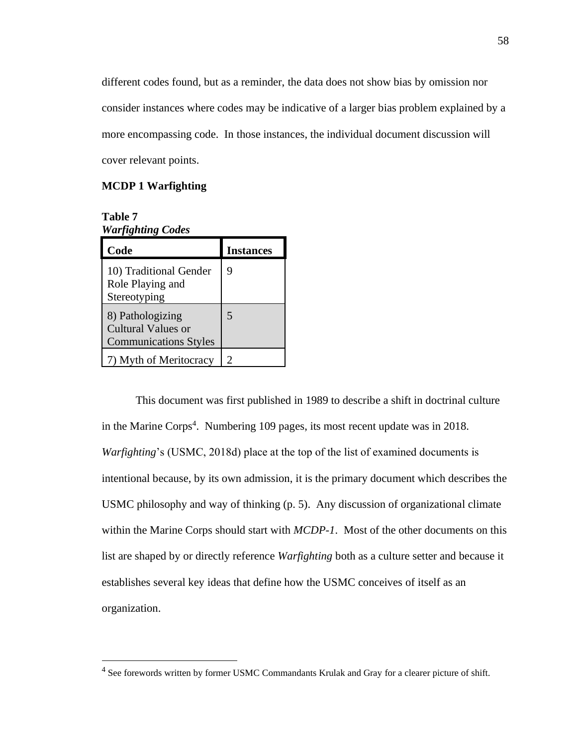different codes found, but as a reminder, the data does not show bias by omission nor consider instances where codes may be indicative of a larger bias problem explained by a more encompassing code. In those instances, the individual document discussion will cover relevant points.

**MCDP 1 Warfighting**

**Table 7**
***Warfighting Codes***

| Code | Instances |
|---|---|
| 10) Traditional Gender Role Playing and Stereotyping | 9 |
| 8) Pathologizing Cultural Values or Communications Styles | 5 |
| 7) Myth of Meritocracy | 2 |

This document was first published in 1989 to describe a shift in doctrinal culture in the Marine Corps[4]. Numbering 109 pages, its most recent update was in 2018. *Warfighting*'s (USMC, 2018d) place at the top of the list of examined documents is intentional because, by its own admission, it is the primary document which describes the USMC philosophy and way of thinking (p. 5). Any discussion of organizational climate within the Marine Corps should start with *MCDP-1*. Most of the other documents on this list are shaped by or directly reference *Warfighting* both as a culture setter and because it establishes several key ideas that define how the USMC conceives of itself as an organization.

[4] See forewords written by former USMC Commandants Krulak and Gray for a clearer picture of shift.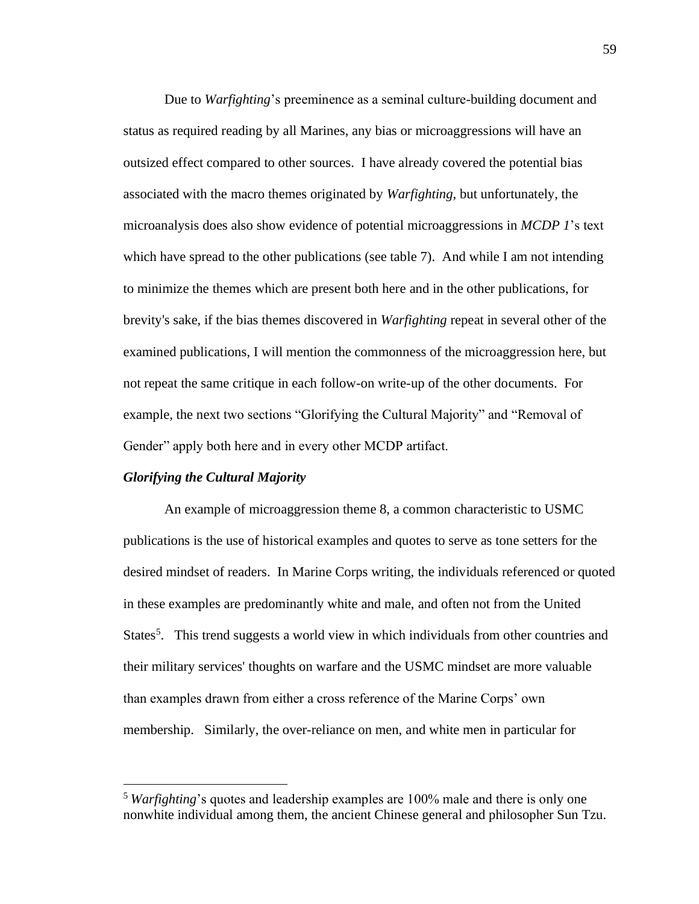Due to *Warfighting*'s preeminence as a seminal culture-building document and status as required reading by all Marines, any bias or microaggressions will have an outsized effect compared to other sources. I have already covered the potential bias associated with the macro themes originated by *Warfighting*, but unfortunately, the microanalysis does also show evidence of potential microaggressions in *MCDP 1*'s text which have spread to the other publications (see table 7). And while I am not intending to minimize the themes which are present both here and in the other publications, for brevity's sake, if the bias themes discovered in *Warfighting* repeat in several other of the examined publications, I will mention the commonness of the microaggression here, but not repeat the same critique in each follow-on write-up of the other documents. For example, the next two sections "Glorifying the Cultural Majority" and "Removal of Gender" apply both here and in every other MCDP artifact.

### *Glorifying the Cultural Majority*

An example of microaggression theme 8, a common characteristic to USMC publications is the use of historical examples and quotes to serve as tone setters for the desired mindset of readers. In Marine Corps writing, the individuals referenced or quoted in these examples are predominantly white and male, and often not from the United States[5]. This trend suggests a world view in which individuals from other countries and their military services' thoughts on warfare and the USMC mindset are more valuable than examples drawn from either a cross reference of the Marine Corps' own membership. Similarly, the over-reliance on men, and white men in particular for

[5] *Warfighting*'s quotes and leadership examples are 100% male and there is only one nonwhite individual among them, the ancient Chinese general and philosopher Sun Tzu.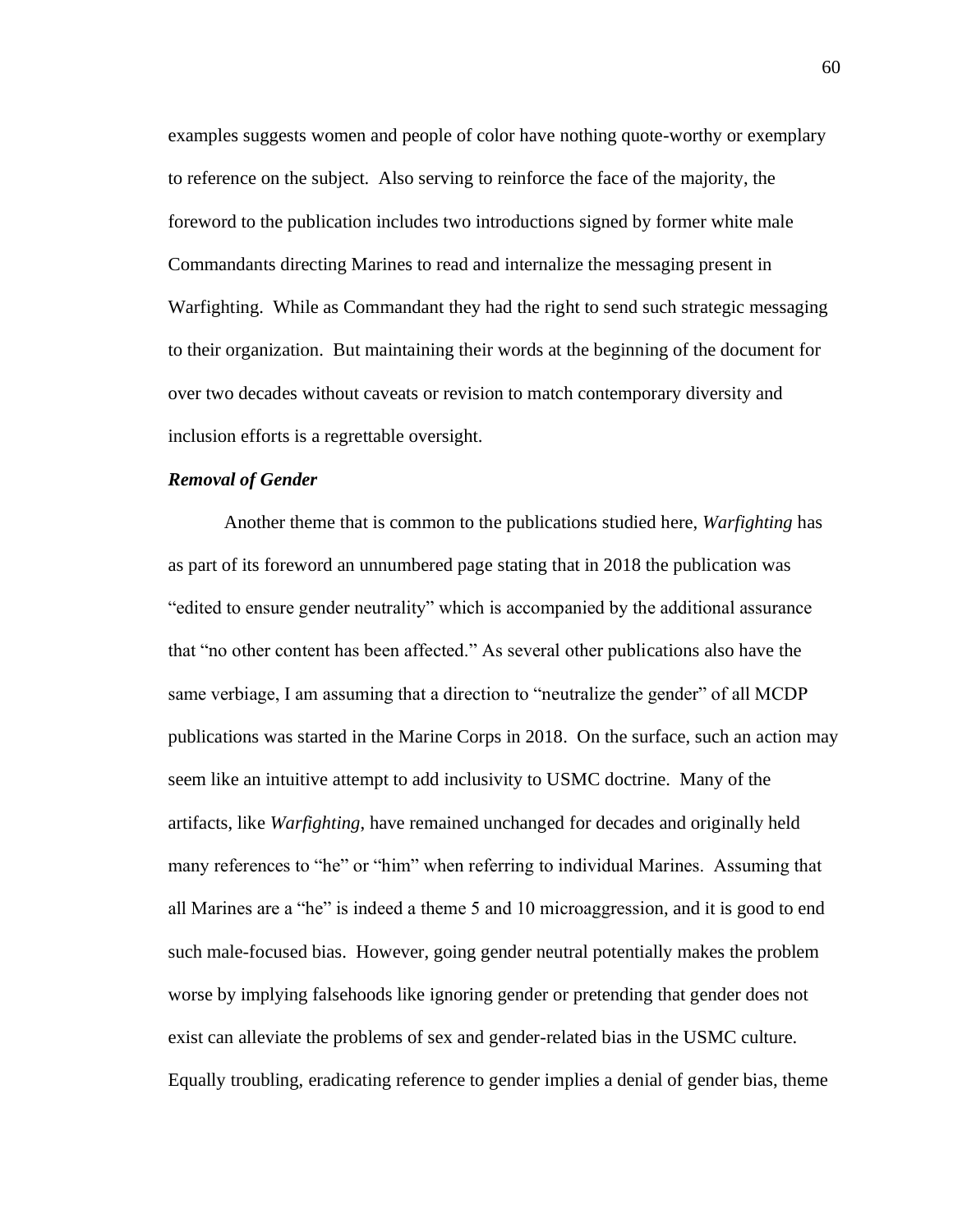examples suggests women and people of color have nothing quote-worthy or exemplary to reference on the subject. Also serving to reinforce the face of the majority, the foreword to the publication includes two introductions signed by former white male Commandants directing Marines to read and internalize the messaging present in Warfighting. While as Commandant they had the right to send such strategic messaging to their organization. But maintaining their words at the beginning of the document for over two decades without caveats or revision to match contemporary diversity and inclusion efforts is a regrettable oversight.

***Removal of Gender***

Another theme that is common to the publications studied here, *Warfighting* has as part of its foreword an unnumbered page stating that in 2018 the publication was "edited to ensure gender neutrality" which is accompanied by the additional assurance that "no other content has been affected." As several other publications also have the same verbiage, I am assuming that a direction to "neutralize the gender" of all MCDP publications was started in the Marine Corps in 2018. On the surface, such an action may seem like an intuitive attempt to add inclusivity to USMC doctrine. Many of the artifacts, like *Warfighting*, have remained unchanged for decades and originally held many references to "he" or "him" when referring to individual Marines. Assuming that all Marines are a "he" is indeed a theme 5 and 10 microaggression, and it is good to end such male-focused bias. However, going gender neutral potentially makes the problem worse by implying falsehoods like ignoring gender or pretending that gender does not exist can alleviate the problems of sex and gender-related bias in the USMC culture. Equally troubling, eradicating reference to gender implies a denial of gender bias, theme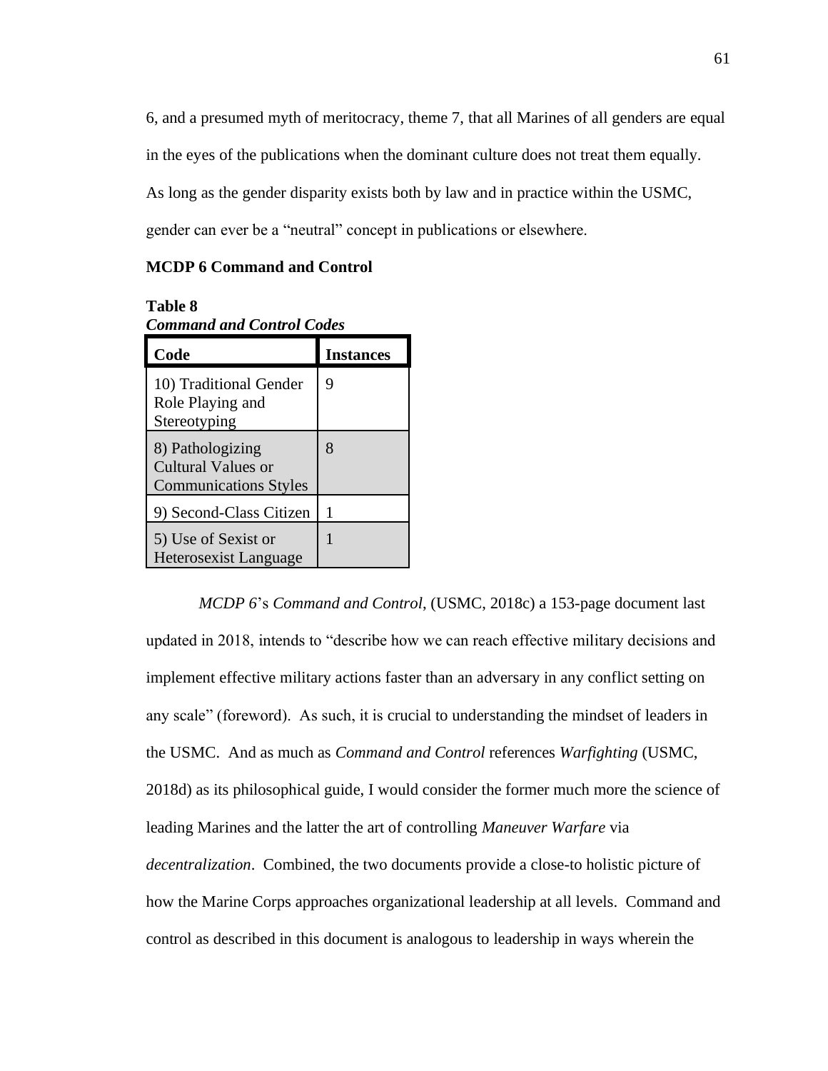6, and a presumed myth of meritocracy, theme 7, that all Marines of all genders are equal in the eyes of the publications when the dominant culture does not treat them equally. As long as the gender disparity exists both by law and in practice within the USMC, gender can ever be a "neutral" concept in publications or elsewhere.

**MCDP 6 Command and Control**

**Table 8**
***Command and Control Codes***

| Code | Instances |
|---|---|
| 10) Traditional Gender Role Playing and Stereotyping | 9 |
| 8) Pathologizing Cultural Values or Communications Styles | 8 |
| 9) Second-Class Citizen | 1 |
| 5) Use of Sexist or Heterosexist Language | 1 |

*MCDP 6*'s *Command and Control*, (USMC, 2018c) a 153-page document last updated in 2018, intends to "describe how we can reach effective military decisions and implement effective military actions faster than an adversary in any conflict setting on any scale" (foreword). As such, it is crucial to understanding the mindset of leaders in the USMC. And as much as *Command and Control* references *Warfighting* (USMC, 2018d) as its philosophical guide, I would consider the former much more the science of leading Marines and the latter the art of controlling *Maneuver Warfare* via *decentralization*. Combined, the two documents provide a close-to holistic picture of how the Marine Corps approaches organizational leadership at all levels. Command and control as described in this document is analogous to leadership in ways wherein the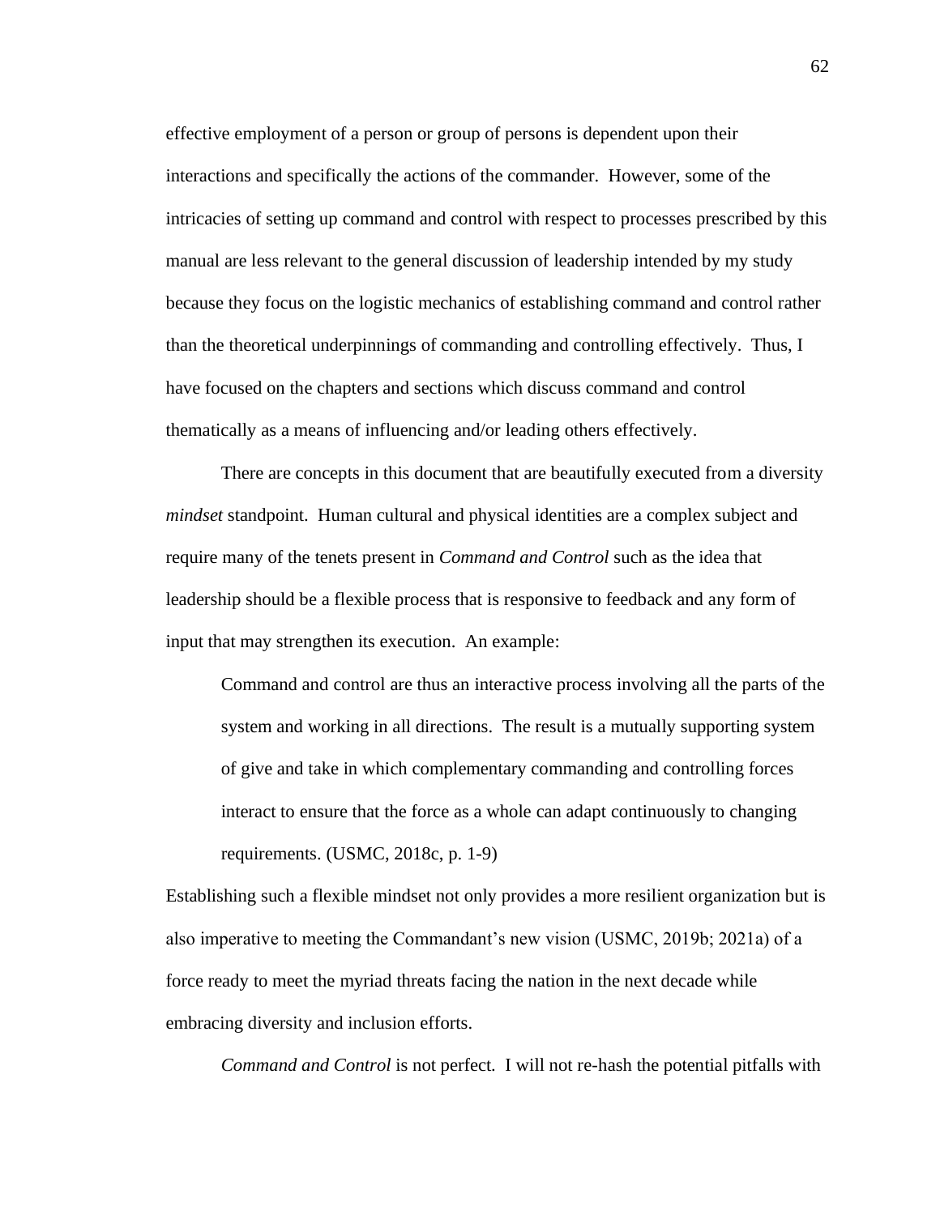effective employment of a person or group of persons is dependent upon their interactions and specifically the actions of the commander. However, some of the intricacies of setting up command and control with respect to processes prescribed by this manual are less relevant to the general discussion of leadership intended by my study because they focus on the logistic mechanics of establishing command and control rather than the theoretical underpinnings of commanding and controlling effectively. Thus, I have focused on the chapters and sections which discuss command and control thematically as a means of influencing and/or leading others effectively.

There are concepts in this document that are beautifully executed from a diversity *mindset* standpoint. Human cultural and physical identities are a complex subject and require many of the tenets present in *Command and Control* such as the idea that leadership should be a flexible process that is responsive to feedback and any form of input that may strengthen its execution. An example:

> Command and control are thus an interactive process involving all the parts of the system and working in all directions. The result is a mutually supporting system of give and take in which complementary commanding and controlling forces interact to ensure that the force as a whole can adapt continuously to changing requirements. (USMC, 2018c, p. 1-9)

Establishing such a flexible mindset not only provides a more resilient organization but is also imperative to meeting the Commandant's new vision (USMC, 2019b; 2021a) of a force ready to meet the myriad threats facing the nation in the next decade while embracing diversity and inclusion efforts.

*Command and Control* is not perfect. I will not re-hash the potential pitfalls with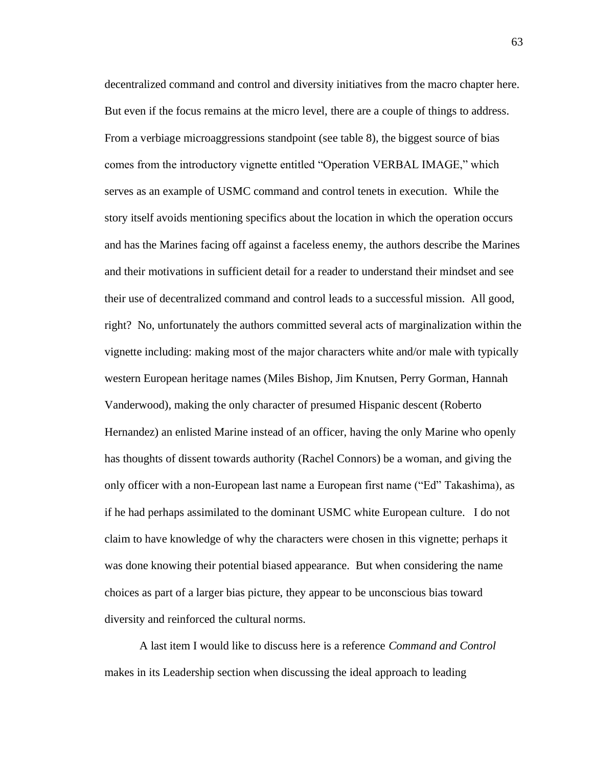decentralized command and control and diversity initiatives from the macro chapter here. But even if the focus remains at the micro level, there are a couple of things to address. From a verbiage microaggressions standpoint (see table 8), the biggest source of bias comes from the introductory vignette entitled "Operation VERBAL IMAGE," which serves as an example of USMC command and control tenets in execution. While the story itself avoids mentioning specifics about the location in which the operation occurs and has the Marines facing off against a faceless enemy, the authors describe the Marines and their motivations in sufficient detail for a reader to understand their mindset and see their use of decentralized command and control leads to a successful mission. All good, right? No, unfortunately the authors committed several acts of marginalization within the vignette including: making most of the major characters white and/or male with typically western European heritage names (Miles Bishop, Jim Knutsen, Perry Gorman, Hannah Vanderwood), making the only character of presumed Hispanic descent (Roberto Hernandez) an enlisted Marine instead of an officer, having the only Marine who openly has thoughts of dissent towards authority (Rachel Connors) be a woman, and giving the only officer with a non-European last name a European first name ("Ed" Takashima), as if he had perhaps assimilated to the dominant USMC white European culture. I do not claim to have knowledge of why the characters were chosen in this vignette; perhaps it was done knowing their potential biased appearance. But when considering the name choices as part of a larger bias picture, they appear to be unconscious bias toward diversity and reinforced the cultural norms.

A last item I would like to discuss here is a reference *Command and Control* makes in its Leadership section when discussing the ideal approach to leading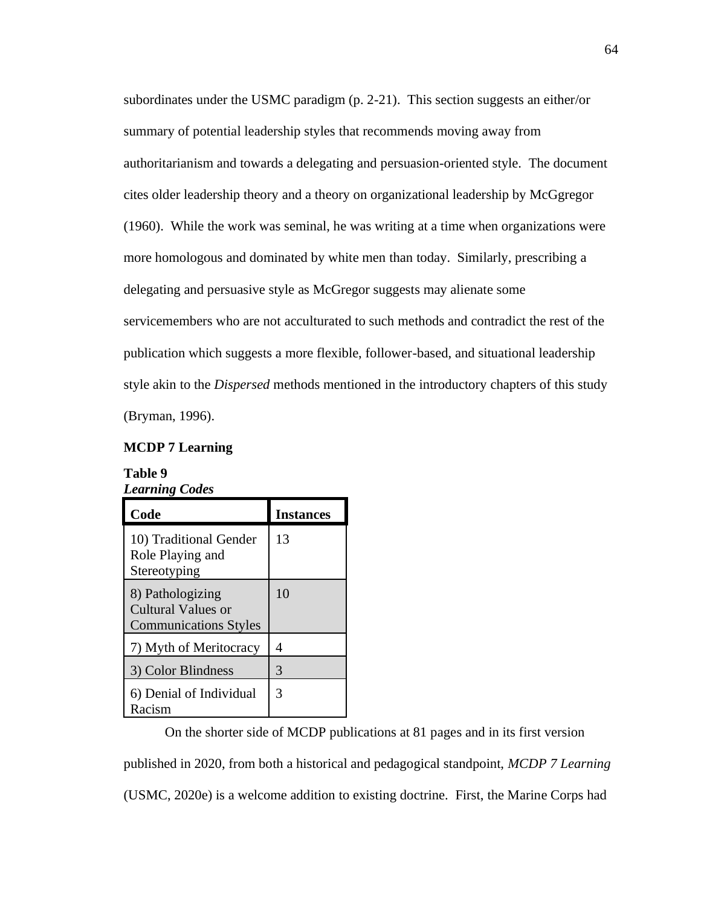subordinates under the USMC paradigm (p. 2-21). This section suggests an either/or summary of potential leadership styles that recommends moving away from authoritarianism and towards a delegating and persuasion-oriented style. The document cites older leadership theory and a theory on organizational leadership by McGgregor (1960). While the work was seminal, he was writing at a time when organizations were more homologous and dominated by white men than today. Similarly, prescribing a delegating and persuasive style as McGregor suggests may alienate some servicemembers who are not acculturated to such methods and contradict the rest of the publication which suggests a more flexible, follower-based, and situational leadership style akin to the *Dispersed* methods mentioned in the introductory chapters of this study (Bryman, 1996).

### MCDP 7 Learning

**Table 9**
***Learning Codes***

| Code | Instances |
|---|---|
| 10) Traditional Gender Role Playing and Stereotyping | 13 |
| 8) Pathologizing Cultural Values or Communications Styles | 10 |
| 7) Myth of Meritocracy | 4 |
| 3) Color Blindness | 3 |
| 6) Denial of Individual Racism | 3 |

On the shorter side of MCDP publications at 81 pages and in its first version published in 2020, from both a historical and pedagogical standpoint, *MCDP 7 Learning* (USMC, 2020e) is a welcome addition to existing doctrine. First, the Marine Corps had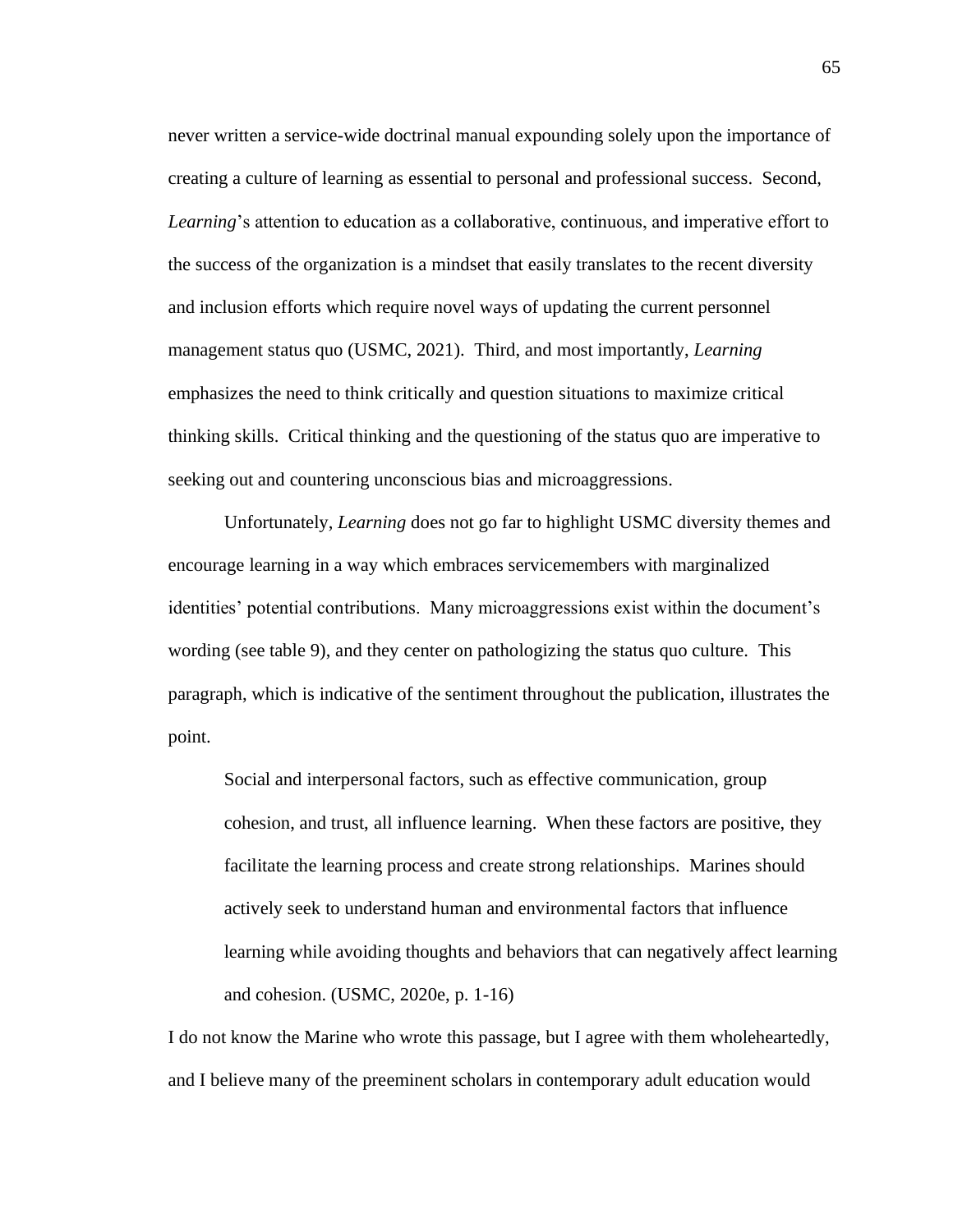never written a service-wide doctrinal manual expounding solely upon the importance of creating a culture of learning as essential to personal and professional success. Second, *Learning*'s attention to education as a collaborative, continuous, and imperative effort to the success of the organization is a mindset that easily translates to the recent diversity and inclusion efforts which require novel ways of updating the current personnel management status quo (USMC, 2021). Third, and most importantly, *Learning* emphasizes the need to think critically and question situations to maximize critical thinking skills. Critical thinking and the questioning of the status quo are imperative to seeking out and countering unconscious bias and microaggressions.

Unfortunately, *Learning* does not go far to highlight USMC diversity themes and encourage learning in a way which embraces servicemembers with marginalized identities' potential contributions. Many microaggressions exist within the document's wording (see table 9), and they center on pathologizing the status quo culture. This paragraph, which is indicative of the sentiment throughout the publication, illustrates the point.

> Social and interpersonal factors, such as effective communication, group cohesion, and trust, all influence learning. When these factors are positive, they facilitate the learning process and create strong relationships. Marines should actively seek to understand human and environmental factors that influence learning while avoiding thoughts and behaviors that can negatively affect learning and cohesion. (USMC, 2020e, p. 1-16)

I do not know the Marine who wrote this passage, but I agree with them wholeheartedly, and I believe many of the preeminent scholars in contemporary adult education would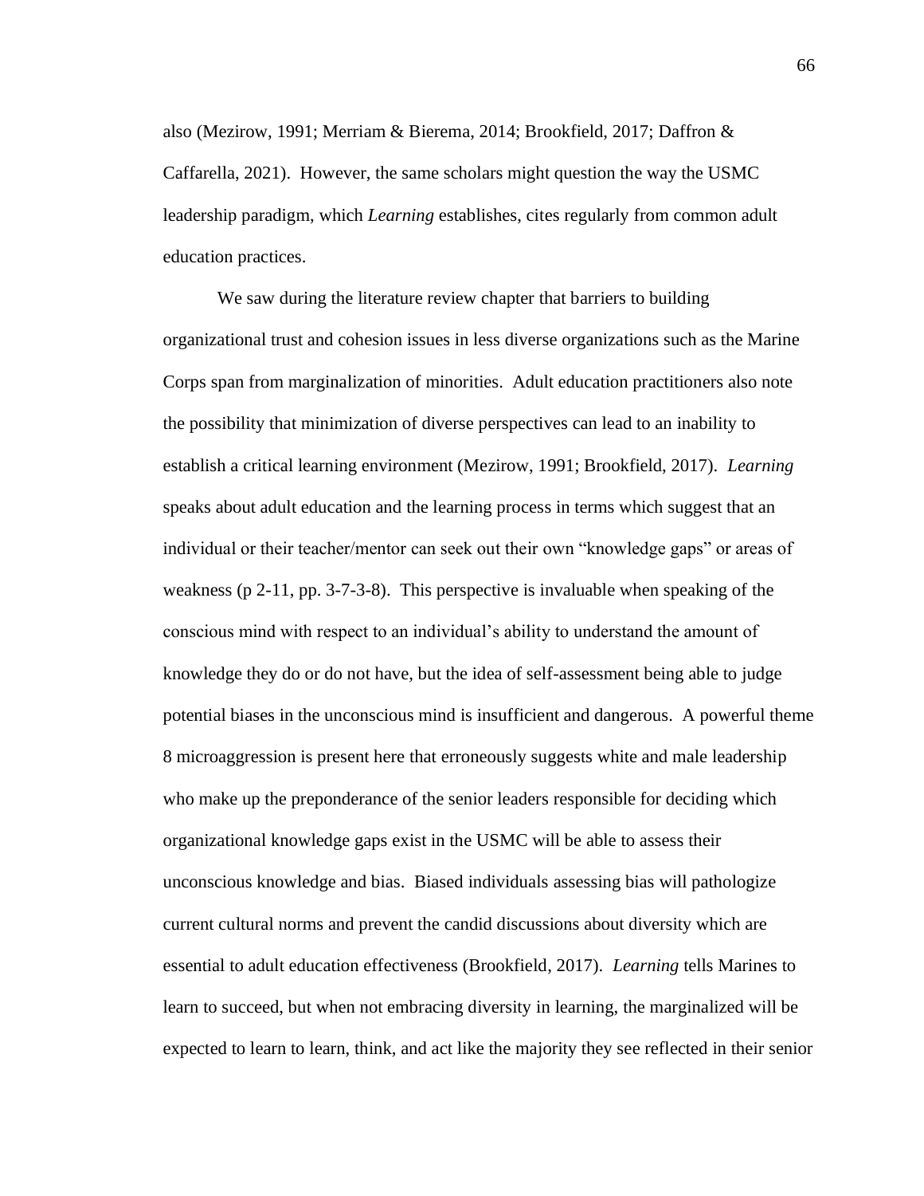also (Mezirow, 1991; Merriam & Bierema, 2014; Brookfield, 2017; Daffron & Caffarella, 2021). However, the same scholars might question the way the USMC leadership paradigm, which *Learning* establishes, cites regularly from common adult education practices.

We saw during the literature review chapter that barriers to building organizational trust and cohesion issues in less diverse organizations such as the Marine Corps span from marginalization of minorities. Adult education practitioners also note the possibility that minimization of diverse perspectives can lead to an inability to establish a critical learning environment (Mezirow, 1991; Brookfield, 2017). *Learning* speaks about adult education and the learning process in terms which suggest that an individual or their teacher/mentor can seek out their own "knowledge gaps" or areas of weakness (p 2-11, pp. 3-7-3-8). This perspective is invaluable when speaking of the conscious mind with respect to an individual's ability to understand the amount of knowledge they do or do not have, but the idea of self-assessment being able to judge potential biases in the unconscious mind is insufficient and dangerous. A powerful theme 8 microaggression is present here that erroneously suggests white and male leadership who make up the preponderance of the senior leaders responsible for deciding which organizational knowledge gaps exist in the USMC will be able to assess their unconscious knowledge and bias. Biased individuals assessing bias will pathologize current cultural norms and prevent the candid discussions about diversity which are essential to adult education effectiveness (Brookfield, 2017). *Learning* tells Marines to learn to succeed, but when not embracing diversity in learning, the marginalized will be expected to learn to learn, think, and act like the majority they see reflected in their senior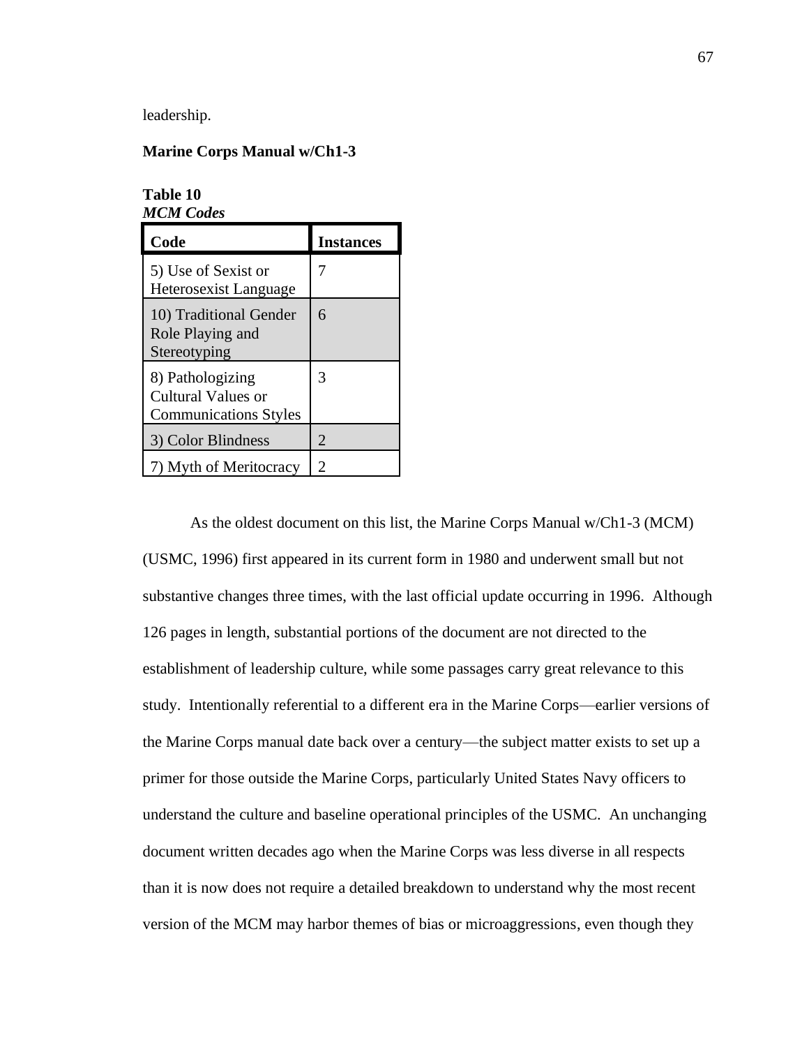leadership.

**Marine Corps Manual w/Ch1-3**

**Table 10**
***MCM Codes***

| Code | Instances |
|---|---|
| 5) Use of Sexist or Heterosexist Language | 7 |
| 10) Traditional Gender Role Playing and Stereotyping | 6 |
| 8) Pathologizing Cultural Values or Communications Styles | 3 |
| 3) Color Blindness | 2 |
| 7) Myth of Meritocracy | 2 |

As the oldest document on this list, the Marine Corps Manual w/Ch1-3 (MCM) (USMC, 1996) first appeared in its current form in 1980 and underwent small but not substantive changes three times, with the last official update occurring in 1996. Although 126 pages in length, substantial portions of the document are not directed to the establishment of leadership culture, while some passages carry great relevance to this study. Intentionally referential to a different era in the Marine Corps—earlier versions of the Marine Corps manual date back over a century—the subject matter exists to set up a primer for those outside the Marine Corps, particularly United States Navy officers to understand the culture and baseline operational principles of the USMC. An unchanging document written decades ago when the Marine Corps was less diverse in all respects than it is now does not require a detailed breakdown to understand why the most recent version of the MCM may harbor themes of bias or microaggressions, even though they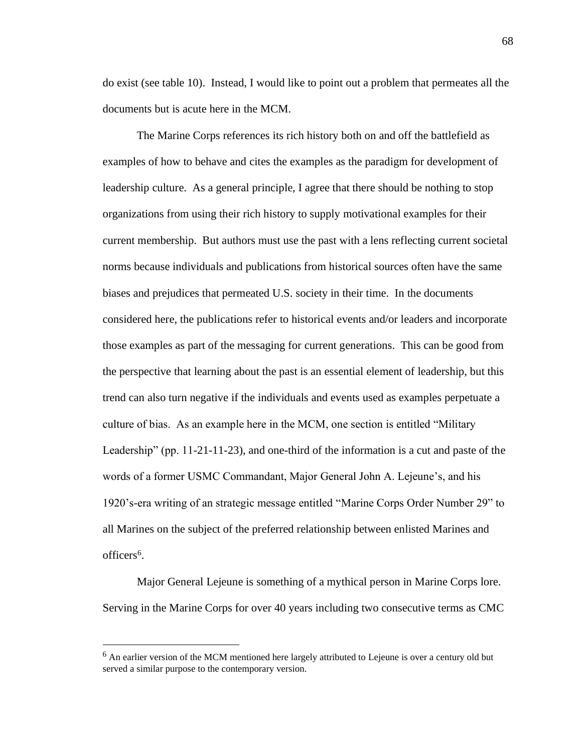do exist (see table 10). Instead, I would like to point out a problem that permeates all the documents but is acute here in the MCM.

The Marine Corps references its rich history both on and off the battlefield as examples of how to behave and cites the examples as the paradigm for development of leadership culture. As a general principle, I agree that there should be nothing to stop organizations from using their rich history to supply motivational examples for their current membership. But authors must use the past with a lens reflecting current societal norms because individuals and publications from historical sources often have the same biases and prejudices that permeated U.S. society in their time. In the documents considered here, the publications refer to historical events and/or leaders and incorporate those examples as part of the messaging for current generations. This can be good from the perspective that learning about the past is an essential element of leadership, but this trend can also turn negative if the individuals and events used as examples perpetuate a culture of bias. As an example here in the MCM, one section is entitled "Military Leadership" (pp. 11-21-11-23), and one-third of the information is a cut and paste of the words of a former USMC Commandant, Major General John A. Lejeune's, and his 1920's-era writing of an strategic message entitled "Marine Corps Order Number 29" to all Marines on the subject of the preferred relationship between enlisted Marines and officers[6].

Major General Lejeune is something of a mythical person in Marine Corps lore. Serving in the Marine Corps for over 40 years including two consecutive terms as CMC

[6] An earlier version of the MCM mentioned here largely attributed to Lejeune is over a century old but served a similar purpose to the contemporary version.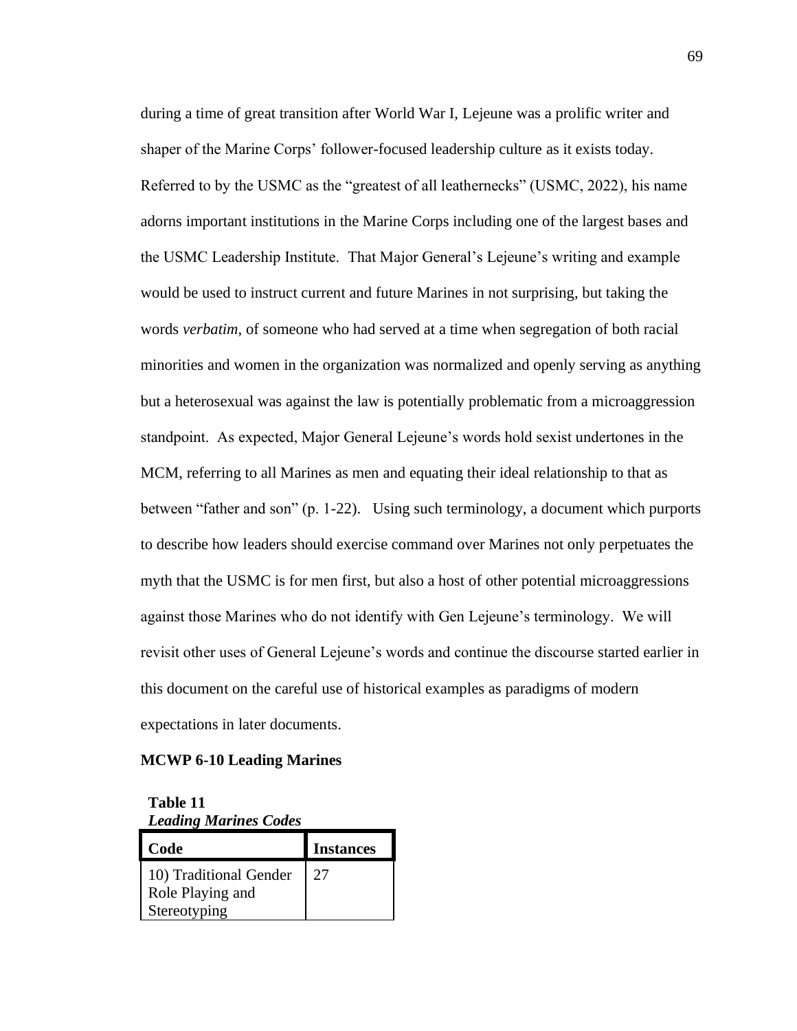during a time of great transition after World War I, Lejeune was a prolific writer and shaper of the Marine Corps' follower-focused leadership culture as it exists today. Referred to by the USMC as the "greatest of all leathernecks" (USMC, 2022), his name adorns important institutions in the Marine Corps including one of the largest bases and the USMC Leadership Institute. That Major General's Lejeune's writing and example would be used to instruct current and future Marines in not surprising, but taking the words *verbatim*, of someone who had served at a time when segregation of both racial minorities and women in the organization was normalized and openly serving as anything but a heterosexual was against the law is potentially problematic from a microaggression standpoint. As expected, Major General Lejeune's words hold sexist undertones in the MCM, referring to all Marines as men and equating their ideal relationship to that as between "father and son" (p. 1-22). Using such terminology, a document which purports to describe how leaders should exercise command over Marines not only perpetuates the myth that the USMC is for men first, but also a host of other potential microaggressions against those Marines who do not identify with Gen Lejeune's terminology. We will revisit other uses of General Lejeune's words and continue the discourse started earlier in this document on the careful use of historical examples as paradigms of modern expectations in later documents.

**MCWP 6-10 Leading Marines**

**Table 11**
***Leading Marines Codes***

| Code | Instances |
|---|---|
| 10) Traditional Gender Role Playing and Stereotyping | 27 |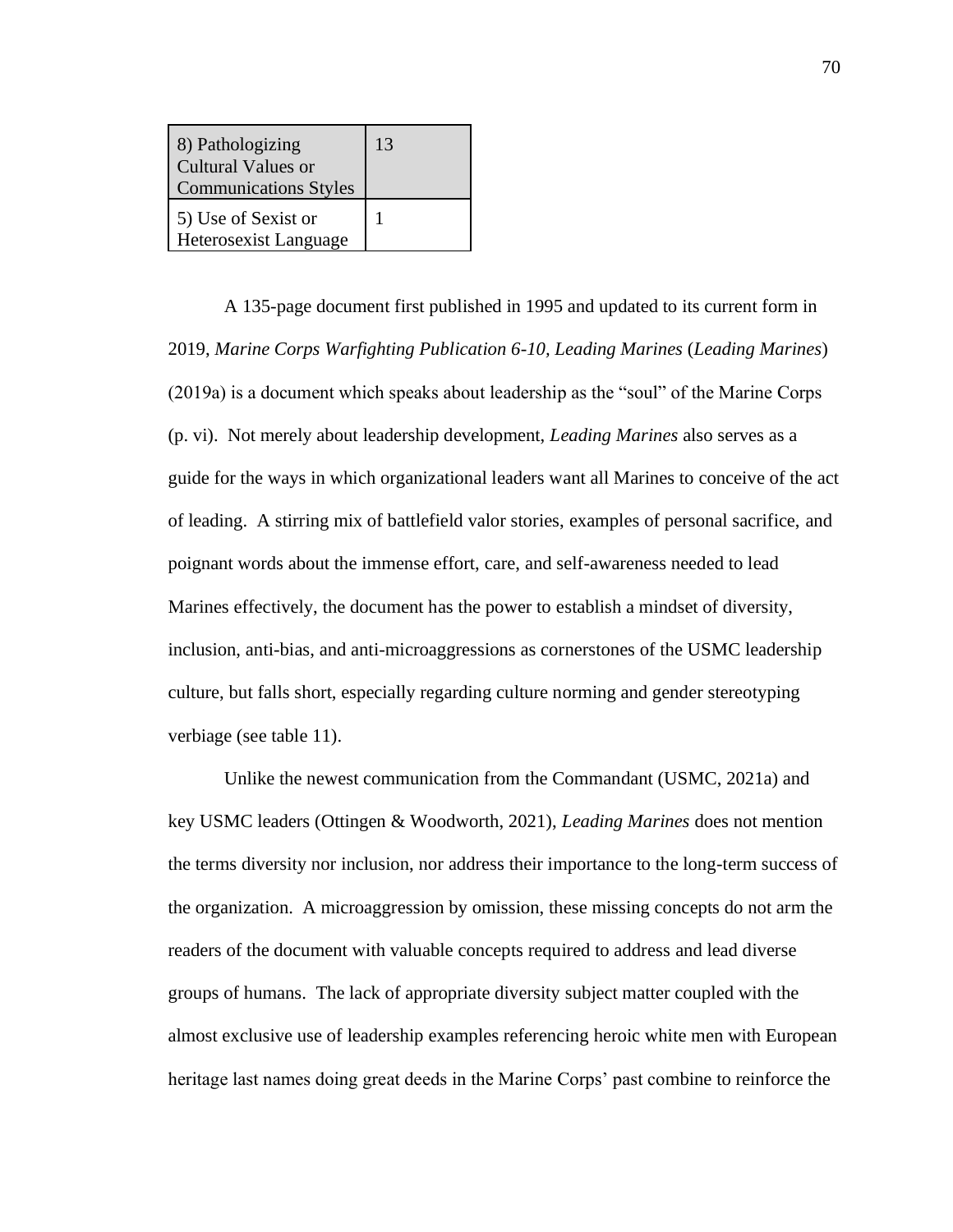| | |
|---|---|
| 8) Pathologizing Cultural Values or Communications Styles | 13 |
| 5) Use of Sexist or Heterosexist Language | 1 |

A 135-page document first published in 1995 and updated to its current form in 2019, *Marine Corps Warfighting Publication 6-10, Leading Marines* (*Leading Marines*) (2019a) is a document which speaks about leadership as the "soul" of the Marine Corps (p. vi). Not merely about leadership development, *Leading Marines* also serves as a guide for the ways in which organizational leaders want all Marines to conceive of the act of leading. A stirring mix of battlefield valor stories, examples of personal sacrifice, and poignant words about the immense effort, care, and self-awareness needed to lead Marines effectively, the document has the power to establish a mindset of diversity, inclusion, anti-bias, and anti-microaggressions as cornerstones of the USMC leadership culture, but falls short, especially regarding culture norming and gender stereotyping verbiage (see table 11).

Unlike the newest communication from the Commandant (USMC, 2021a) and key USMC leaders (Ottingen & Woodworth, 2021), *Leading Marines* does not mention the terms diversity nor inclusion, nor address their importance to the long-term success of the organization. A microaggression by omission, these missing concepts do not arm the readers of the document with valuable concepts required to address and lead diverse groups of humans. The lack of appropriate diversity subject matter coupled with the almost exclusive use of leadership examples referencing heroic white men with European heritage last names doing great deeds in the Marine Corps' past combine to reinforce the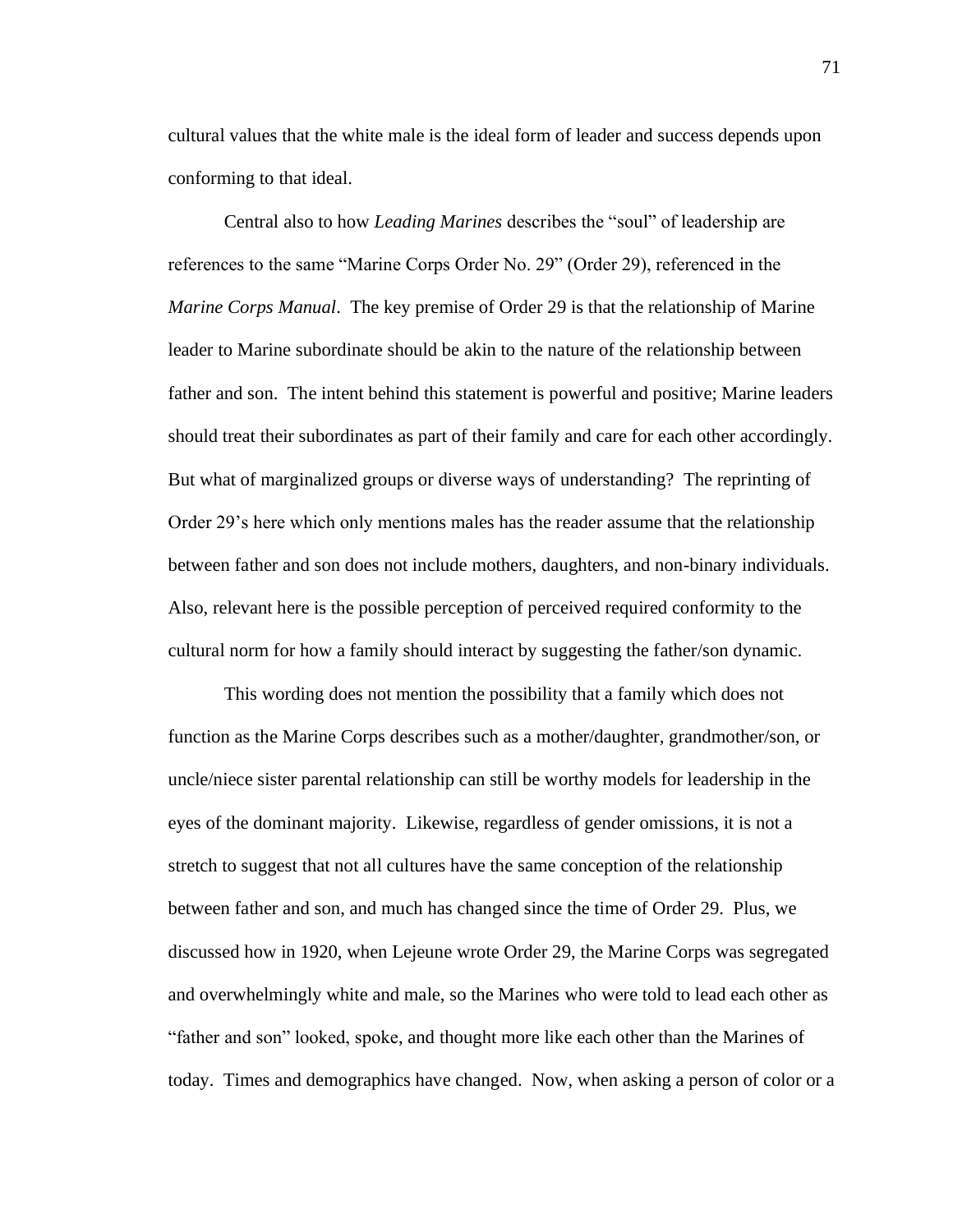cultural values that the white male is the ideal form of leader and success depends upon conforming to that ideal.

Central also to how *Leading Marines* describes the "soul" of leadership are references to the same "Marine Corps Order No. 29" (Order 29), referenced in the *Marine Corps Manual*. The key premise of Order 29 is that the relationship of Marine leader to Marine subordinate should be akin to the nature of the relationship between father and son. The intent behind this statement is powerful and positive; Marine leaders should treat their subordinates as part of their family and care for each other accordingly. But what of marginalized groups or diverse ways of understanding? The reprinting of Order 29's here which only mentions males has the reader assume that the relationship between father and son does not include mothers, daughters, and non-binary individuals. Also, relevant here is the possible perception of perceived required conformity to the cultural norm for how a family should interact by suggesting the father/son dynamic.

This wording does not mention the possibility that a family which does not function as the Marine Corps describes such as a mother/daughter, grandmother/son, or uncle/niece sister parental relationship can still be worthy models for leadership in the eyes of the dominant majority. Likewise, regardless of gender omissions, it is not a stretch to suggest that not all cultures have the same conception of the relationship between father and son, and much has changed since the time of Order 29. Plus, we discussed how in 1920, when Lejeune wrote Order 29, the Marine Corps was segregated and overwhelmingly white and male, so the Marines who were told to lead each other as "father and son" looked, spoke, and thought more like each other than the Marines of today. Times and demographics have changed. Now, when asking a person of color or a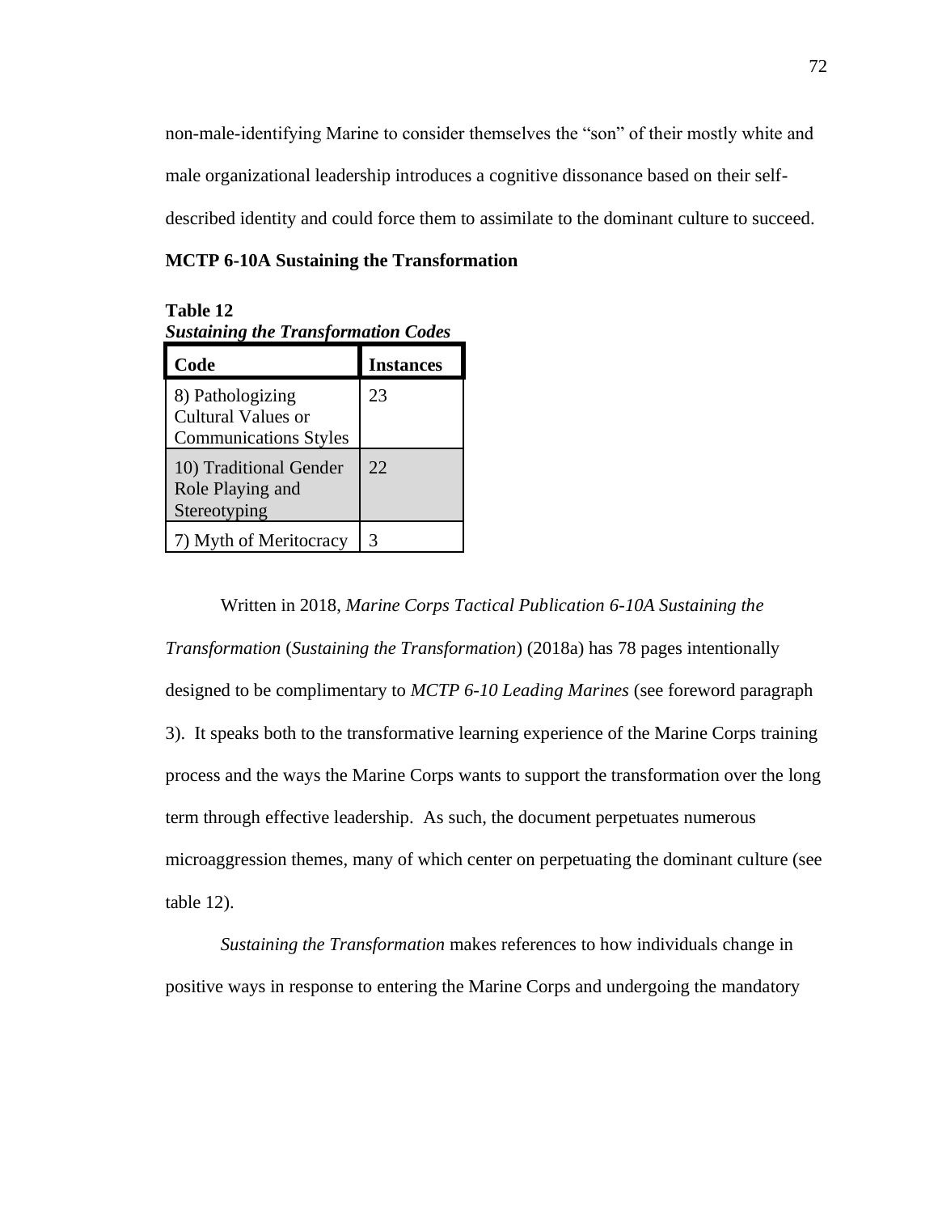non-male-identifying Marine to consider themselves the "son" of their mostly white and male organizational leadership introduces a cognitive dissonance based on their self-described identity and could force them to assimilate to the dominant culture to succeed.

### MCTP 6-10A Sustaining the Transformation

**Table 12**
***Sustaining the Transformation Codes***

| Code | Instances |
|---|---|
| 8) Pathologizing Cultural Values or Communications Styles | 23 |
| 10) Traditional Gender Role Playing and Stereotyping | 22 |
| 7) Myth of Meritocracy | 3 |

Written in 2018, *Marine Corps Tactical Publication 6-10A Sustaining the Transformation* (*Sustaining the Transformation*) (2018a) has 78 pages intentionally designed to be complimentary to *MCTP 6-10 Leading Marines* (see foreword paragraph 3). It speaks both to the transformative learning experience of the Marine Corps training process and the ways the Marine Corps wants to support the transformation over the long term through effective leadership. As such, the document perpetuates numerous microaggression themes, many of which center on perpetuating the dominant culture (see table 12).

*Sustaining the Transformation* makes references to how individuals change in positive ways in response to entering the Marine Corps and undergoing the mandatory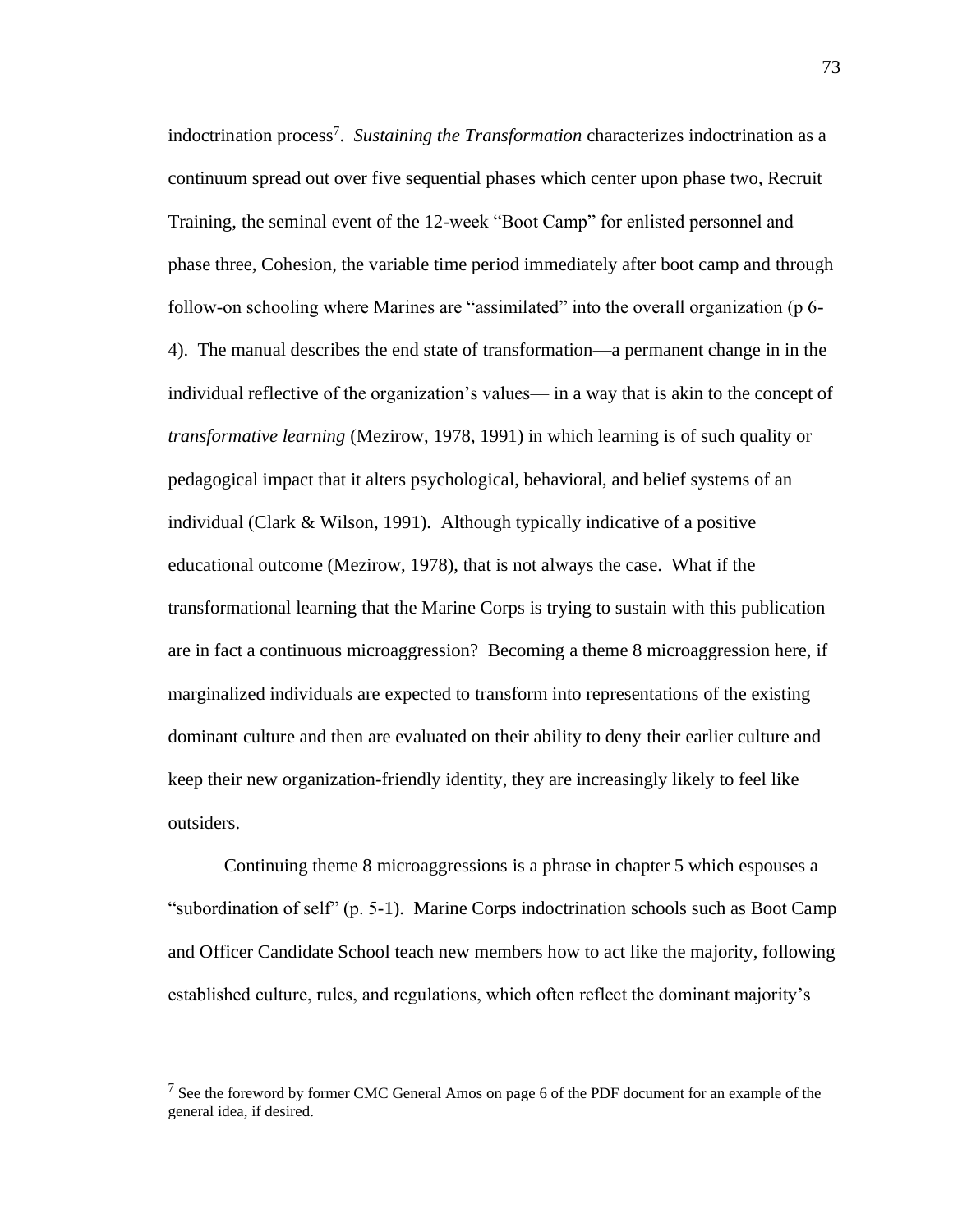indoctrination process[7]. *Sustaining the Transformation* characterizes indoctrination as a continuum spread out over five sequential phases which center upon phase two, Recruit Training, the seminal event of the 12-week "Boot Camp" for enlisted personnel and phase three, Cohesion, the variable time period immediately after boot camp and through follow-on schooling where Marines are "assimilated" into the overall organization (p 6-4). The manual describes the end state of transformation—a permanent change in in the individual reflective of the organization's values— in a way that is akin to the concept of *transformative learning* (Mezirow, 1978, 1991) in which learning is of such quality or pedagogical impact that it alters psychological, behavioral, and belief systems of an individual (Clark & Wilson, 1991). Although typically indicative of a positive educational outcome (Mezirow, 1978), that is not always the case. What if the transformational learning that the Marine Corps is trying to sustain with this publication are in fact a continuous microaggression? Becoming a theme 8 microaggression here, if marginalized individuals are expected to transform into representations of the existing dominant culture and then are evaluated on their ability to deny their earlier culture and keep their new organization-friendly identity, they are increasingly likely to feel like outsiders.

Continuing theme 8 microaggressions is a phrase in chapter 5 which espouses a "subordination of self" (p. 5-1). Marine Corps indoctrination schools such as Boot Camp and Officer Candidate School teach new members how to act like the majority, following established culture, rules, and regulations, which often reflect the dominant majority's

---

[7] See the foreword by former CMC General Amos on page 6 of the PDF document for an example of the general idea, if desired.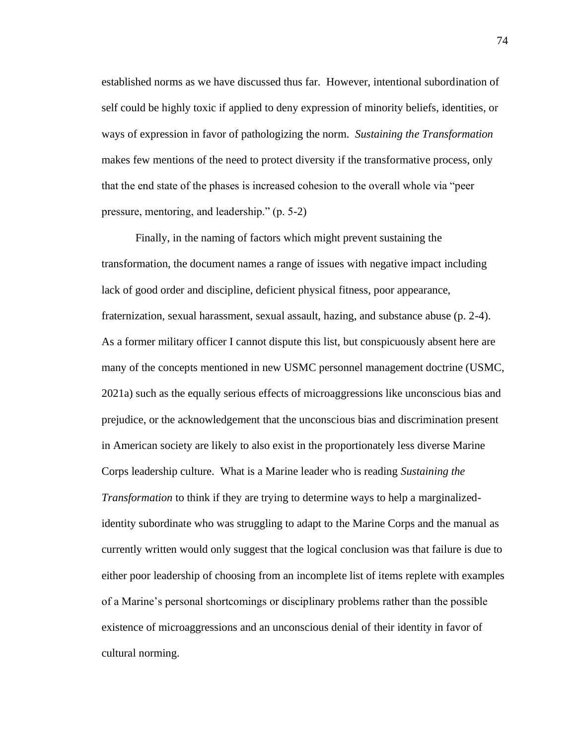established norms as we have discussed thus far. However, intentional subordination of self could be highly toxic if applied to deny expression of minority beliefs, identities, or ways of expression in favor of pathologizing the norm. *Sustaining the Transformation* makes few mentions of the need to protect diversity if the transformative process, only that the end state of the phases is increased cohesion to the overall whole via “peer pressure, mentoring, and leadership.” (p. 5-2)

Finally, in the naming of factors which might prevent sustaining the transformation, the document names a range of issues with negative impact including lack of good order and discipline, deficient physical fitness, poor appearance, fraternization, sexual harassment, sexual assault, hazing, and substance abuse (p. 2-4). As a former military officer I cannot dispute this list, but conspicuously absent here are many of the concepts mentioned in new USMC personnel management doctrine (USMC, 2021a) such as the equally serious effects of microaggressions like unconscious bias and prejudice, or the acknowledgement that the unconscious bias and discrimination present in American society are likely to also exist in the proportionately less diverse Marine Corps leadership culture. What is a Marine leader who is reading *Sustaining the Transformation* to think if they are trying to determine ways to help a marginalized-identity subordinate who was struggling to adapt to the Marine Corps and the manual as currently written would only suggest that the logical conclusion was that failure is due to either poor leadership of choosing from an incomplete list of items replete with examples of a Marine’s personal shortcomings or disciplinary problems rather than the possible existence of microaggressions and an unconscious denial of their identity in favor of cultural norming.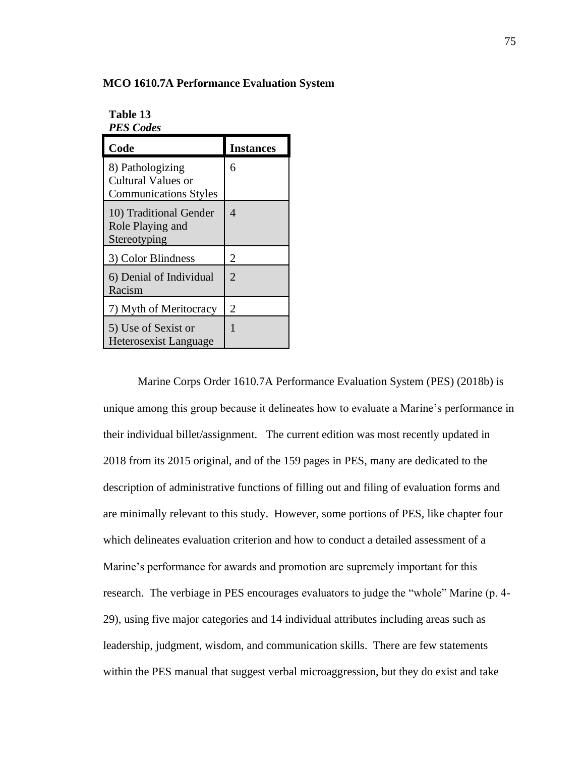**MCO 1610.7A Performance Evaluation System**

**Table 13**
*PES Codes*

| Code | Instances |
| --- | --- |
| 8) Pathologizing Cultural Values or Communications Styles | 6 |
| 10) Traditional Gender Role Playing and Stereotyping | 4 |
| 3) Color Blindness | 2 |
| 6) Denial of Individual Racism | 2 |
| 7) Myth of Meritocracy | 2 |
| 5) Use of Sexist or Heterosexist Language | 1 |

Marine Corps Order 1610.7A Performance Evaluation System (PES) (2018b) is unique among this group because it delineates how to evaluate a Marine's performance in their individual billet/assignment. The current edition was most recently updated in 2018 from its 2015 original, and of the 159 pages in PES, many are dedicated to the description of administrative functions of filling out and filing of evaluation forms and are minimally relevant to this study. However, some portions of PES, like chapter four which delineates evaluation criterion and how to conduct a detailed assessment of a Marine's performance for awards and promotion are supremely important for this research. The verbiage in PES encourages evaluators to judge the "whole" Marine (p. 4-29), using five major categories and 14 individual attributes including areas such as leadership, judgment, wisdom, and communication skills. There are few statements within the PES manual that suggest verbal microaggression, but they do exist and take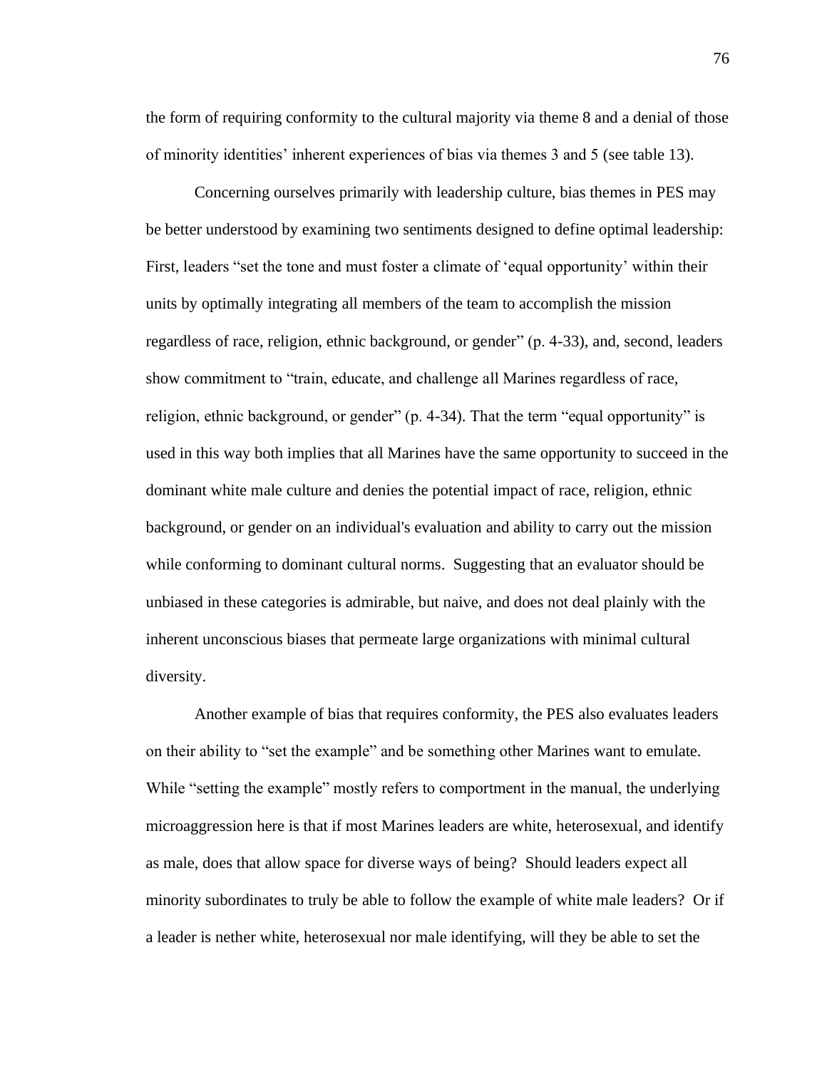the form of requiring conformity to the cultural majority via theme 8 and a denial of those of minority identities' inherent experiences of bias via themes 3 and 5 (see table 13).

Concerning ourselves primarily with leadership culture, bias themes in PES may be better understood by examining two sentiments designed to define optimal leadership: First, leaders "set the tone and must foster a climate of 'equal opportunity' within their units by optimally integrating all members of the team to accomplish the mission regardless of race, religion, ethnic background, or gender" (p. 4-33), and, second, leaders show commitment to "train, educate, and challenge all Marines regardless of race, religion, ethnic background, or gender" (p. 4-34). That the term "equal opportunity" is used in this way both implies that all Marines have the same opportunity to succeed in the dominant white male culture and denies the potential impact of race, religion, ethnic background, or gender on an individual's evaluation and ability to carry out the mission while conforming to dominant cultural norms. Suggesting that an evaluator should be unbiased in these categories is admirable, but naive, and does not deal plainly with the inherent unconscious biases that permeate large organizations with minimal cultural diversity.

Another example of bias that requires conformity, the PES also evaluates leaders on their ability to "set the example" and be something other Marines want to emulate. While "setting the example" mostly refers to comportment in the manual, the underlying microaggression here is that if most Marines leaders are white, heterosexual, and identify as male, does that allow space for diverse ways of being? Should leaders expect all minority subordinates to truly be able to follow the example of white male leaders? Or if a leader is nether white, heterosexual nor male identifying, will they be able to set the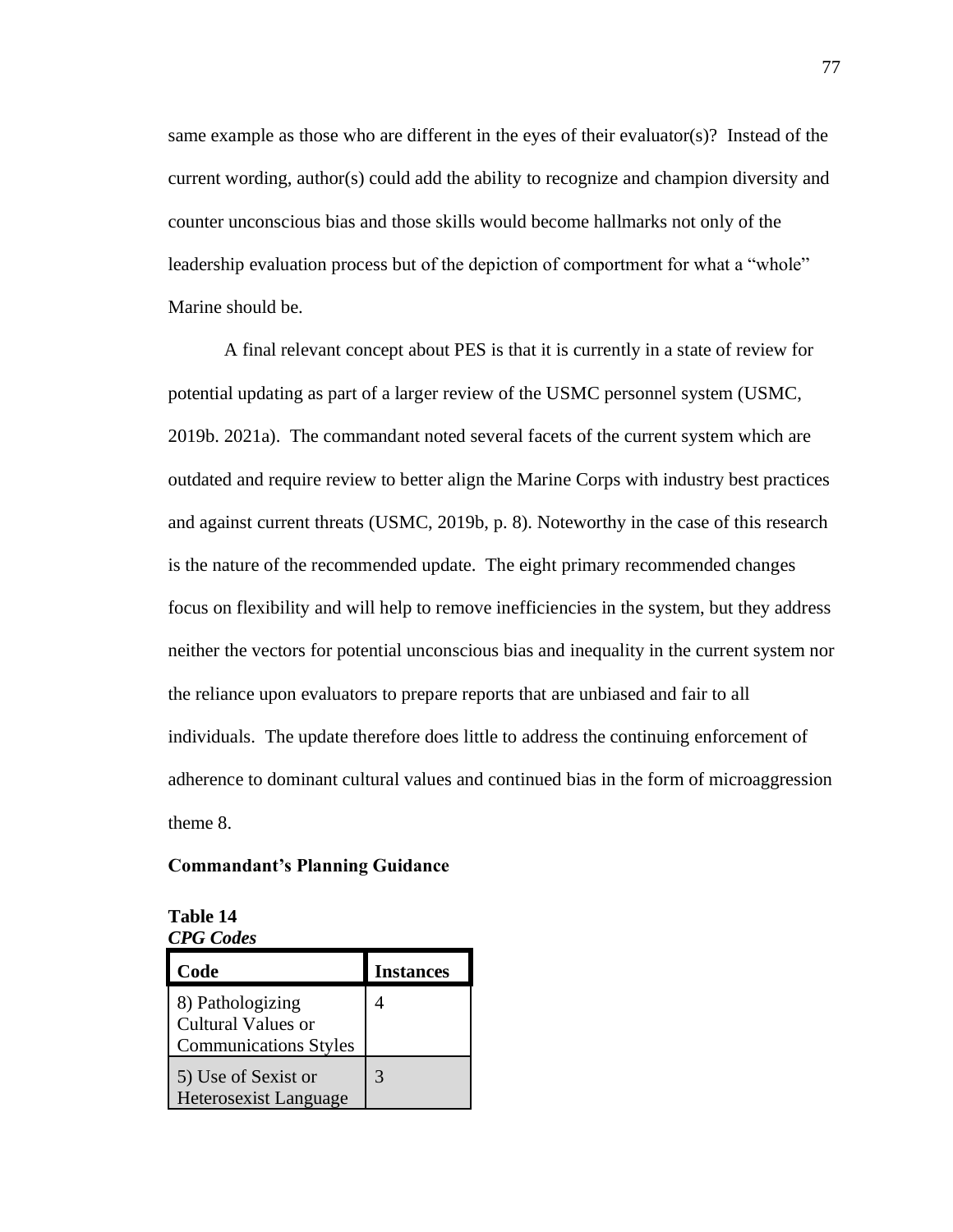same example as those who are different in the eyes of their evaluator(s)? Instead of the current wording, author(s) could add the ability to recognize and champion diversity and counter unconscious bias and those skills would become hallmarks not only of the leadership evaluation process but of the depiction of comportment for what a "whole" Marine should be.

A final relevant concept about PES is that it is currently in a state of review for potential updating as part of a larger review of the USMC personnel system (USMC, 2019b. 2021a). The commandant noted several facets of the current system which are outdated and require review to better align the Marine Corps with industry best practices and against current threats (USMC, 2019b, p. 8). Noteworthy in the case of this research is the nature of the recommended update. The eight primary recommended changes focus on flexibility and will help to remove inefficiencies in the system, but they address neither the vectors for potential unconscious bias and inequality in the current system nor the reliance upon evaluators to prepare reports that are unbiased and fair to all individuals. The update therefore does little to address the continuing enforcement of adherence to dominant cultural values and continued bias in the form of microaggression theme 8.

### Commandant's Planning Guidance

**Table 14**
***CPG Codes***

| Code | Instances |
| --- | --- |
| 8) Pathologizing Cultural Values or Communications Styles | 4 |
| 5) Use of Sexist or Heterosexist Language | 3 |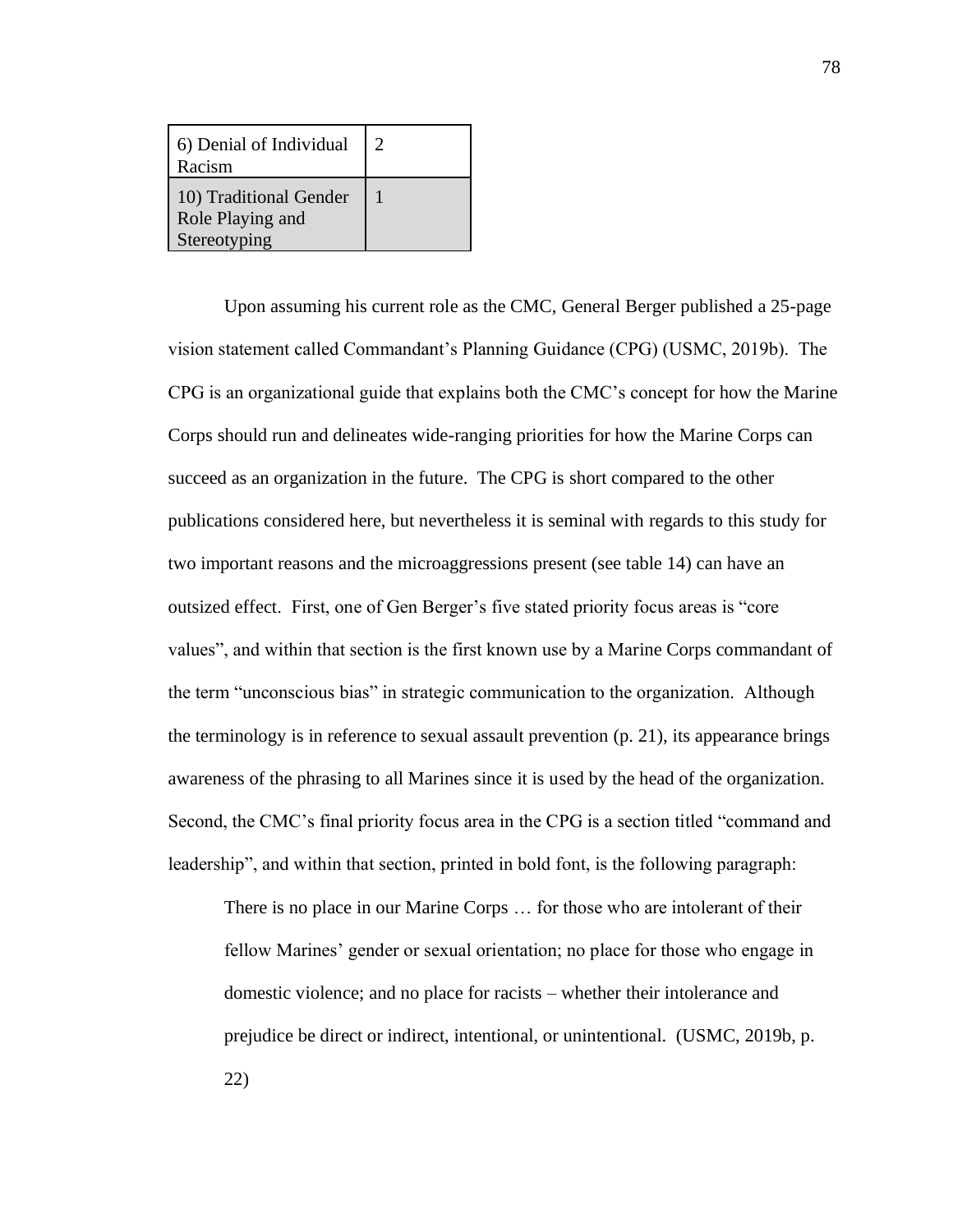| | |
|---|---|
| 6) Denial of Individual Racism | 2 |
| 10) Traditional Gender Role Playing and Stereotyping | 1 |

Upon assuming his current role as the CMC, General Berger published a 25-page vision statement called Commandant's Planning Guidance (CPG) (USMC, 2019b). The CPG is an organizational guide that explains both the CMC's concept for how the Marine Corps should run and delineates wide-ranging priorities for how the Marine Corps can succeed as an organization in the future. The CPG is short compared to the other publications considered here, but nevertheless it is seminal with regards to this study for two important reasons and the microaggressions present (see table 14) can have an outsized effect. First, one of Gen Berger's five stated priority focus areas is "core values", and within that section is the first known use by a Marine Corps commandant of the term "unconscious bias" in strategic communication to the organization. Although the terminology is in reference to sexual assault prevention (p. 21), its appearance brings awareness of the phrasing to all Marines since it is used by the head of the organization. Second, the CMC's final priority focus area in the CPG is a section titled "command and leadership", and within that section, printed in bold font, is the following paragraph:

> There is no place in our Marine Corps … for those who are intolerant of their fellow Marines' gender or sexual orientation; no place for those who engage in domestic violence; and no place for racists – whether their intolerance and prejudice be direct or indirect, intentional, or unintentional. (USMC, 2019b, p. 22)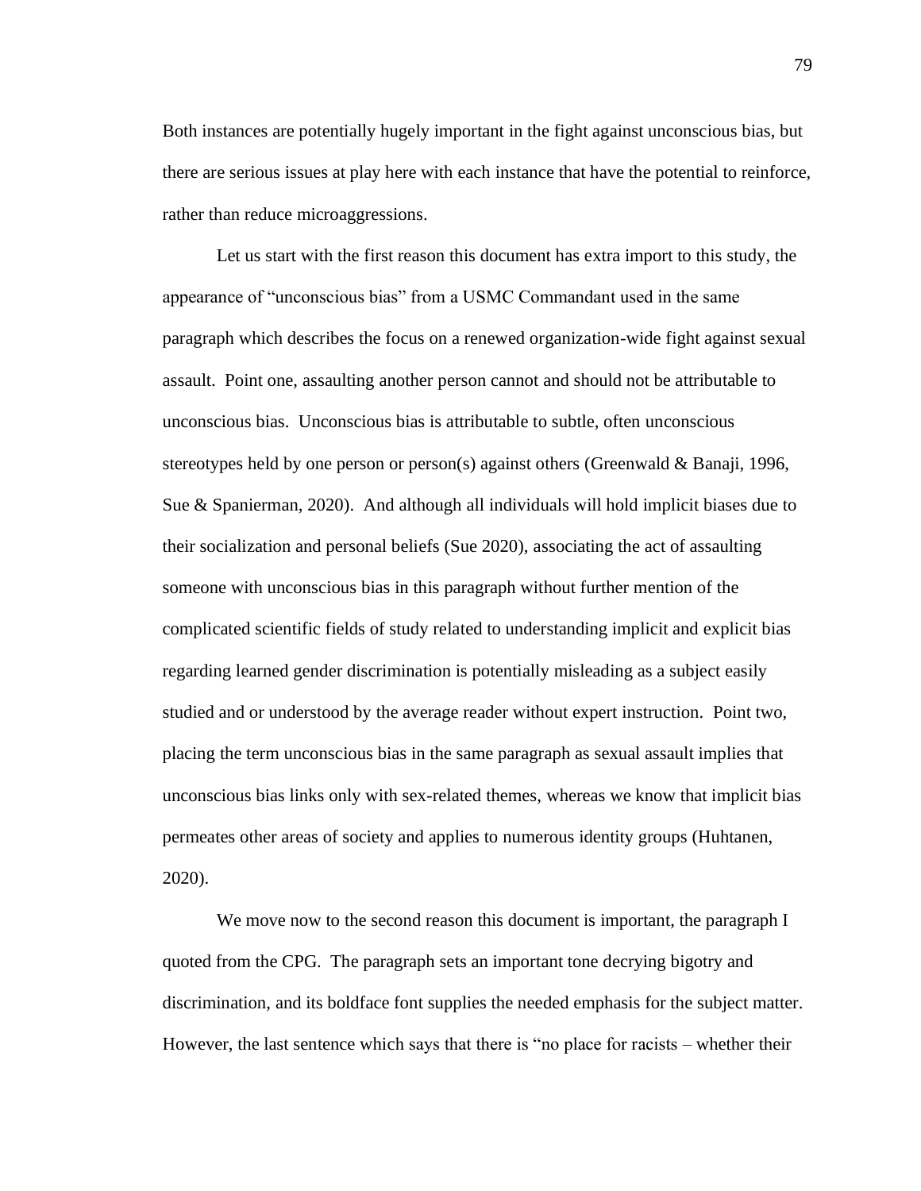Both instances are potentially hugely important in the fight against unconscious bias, but there are serious issues at play here with each instance that have the potential to reinforce, rather than reduce microaggressions.

Let us start with the first reason this document has extra import to this study, the appearance of "unconscious bias" from a USMC Commandant used in the same paragraph which describes the focus on a renewed organization-wide fight against sexual assault. Point one, assaulting another person cannot and should not be attributable to unconscious bias. Unconscious bias is attributable to subtle, often unconscious stereotypes held by one person or person(s) against others (Greenwald & Banaji, 1996, Sue & Spanierman, 2020). And although all individuals will hold implicit biases due to their socialization and personal beliefs (Sue 2020), associating the act of assaulting someone with unconscious bias in this paragraph without further mention of the complicated scientific fields of study related to understanding implicit and explicit bias regarding learned gender discrimination is potentially misleading as a subject easily studied and or understood by the average reader without expert instruction. Point two, placing the term unconscious bias in the same paragraph as sexual assault implies that unconscious bias links only with sex-related themes, whereas we know that implicit bias permeates other areas of society and applies to numerous identity groups (Huhtanen, 2020).

We move now to the second reason this document is important, the paragraph I quoted from the CPG. The paragraph sets an important tone decrying bigotry and discrimination, and its boldface font supplies the needed emphasis for the subject matter. However, the last sentence which says that there is "no place for racists – whether their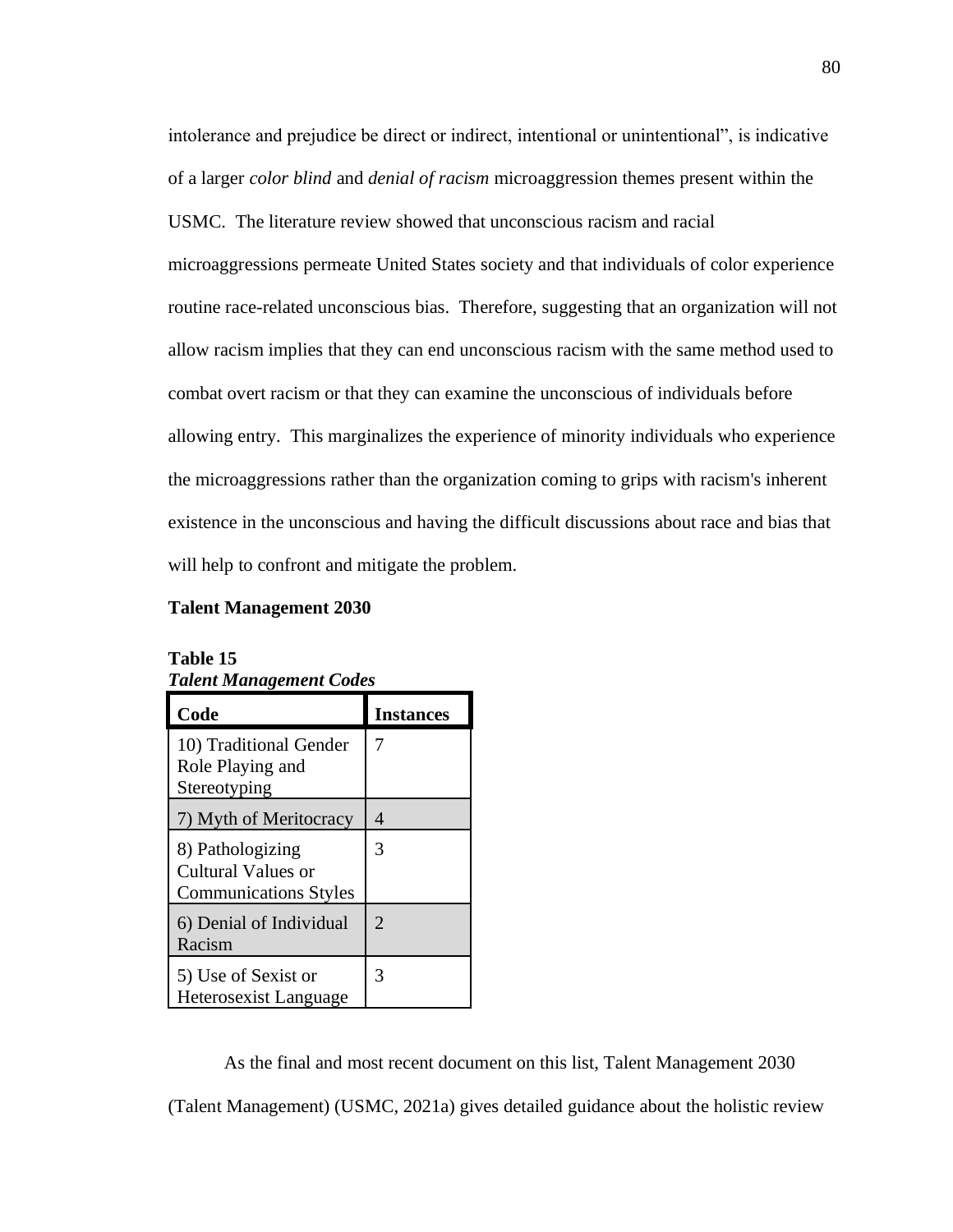intolerance and prejudice be direct or indirect, intentional or unintentional", is indicative of a larger *color blind* and *denial of racism* microaggression themes present within the USMC. The literature review showed that unconscious racism and racial microaggressions permeate United States society and that individuals of color experience routine race-related unconscious bias. Therefore, suggesting that an organization will not allow racism implies that they can end unconscious racism with the same method used to combat overt racism or that they can examine the unconscious of individuals before allowing entry. This marginalizes the experience of minority individuals who experience the microaggressions rather than the organization coming to grips with racism's inherent existence in the unconscious and having the difficult discussions about race and bias that will help to confront and mitigate the problem.

**Talent Management 2030**

**Table 15**
***Talent Management Codes***

| Code | Instances |
|---|---|
| 10) Traditional Gender Role Playing and Stereotyping | 7 |
| 7) Myth of Meritocracy | 4 |
| 8) Pathologizing Cultural Values or Communications Styles | 3 |
| 6) Denial of Individual Racism | 2 |
| 5) Use of Sexist or Heterosexist Language | 3 |

As the final and most recent document on this list, Talent Management 2030 (Talent Management) (USMC, 2021a) gives detailed guidance about the holistic review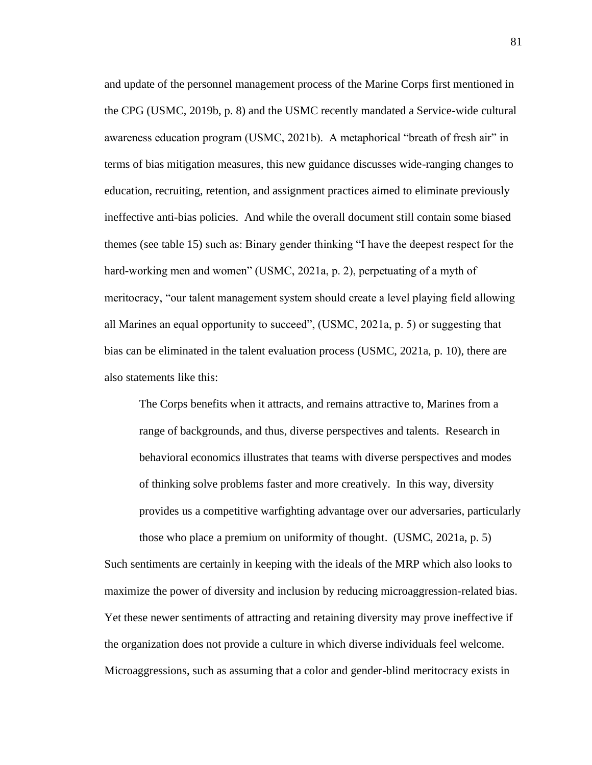and update of the personnel management process of the Marine Corps first mentioned in the CPG (USMC, 2019b, p. 8) and the USMC recently mandated a Service-wide cultural awareness education program (USMC, 2021b). A metaphorical "breath of fresh air" in terms of bias mitigation measures, this new guidance discusses wide-ranging changes to education, recruiting, retention, and assignment practices aimed to eliminate previously ineffective anti-bias policies. And while the overall document still contain some biased themes (see table 15) such as: Binary gender thinking "I have the deepest respect for the hard-working men and women" (USMC, 2021a, p. 2), perpetuating of a myth of meritocracy, "our talent management system should create a level playing field allowing all Marines an equal opportunity to succeed", (USMC, 2021a, p. 5) or suggesting that bias can be eliminated in the talent evaluation process (USMC, 2021a, p. 10), there are also statements like this:

> The Corps benefits when it attracts, and remains attractive to, Marines from a range of backgrounds, and thus, diverse perspectives and talents. Research in behavioral economics illustrates that teams with diverse perspectives and modes of thinking solve problems faster and more creatively. In this way, diversity provides us a competitive warfighting advantage over our adversaries, particularly those who place a premium on uniformity of thought. (USMC, 2021a, p. 5)

Such sentiments are certainly in keeping with the ideals of the MRP which also looks to maximize the power of diversity and inclusion by reducing microaggression-related bias. Yet these newer sentiments of attracting and retaining diversity may prove ineffective if the organization does not provide a culture in which diverse individuals feel welcome. Microaggressions, such as assuming that a color and gender-blind meritocracy exists in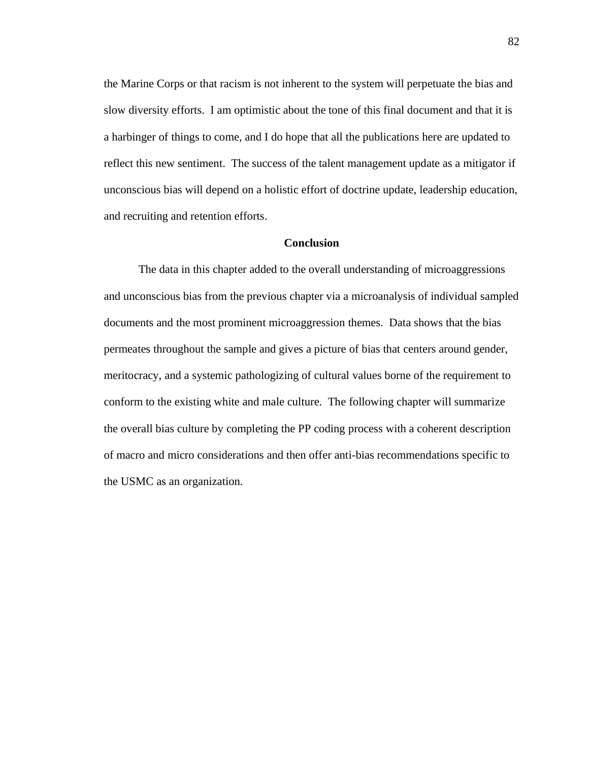the Marine Corps or that racism is not inherent to the system will perpetuate the bias and slow diversity efforts. I am optimistic about the tone of this final document and that it is a harbinger of things to come, and I do hope that all the publications here are updated to reflect this new sentiment. The success of the talent management update as a mitigator if unconscious bias will depend on a holistic effort of doctrine update, leadership education, and recruiting and retention efforts.

## Conclusion

The data in this chapter added to the overall understanding of microaggressions and unconscious bias from the previous chapter via a microanalysis of individual sampled documents and the most prominent microaggression themes. Data shows that the bias permeates throughout the sample and gives a picture of bias that centers around gender, meritocracy, and a systemic pathologizing of cultural values borne of the requirement to conform to the existing white and male culture. The following chapter will summarize the overall bias culture by completing the PP coding process with a coherent description of macro and micro considerations and then offer anti-bias recommendations specific to the USMC as an organization.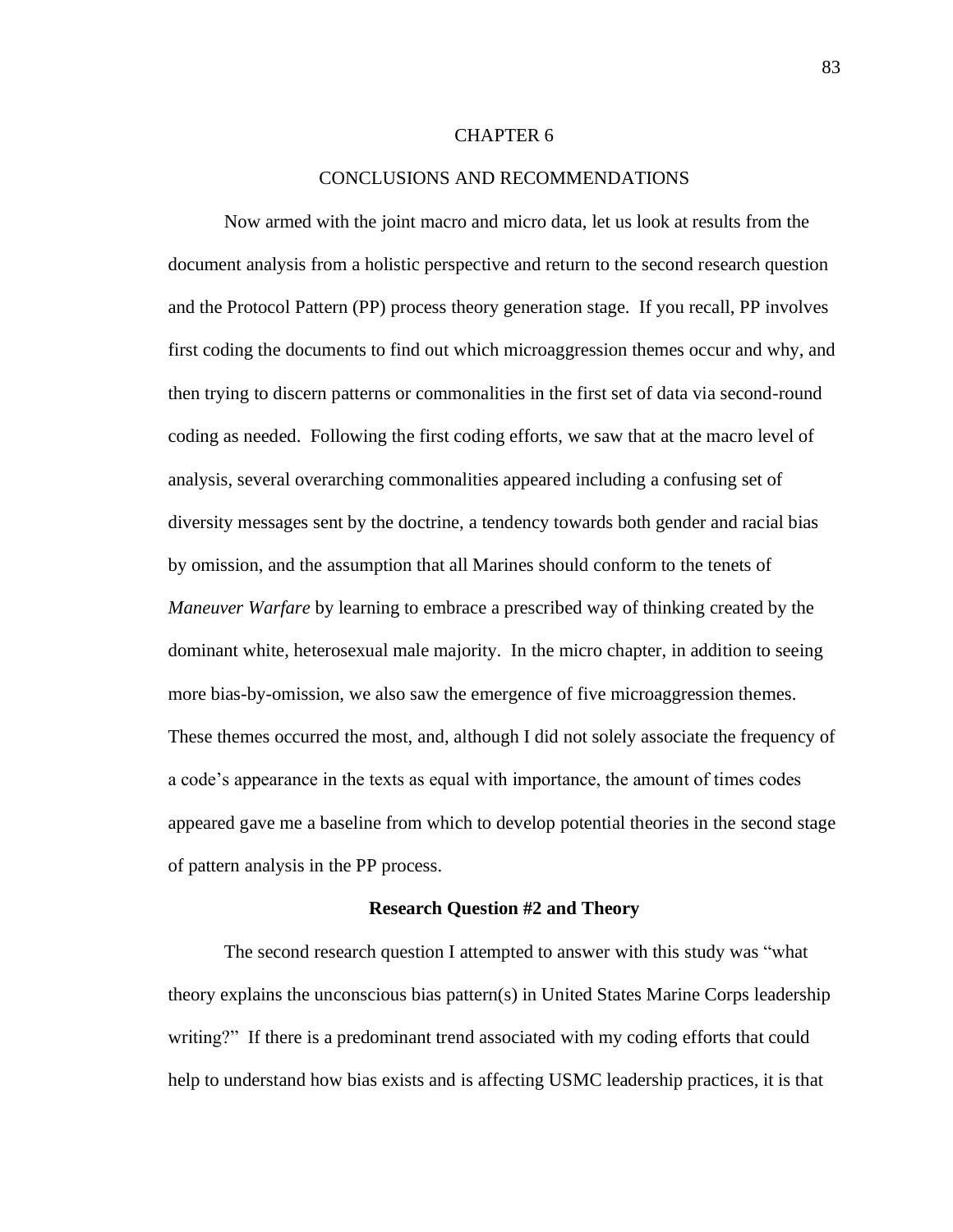# CHAPTER 6

# CONCLUSIONS AND RECOMMENDATIONS

Now armed with the joint macro and micro data, let us look at results from the document analysis from a holistic perspective and return to the second research question and the Protocol Pattern (PP) process theory generation stage. If you recall, PP involves first coding the documents to find out which microaggression themes occur and why, and then trying to discern patterns or commonalities in the first set of data via second-round coding as needed. Following the first coding efforts, we saw that at the macro level of analysis, several overarching commonalities appeared including a confusing set of diversity messages sent by the doctrine, a tendency towards both gender and racial bias by omission, and the assumption that all Marines should conform to the tenets of *Maneuver Warfare* by learning to embrace a prescribed way of thinking created by the dominant white, heterosexual male majority. In the micro chapter, in addition to seeing more bias-by-omission, we also saw the emergence of five microaggression themes. These themes occurred the most, and, although I did not solely associate the frequency of a code's appearance in the texts as equal with importance, the amount of times codes appeared gave me a baseline from which to develop potential theories in the second stage of pattern analysis in the PP process.

## Research Question #2 and Theory

The second research question I attempted to answer with this study was "what theory explains the unconscious bias pattern(s) in United States Marine Corps leadership writing?" If there is a predominant trend associated with my coding efforts that could help to understand how bias exists and is affecting USMC leadership practices, it is that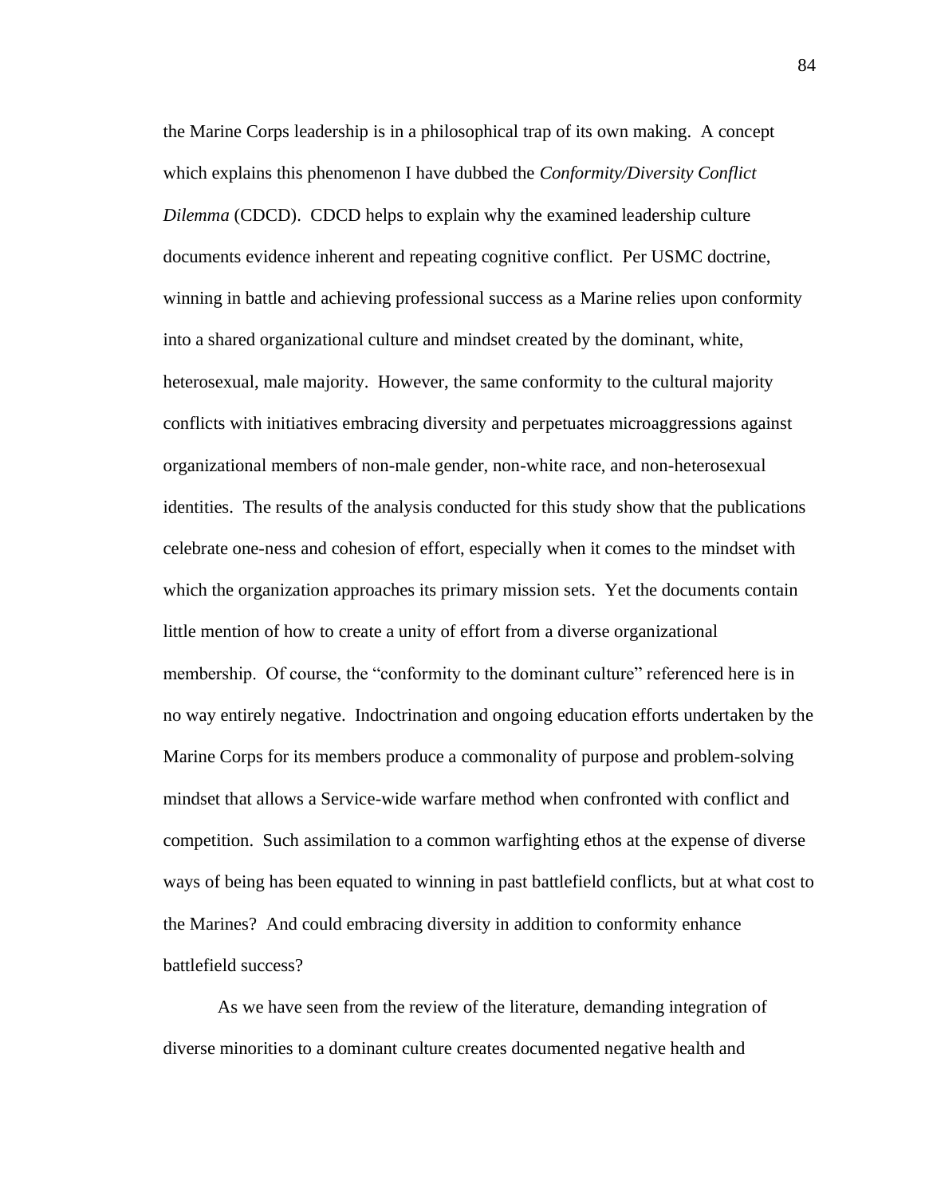the Marine Corps leadership is in a philosophical trap of its own making. A concept which explains this phenomenon I have dubbed the *Conformity/Diversity Conflict Dilemma* (CDCD). CDCD helps to explain why the examined leadership culture documents evidence inherent and repeating cognitive conflict. Per USMC doctrine, winning in battle and achieving professional success as a Marine relies upon conformity into a shared organizational culture and mindset created by the dominant, white, heterosexual, male majority. However, the same conformity to the cultural majority conflicts with initiatives embracing diversity and perpetuates microaggressions against organizational members of non-male gender, non-white race, and non-heterosexual identities. The results of the analysis conducted for this study show that the publications celebrate one-ness and cohesion of effort, especially when it comes to the mindset with which the organization approaches its primary mission sets. Yet the documents contain little mention of how to create a unity of effort from a diverse organizational membership. Of course, the "conformity to the dominant culture" referenced here is in no way entirely negative. Indoctrination and ongoing education efforts undertaken by the Marine Corps for its members produce a commonality of purpose and problem-solving mindset that allows a Service-wide warfare method when confronted with conflict and competition. Such assimilation to a common warfighting ethos at the expense of diverse ways of being has been equated to winning in past battlefield conflicts, but at what cost to the Marines? And could embracing diversity in addition to conformity enhance battlefield success?

As we have seen from the review of the literature, demanding integration of diverse minorities to a dominant culture creates documented negative health and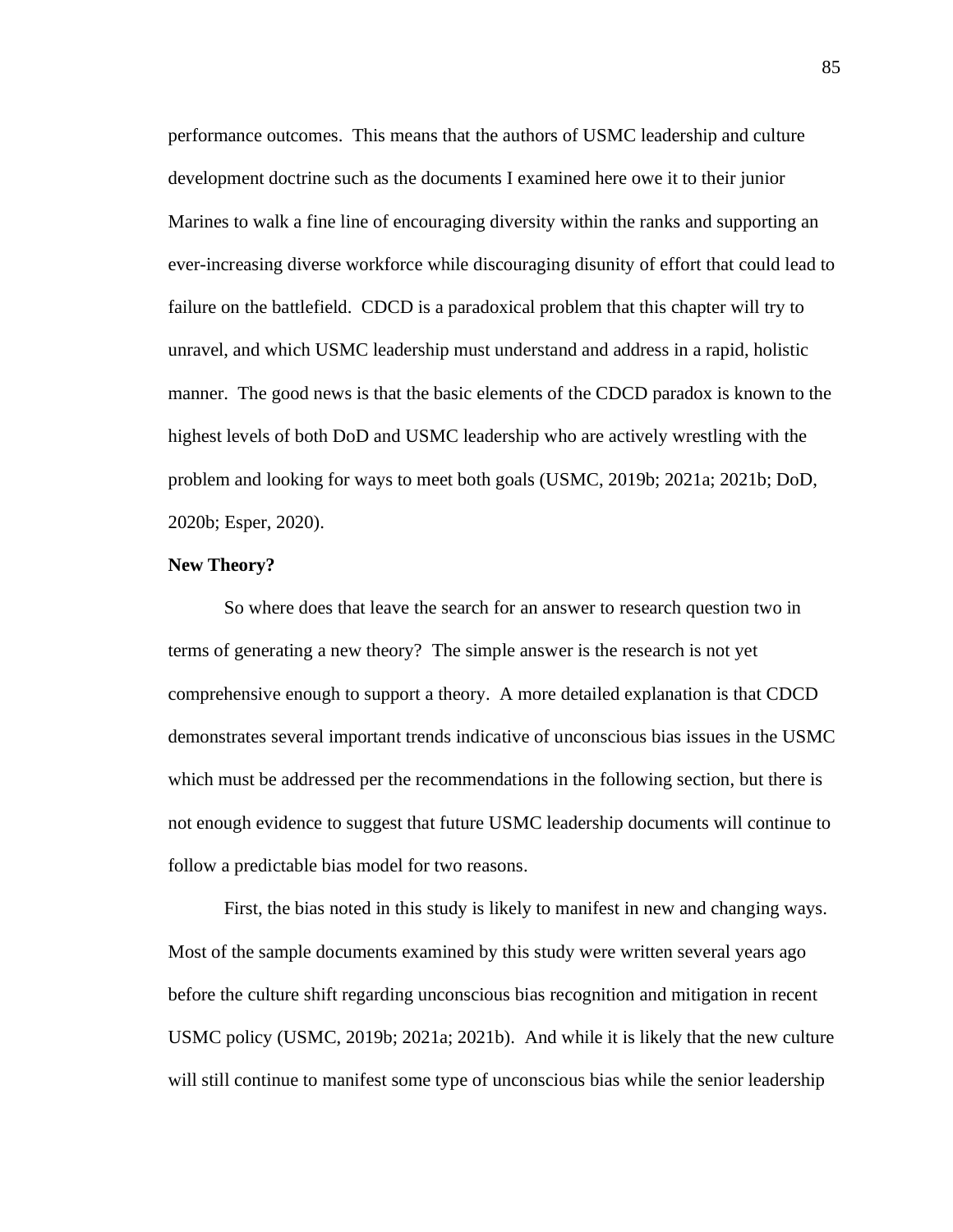performance outcomes. This means that the authors of USMC leadership and culture development doctrine such as the documents I examined here owe it to their junior Marines to walk a fine line of encouraging diversity within the ranks and supporting an ever-increasing diverse workforce while discouraging disunity of effort that could lead to failure on the battlefield. CDCD is a paradoxical problem that this chapter will try to unravel, and which USMC leadership must understand and address in a rapid, holistic manner. The good news is that the basic elements of the CDCD paradox is known to the highest levels of both DoD and USMC leadership who are actively wrestling with the problem and looking for ways to meet both goals (USMC, 2019b; 2021a; 2021b; DoD, 2020b; Esper, 2020).

**New Theory?**

So where does that leave the search for an answer to research question two in terms of generating a new theory? The simple answer is the research is not yet comprehensive enough to support a theory. A more detailed explanation is that CDCD demonstrates several important trends indicative of unconscious bias issues in the USMC which must be addressed per the recommendations in the following section, but there is not enough evidence to suggest that future USMC leadership documents will continue to follow a predictable bias model for two reasons.

First, the bias noted in this study is likely to manifest in new and changing ways. Most of the sample documents examined by this study were written several years ago before the culture shift regarding unconscious bias recognition and mitigation in recent USMC policy (USMC, 2019b; 2021a; 2021b). And while it is likely that the new culture will still continue to manifest some type of unconscious bias while the senior leadership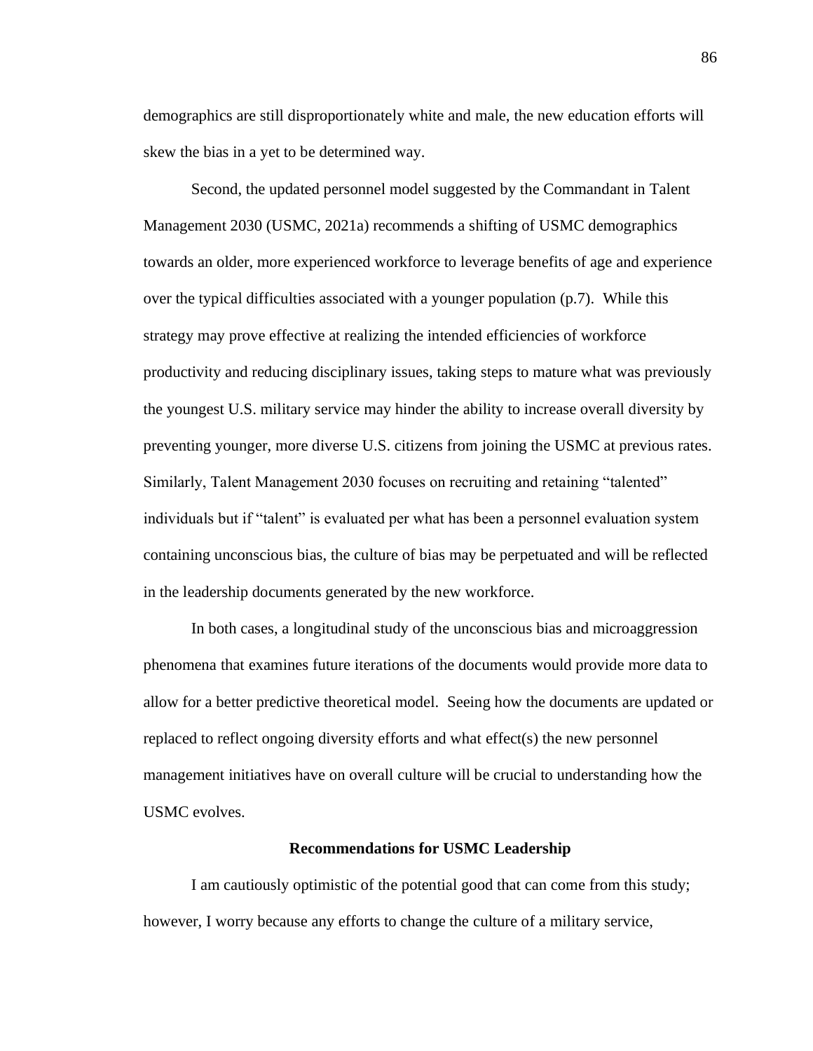demographics are still disproportionately white and male, the new education efforts will skew the bias in a yet to be determined way.

Second, the updated personnel model suggested by the Commandant in Talent Management 2030 (USMC, 2021a) recommends a shifting of USMC demographics towards an older, more experienced workforce to leverage benefits of age and experience over the typical difficulties associated with a younger population (p.7). While this strategy may prove effective at realizing the intended efficiencies of workforce productivity and reducing disciplinary issues, taking steps to mature what was previously the youngest U.S. military service may hinder the ability to increase overall diversity by preventing younger, more diverse U.S. citizens from joining the USMC at previous rates. Similarly, Talent Management 2030 focuses on recruiting and retaining "talented" individuals but if "talent" is evaluated per what has been a personnel evaluation system containing unconscious bias, the culture of bias may be perpetuated and will be reflected in the leadership documents generated by the new workforce.

In both cases, a longitudinal study of the unconscious bias and microaggression phenomena that examines future iterations of the documents would provide more data to allow for a better predictive theoretical model. Seeing how the documents are updated or replaced to reflect ongoing diversity efforts and what effect(s) the new personnel management initiatives have on overall culture will be crucial to understanding how the USMC evolves.

## Recommendations for USMC Leadership

I am cautiously optimistic of the potential good that can come from this study; however, I worry because any efforts to change the culture of a military service,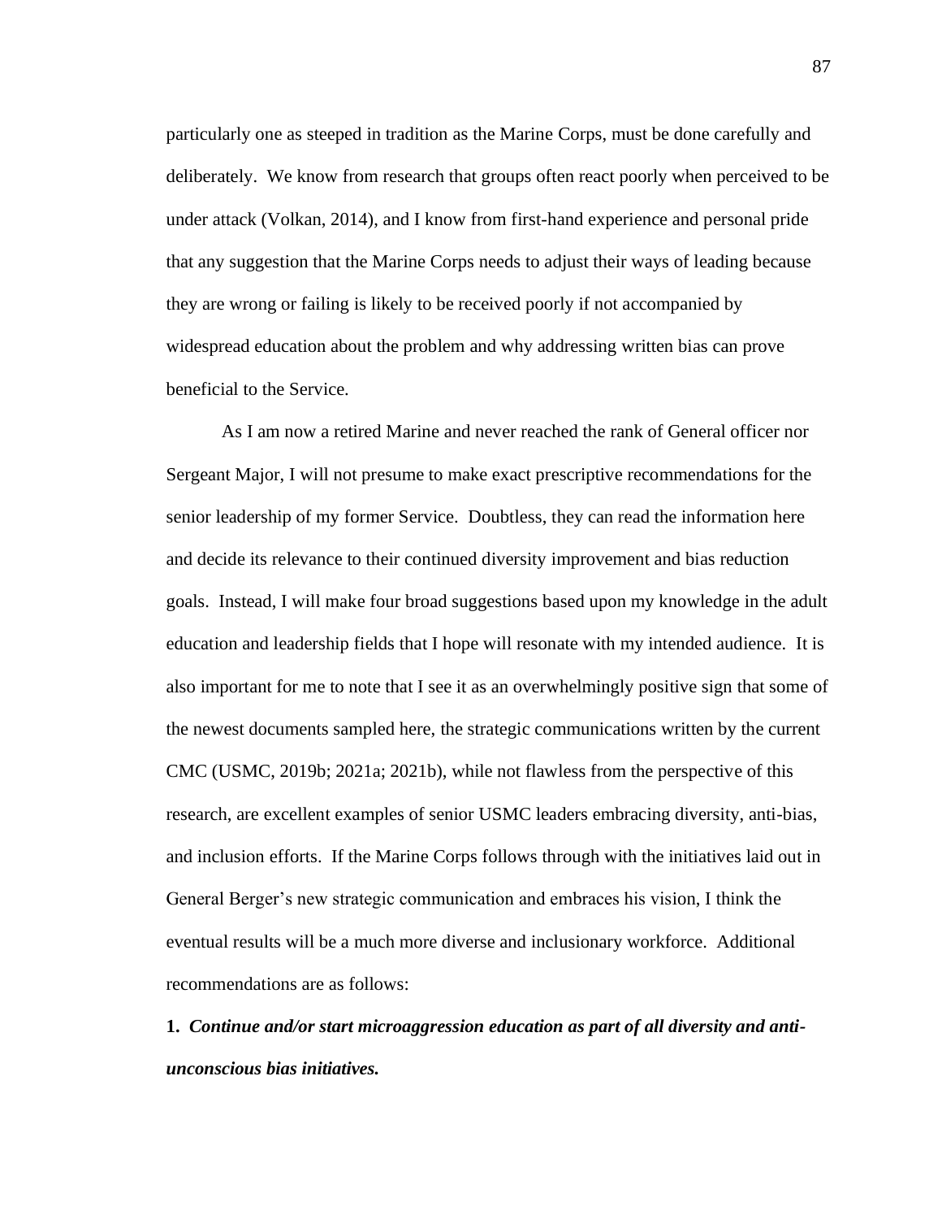particularly one as steeped in tradition as the Marine Corps, must be done carefully and deliberately. We know from research that groups often react poorly when perceived to be under attack (Volkan, 2014), and I know from first-hand experience and personal pride that any suggestion that the Marine Corps needs to adjust their ways of leading because they are wrong or failing is likely to be received poorly if not accompanied by widespread education about the problem and why addressing written bias can prove beneficial to the Service.

As I am now a retired Marine and never reached the rank of General officer nor Sergeant Major, I will not presume to make exact prescriptive recommendations for the senior leadership of my former Service. Doubtless, they can read the information here and decide its relevance to their continued diversity improvement and bias reduction goals. Instead, I will make four broad suggestions based upon my knowledge in the adult education and leadership fields that I hope will resonate with my intended audience. It is also important for me to note that I see it as an overwhelmingly positive sign that some of the newest documents sampled here, the strategic communications written by the current CMC (USMC, 2019b; 2021a; 2021b), while not flawless from the perspective of this research, are excellent examples of senior USMC leaders embracing diversity, anti-bias, and inclusion efforts. If the Marine Corps follows through with the initiatives laid out in General Berger's new strategic communication and embraces his vision, I think the eventual results will be a much more diverse and inclusionary workforce. Additional recommendations are as follows:

**1.** ***Continue and/or start microaggression education as part of all diversity and anti-unconscious bias initiatives.***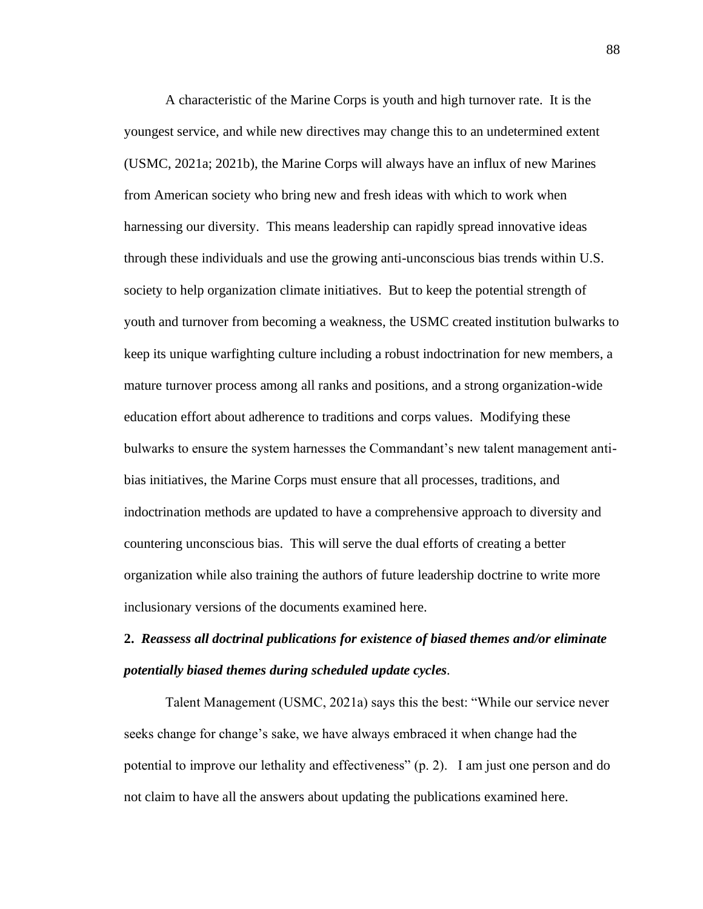A characteristic of the Marine Corps is youth and high turnover rate. It is the youngest service, and while new directives may change this to an undetermined extent (USMC, 2021a; 2021b), the Marine Corps will always have an influx of new Marines from American society who bring new and fresh ideas with which to work when harnessing our diversity. This means leadership can rapidly spread innovative ideas through these individuals and use the growing anti-unconscious bias trends within U.S. society to help organization climate initiatives. But to keep the potential strength of youth and turnover from becoming a weakness, the USMC created institution bulwarks to keep its unique warfighting culture including a robust indoctrination for new members, a mature turnover process among all ranks and positions, and a strong organization-wide education effort about adherence to traditions and corps values. Modifying these bulwarks to ensure the system harnesses the Commandant's new talent management anti-bias initiatives, the Marine Corps must ensure that all processes, traditions, and indoctrination methods are updated to have a comprehensive approach to diversity and countering unconscious bias. This will serve the dual efforts of creating a better organization while also training the authors of future leadership doctrine to write more inclusionary versions of the documents examined here.

**2.** ***Reassess all doctrinal publications for existence of biased themes and/or eliminate potentially biased themes during scheduled update cycles***.

Talent Management (USMC, 2021a) says this the best: "While our service never seeks change for change's sake, we have always embraced it when change had the potential to improve our lethality and effectiveness" (p. 2). I am just one person and do not claim to have all the answers about updating the publications examined here.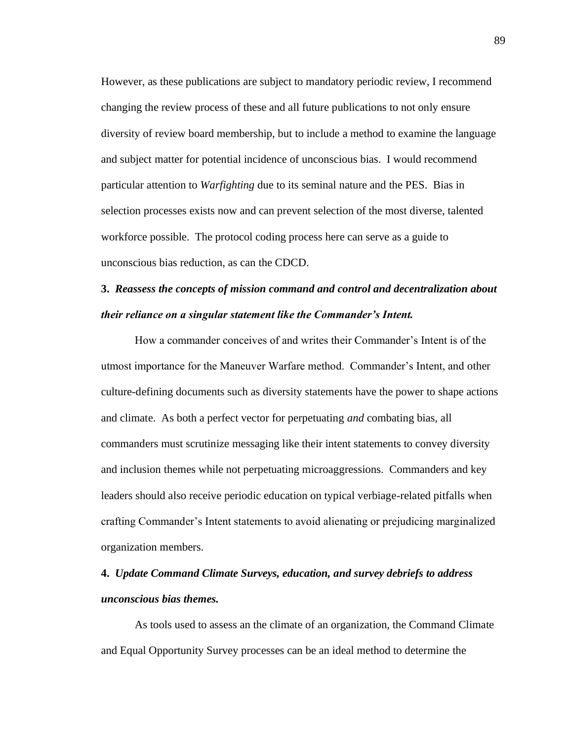However, as these publications are subject to mandatory periodic review, I recommend changing the review process of these and all future publications to not only ensure diversity of review board membership, but to include a method to examine the language and subject matter for potential incidence of unconscious bias. I would recommend particular attention to *Warfighting* due to its seminal nature and the PES. Bias in selection processes exists now and can prevent selection of the most diverse, talented workforce possible. The protocol coding process here can serve as a guide to unconscious bias reduction, as can the CDCD.

**3. *Reassess the concepts of mission command and control and decentralization about their reliance on a singular statement like the Commander's Intent.***

How a commander conceives of and writes their Commander's Intent is of the utmost importance for the Maneuver Warfare method. Commander's Intent, and other culture-defining documents such as diversity statements have the power to shape actions and climate. As both a perfect vector for perpetuating *and* combating bias, all commanders must scrutinize messaging like their intent statements to convey diversity and inclusion themes while not perpetuating microaggressions. Commanders and key leaders should also receive periodic education on typical verbiage-related pitfalls when crafting Commander's Intent statements to avoid alienating or prejudicing marginalized organization members.

**4. *Update Command Climate Surveys, education, and survey debriefs to address unconscious bias themes.***

As tools used to assess an the climate of an organization, the Command Climate and Equal Opportunity Survey processes can be an ideal method to determine the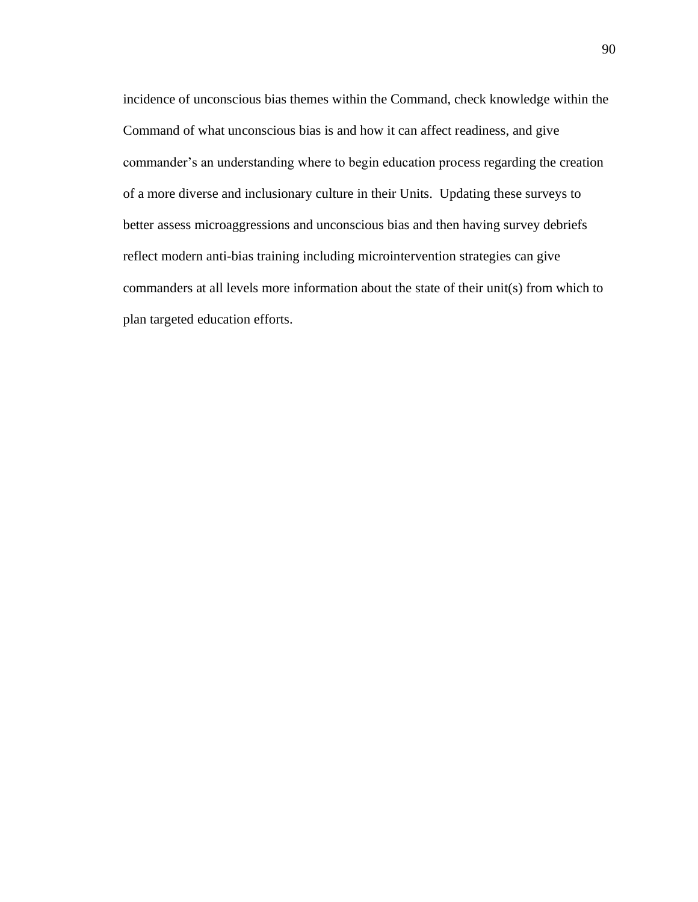incidence of unconscious bias themes within the Command, check knowledge within the Command of what unconscious bias is and how it can affect readiness, and give commander's an understanding where to begin education process regarding the creation of a more diverse and inclusionary culture in their Units. Updating these surveys to better assess microaggressions and unconscious bias and then having survey debriefs reflect modern anti-bias training including microintervention strategies can give commanders at all levels more information about the state of their unit(s) from which to plan targeted education efforts.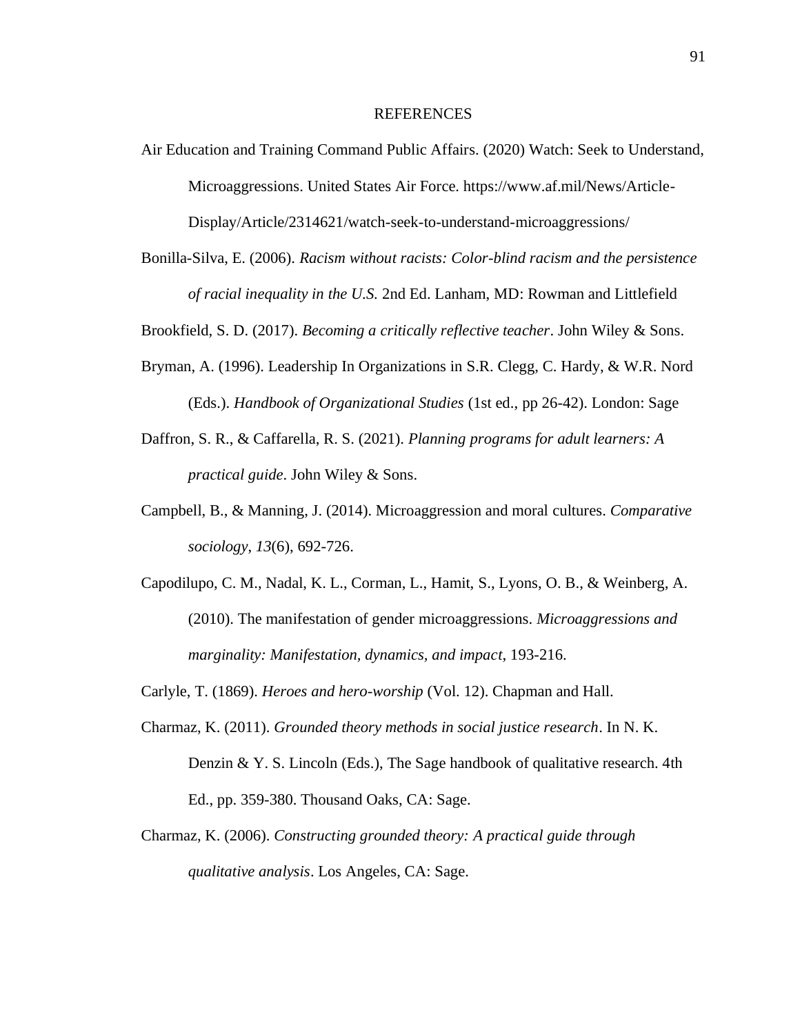# REFERENCES

Air Education and Training Command Public Affairs. (2020) Watch: Seek to Understand, Microaggressions. United States Air Force. https://www.af.mil/News/Article-Display/Article/2314621/watch-seek-to-understand-microaggressions/

Bonilla-Silva, E. (2006). *Racism without racists: Color-blind racism and the persistence of racial inequality in the U.S.* 2nd Ed. Lanham, MD: Rowman and Littlefield

Brookfield, S. D. (2017). *Becoming a critically reflective teacher*. John Wiley & Sons.

Bryman, A. (1996). Leadership In Organizations in S.R. Clegg, C. Hardy, & W.R. Nord (Eds.). *Handbook of Organizational Studies* (1st ed., pp 26-42). London: Sage

Daffron, S. R., & Caffarella, R. S. (2021). *Planning programs for adult learners: A practical guide*. John Wiley & Sons.

Campbell, B., & Manning, J. (2014). Microaggression and moral cultures. *Comparative sociology*, *13*(6), 692-726.

Capodilupo, C. M., Nadal, K. L., Corman, L., Hamit, S., Lyons, O. B., & Weinberg, A. (2010). The manifestation of gender microaggressions. *Microaggressions and marginality: Manifestation, dynamics, and impact*, 193-216.

Carlyle, T. (1869). *Heroes and hero-worship* (Vol. 12). Chapman and Hall.

Charmaz, K. (2011). *Grounded theory methods in social justice research*. In N. K. Denzin & Y. S. Lincoln (Eds.), The Sage handbook of qualitative research. 4th Ed., pp. 359-380. Thousand Oaks, CA: Sage.

Charmaz, K. (2006). *Constructing grounded theory: A practical guide through qualitative analysis*. Los Angeles, CA: Sage.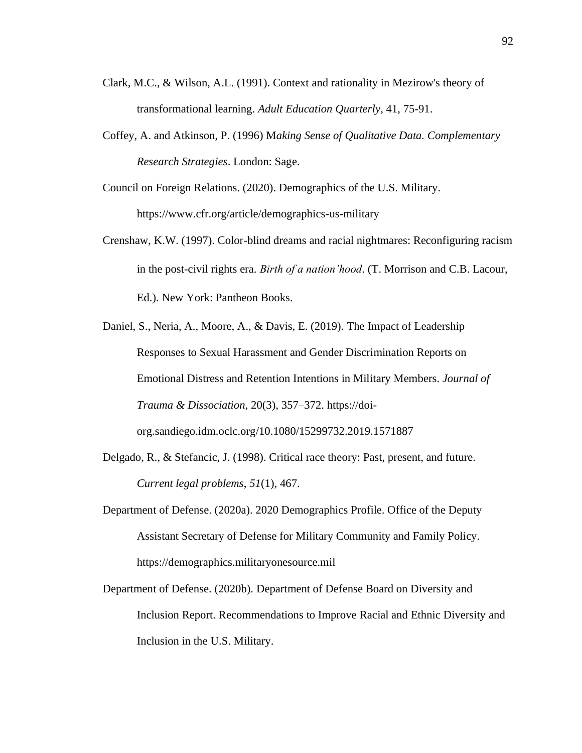Clark, M.C., & Wilson, A.L. (1991). Context and rationality in Mezirow's theory of transformational learning. *Adult Education Quarterly*, 41, 75-91.

Coffey, A. and Atkinson, P. (1996) M*aking Sense of Qualitative Data. Complementary Research Strategies*. London: Sage.

Council on Foreign Relations. (2020). Demographics of the U.S. Military. https://www.cfr.org/article/demographics-us-military

Crenshaw, K.W. (1997). Color-blind dreams and racial nightmares: Reconfiguring racism in the post-civil rights era. *Birth of a nation'hood*. (T. Morrison and C.B. Lacour, Ed.). New York: Pantheon Books.

Daniel, S., Neria, A., Moore, A., & Davis, E. (2019). The Impact of Leadership Responses to Sexual Harassment and Gender Discrimination Reports on Emotional Distress and Retention Intentions in Military Members. *Journal of Trauma & Dissociation*, 20(3), 357–372. https://doi-org.sandiego.idm.oclc.org/10.1080/15299732.2019.1571887

Delgado, R., & Stefancic, J. (1998). Critical race theory: Past, present, and future. *Current legal problems*, *51*(1), 467.

Department of Defense. (2020a). 2020 Demographics Profile. Office of the Deputy Assistant Secretary of Defense for Military Community and Family Policy. https://demographics.militaryonesource.mil

Department of Defense. (2020b). Department of Defense Board on Diversity and Inclusion Report. Recommendations to Improve Racial and Ethnic Diversity and Inclusion in the U.S. Military.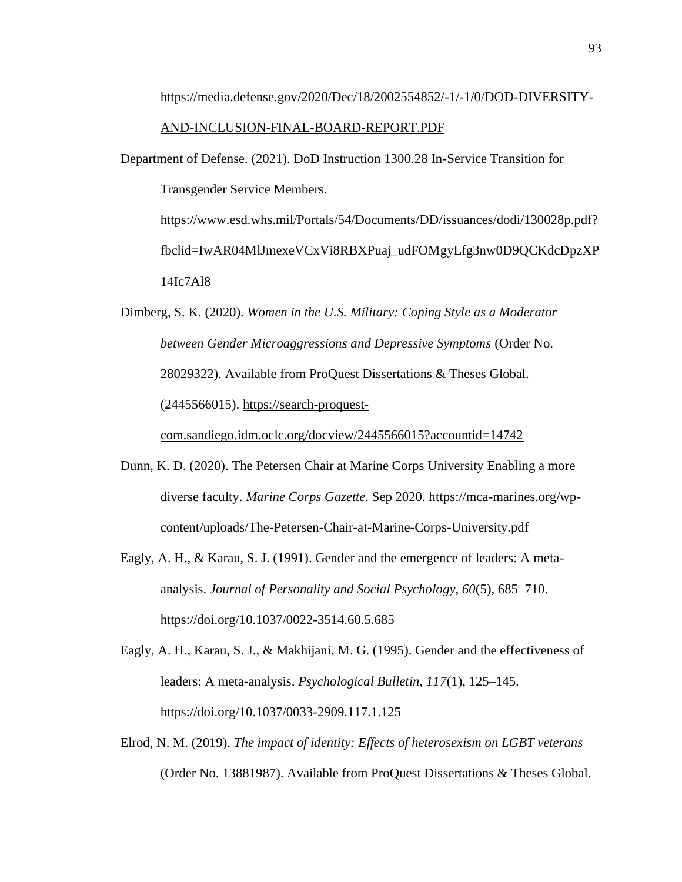https://media.defense.gov/2020/Dec/18/2002554852/-1/-1/0/DOD-DIVERSITY-AND-INCLUSION-FINAL-BOARD-REPORT.PDF

Department of Defense. (2021). DoD Instruction 1300.28 In-Service Transition for Transgender Service Members. https://www.esd.whs.mil/Portals/54/Documents/DD/issuances/dodi/130028p.pdf?fbclid=IwAR04MlJmexeVCxVi8RBXPuaj_udFOMgyLfg3nw0D9QCKdcDpzXP14Ic7Al8

Dimberg, S. K. (2020). *Women in the U.S. Military: Coping Style as a Moderator between Gender Microaggressions and Depressive Symptoms* (Order No. 28029322). Available from ProQuest Dissertations & Theses Global. (2445566015). https://search-proquest-com.sandiego.idm.oclc.org/docview/2445566015?accountid=14742

Dunn, K. D. (2020). The Petersen Chair at Marine Corps University Enabling a more diverse faculty. *Marine Corps Gazette*. Sep 2020. https://mca-marines.org/wp-content/uploads/The-Petersen-Chair-at-Marine-Corps-University.pdf

Eagly, A. H., & Karau, S. J. (1991). Gender and the emergence of leaders: A meta-analysis. *Journal of Personality and Social Psychology, 60*(5), 685–710. https://doi.org/10.1037/0022-3514.60.5.685

Eagly, A. H., Karau, S. J., & Makhijani, M. G. (1995). Gender and the effectiveness of leaders: A meta-analysis. *Psychological Bulletin, 117*(1), 125–145. https://doi.org/10.1037/0033-2909.117.1.125

Elrod, N. M. (2019). *The impact of identity: Effects of heterosexism on LGBT veterans* (Order No. 13881987). Available from ProQuest Dissertations & Theses Global.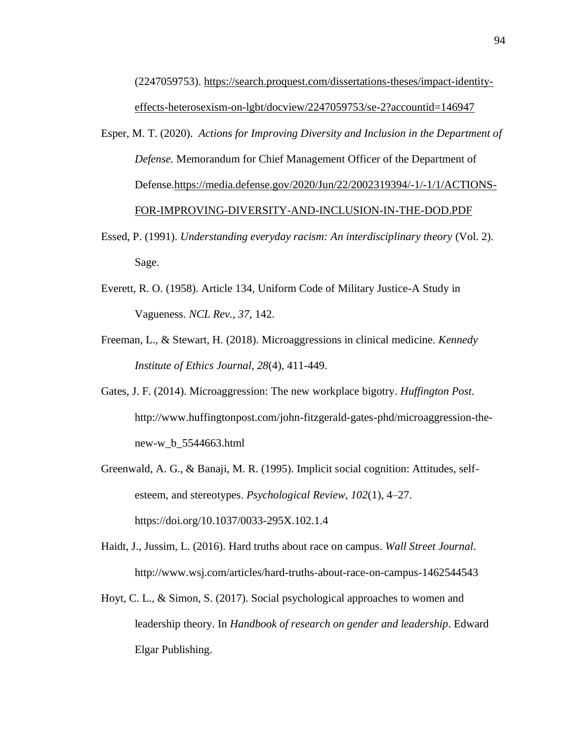(2247059753). https://search.proquest.com/dissertations-theses/impact-identity-effects-heterosexism-on-lgbt/docview/2247059753/se-2?accountid=146947

Esper, M. T. (2020). *Actions for Improving Diversity and Inclusion in the Department of Defense.* Memorandum for Chief Management Officer of the Department of Defense.https://media.defense.gov/2020/Jun/22/2002319394/-1/-1/1/ACTIONS-FOR-IMPROVING-DIVERSITY-AND-INCLUSION-IN-THE-DOD.PDF

Essed, P. (1991). *Understanding everyday racism: An interdisciplinary theory* (Vol. 2). Sage.

Everett, R. O. (1958). Article 134, Uniform Code of Military Justice-A Study in Vagueness. *NCL Rev.*, *37*, 142.

Freeman, L., & Stewart, H. (2018). Microaggressions in clinical medicine. *Kennedy Institute of Ethics Journal*, *28*(4), 411-449.

Gates, J. F. (2014). Microaggression: The new workplace bigotry. *Huffington Post*. http://www.huffingtonpost.com/john-fitzgerald-gates-phd/microaggression-the-new-w_b_5544663.html

Greenwald, A. G., & Banaji, M. R. (1995). Implicit social cognition: Attitudes, self-esteem, and stereotypes. *Psychological Review, 102*(1), 4–27. https://doi.org/10.1037/0033-295X.102.1.4

Haidt, J., Jussim, L. (2016). Hard truths about race on campus. *Wall Street Journal*. http://www.wsj.com/articles/hard-truths-about-race-on-campus-1462544543

Hoyt, C. L., & Simon, S. (2017). Social psychological approaches to women and leadership theory. In *Handbook of research on gender and leadership*. Edward Elgar Publishing.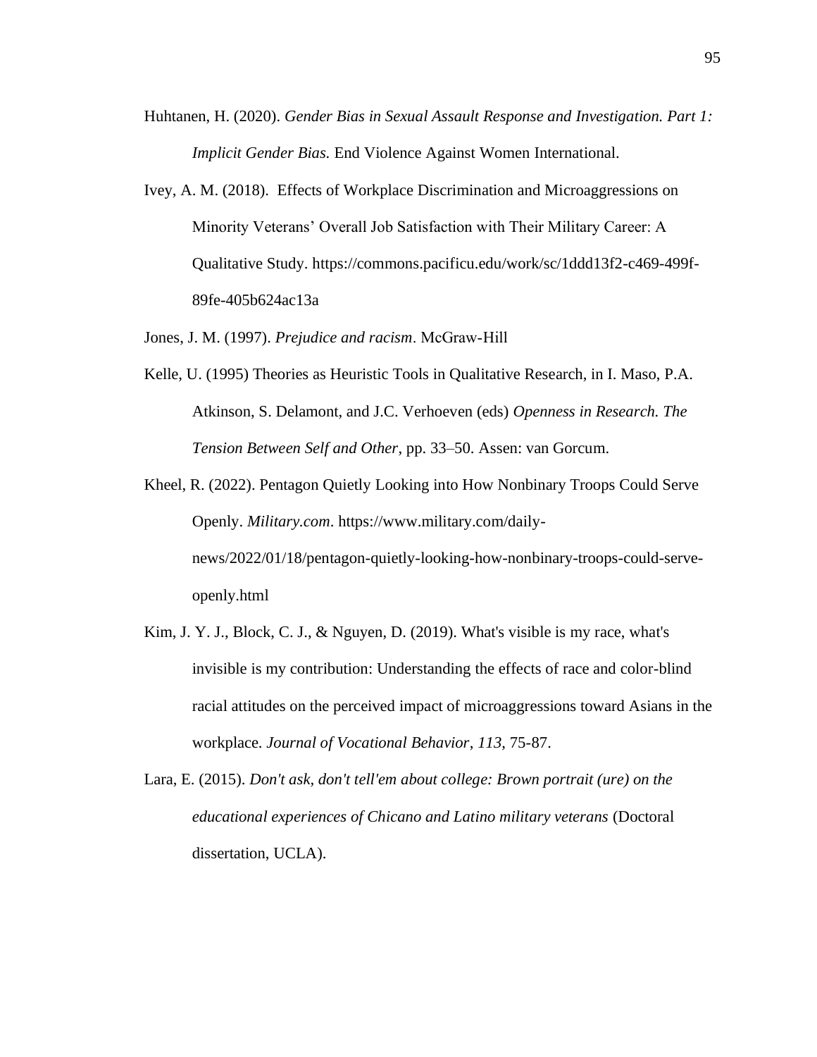Huhtanen, H. (2020). *Gender Bias in Sexual Assault Response and Investigation. Part 1: Implicit Gender Bias.* End Violence Against Women International.

Ivey, A. M. (2018). Effects of Workplace Discrimination and Microaggressions on Minority Veterans' Overall Job Satisfaction with Their Military Career: A Qualitative Study. https://commons.pacificu.edu/work/sc/1ddd13f2-c469-499f-89fe-405b624ac13a

Jones, J. M. (1997). *Prejudice and racism*. McGraw-Hill

Kelle, U. (1995) Theories as Heuristic Tools in Qualitative Research, in I. Maso, P.A. Atkinson, S. Delamont, and J.C. Verhoeven (eds) *Openness in Research. The Tension Between Self and Other*, pp. 33–50. Assen: van Gorcum.

Kheel, R. (2022). Pentagon Quietly Looking into How Nonbinary Troops Could Serve Openly. *Military.com*. https://www.military.com/daily-news/2022/01/18/pentagon-quietly-looking-how-nonbinary-troops-could-serve-openly.html

Kim, J. Y. J., Block, C. J., & Nguyen, D. (2019). What's visible is my race, what's invisible is my contribution: Understanding the effects of race and color-blind racial attitudes on the perceived impact of microaggressions toward Asians in the workplace. *Journal of Vocational Behavior*, *113*, 75-87.

Lara, E. (2015). *Don't ask, don't tell'em about college: Brown portrait (ure) on the educational experiences of Chicano and Latino military veterans* (Doctoral dissertation, UCLA).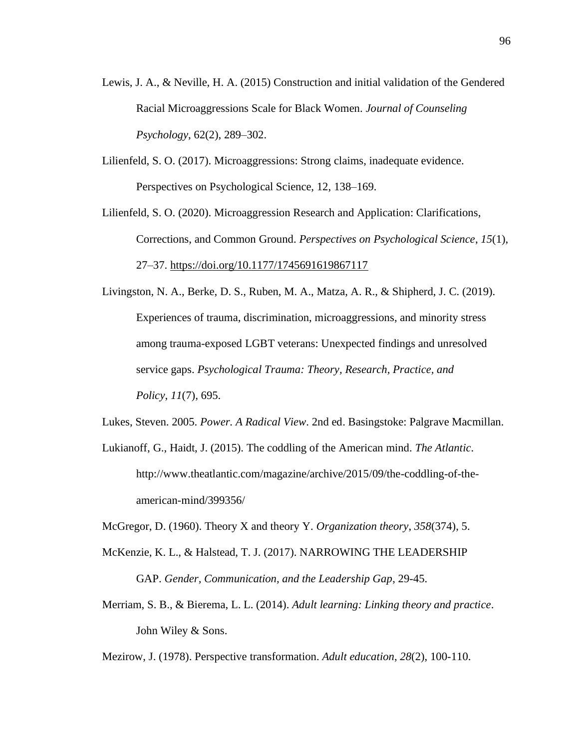Lewis, J. A., & Neville, H. A. (2015) Construction and initial validation of the Gendered Racial Microaggressions Scale for Black Women. *Journal of Counseling Psychology*, 62(2), 289–302.

Lilienfeld, S. O. (2017). Microaggressions: Strong claims, inadequate evidence. Perspectives on Psychological Science, 12, 138–169.

Lilienfeld, S. O. (2020). Microaggression Research and Application: Clarifications, Corrections, and Common Ground. *Perspectives on Psychological Science*, *15*(1), 27–37. https://doi.org/10.1177/1745691619867117

Livingston, N. A., Berke, D. S., Ruben, M. A., Matza, A. R., & Shipherd, J. C. (2019). Experiences of trauma, discrimination, microaggressions, and minority stress among trauma-exposed LGBT veterans: Unexpected findings and unresolved service gaps. *Psychological Trauma: Theory, Research, Practice, and Policy*, *11*(7), 695.

Lukes, Steven. 2005. *Power. A Radical View*. 2nd ed. Basingstoke: Palgrave Macmillan.

Lukianoff, G., Haidt, J. (2015). The coddling of the American mind. *The Atlantic*. http://www.theatlantic.com/magazine/archive/2015/09/the-coddling-of-the-american-mind/399356/

McGregor, D. (1960). Theory X and theory Y. *Organization theory*, *358*(374), 5.

McKenzie, K. L., & Halstead, T. J. (2017). NARROWING THE LEADERSHIP GAP. *Gender, Communication, and the Leadership Gap*, 29-45.

Merriam, S. B., & Bierema, L. L. (2014). *Adult learning: Linking theory and practice*. John Wiley & Sons.

Mezirow, J. (1978). Perspective transformation. *Adult education*, *28*(2), 100-110.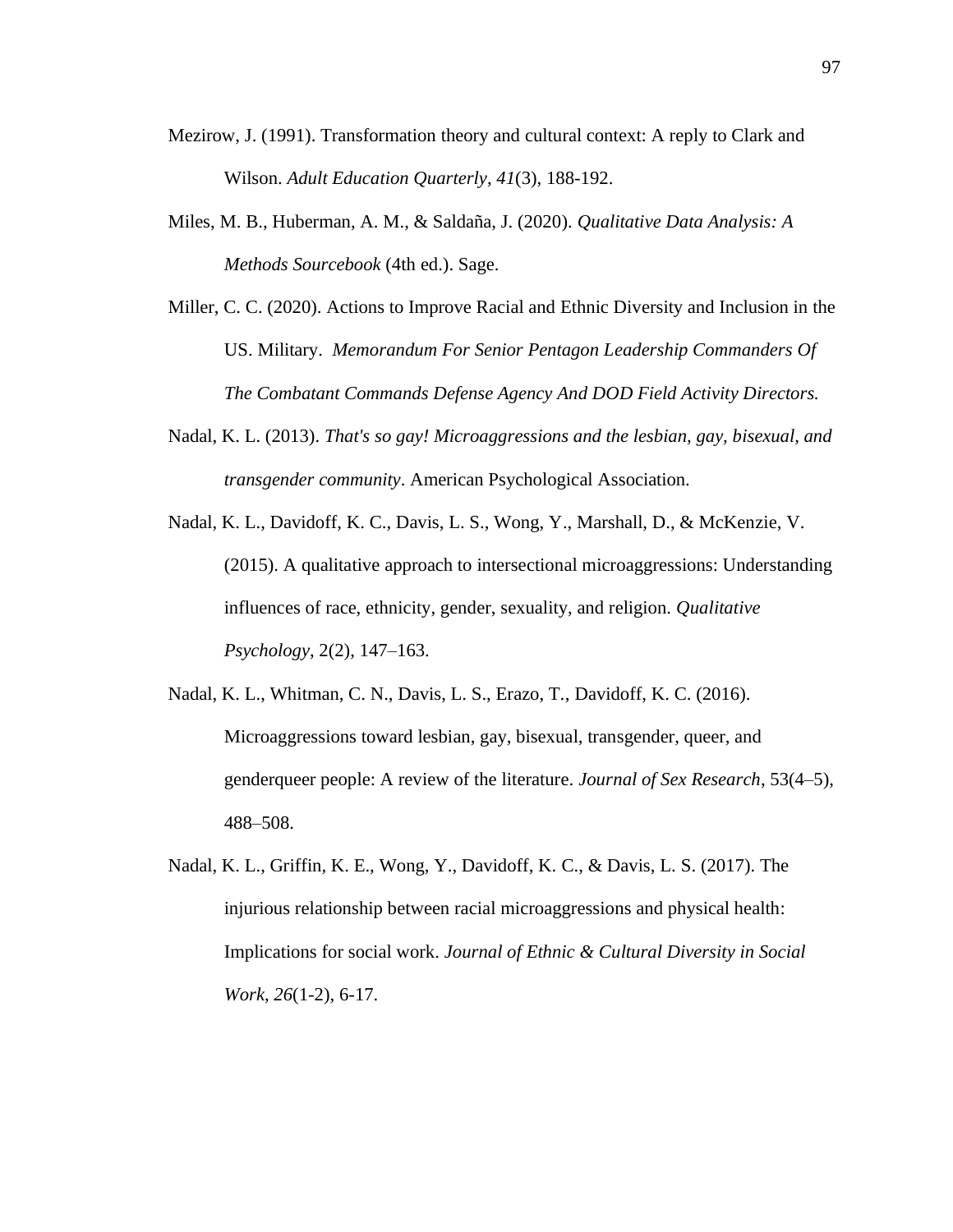Mezirow, J. (1991). Transformation theory and cultural context: A reply to Clark and Wilson. *Adult Education Quarterly*, *41*(3), 188-192.

Miles, M. B., Huberman, A. M., & Saldaña, J. (2020). *Qualitative Data Analysis: A Methods Sourcebook* (4th ed.). Sage.

Miller, C. C. (2020). Actions to Improve Racial and Ethnic Diversity and Inclusion in the US. Military. *Memorandum For Senior Pentagon Leadership Commanders Of The Combatant Commands Defense Agency And DOD Field Activity Directors.*

Nadal, K. L. (2013). *That's so gay! Microaggressions and the lesbian, gay, bisexual, and transgender community*. American Psychological Association.

Nadal, K. L., Davidoff, K. C., Davis, L. S., Wong, Y., Marshall, D., & McKenzie, V. (2015). A qualitative approach to intersectional microaggressions: Understanding influences of race, ethnicity, gender, sexuality, and religion. *Qualitative Psychology*, 2(2), 147–163.

Nadal, K. L., Whitman, C. N., Davis, L. S., Erazo, T., Davidoff, K. C. (2016). Microaggressions toward lesbian, gay, bisexual, transgender, queer, and genderqueer people: A review of the literature. *Journal of Sex Research*, 53(4–5), 488–508.

Nadal, K. L., Griffin, K. E., Wong, Y., Davidoff, K. C., & Davis, L. S. (2017). The injurious relationship between racial microaggressions and physical health: Implications for social work. *Journal of Ethnic & Cultural Diversity in Social Work*, *26*(1-2), 6-17.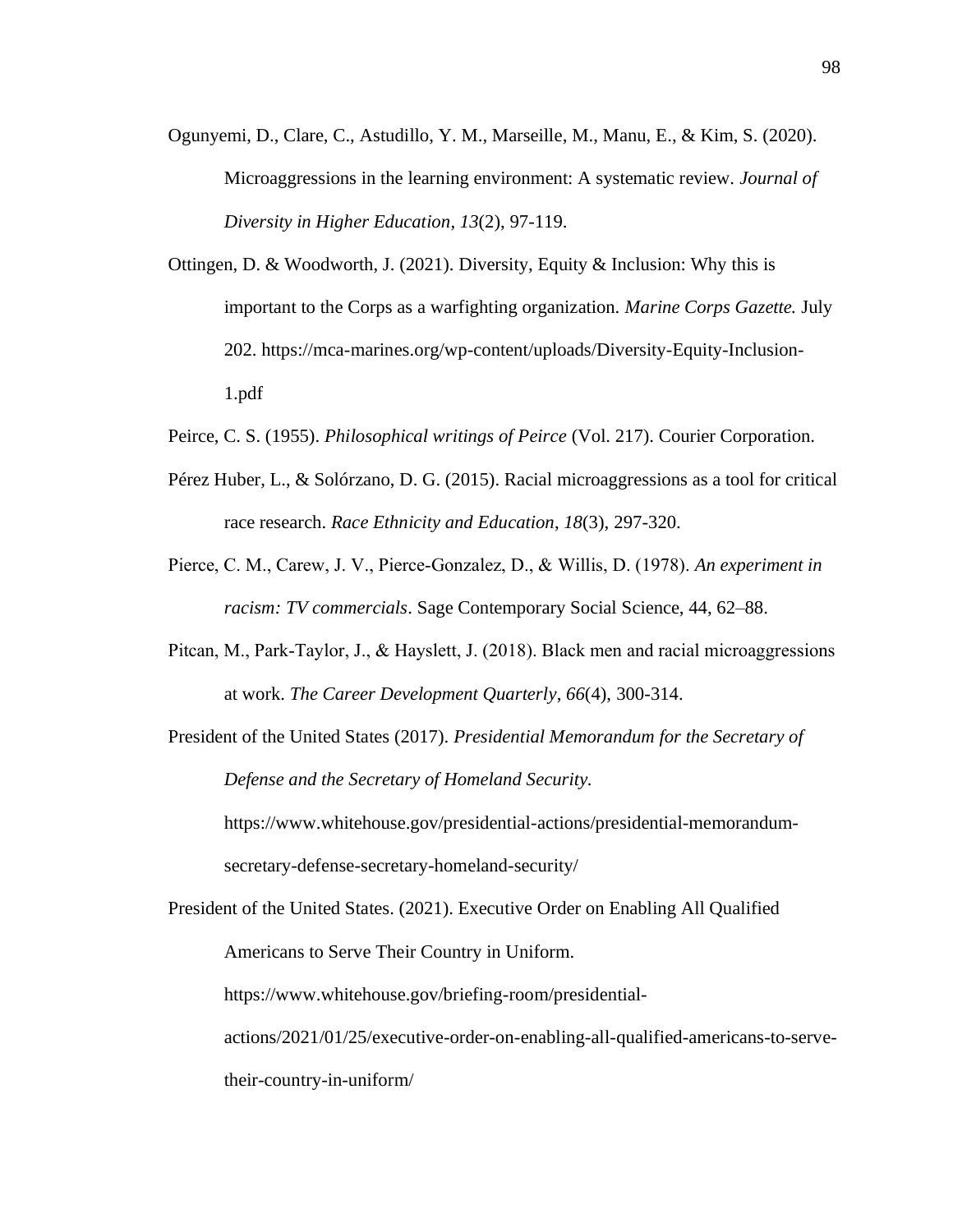Ogunyemi, D., Clare, C., Astudillo, Y. M., Marseille, M., Manu, E., & Kim, S. (2020). Microaggressions in the learning environment: A systematic review. *Journal of Diversity in Higher Education*, *13*(2), 97-119.

Ottingen, D. & Woodworth, J. (2021). Diversity, Equity & Inclusion: Why this is important to the Corps as a warfighting organization. *Marine Corps Gazette.* July 202. https://mca-marines.org/wp-content/uploads/Diversity-Equity-Inclusion-1.pdf

Peirce, C. S. (1955). *Philosophical writings of Peirce* (Vol. 217). Courier Corporation.

Pérez Huber, L., & Solórzano, D. G. (2015). Racial microaggressions as a tool for critical race research. *Race Ethnicity and Education*, *18*(3), 297-320.

Pierce, C. M., Carew, J. V., Pierce-Gonzalez, D., & Willis, D. (1978). *An experiment in racism: TV commercials*. Sage Contemporary Social Science, 44, 62–88.

Pitcan, M., Park-Taylor, J., & Hayslett, J. (2018). Black men and racial microaggressions at work. *The Career Development Quarterly*, *66*(4), 300-314.

President of the United States (2017). *Presidential Memorandum for the Secretary of Defense and the Secretary of Homeland Security.* https://www.whitehouse.gov/presidential-actions/presidential-memorandum-secretary-defense-secretary-homeland-security/

President of the United States. (2021). Executive Order on Enabling All Qualified Americans to Serve Their Country in Uniform. https://www.whitehouse.gov/briefing-room/presidential-actions/2021/01/25/executive-order-on-enabling-all-qualified-americans-to-serve-their-country-in-uniform/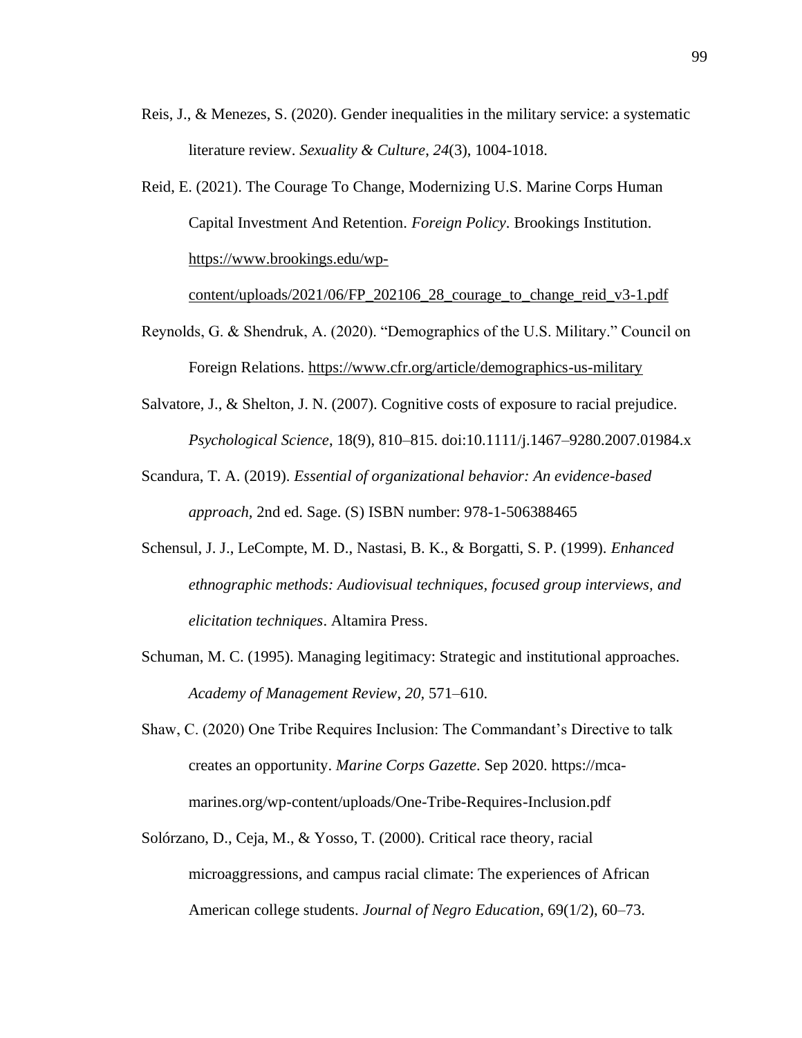Reis, J., & Menezes, S. (2020). Gender inequalities in the military service: a systematic literature review. *Sexuality & Culture*, *24*(3), 1004-1018.

Reid, E. (2021). The Courage To Change, Modernizing U.S. Marine Corps Human Capital Investment And Retention. *Foreign Policy*. Brookings Institution. https://www.brookings.edu/wp-content/uploads/2021/06/FP_202106_28_courage_to_change_reid_v3-1.pdf

Reynolds, G. & Shendruk, A. (2020). "Demographics of the U.S. Military." Council on Foreign Relations. https://www.cfr.org/article/demographics-us-military

Salvatore, J., & Shelton, J. N. (2007). Cognitive costs of exposure to racial prejudice. *Psychological Science*, 18(9), 810–815. doi:10.1111/j.1467–9280.2007.01984.x

Scandura, T. A. (2019). *Essential of organizational behavior: An evidence-based approach*, 2nd ed. Sage. (S) ISBN number: 978-1-506388465

Schensul, J. J., LeCompte, M. D., Nastasi, B. K., & Borgatti, S. P. (1999). *Enhanced ethnographic methods: Audiovisual techniques, focused group interviews, and elicitation techniques*. Altamira Press.

Schuman, M. C. (1995). Managing legitimacy: Strategic and institutional approaches. *Academy of Management Review*, *20*, 571–610.

Shaw, C. (2020) One Tribe Requires Inclusion: The Commandant's Directive to talk creates an opportunity. *Marine Corps Gazette*. Sep 2020. https://mca-marines.org/wp-content/uploads/One-Tribe-Requires-Inclusion.pdf

Solórzano, D., Ceja, M., & Yosso, T. (2000). Critical race theory, racial microaggressions, and campus racial climate: The experiences of African American college students. *Journal of Negro Education*, 69(1/2), 60–73.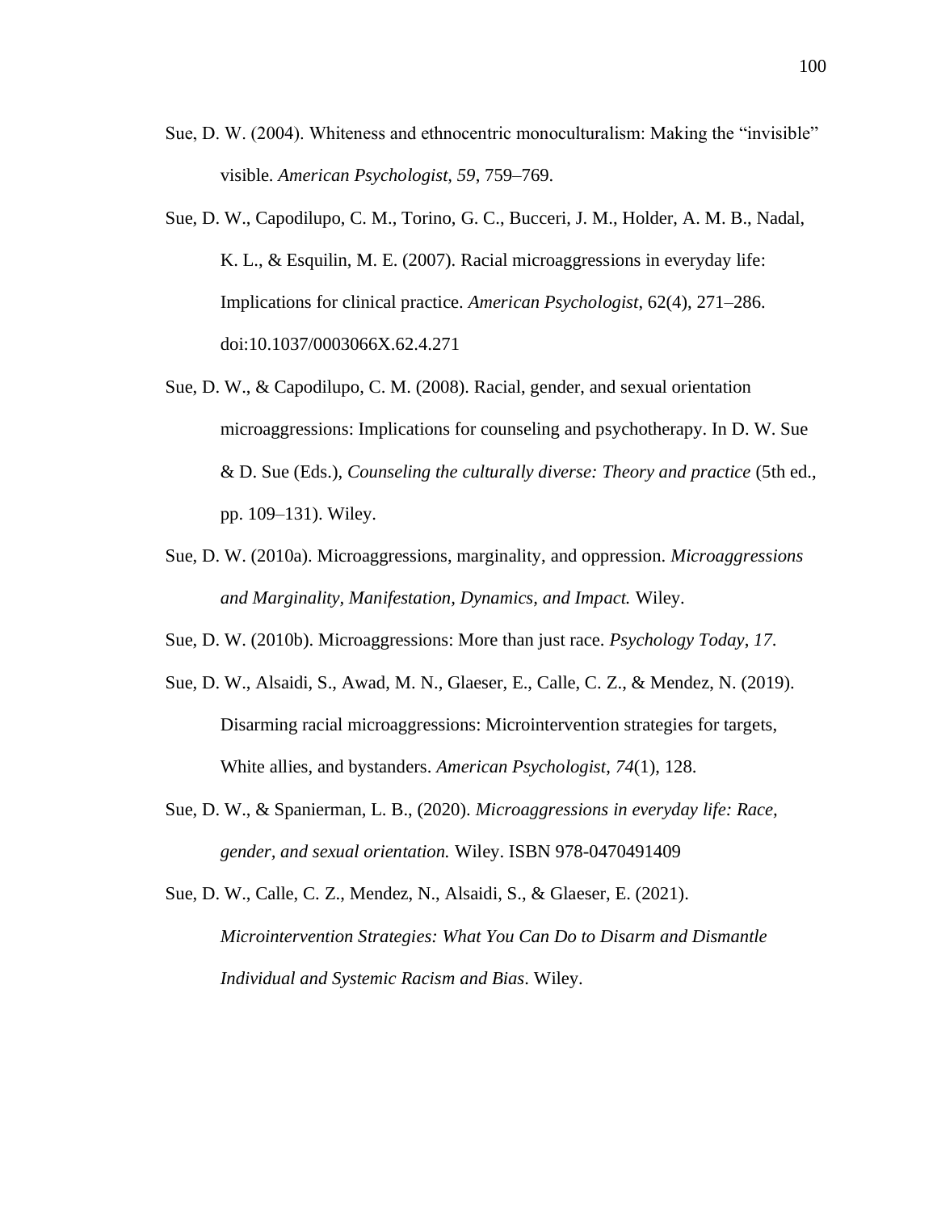Sue, D. W. (2004). Whiteness and ethnocentric monoculturalism: Making the "invisible" visible. *American Psychologist*, *59*, 759–769.

Sue, D. W., Capodilupo, C. M., Torino, G. C., Bucceri, J. M., Holder, A. M. B., Nadal, K. L., & Esquilin, M. E. (2007). Racial microaggressions in everyday life: Implications for clinical practice. *American Psychologist*, 62(4), 271–286. doi:10.1037/0003066X.62.4.271

Sue, D. W., & Capodilupo, C. M. (2008). Racial, gender, and sexual orientation microaggressions: Implications for counseling and psychotherapy. In D. W. Sue & D. Sue (Eds.), *Counseling the culturally diverse: Theory and practice* (5th ed., pp. 109–131). Wiley.

Sue, D. W. (2010a). Microaggressions, marginality, and oppression. *Microaggressions and Marginality, Manifestation, Dynamics, and Impact.* Wiley.

Sue, D. W. (2010b). Microaggressions: More than just race. *Psychology Today*, *17*.

Sue, D. W., Alsaidi, S., Awad, M. N., Glaeser, E., Calle, C. Z., & Mendez, N. (2019). Disarming racial microaggressions: Microintervention strategies for targets, White allies, and bystanders. *American Psychologist*, *74*(1), 128.

Sue, D. W., & Spanierman, L. B., (2020). *Microaggressions in everyday life: Race, gender, and sexual orientation.* Wiley. ISBN 978-0470491409

Sue, D. W., Calle, C. Z., Mendez, N., Alsaidi, S., & Glaeser, E. (2021). *Microintervention Strategies: What You Can Do to Disarm and Dismantle Individual and Systemic Racism and Bias*. Wiley.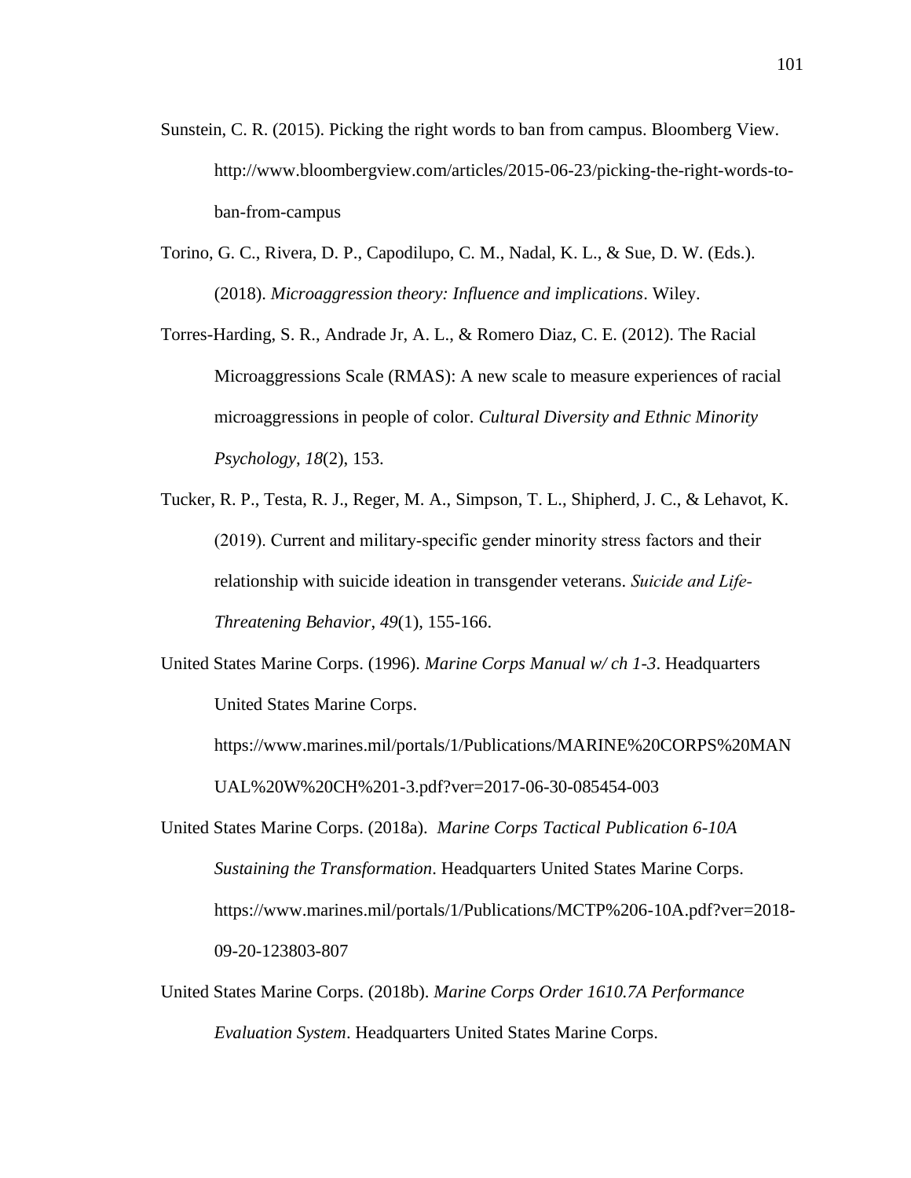Sunstein, C. R. (2015). Picking the right words to ban from campus. Bloomberg View. http://www.bloombergview.com/articles/2015-06-23/picking-the-right-words-to-ban-from-campus

Torino, G. C., Rivera, D. P., Capodilupo, C. M., Nadal, K. L., & Sue, D. W. (Eds.). (2018). *Microaggression theory: Influence and implications*. Wiley.

Torres-Harding, S. R., Andrade Jr, A. L., & Romero Diaz, C. E. (2012). The Racial Microaggressions Scale (RMAS): A new scale to measure experiences of racial microaggressions in people of color. *Cultural Diversity and Ethnic Minority Psychology*, *18*(2), 153.

Tucker, R. P., Testa, R. J., Reger, M. A., Simpson, T. L., Shipherd, J. C., & Lehavot, K. (2019). Current and military-specific gender minority stress factors and their relationship with suicide ideation in transgender veterans. *Suicide and Life-Threatening Behavior*, *49*(1), 155-166.

United States Marine Corps. (1996). *Marine Corps Manual w/ ch 1-3*. Headquarters United States Marine Corps. https://www.marines.mil/portals/1/Publications/MARINE%20CORPS%20MANUAL%20W%20CH%201-3.pdf?ver=2017-06-30-085454-003

United States Marine Corps. (2018a). *Marine Corps Tactical Publication 6-10A Sustaining the Transformation*. Headquarters United States Marine Corps. https://www.marines.mil/portals/1/Publications/MCTP%206-10A.pdf?ver=2018-09-20-123803-807

United States Marine Corps. (2018b). *Marine Corps Order 1610.7A Performance Evaluation System*. Headquarters United States Marine Corps.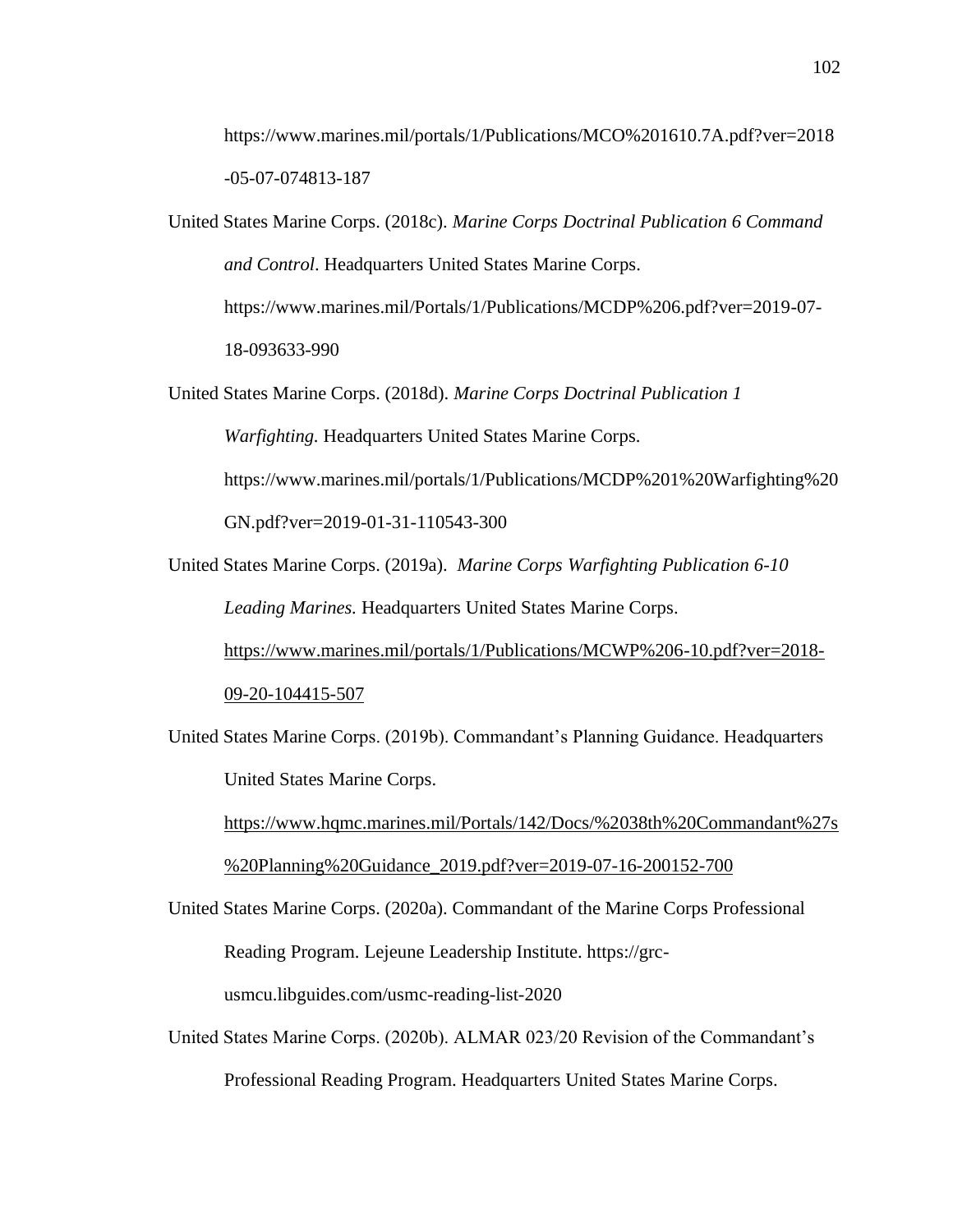https://www.marines.mil/portals/1/Publications/MCO%201610.7A.pdf?ver=2018-05-07-074813-187

United States Marine Corps. (2018c). *Marine Corps Doctrinal Publication 6 Command and Control*. Headquarters United States Marine Corps. https://www.marines.mil/Portals/1/Publications/MCDP%206.pdf?ver=2019-07-18-093633-990

United States Marine Corps. (2018d). *Marine Corps Doctrinal Publication 1 Warfighting.* Headquarters United States Marine Corps. https://www.marines.mil/portals/1/Publications/MCDP%201%20Warfighting%20GN.pdf?ver=2019-01-31-110543-300

United States Marine Corps. (2019a). *Marine Corps Warfighting Publication 6-10 Leading Marines.* Headquarters United States Marine Corps. https://www.marines.mil/portals/1/Publications/MCWP%206-10.pdf?ver=2018-09-20-104415-507

United States Marine Corps. (2019b). Commandant's Planning Guidance. Headquarters United States Marine Corps. https://www.hqmc.marines.mil/Portals/142/Docs/%2038th%20Commandant%27s%20Planning%20Guidance_2019.pdf?ver=2019-07-16-200152-700

United States Marine Corps. (2020a). Commandant of the Marine Corps Professional Reading Program. Lejeune Leadership Institute. https://grc-usmcu.libguides.com/usmc-reading-list-2020

United States Marine Corps. (2020b). ALMAR 023/20 Revision of the Commandant's Professional Reading Program. Headquarters United States Marine Corps.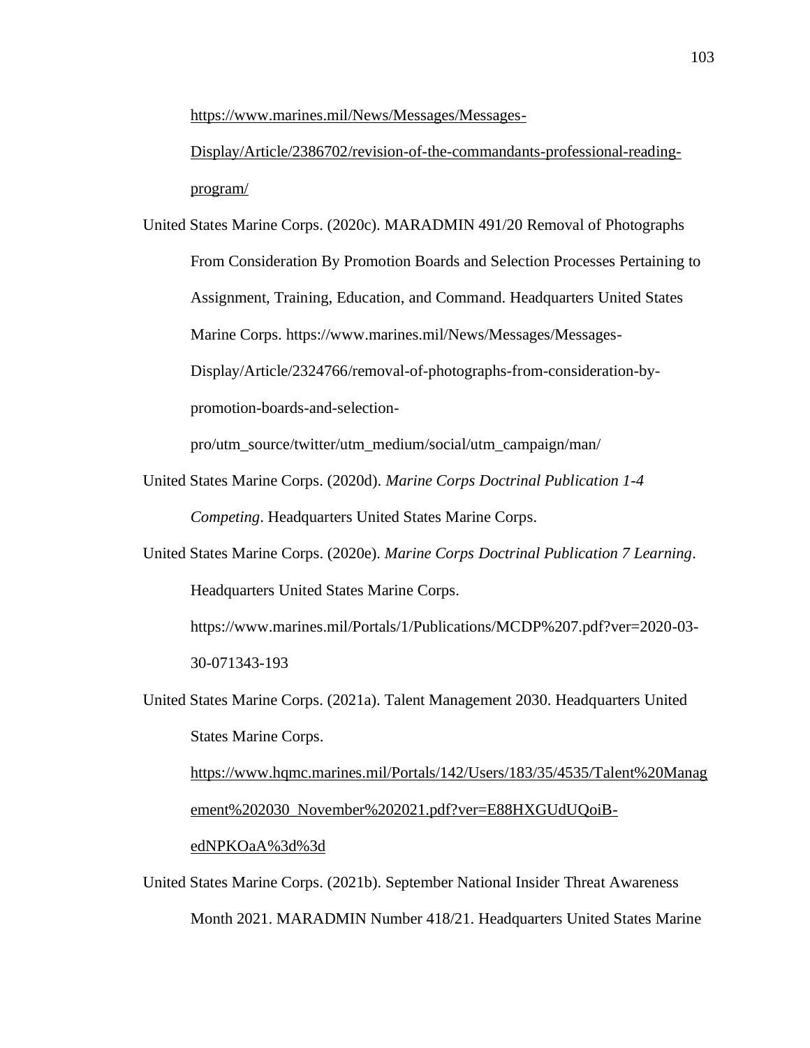https://www.marines.mil/News/Messages/Messages-Display/Article/2386702/revision-of-the-commandants-professional-reading-program/

United States Marine Corps. (2020c). MARADMIN 491/20 Removal of Photographs From Consideration By Promotion Boards and Selection Processes Pertaining to Assignment, Training, Education, and Command. Headquarters United States Marine Corps. https://www.marines.mil/News/Messages/Messages-Display/Article/2324766/removal-of-photographs-from-consideration-by-promotion-boards-and-selection-pro/utm_source/twitter/utm_medium/social/utm_campaign/man/

United States Marine Corps. (2020d). *Marine Corps Doctrinal Publication 1-4 Competing*. Headquarters United States Marine Corps.

United States Marine Corps. (2020e). *Marine Corps Doctrinal Publication 7 Learning*. Headquarters United States Marine Corps. https://www.marines.mil/Portals/1/Publications/MCDP%207.pdf?ver=2020-03-30-071343-193

United States Marine Corps. (2021a). Talent Management 2030. Headquarters United States Marine Corps. https://www.hqmc.marines.mil/Portals/142/Users/183/35/4535/Talent%20Management%202030_November%202021.pdf?ver=E88HXGUdUQoiB-edNPKOaA%3d%3d

United States Marine Corps. (2021b). September National Insider Threat Awareness Month 2021. MARADMIN Number 418/21. Headquarters United States Marine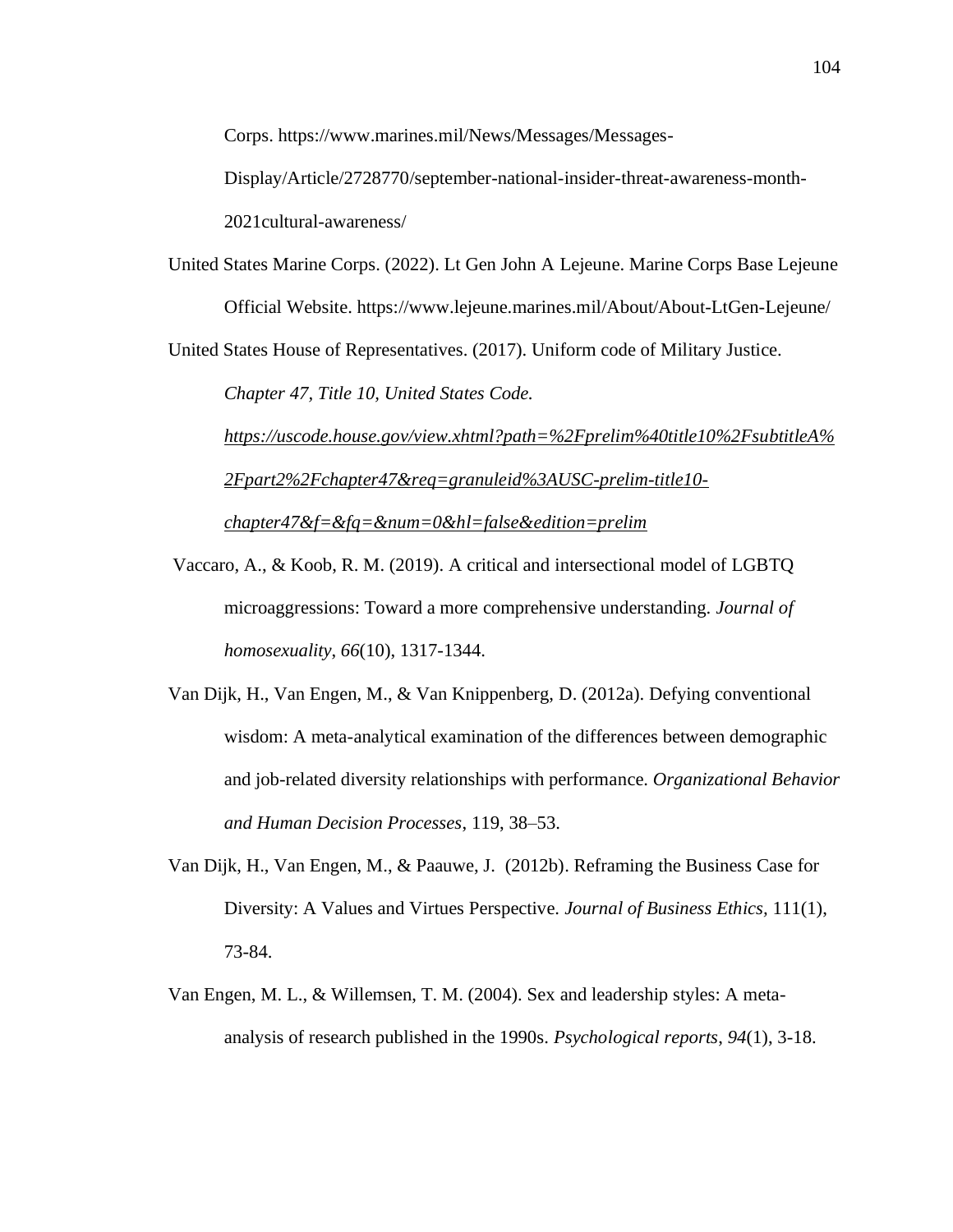Corps. https://www.marines.mil/News/Messages/Messages-Display/Article/2728770/september-national-insider-threat-awareness-month-2021cultural-awareness/

United States Marine Corps. (2022). Lt Gen John A Lejeune. Marine Corps Base Lejeune Official Website. https://www.lejeune.marines.mil/About/About-LtGen-Lejeune/

United States House of Representatives. (2017). Uniform code of Military Justice. *Chapter 47, Title 10, United States Code.* *https://uscode.house.gov/view.xhtml?path=%2Fprelim%40title10%2FsubtitleA%2Fpart2%2Fchapter47&req=granuleid%3AUSC-prelim-title10-chapter47&f=&fq=&num=0&hl=false&edition=prelim*

Vaccaro, A., & Koob, R. M. (2019). A critical and intersectional model of LGBTQ microaggressions: Toward a more comprehensive understanding. *Journal of homosexuality*, *66*(10), 1317-1344.

Van Dijk, H., Van Engen, M., & Van Knippenberg, D. (2012a). Defying conventional wisdom: A meta-analytical examination of the differences between demographic and job-related diversity relationships with performance. *Organizational Behavior and Human Decision Processes*, 119, 38–53.

Van Dijk, H., Van Engen, M., & Paauwe, J. (2012b). Reframing the Business Case for Diversity: A Values and Virtues Perspective. *Journal of Business Ethics*, 111(1), 73-84.

Van Engen, M. L., & Willemsen, T. M. (2004). Sex and leadership styles: A meta-analysis of research published in the 1990s. *Psychological reports*, *94*(1), 3-18.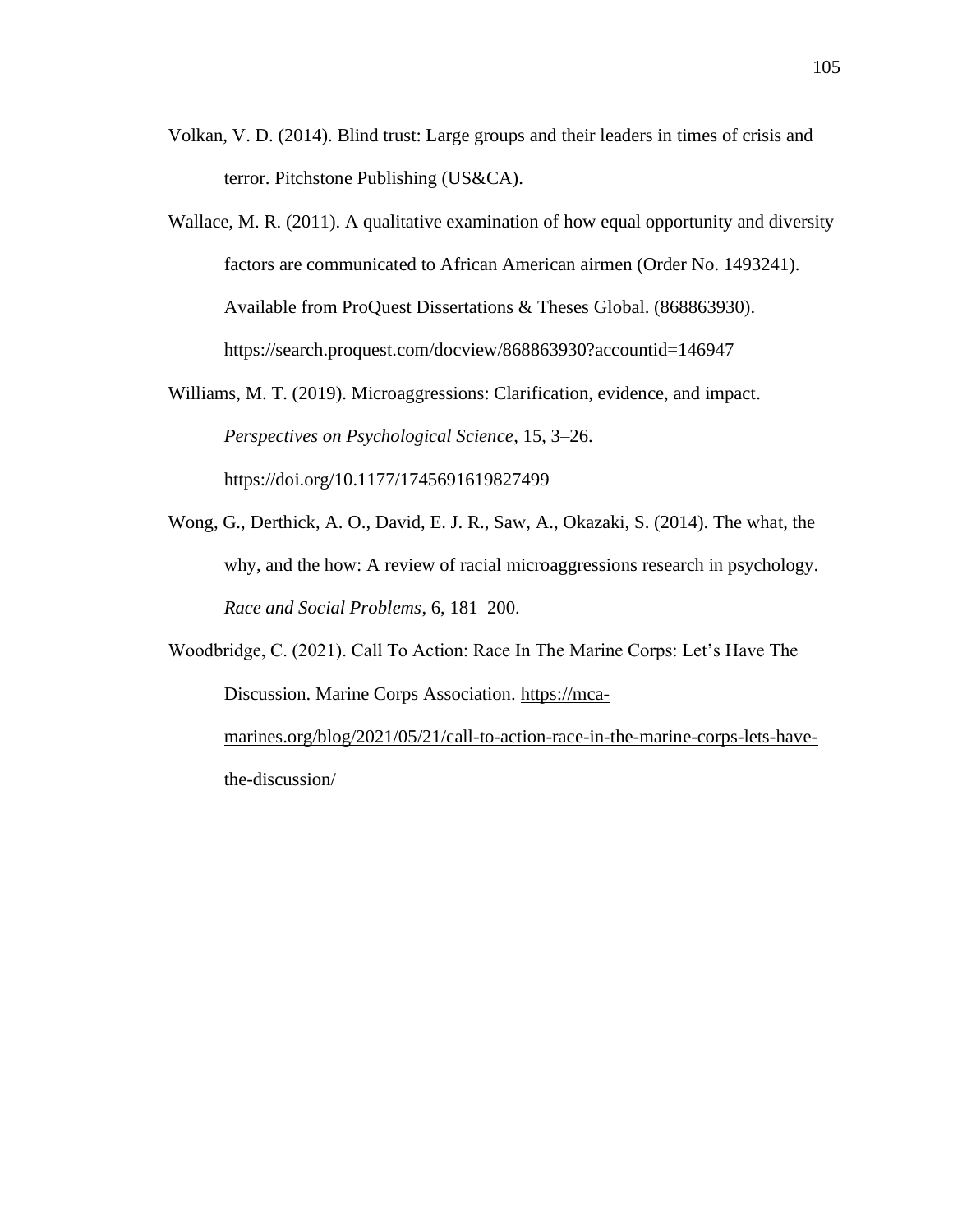Volkan, V. D. (2014). Blind trust: Large groups and their leaders in times of crisis and terror. Pitchstone Publishing (US&CA).

Wallace, M. R. (2011). A qualitative examination of how equal opportunity and diversity factors are communicated to African American airmen (Order No. 1493241). Available from ProQuest Dissertations & Theses Global. (868863930). https://search.proquest.com/docview/868863930?accountid=146947

Williams, M. T. (2019). Microaggressions: Clarification, evidence, and impact. *Perspectives on Psychological Science*, 15, 3–26. https://doi.org/10.1177/1745691619827499

Wong, G., Derthick, A. O., David, E. J. R., Saw, A., Okazaki, S. (2014). The what, the why, and the how: A review of racial microaggressions research in psychology. *Race and Social Problems*, 6, 181–200.

Woodbridge, C. (2021). Call To Action: Race In The Marine Corps: Let's Have The Discussion. Marine Corps Association. https://mca-marines.org/blog/2021/05/21/call-to-action-race-in-the-marine-corps-lets-have-the-discussion/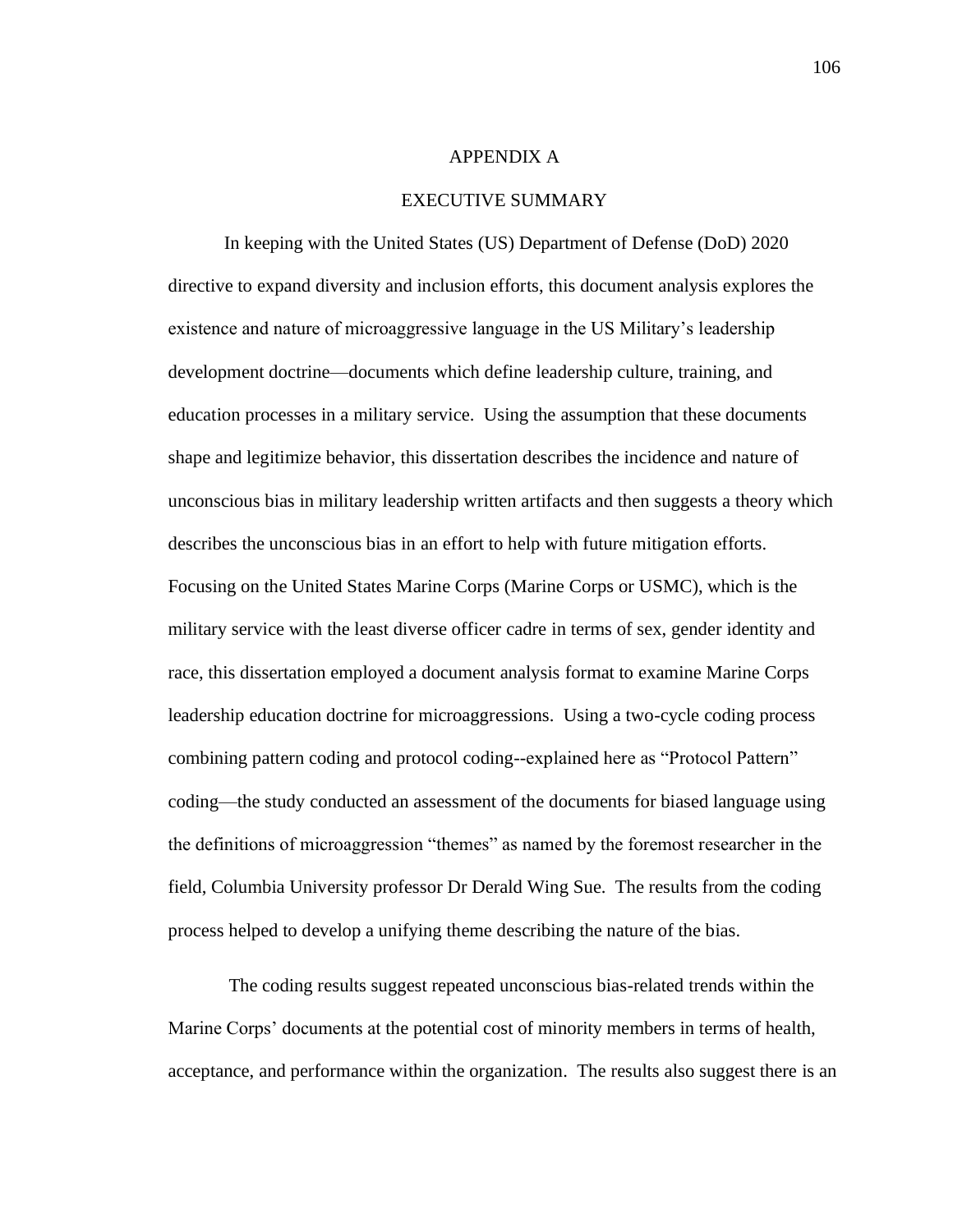# APPENDIX A

## EXECUTIVE SUMMARY

In keeping with the United States (US) Department of Defense (DoD) 2020 directive to expand diversity and inclusion efforts, this document analysis explores the existence and nature of microaggressive language in the US Military's leadership development doctrine—documents which define leadership culture, training, and education processes in a military service. Using the assumption that these documents shape and legitimize behavior, this dissertation describes the incidence and nature of unconscious bias in military leadership written artifacts and then suggests a theory which describes the unconscious bias in an effort to help with future mitigation efforts. Focusing on the United States Marine Corps (Marine Corps or USMC), which is the military service with the least diverse officer cadre in terms of sex, gender identity and race, this dissertation employed a document analysis format to examine Marine Corps leadership education doctrine for microaggressions. Using a two-cycle coding process combining pattern coding and protocol coding--explained here as "Protocol Pattern" coding—the study conducted an assessment of the documents for biased language using the definitions of microaggression "themes" as named by the foremost researcher in the field, Columbia University professor Dr Derald Wing Sue. The results from the coding process helped to develop a unifying theme describing the nature of the bias.

The coding results suggest repeated unconscious bias-related trends within the Marine Corps' documents at the potential cost of minority members in terms of health, acceptance, and performance within the organization. The results also suggest there is an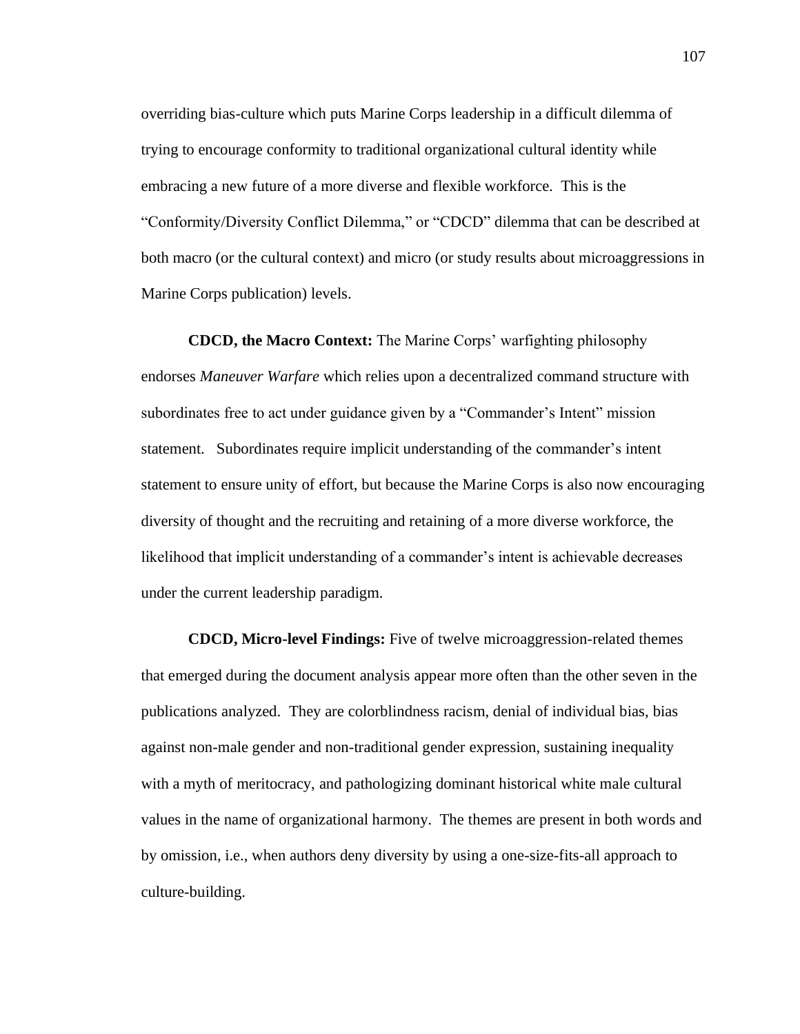overriding bias-culture which puts Marine Corps leadership in a difficult dilemma of trying to encourage conformity to traditional organizational cultural identity while embracing a new future of a more diverse and flexible workforce.  This is the "Conformity/Diversity Conflict Dilemma," or "CDCD" dilemma that can be described at both macro (or the cultural context) and micro (or study results about microaggressions in Marine Corps publication) levels.

**CDCD, the Macro Context:** The Marine Corps' warfighting philosophy endorses *Maneuver Warfare* which relies upon a decentralized command structure with subordinates free to act under guidance given by a "Commander's Intent" mission statement.   Subordinates require implicit understanding of the commander's intent statement to ensure unity of effort, but because the Marine Corps is also now encouraging diversity of thought and the recruiting and retaining of a more diverse workforce, the likelihood that implicit understanding of a commander's intent is achievable decreases under the current leadership paradigm.

**CDCD, Micro-level Findings:** Five of twelve microaggression-related themes that emerged during the document analysis appear more often than the other seven in the publications analyzed.  They are colorblindness racism, denial of individual bias, bias against non-male gender and non-traditional gender expression, sustaining inequality with a myth of meritocracy, and pathologizing dominant historical white male cultural values in the name of organizational harmony.  The themes are present in both words and by omission, i.e., when authors deny diversity by using a one-size-fits-all approach to culture-building.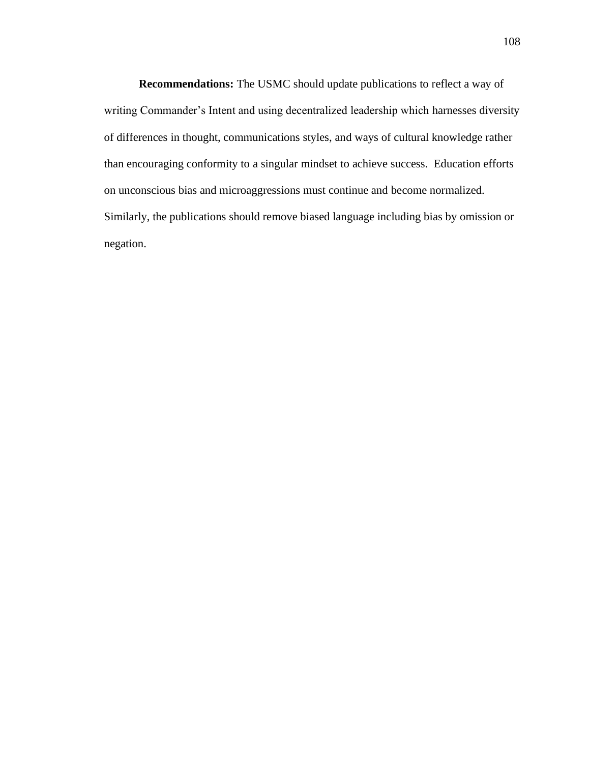**Recommendations:** The USMC should update publications to reflect a way of writing Commander's Intent and using decentralized leadership which harnesses diversity of differences in thought, communications styles, and ways of cultural knowledge rather than encouraging conformity to a singular mindset to achieve success. Education efforts on unconscious bias and microaggressions must continue and become normalized. Similarly, the publications should remove biased language including bias by omission or negation.